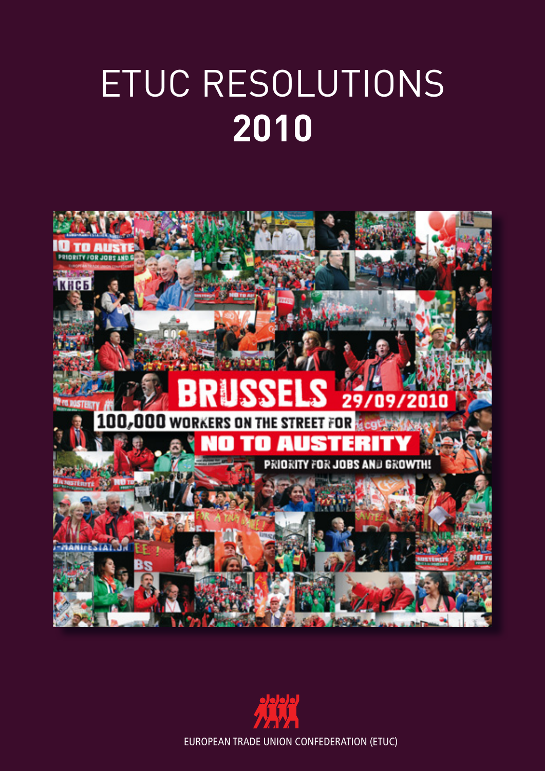# ETUC RESOLUTIONS
# 2010

EUROPEAN TRADE UNION CONFEDERATION (ETUC)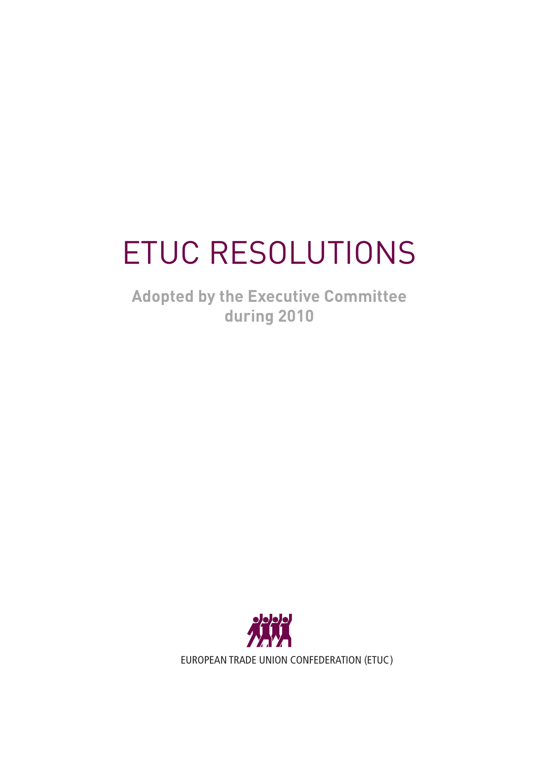# ETUC RESOLUTIONS

**Adopted by the Executive Committee during 2010**

EUROPEAN TRADE UNION CONFEDERATION (ETUC)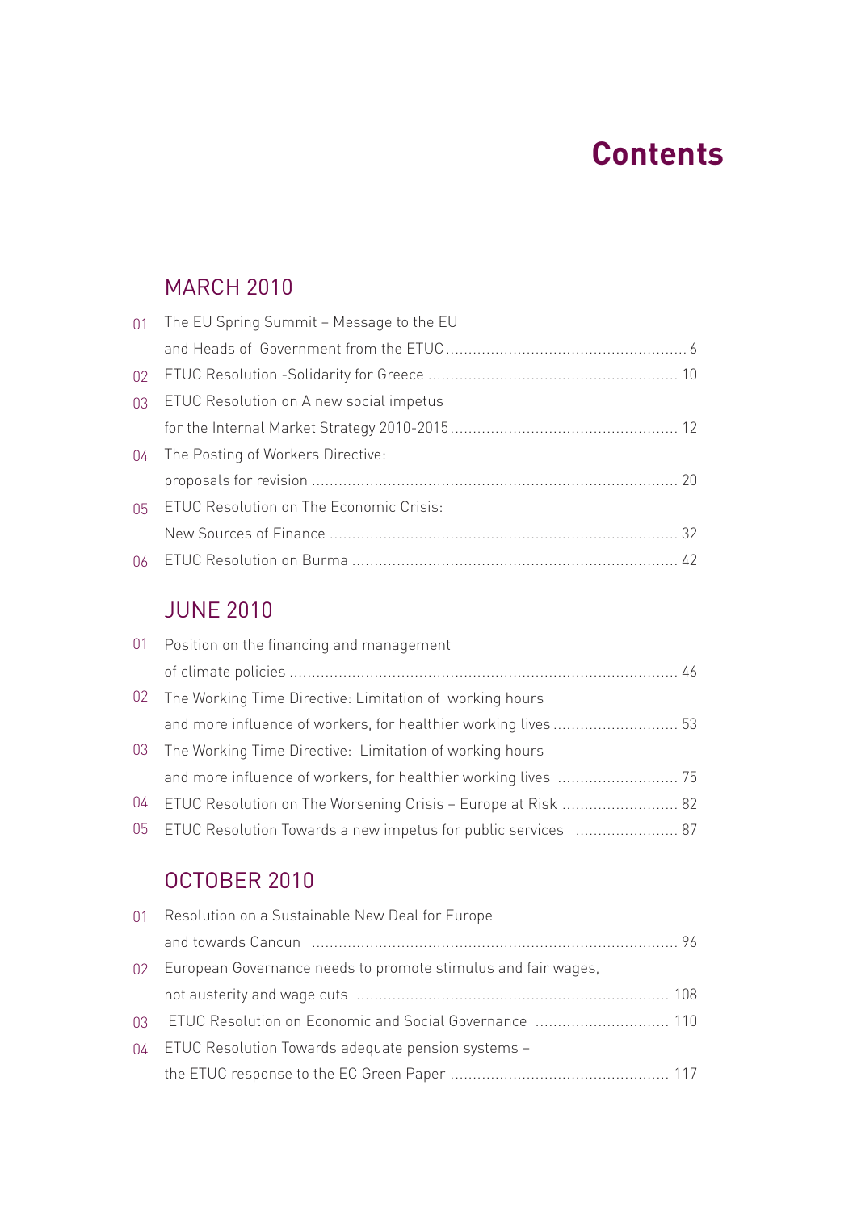# Contents

## MARCH 2010

01 The EU Spring Summit – Message to the EU and Heads of Government from the ETUC ..... 6

02 ETUC Resolution -Solidarity for Greece ..... 10

03 ETUC Resolution on A new social impetus for the Internal Market Strategy 2010-2015 ..... 12

04 The Posting of Workers Directive: proposals for revision ..... 20

05 ETUC Resolution on The Economic Crisis: New Sources of Finance ..... 32

06 ETUC Resolution on Burma ..... 42

## JUNE 2010

01 Position on the financing and management of climate policies ..... 46

02 The Working Time Directive: Limitation of working hours and more influence of workers, for healthier working lives ..... 53

03 The Working Time Directive: Limitation of working hours and more influence of workers, for healthier working lives ..... 75

04 ETUC Resolution on The Worsening Crisis – Europe at Risk ..... 82

05 ETUC Resolution Towards a new impetus for public services ..... 87

## OCTOBER 2010

01 Resolution on a Sustainable New Deal for Europe and towards Cancun ..... 96

02 European Governance needs to promote stimulus and fair wages, not austerity and wage cuts ..... 108

03 ETUC Resolution on Economic and Social Governance ..... 110

04 ETUC Resolution Towards adequate pension systems – the ETUC response to the EC Green Paper ..... 117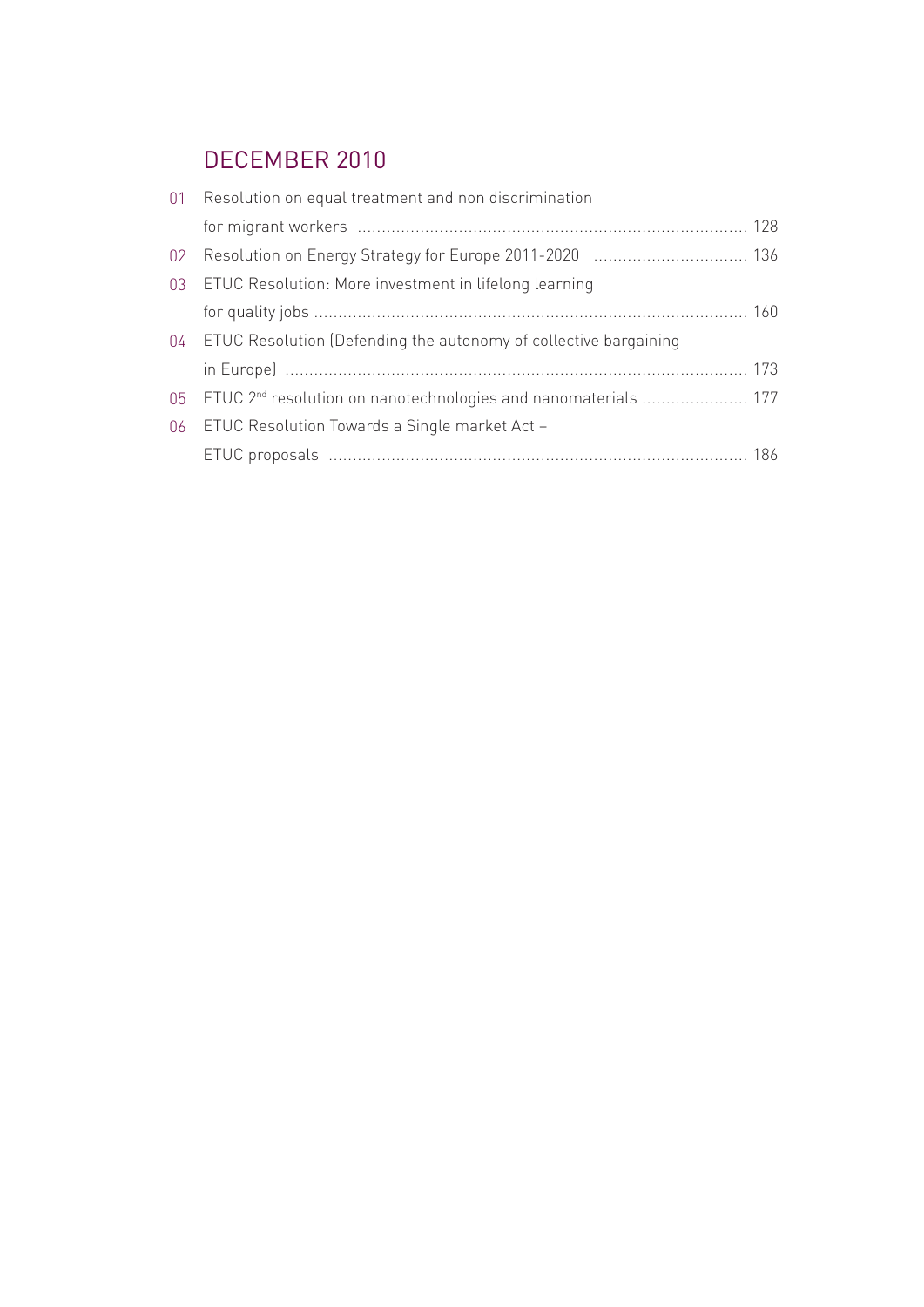## DECEMBER 2010

| | | |
|---|---|---|
| 01 | Resolution on equal treatment and non discrimination for migrant workers | 128 |
| 02 | Resolution on Energy Strategy for Europe 2011-2020 | 136 |
| 03 | ETUC Resolution: More investment in lifelong learning for quality jobs | 160 |
| 04 | ETUC Resolution (Defending the autonomy of collective bargaining in Europe) | 173 |
| 05 | ETUC 2nd resolution on nanotechnologies and nanomaterials | 177 |
| 06 | ETUC Resolution Towards a Single market Act – ETUC proposals | 186 |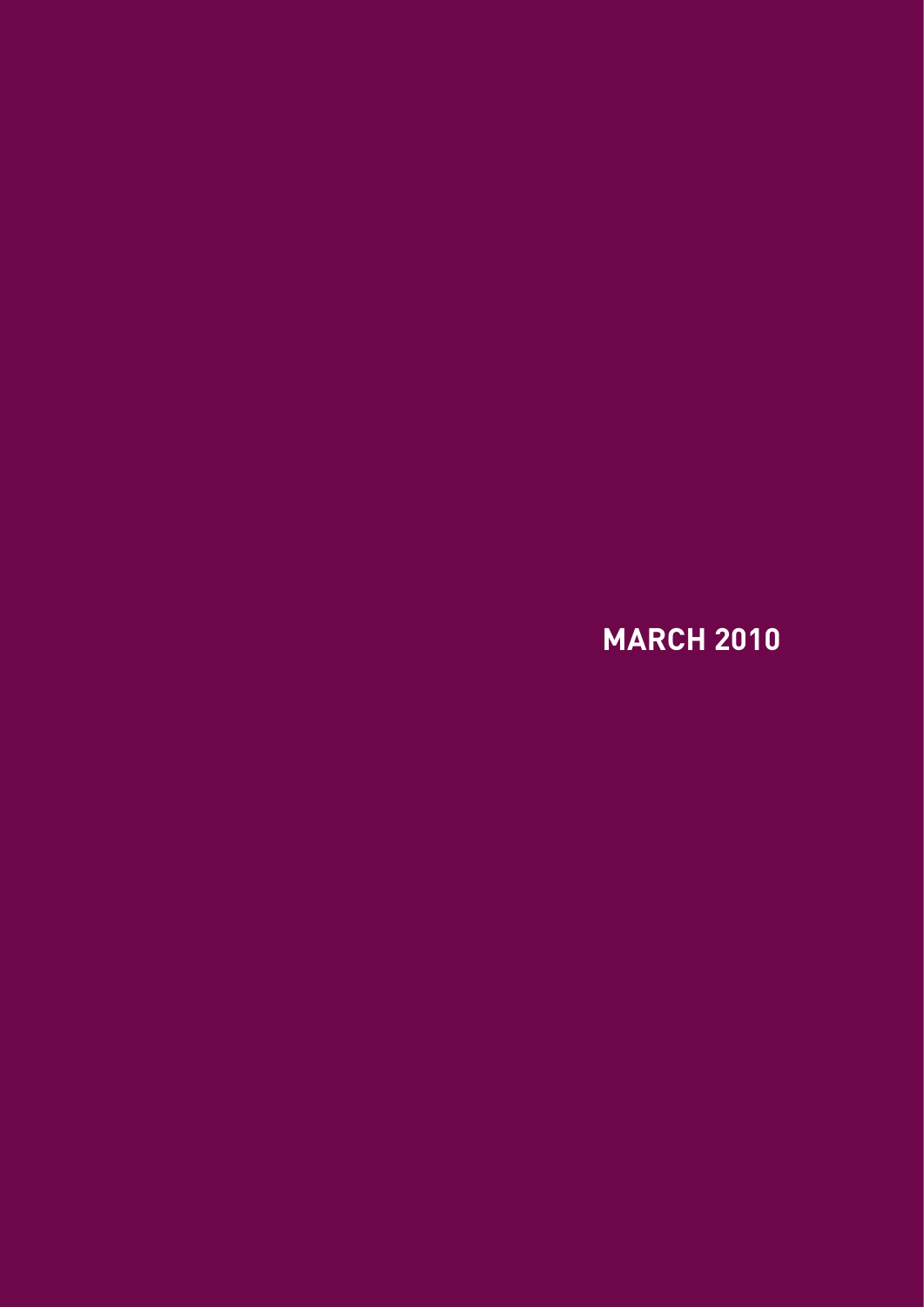**MARCH 2010**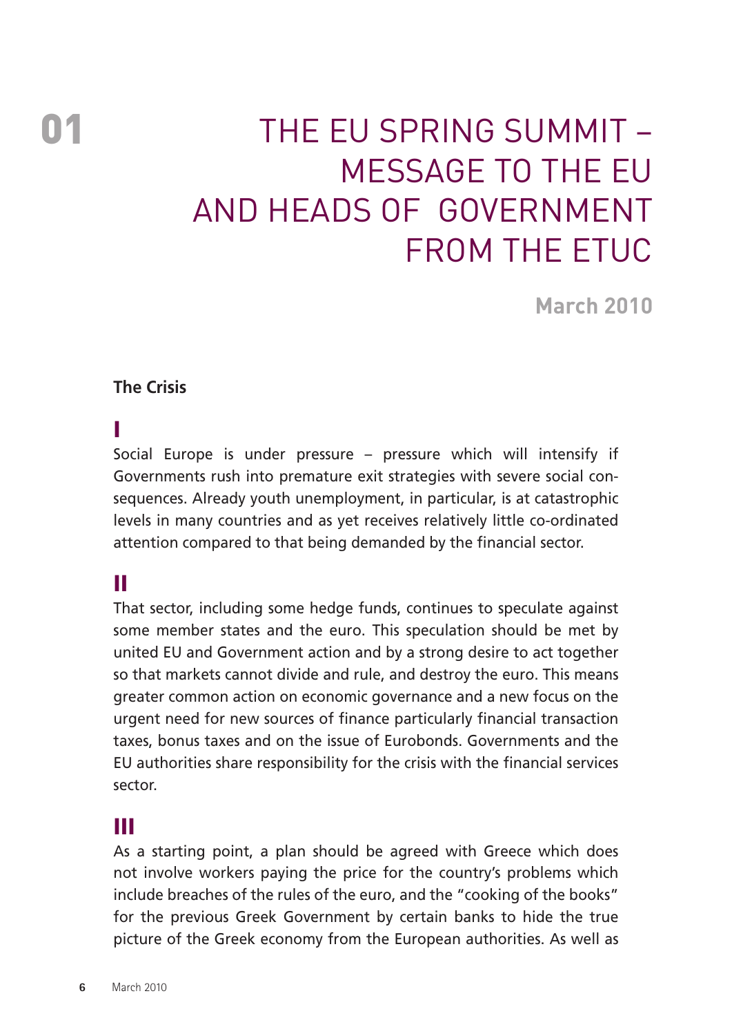# 01 THE EU SPRING SUMMIT – MESSAGE TO THE EU AND HEADS OF GOVERNMENT FROM THE ETUC

**March 2010**

### The Crisis

**I**

Social Europe is under pressure – pressure which will intensify if Governments rush into premature exit strategies with severe social consequences. Already youth unemployment, in particular, is at catastrophic levels in many countries and as yet receives relatively little co-ordinated attention compared to that being demanded by the financial sector.

**II**

That sector, including some hedge funds, continues to speculate against some member states and the euro. This speculation should be met by united EU and Government action and by a strong desire to act together so that markets cannot divide and rule, and destroy the euro. This means greater common action on economic governance and a new focus on the urgent need for new sources of finance particularly financial transaction taxes, bonus taxes and on the issue of Eurobonds. Governments and the EU authorities share responsibility for the crisis with the financial services sector.

**III**

As a starting point, a plan should be agreed with Greece which does not involve workers paying the price for the country's problems which include breaches of the rules of the euro, and the "cooking of the books" for the previous Greek Government by certain banks to hide the true picture of the Greek economy from the European authorities. As well as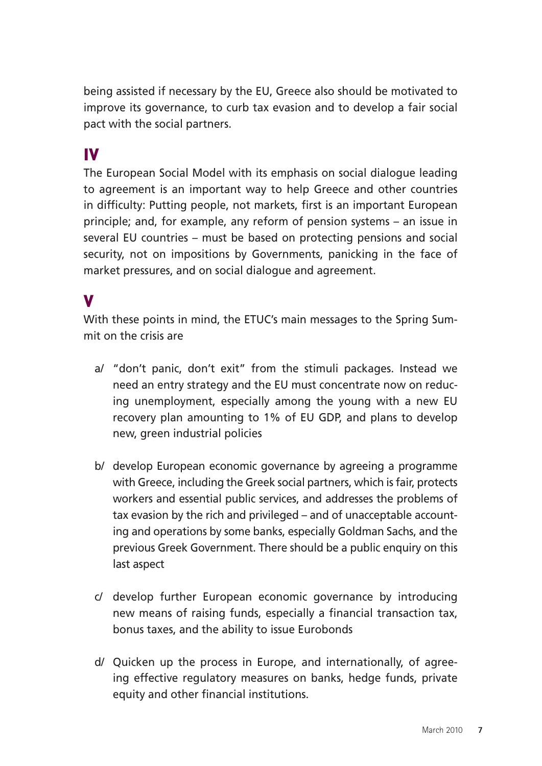being assisted if necessary by the EU, Greece also should be motivated to improve its governance, to curb tax evasion and to develop a fair social pact with the social partners.

## IV

The European Social Model with its emphasis on social dialogue leading to agreement is an important way to help Greece and other countries in difficulty: Putting people, not markets, first is an important European principle; and, for example, any reform of pension systems – an issue in several EU countries – must be based on protecting pensions and social security, not on impositions by Governments, panicking in the face of market pressures, and on social dialogue and agreement.

## V

With these points in mind, the ETUC's main messages to the Spring Summit on the crisis are

a/ "don't panic, don't exit" from the stimuli packages. Instead we need an entry strategy and the EU must concentrate now on reducing unemployment, especially among the young with a new EU recovery plan amounting to 1% of EU GDP, and plans to develop new, green industrial policies

b/ develop European economic governance by agreeing a programme with Greece, including the Greek social partners, which is fair, protects workers and essential public services, and addresses the problems of tax evasion by the rich and privileged – and of unacceptable accounting and operations by some banks, especially Goldman Sachs, and the previous Greek Government. There should be a public enquiry on this last aspect

c/ develop further European economic governance by introducing new means of raising funds, especially a financial transaction tax, bonus taxes, and the ability to issue Eurobonds

d/ Quicken up the process in Europe, and internationally, of agreeing effective regulatory measures on banks, hedge funds, private equity and other financial institutions.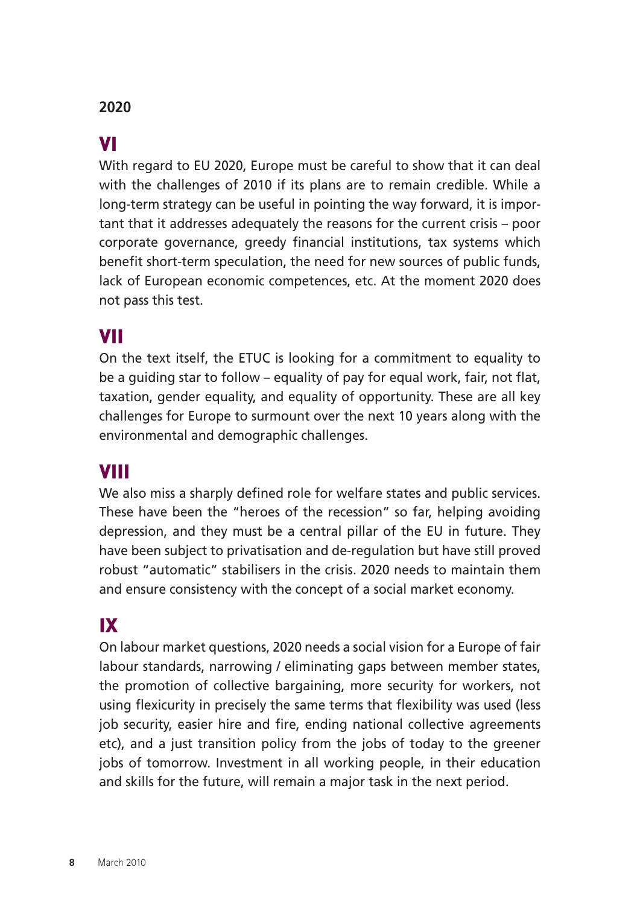**2020**

## VI

With regard to EU 2020, Europe must be careful to show that it can deal with the challenges of 2010 if its plans are to remain credible. While a long-term strategy can be useful in pointing the way forward, it is important that it addresses adequately the reasons for the current crisis – poor corporate governance, greedy financial institutions, tax systems which benefit short-term speculation, the need for new sources of public funds, lack of European economic competences, etc. At the moment 2020 does not pass this test.

## VII

On the text itself, the ETUC is looking for a commitment to equality to be a guiding star to follow – equality of pay for equal work, fair, not flat, taxation, gender equality, and equality of opportunity. These are all key challenges for Europe to surmount over the next 10 years along with the environmental and demographic challenges.

## VIII

We also miss a sharply defined role for welfare states and public services. These have been the "heroes of the recession" so far, helping avoiding depression, and they must be a central pillar of the EU in future. They have been subject to privatisation and de-regulation but have still proved robust "automatic" stabilisers in the crisis. 2020 needs to maintain them and ensure consistency with the concept of a social market economy.

## IX

On labour market questions, 2020 needs a social vision for a Europe of fair labour standards, narrowing / eliminating gaps between member states, the promotion of collective bargaining, more security for workers, not using flexicurity in precisely the same terms that flexibility was used (less job security, easier hire and fire, ending national collective agreements etc), and a just transition policy from the jobs of today to the greener jobs of tomorrow. Investment in all working people, in their education and skills for the future, will remain a major task in the next period.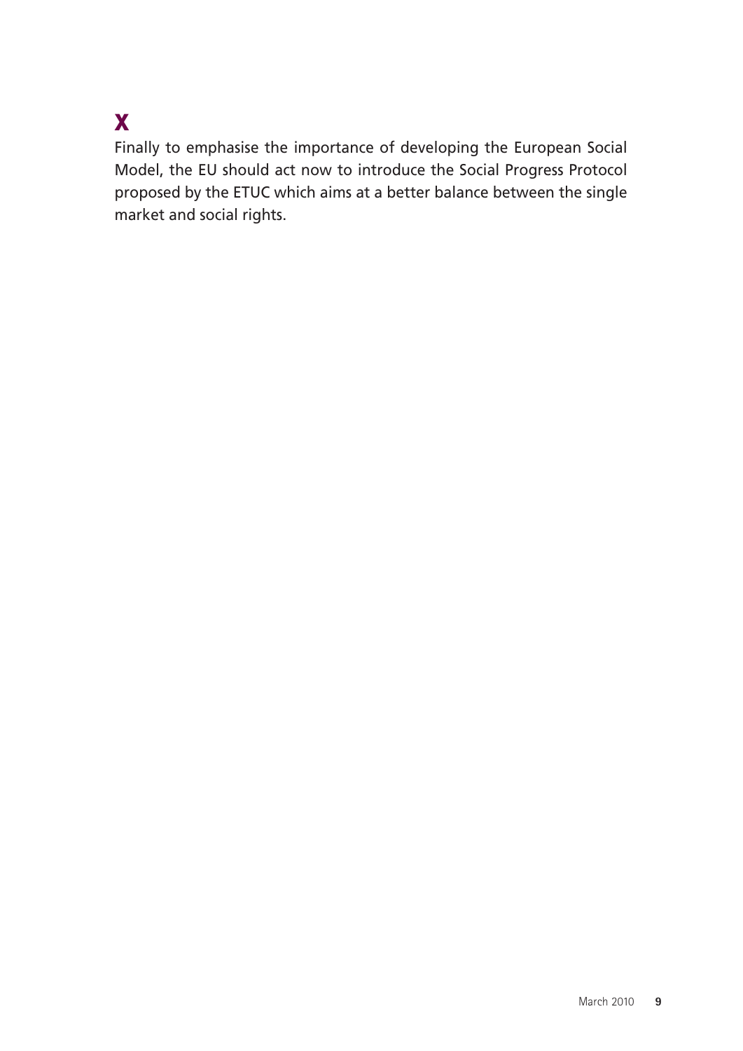## X

Finally to emphasise the importance of developing the European Social Model, the EU should act now to introduce the Social Progress Protocol proposed by the ETUC which aims at a better balance between the single market and social rights.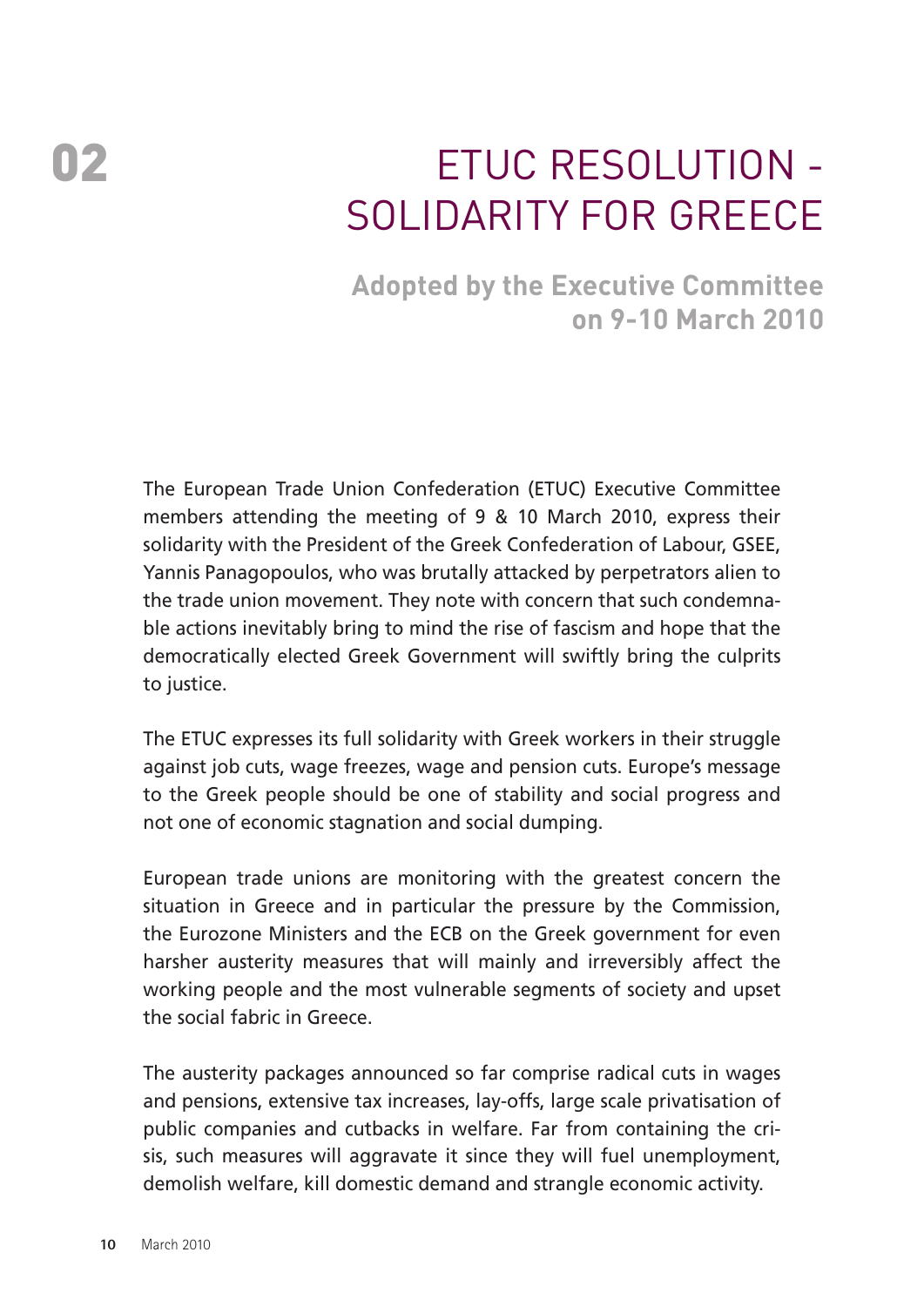# 02 ETUC RESOLUTION - SOLIDARITY FOR GREECE

**Adopted by the Executive Committee on 9-10 March 2010**

The European Trade Union Confederation (ETUC) Executive Committee members attending the meeting of 9 & 10 March 2010, express their solidarity with the President of the Greek Confederation of Labour, GSEE, Yannis Panagopoulos, who was brutally attacked by perpetrators alien to the trade union movement. They note with concern that such condemnable actions inevitably bring to mind the rise of fascism and hope that the democratically elected Greek Government will swiftly bring the culprits to justice.

The ETUC expresses its full solidarity with Greek workers in their struggle against job cuts, wage freezes, wage and pension cuts. Europe's message to the Greek people should be one of stability and social progress and not one of economic stagnation and social dumping.

European trade unions are monitoring with the greatest concern the situation in Greece and in particular the pressure by the Commission, the Eurozone Ministers and the ECB on the Greek government for even harsher austerity measures that will mainly and irreversibly affect the working people and the most vulnerable segments of society and upset the social fabric in Greece.

The austerity packages announced so far comprise radical cuts in wages and pensions, extensive tax increases, lay-offs, large scale privatisation of public companies and cutbacks in welfare. Far from containing the crisis, such measures will aggravate it since they will fuel unemployment, demolish welfare, kill domestic demand and strangle economic activity.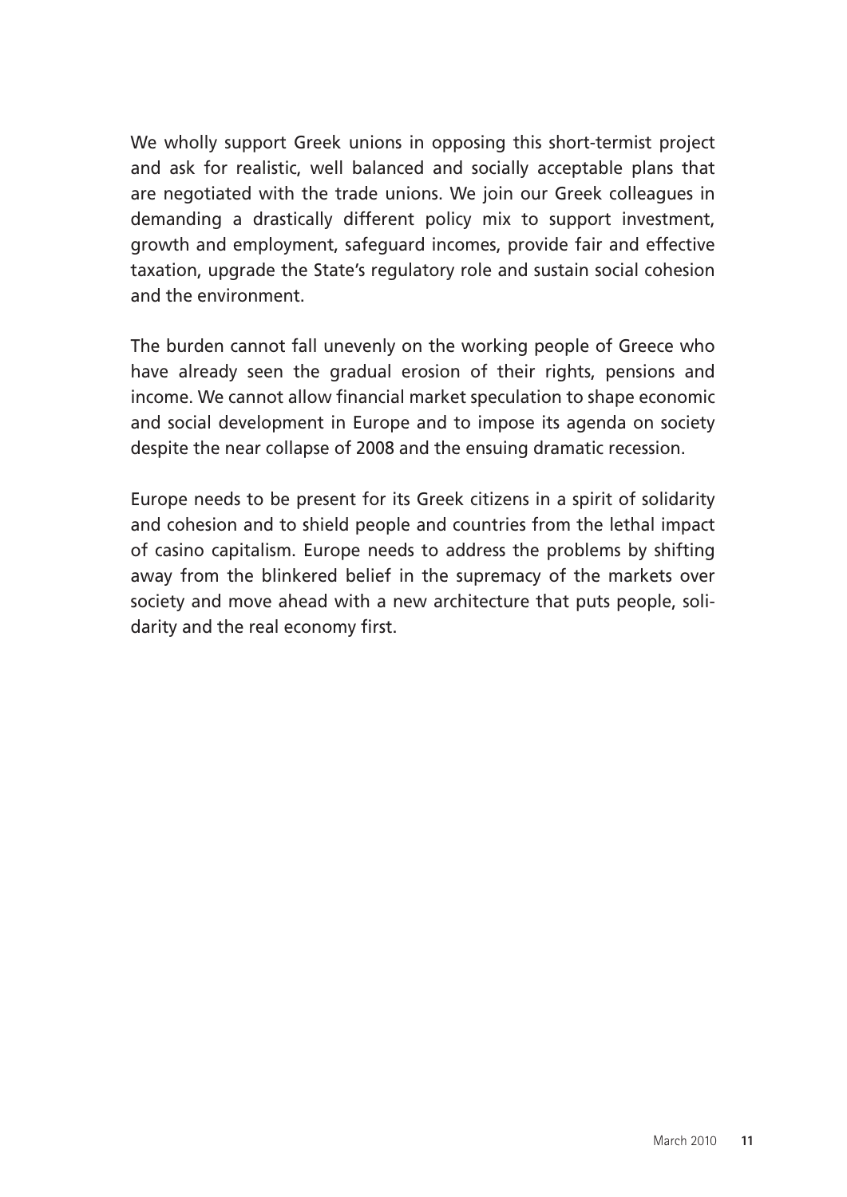We wholly support Greek unions in opposing this short-termist project and ask for realistic, well balanced and socially acceptable plans that are negotiated with the trade unions. We join our Greek colleagues in demanding a drastically different policy mix to support investment, growth and employment, safeguard incomes, provide fair and effective taxation, upgrade the State's regulatory role and sustain social cohesion and the environment.

The burden cannot fall unevenly on the working people of Greece who have already seen the gradual erosion of their rights, pensions and income. We cannot allow financial market speculation to shape economic and social development in Europe and to impose its agenda on society despite the near collapse of 2008 and the ensuing dramatic recession.

Europe needs to be present for its Greek citizens in a spirit of solidarity and cohesion and to shield people and countries from the lethal impact of casino capitalism. Europe needs to address the problems by shifting away from the blinkered belief in the supremacy of the markets over society and move ahead with a new architecture that puts people, solidarity and the real economy first.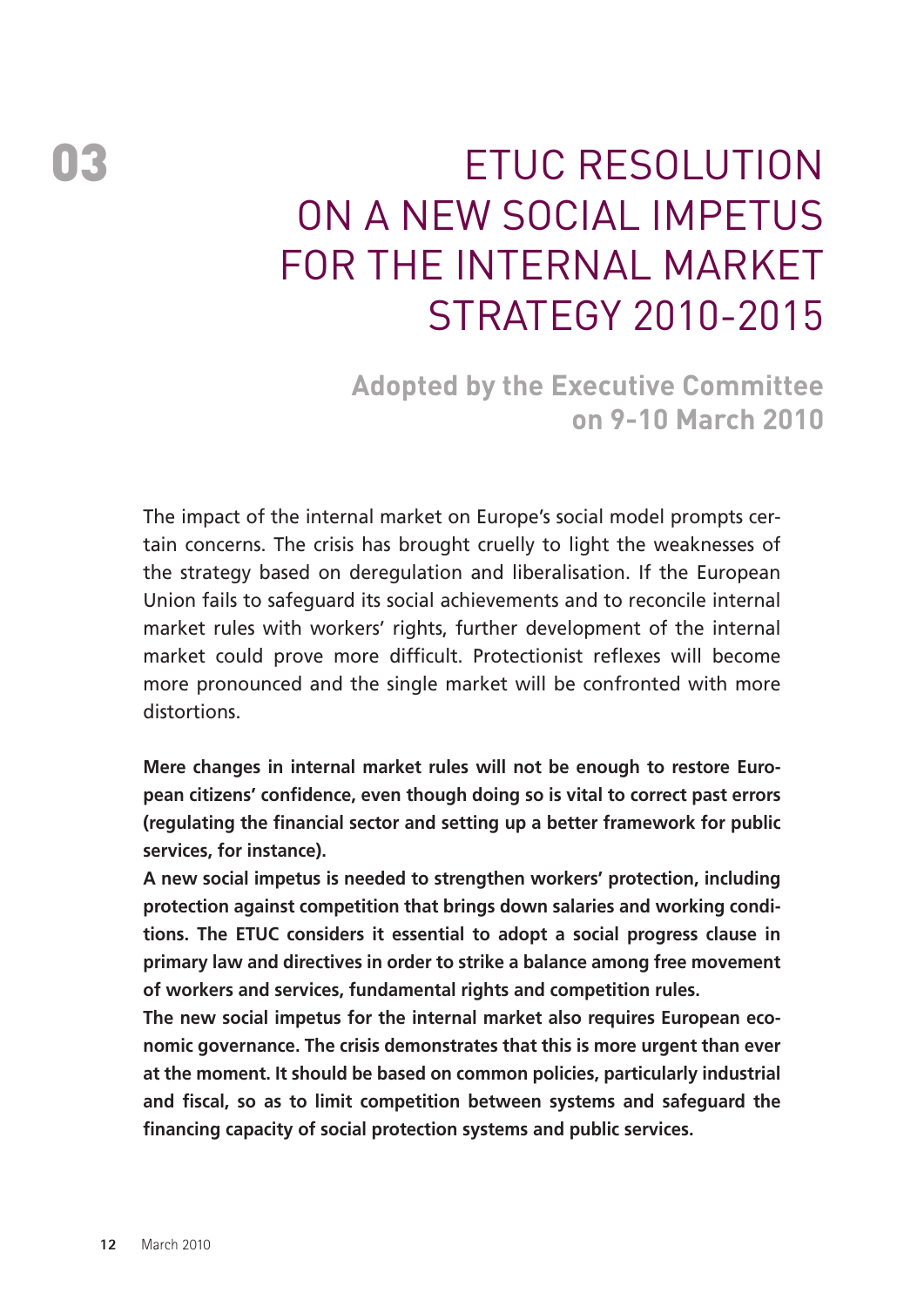# 03 ETUC RESOLUTION ON A NEW SOCIAL IMPETUS FOR THE INTERNAL MARKET STRATEGY 2010-2015

## Adopted by the Executive Committee on 9-10 March 2010

The impact of the internal market on Europe's social model prompts certain concerns. The crisis has brought cruelly to light the weaknesses of the strategy based on deregulation and liberalisation. If the European Union fails to safeguard its social achievements and to reconcile internal market rules with workers' rights, further development of the internal market could prove more difficult. Protectionist reflexes will become more pronounced and the single market will be confronted with more distortions.

**Mere changes in internal market rules will not be enough to restore European citizens' confidence, even though doing so is vital to correct past errors (regulating the financial sector and setting up a better framework for public services, for instance).**

**A new social impetus is needed to strengthen workers' protection, including protection against competition that brings down salaries and working conditions. The ETUC considers it essential to adopt a social progress clause in primary law and directives in order to strike a balance among free movement of workers and services, fundamental rights and competition rules.**

**The new social impetus for the internal market also requires European economic governance. The crisis demonstrates that this is more urgent than ever at the moment. It should be based on common policies, particularly industrial and fiscal, so as to limit competition between systems and safeguard the financing capacity of social protection systems and public services.**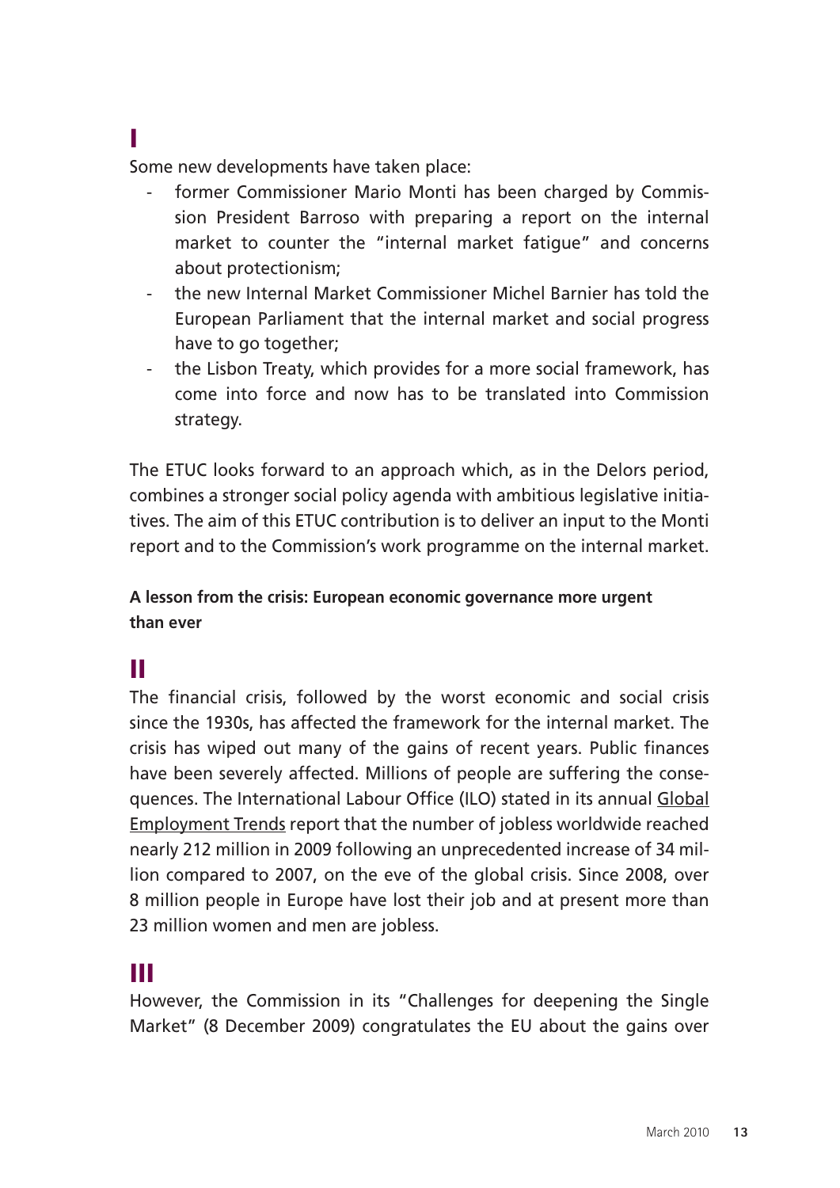**I**

Some new developments have taken place:

- former Commissioner Mario Monti has been charged by Commission President Barroso with preparing a report on the internal market to counter the "internal market fatigue" and concerns about protectionism;
- the new Internal Market Commissioner Michel Barnier has told the European Parliament that the internal market and social progress have to go together;
- the Lisbon Treaty, which provides for a more social framework, has come into force and now has to be translated into Commission strategy.

The ETUC looks forward to an approach which, as in the Delors period, combines a stronger social policy agenda with ambitious legislative initiatives. The aim of this ETUC contribution is to deliver an input to the Monti report and to the Commission's work programme on the internal market.

**A lesson from the crisis: European economic governance more urgent than ever**

**II**

The financial crisis, followed by the worst economic and social crisis since the 1930s, has affected the framework for the internal market. The crisis has wiped out many of the gains of recent years. Public finances have been severely affected. Millions of people are suffering the consequences. The International Labour Office (ILO) stated in its annual Global Employment Trends report that the number of jobless worldwide reached nearly 212 million in 2009 following an unprecedented increase of 34 million compared to 2007, on the eve of the global crisis. Since 2008, over 8 million people in Europe have lost their job and at present more than 23 million women and men are jobless.

**III**

However, the Commission in its "Challenges for deepening the Single Market" (8 December 2009) congratulates the EU about the gains over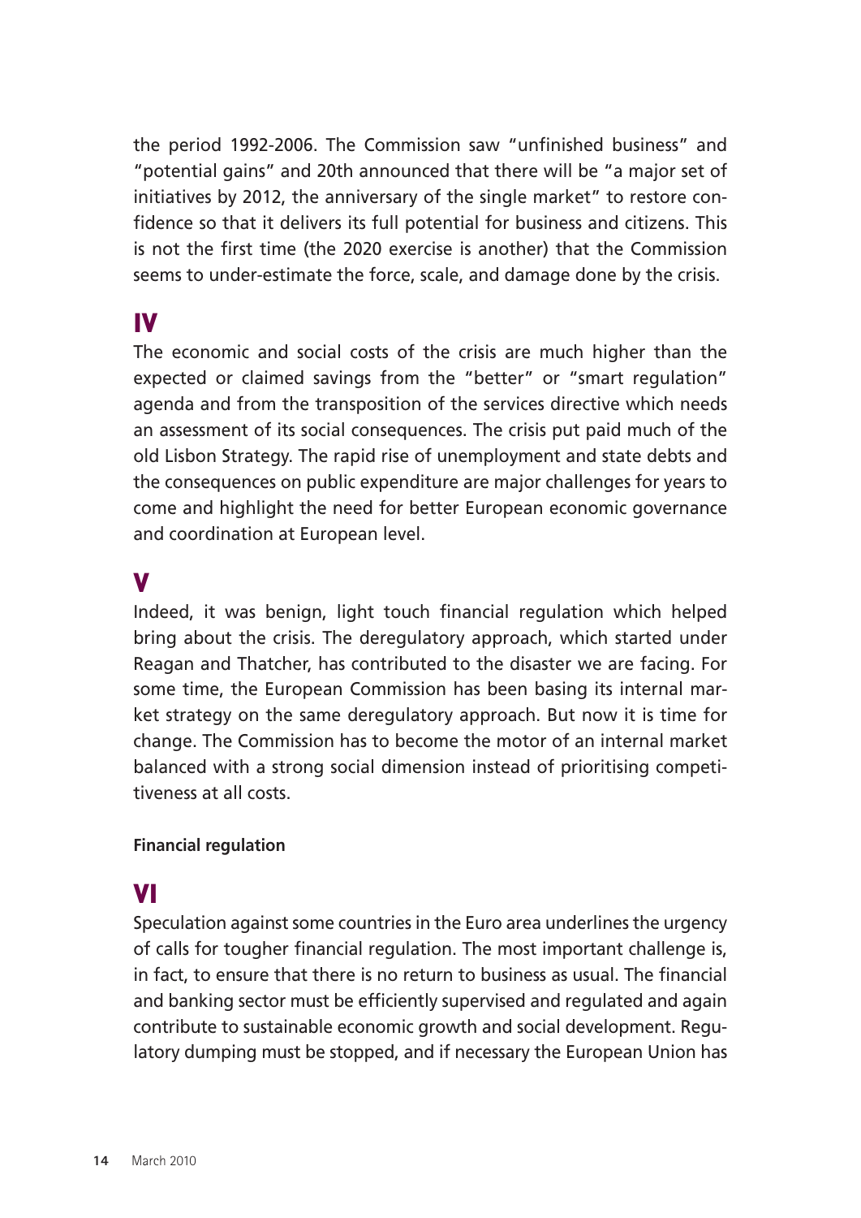the period 1992-2006. The Commission saw "unfinished business" and "potential gains" and 20th announced that there will be "a major set of initiatives by 2012, the anniversary of the single market" to restore confidence so that it delivers its full potential for business and citizens. This is not the first time (the 2020 exercise is another) that the Commission seems to under-estimate the force, scale, and damage done by the crisis.

## IV

The economic and social costs of the crisis are much higher than the expected or claimed savings from the "better" or "smart regulation" agenda and from the transposition of the services directive which needs an assessment of its social consequences. The crisis put paid much of the old Lisbon Strategy. The rapid rise of unemployment and state debts and the consequences on public expenditure are major challenges for years to come and highlight the need for better European economic governance and coordination at European level.

## V

Indeed, it was benign, light touch financial regulation which helped bring about the crisis. The deregulatory approach, which started under Reagan and Thatcher, has contributed to the disaster we are facing. For some time, the European Commission has been basing its internal market strategy on the same deregulatory approach. But now it is time for change. The Commission has to become the motor of an internal market balanced with a strong social dimension instead of prioritising competitiveness at all costs.

**Financial regulation**

## VI

Speculation against some countries in the Euro area underlines the urgency of calls for tougher financial regulation. The most important challenge is, in fact, to ensure that there is no return to business as usual. The financial and banking sector must be efficiently supervised and regulated and again contribute to sustainable economic growth and social development. Regulatory dumping must be stopped, and if necessary the European Union has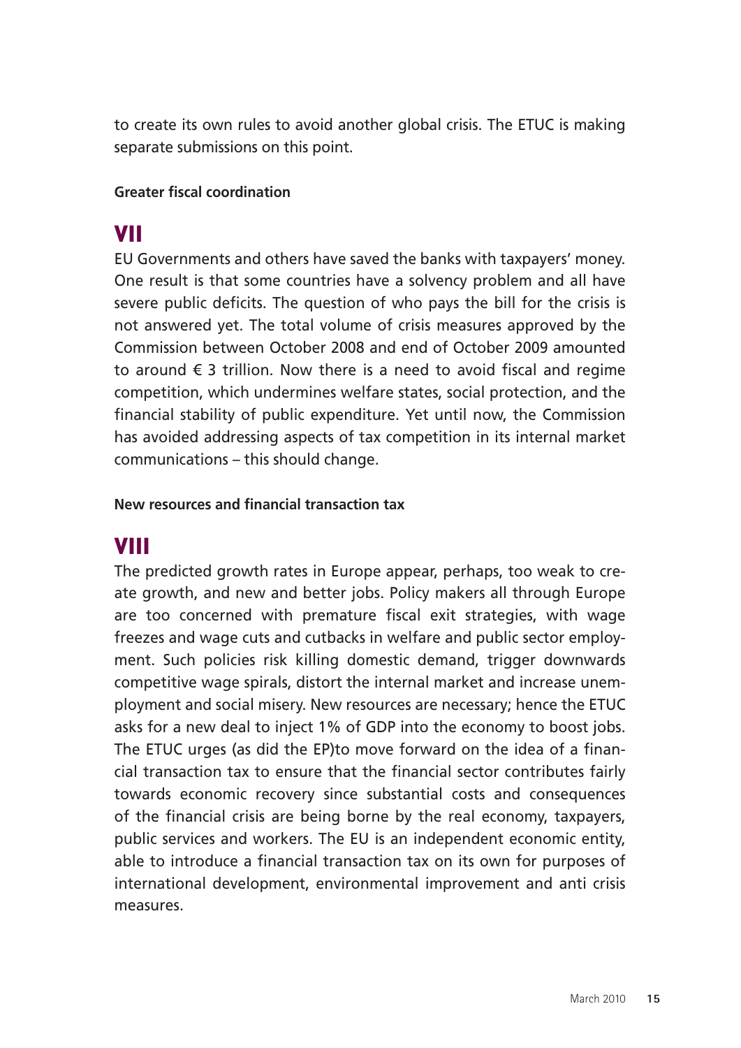to create its own rules to avoid another global crisis. The ETUC is making separate submissions on this point.

**Greater fiscal coordination**

## VII

EU Governments and others have saved the banks with taxpayers' money. One result is that some countries have a solvency problem and all have severe public deficits. The question of who pays the bill for the crisis is not answered yet. The total volume of crisis measures approved by the Commission between October 2008 and end of October 2009 amounted to around € 3 trillion. Now there is a need to avoid fiscal and regime competition, which undermines welfare states, social protection, and the financial stability of public expenditure. Yet until now, the Commission has avoided addressing aspects of tax competition in its internal market communications – this should change.

**New resources and financial transaction tax**

## VIII

The predicted growth rates in Europe appear, perhaps, too weak to create growth, and new and better jobs. Policy makers all through Europe are too concerned with premature fiscal exit strategies, with wage freezes and wage cuts and cutbacks in welfare and public sector employment. Such policies risk killing domestic demand, trigger downwards competitive wage spirals, distort the internal market and increase unemployment and social misery. New resources are necessary; hence the ETUC asks for a new deal to inject 1% of GDP into the economy to boost jobs. The ETUC urges (as did the EP)to move forward on the idea of a financial transaction tax to ensure that the financial sector contributes fairly towards economic recovery since substantial costs and consequences of the financial crisis are being borne by the real economy, taxpayers, public services and workers. The EU is an independent economic entity, able to introduce a financial transaction tax on its own for purposes of international development, environmental improvement and anti crisis measures.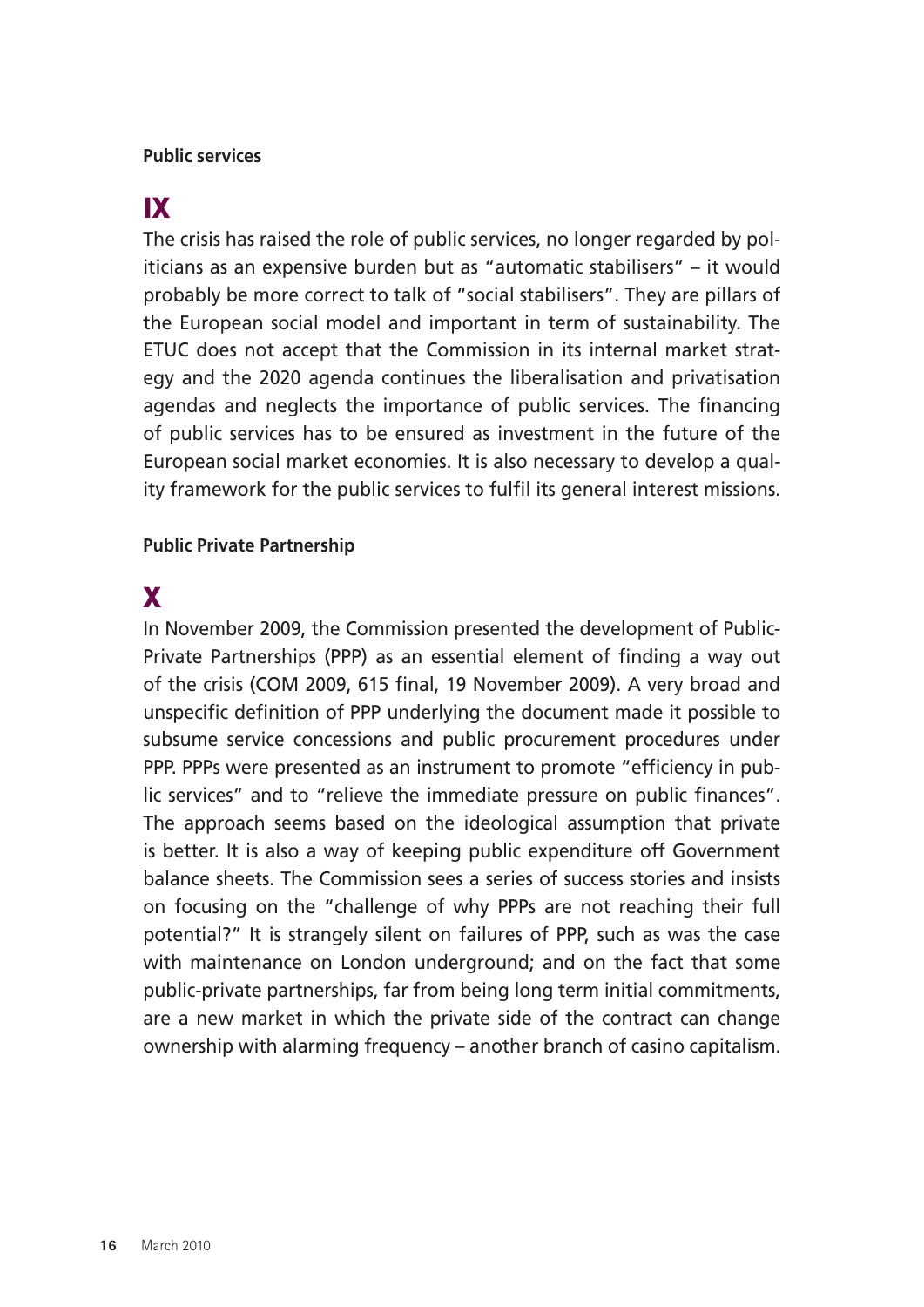**Public services**

## IX

The crisis has raised the role of public services, no longer regarded by politicians as an expensive burden but as "automatic stabilisers" – it would probably be more correct to talk of "social stabilisers". They are pillars of the European social model and important in term of sustainability. The ETUC does not accept that the Commission in its internal market strategy and the 2020 agenda continues the liberalisation and privatisation agendas and neglects the importance of public services. The financing of public services has to be ensured as investment in the future of the European social market economies. It is also necessary to develop a quality framework for the public services to fulfil its general interest missions.

**Public Private Partnership**

## X

In November 2009, the Commission presented the development of Public-Private Partnerships (PPP) as an essential element of finding a way out of the crisis (COM 2009, 615 final, 19 November 2009). A very broad and unspecific definition of PPP underlying the document made it possible to subsume service concessions and public procurement procedures under PPP. PPPs were presented as an instrument to promote "efficiency in public services" and to "relieve the immediate pressure on public finances". The approach seems based on the ideological assumption that private is better. It is also a way of keeping public expenditure off Government balance sheets. The Commission sees a series of success stories and insists on focusing on the "challenge of why PPPs are not reaching their full potential?" It is strangely silent on failures of PPP, such as was the case with maintenance on London underground; and on the fact that some public-private partnerships, far from being long term initial commitments, are a new market in which the private side of the contract can change ownership with alarming frequency – another branch of casino capitalism.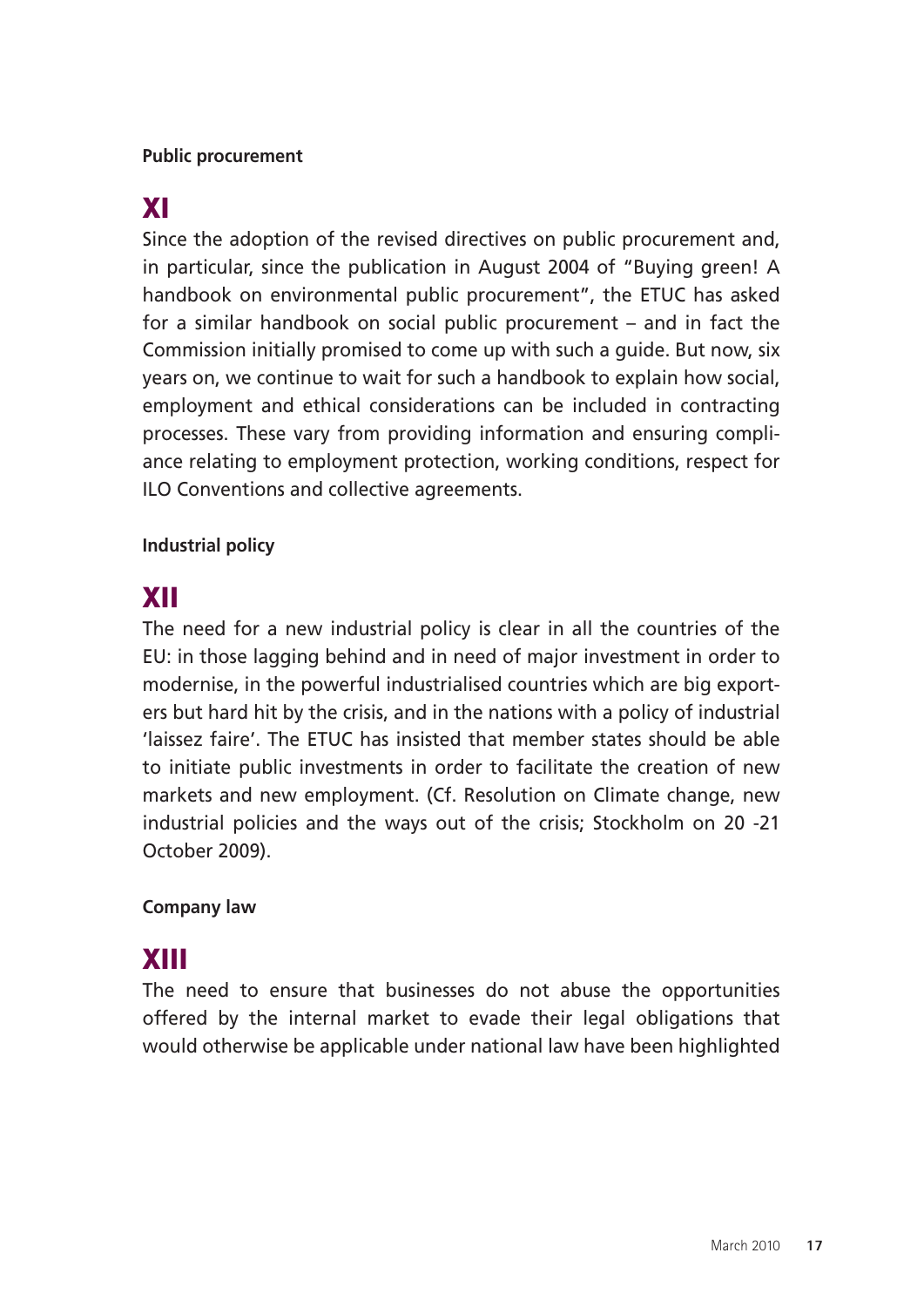**Public procurement**

## XI

Since the adoption of the revised directives on public procurement and, in particular, since the publication in August 2004 of "Buying green! A handbook on environmental public procurement", the ETUC has asked for a similar handbook on social public procurement – and in fact the Commission initially promised to come up with such a guide. But now, six years on, we continue to wait for such a handbook to explain how social, employment and ethical considerations can be included in contracting processes. These vary from providing information and ensuring compliance relating to employment protection, working conditions, respect for ILO Conventions and collective agreements.

**Industrial policy**

## XII

The need for a new industrial policy is clear in all the countries of the EU: in those lagging behind and in need of major investment in order to modernise, in the powerful industrialised countries which are big exporters but hard hit by the crisis, and in the nations with a policy of industrial 'laissez faire'. The ETUC has insisted that member states should be able to initiate public investments in order to facilitate the creation of new markets and new employment. (Cf. Resolution on Climate change, new industrial policies and the ways out of the crisis; Stockholm on 20 -21 October 2009).

**Company law**

## XIII

The need to ensure that businesses do not abuse the opportunities offered by the internal market to evade their legal obligations that would otherwise be applicable under national law have been highlighted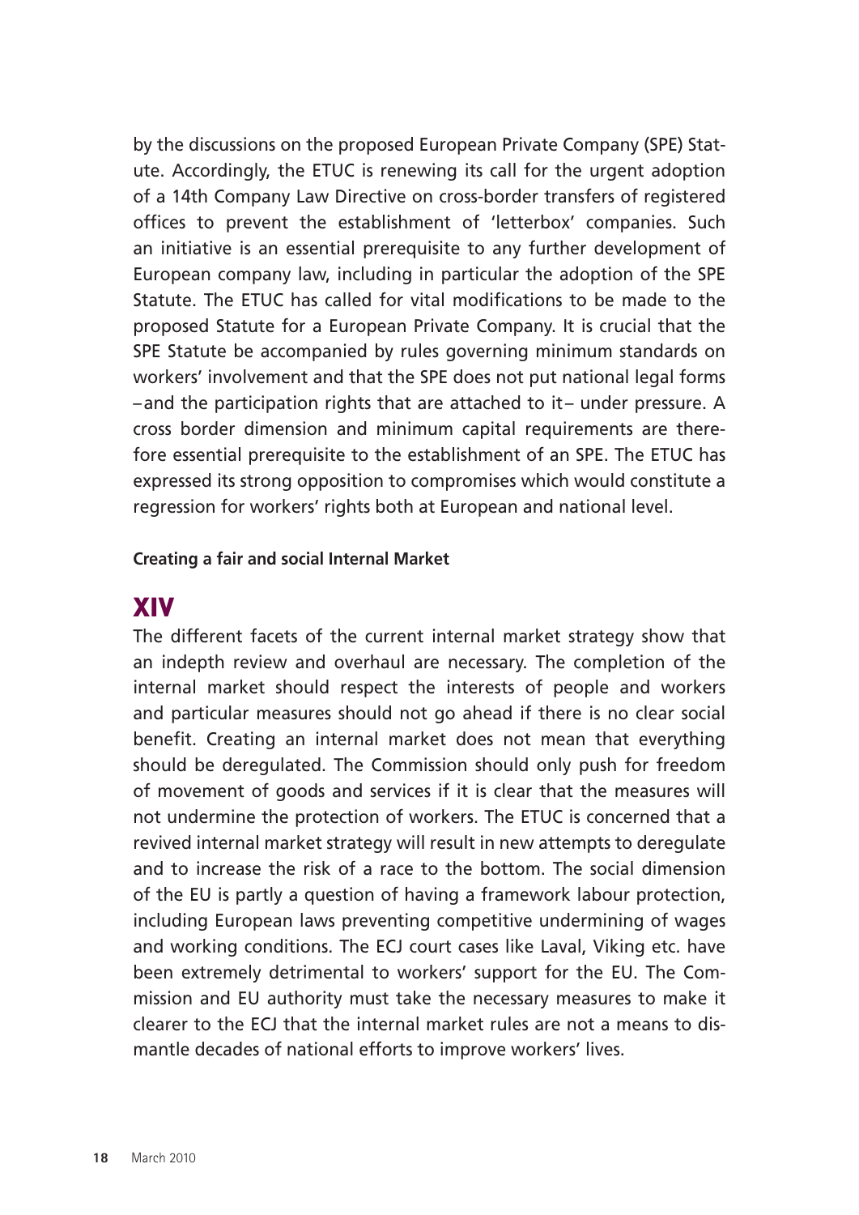by the discussions on the proposed European Private Company (SPE) Statute. Accordingly, the ETUC is renewing its call for the urgent adoption of a 14th Company Law Directive on cross-border transfers of registered offices to prevent the establishment of 'letterbox' companies. Such an initiative is an essential prerequisite to any further development of European company law, including in particular the adoption of the SPE Statute. The ETUC has called for vital modifications to be made to the proposed Statute for a European Private Company. It is crucial that the SPE Statute be accompanied by rules governing minimum standards on workers' involvement and that the SPE does not put national legal forms –and the participation rights that are attached to it– under pressure. A cross border dimension and minimum capital requirements are therefore essential prerequisite to the establishment of an SPE. The ETUC has expressed its strong opposition to compromises which would constitute a regression for workers' rights both at European and national level.

**Creating a fair and social Internal Market**

## XIV

The different facets of the current internal market strategy show that an indepth review and overhaul are necessary. The completion of the internal market should respect the interests of people and workers and particular measures should not go ahead if there is no clear social benefit. Creating an internal market does not mean that everything should be deregulated. The Commission should only push for freedom of movement of goods and services if it is clear that the measures will not undermine the protection of workers. The ETUC is concerned that a revived internal market strategy will result in new attempts to deregulate and to increase the risk of a race to the bottom. The social dimension of the EU is partly a question of having a framework labour protection, including European laws preventing competitive undermining of wages and working conditions. The ECJ court cases like Laval, Viking etc. have been extremely detrimental to workers' support for the EU. The Commission and EU authority must take the necessary measures to make it clearer to the ECJ that the internal market rules are not a means to dismantle decades of national efforts to improve workers' lives.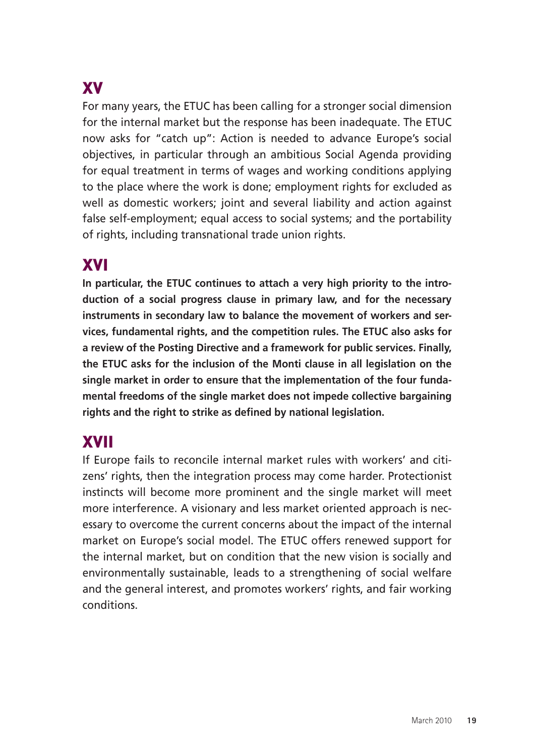## XV

For many years, the ETUC has been calling for a stronger social dimension for the internal market but the response has been inadequate. The ETUC now asks for "catch up": Action is needed to advance Europe's social objectives, in particular through an ambitious Social Agenda providing for equal treatment in terms of wages and working conditions applying to the place where the work is done; employment rights for excluded as well as domestic workers; joint and several liability and action against false self-employment; equal access to social systems; and the portability of rights, including transnational trade union rights.

## XVI

**In particular, the ETUC continues to attach a very high priority to the introduction of a social progress clause in primary law, and for the necessary instruments in secondary law to balance the movement of workers and services, fundamental rights, and the competition rules. The ETUC also asks for a review of the Posting Directive and a framework for public services. Finally, the ETUC asks for the inclusion of the Monti clause in all legislation on the single market in order to ensure that the implementation of the four fundamental freedoms of the single market does not impede collective bargaining rights and the right to strike as defined by national legislation.**

## XVII

If Europe fails to reconcile internal market rules with workers' and citizens' rights, then the integration process may come harder. Protectionist instincts will become more prominent and the single market will meet more interference. A visionary and less market oriented approach is necessary to overcome the current concerns about the impact of the internal market on Europe's social model. The ETUC offers renewed support for the internal market, but on condition that the new vision is socially and environmentally sustainable, leads to a strengthening of social welfare and the general interest, and promotes workers' rights, and fair working conditions.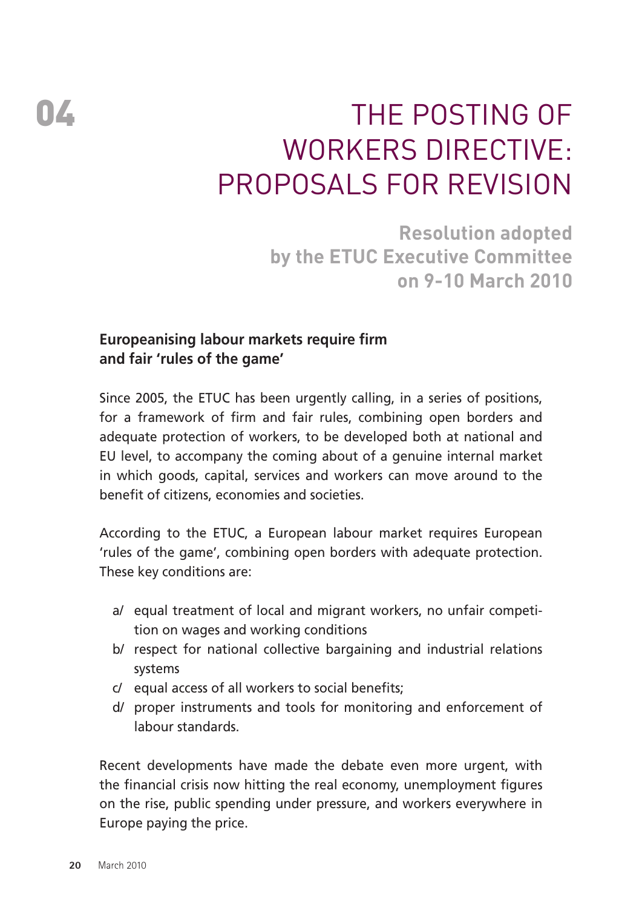# 04 THE POSTING OF WORKERS DIRECTIVE: PROPOSALS FOR REVISION

**Resolution adopted by the ETUC Executive Committee on 9-10 March 2010**

### Europeanising labour markets require firm and fair 'rules of the game'

Since 2005, the ETUC has been urgently calling, in a series of positions, for a framework of firm and fair rules, combining open borders and adequate protection of workers, to be developed both at national and EU level, to accompany the coming about of a genuine internal market in which goods, capital, services and workers can move around to the benefit of citizens, economies and societies.

According to the ETUC, a European labour market requires European 'rules of the game', combining open borders with adequate protection. These key conditions are:

- a/ equal treatment of local and migrant workers, no unfair competition on wages and working conditions
- b/ respect for national collective bargaining and industrial relations systems
- c/ equal access of all workers to social benefits;
- d/ proper instruments and tools for monitoring and enforcement of labour standards.

Recent developments have made the debate even more urgent, with the financial crisis now hitting the real economy, unemployment figures on the rise, public spending under pressure, and workers everywhere in Europe paying the price.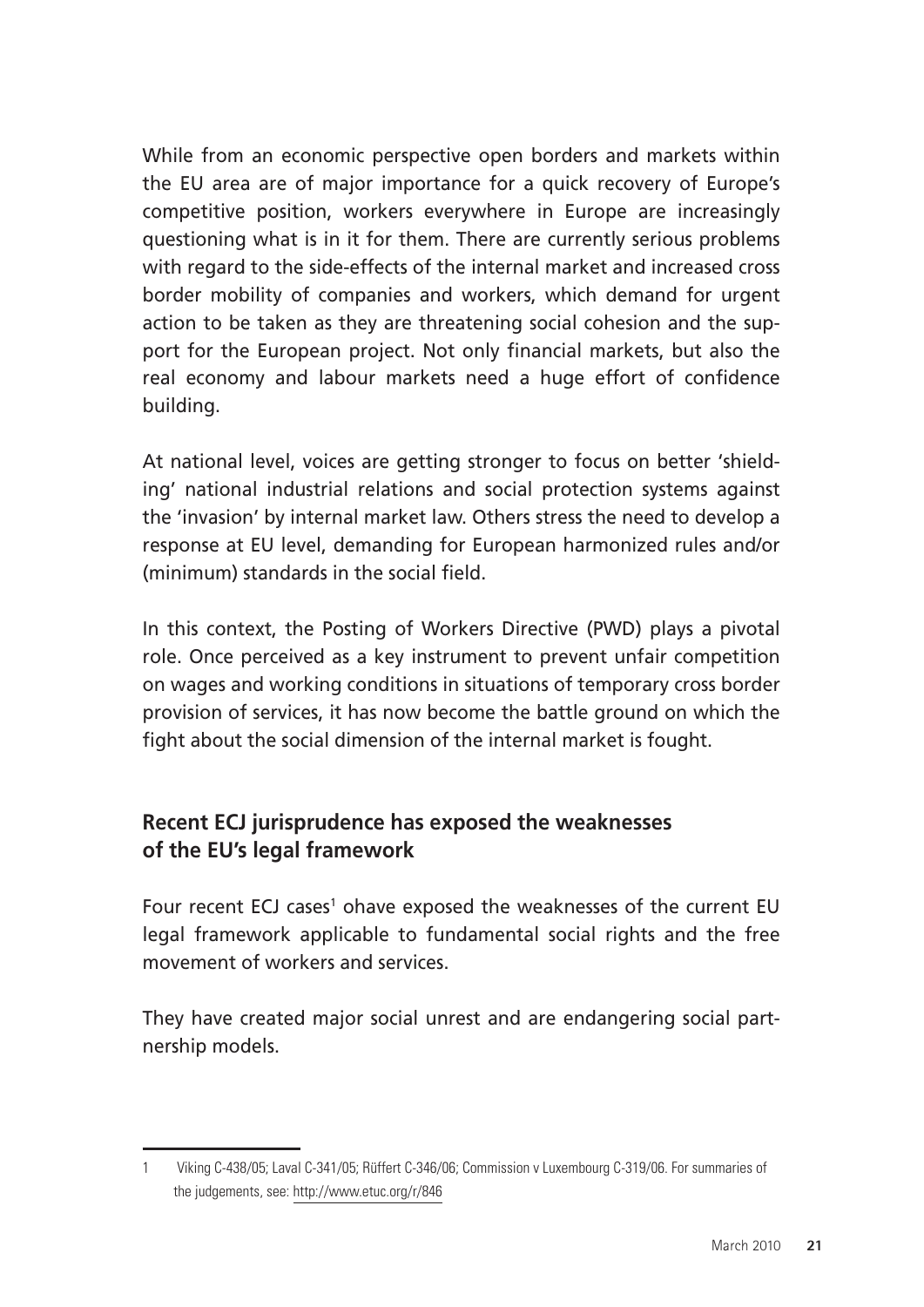While from an economic perspective open borders and markets within the EU area are of major importance for a quick recovery of Europe's competitive position, workers everywhere in Europe are increasingly questioning what is in it for them. There are currently serious problems with regard to the side-effects of the internal market and increased cross border mobility of companies and workers, which demand for urgent action to be taken as they are threatening social cohesion and the support for the European project. Not only financial markets, but also the real economy and labour markets need a huge effort of confidence building.

At national level, voices are getting stronger to focus on better 'shielding' national industrial relations and social protection systems against the 'invasion' by internal market law. Others stress the need to develop a response at EU level, demanding for European harmonized rules and/or (minimum) standards in the social field.

In this context, the Posting of Workers Directive (PWD) plays a pivotal role. Once perceived as a key instrument to prevent unfair competition on wages and working conditions in situations of temporary cross border provision of services, it has now become the battle ground on which the fight about the social dimension of the internal market is fought.

## Recent ECJ jurisprudence has exposed the weaknesses of the EU's legal framework

Four recent ECJ cases[1] ohave exposed the weaknesses of the current EU legal framework applicable to fundamental social rights and the free movement of workers and services.

They have created major social unrest and are endangering social partnership models.

1 Viking C-438/05; Laval C-341/05; Rüffert C-346/06; Commission v Luxembourg C-319/06. For summaries of the judgements, see: http://www.etuc.org/r/846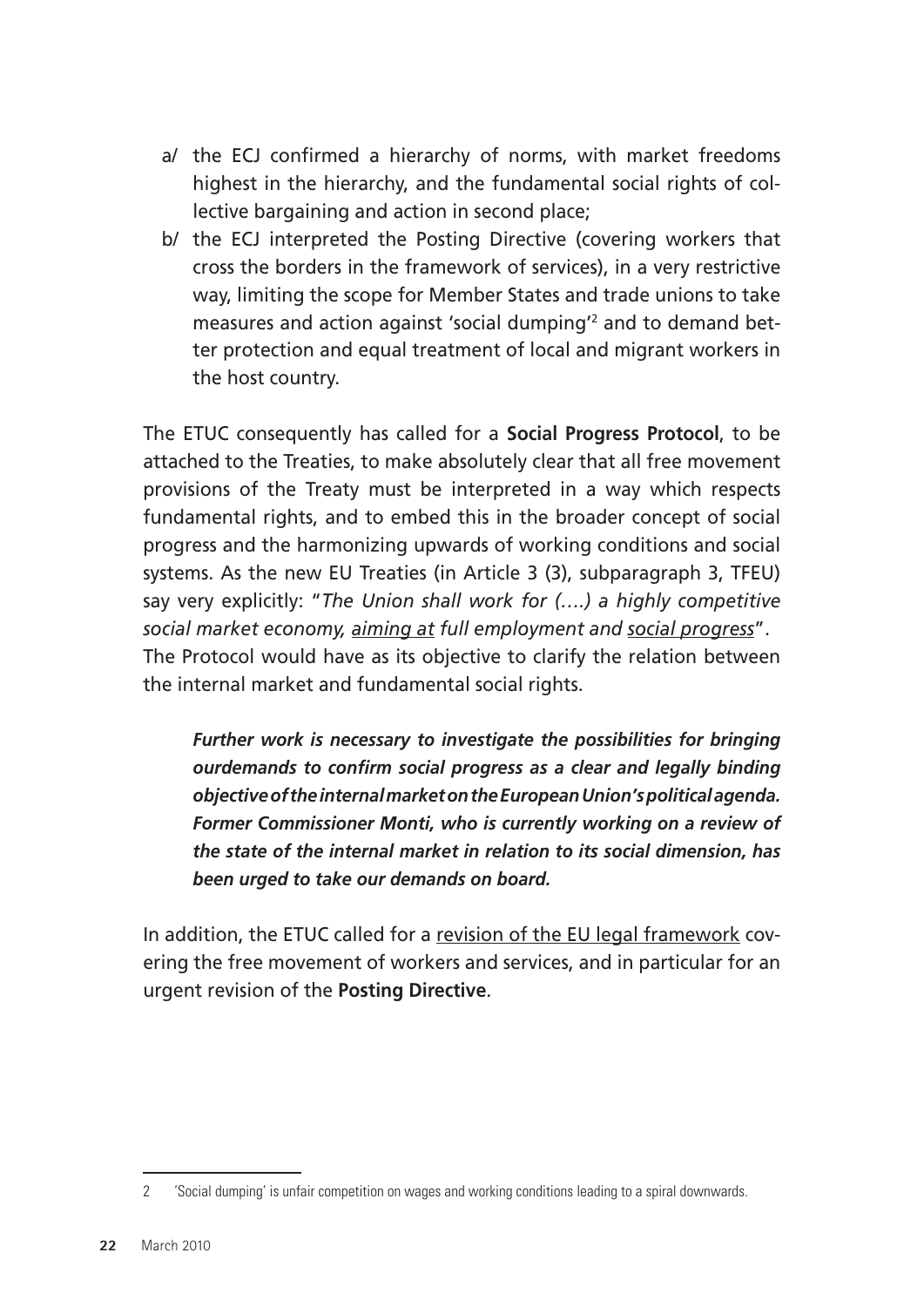a/ the ECJ confirmed a hierarchy of norms, with market freedoms highest in the hierarchy, and the fundamental social rights of collective bargaining and action in second place;

b/ the ECJ interpreted the Posting Directive (covering workers that cross the borders in the framework of services), in a very restrictive way, limiting the scope for Member States and trade unions to take measures and action against 'social dumping'[2] and to demand better protection and equal treatment of local and migrant workers in the host country.

The ETUC consequently has called for a **Social Progress Protocol**, to be attached to the Treaties, to make absolutely clear that all free movement provisions of the Treaty must be interpreted in a way which respects fundamental rights, and to embed this in the broader concept of social progress and the harmonizing upwards of working conditions and social systems. As the new EU Treaties (in Article 3 (3), subparagraph 3, TFEU) say very explicitly: "*The Union shall work for (….) a highly competitive social market economy, <u>aiming at</u> full employment and <u>social progress</u>*". The Protocol would have as its objective to clarify the relation between the internal market and fundamental social rights.

> ***Further work is necessary to investigate the possibilities for bringing ourdemands to confirm social progress as a clear and legally binding objective of the internal market on the European Union's political agenda. Former Commissioner Monti, who is currently working on a review of the state of the internal market in relation to its social dimension, has been urged to take our demands on board.***

In addition, the ETUC called for a <u>revision of the EU legal framework</u> covering the free movement of workers and services, and in particular for an urgent revision of the **Posting Directive**.

---

2 'Social dumping' is unfair competition on wages and working conditions leading to a spiral downwards.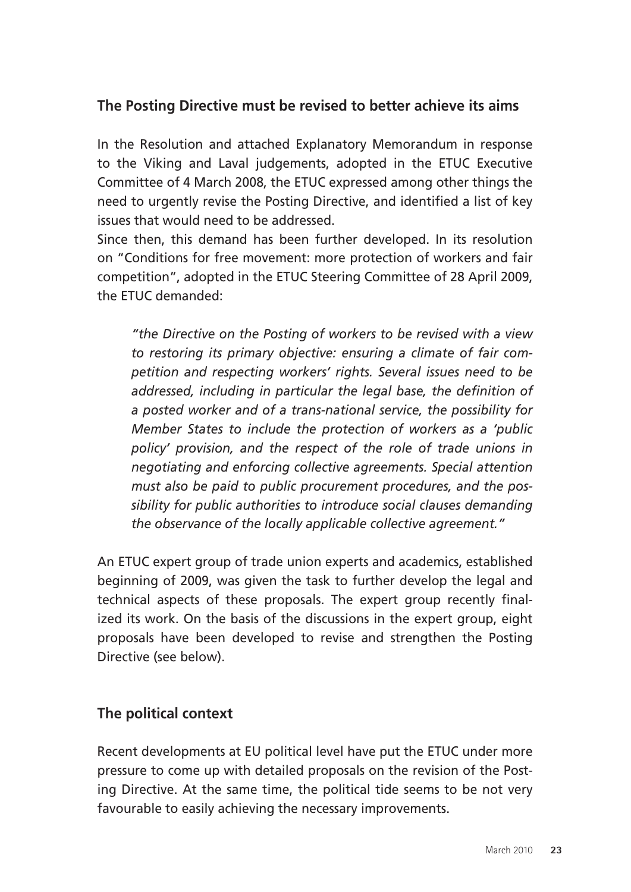## The Posting Directive must be revised to better achieve its aims

In the Resolution and attached Explanatory Memorandum in response to the Viking and Laval judgements, adopted in the ETUC Executive Committee of 4 March 2008, the ETUC expressed among other things the need to urgently revise the Posting Directive, and identified a list of key issues that would need to be addressed.

Since then, this demand has been further developed. In its resolution on "Conditions for free movement: more protection of workers and fair competition", adopted in the ETUC Steering Committee of 28 April 2009, the ETUC demanded:

> *"the Directive on the Posting of workers to be revised with a view to restoring its primary objective: ensuring a climate of fair competition and respecting workers' rights. Several issues need to be addressed, including in particular the legal base, the definition of a posted worker and of a trans-national service, the possibility for Member States to include the protection of workers as a 'public policy' provision, and the respect of the role of trade unions in negotiating and enforcing collective agreements. Special attention must also be paid to public procurement procedures, and the possibility for public authorities to introduce social clauses demanding the observance of the locally applicable collective agreement."*

An ETUC expert group of trade union experts and academics, established beginning of 2009, was given the task to further develop the legal and technical aspects of these proposals. The expert group recently finalized its work. On the basis of the discussions in the expert group, eight proposals have been developed to revise and strengthen the Posting Directive (see below).

## The political context

Recent developments at EU political level have put the ETUC under more pressure to come up with detailed proposals on the revision of the Posting Directive. At the same time, the political tide seems to be not very favourable to easily achieving the necessary improvements.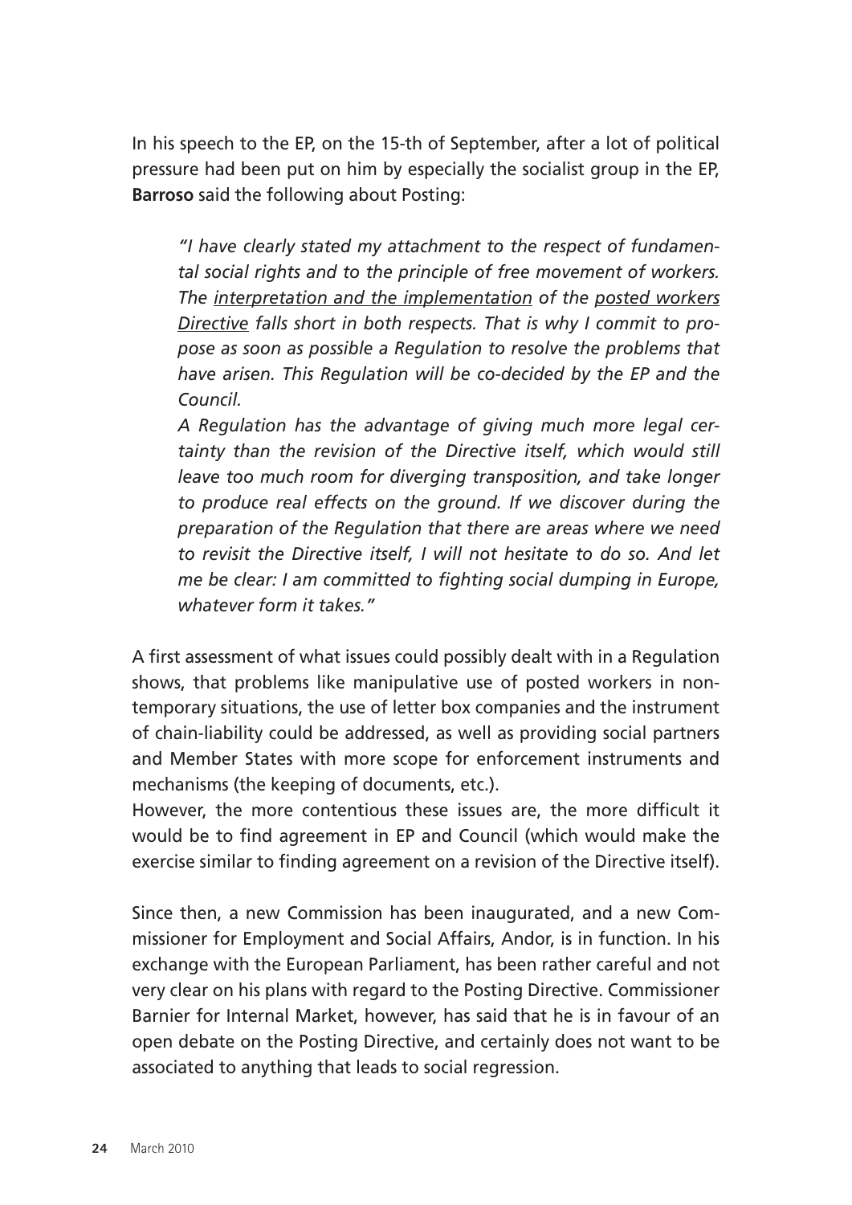In his speech to the EP, on the 15-th of September, after a lot of political pressure had been put on him by especially the socialist group in the EP, **Barroso** said the following about Posting:

> *"I have clearly stated my attachment to the respect of fundamental social rights and to the principle of free movement of workers. The <u>interpretation and the implementation</u> of the <u>posted workers Directive</u> falls short in both respects. That is why I commit to propose as soon as possible a Regulation to resolve the problems that have arisen. This Regulation will be co-decided by the EP and the Council.*
>
> *A Regulation has the advantage of giving much more legal certainty than the revision of the Directive itself, which would still leave too much room for diverging transposition, and take longer to produce real effects on the ground. If we discover during the preparation of the Regulation that there are areas where we need to revisit the Directive itself, I will not hesitate to do so. And let me be clear: I am committed to fighting social dumping in Europe, whatever form it takes."*

A first assessment of what issues could possibly dealt with in a Regulation shows, that problems like manipulative use of posted workers in non-temporary situations, the use of letter box companies and the instrument of chain-liability could be addressed, as well as providing social partners and Member States with more scope for enforcement instruments and mechanisms (the keeping of documents, etc.).

However, the more contentious these issues are, the more difficult it would be to find agreement in EP and Council (which would make the exercise similar to finding agreement on a revision of the Directive itself).

Since then, a new Commission has been inaugurated, and a new Commissioner for Employment and Social Affairs, Andor, is in function. In his exchange with the European Parliament, has been rather careful and not very clear on his plans with regard to the Posting Directive. Commissioner Barnier for Internal Market, however, has said that he is in favour of an open debate on the Posting Directive, and certainly does not want to be associated to anything that leads to social regression.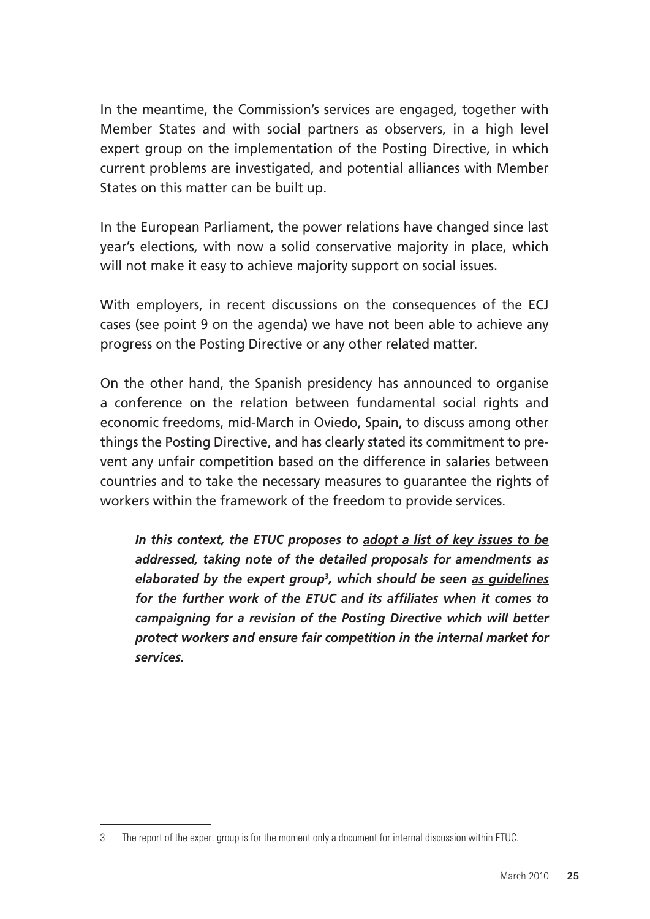In the meantime, the Commission's services are engaged, together with Member States and with social partners as observers, in a high level expert group on the implementation of the Posting Directive, in which current problems are investigated, and potential alliances with Member States on this matter can be built up.

In the European Parliament, the power relations have changed since last year's elections, with now a solid conservative majority in place, which will not make it easy to achieve majority support on social issues.

With employers, in recent discussions on the consequences of the ECJ cases (see point 9 on the agenda) we have not been able to achieve any progress on the Posting Directive or any other related matter.

On the other hand, the Spanish presidency has announced to organise a conference on the relation between fundamental social rights and economic freedoms, mid-March in Oviedo, Spain, to discuss among other things the Posting Directive, and has clearly stated its commitment to prevent any unfair competition based on the difference in salaries between countries and to take the necessary measures to guarantee the rights of workers within the framework of the freedom to provide services.

> ***In this context, the ETUC proposes to <u>adopt a list of key issues to be addressed</u>, taking note of the detailed proposals for amendments as elaborated by the expert group[3], which should be seen <u>as guidelines</u> for the further work of the ETUC and its affiliates when it comes to campaigning for a revision of the Posting Directive which will better protect workers and ensure fair competition in the internal market for services.***

3 The report of the expert group is for the moment only a document for internal discussion within ETUC.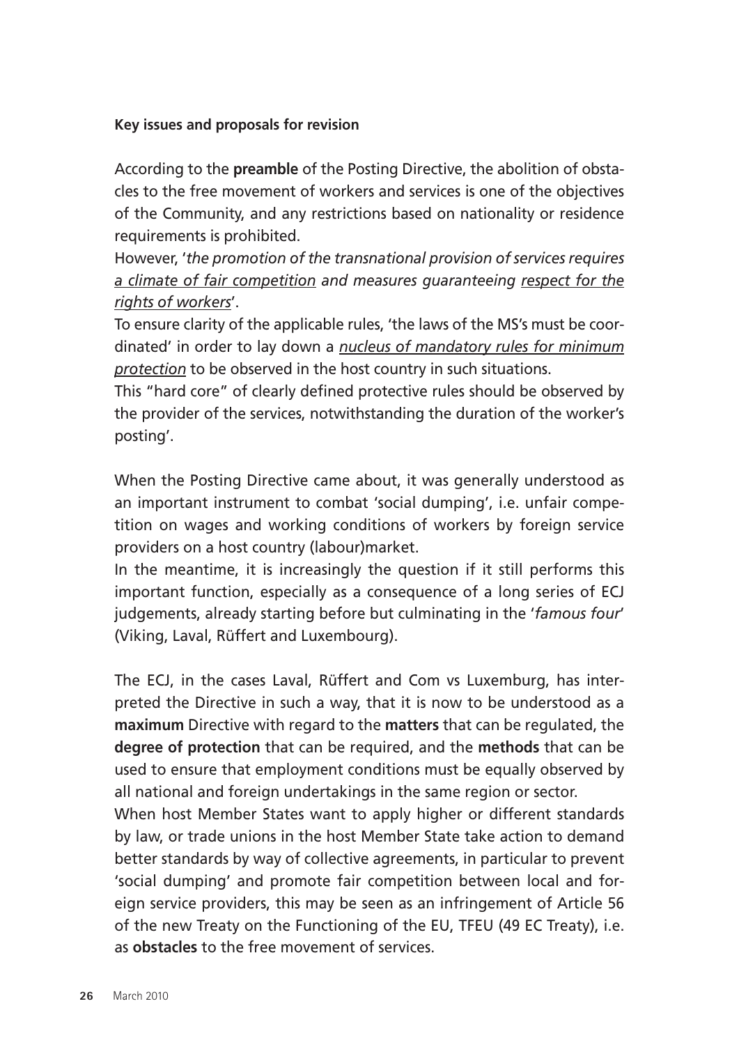**Key issues and proposals for revision**

According to the **preamble** of the Posting Directive, the abolition of obstacles to the free movement of workers and services is one of the objectives of the Community, and any restrictions based on nationality or residence requirements is prohibited.

However, '*the promotion of the transnational provision of services requires <u>a climate of fair competition</u> and measures guaranteeing <u>respect for the rights of workers</u>*'.

To ensure clarity of the applicable rules, 'the laws of the MS's must be coordinated' in order to lay down a *<u>nucleus of mandatory rules for minimum protection</u>* to be observed in the host country in such situations.

This "hard core" of clearly defined protective rules should be observed by the provider of the services, notwithstanding the duration of the worker's posting'.

When the Posting Directive came about, it was generally understood as an important instrument to combat 'social dumping', i.e. unfair competition on wages and working conditions of workers by foreign service providers on a host country (labour)market.

In the meantime, it is increasingly the question if it still performs this important function, especially as a consequence of a long series of ECJ judgements, already starting before but culminating in the '*famous four*' (Viking, Laval, Rüffert and Luxembourg).

The ECJ, in the cases Laval, Rüffert and Com vs Luxemburg, has interpreted the Directive in such a way, that it is now to be understood as a **maximum** Directive with regard to the **matters** that can be regulated, the **degree of protection** that can be required, and the **methods** that can be used to ensure that employment conditions must be equally observed by all national and foreign undertakings in the same region or sector.

When host Member States want to apply higher or different standards by law, or trade unions in the host Member State take action to demand better standards by way of collective agreements, in particular to prevent 'social dumping' and promote fair competition between local and foreign service providers, this may be seen as an infringement of Article 56 of the new Treaty on the Functioning of the EU, TFEU (49 EC Treaty), i.e. as **obstacles** to the free movement of services.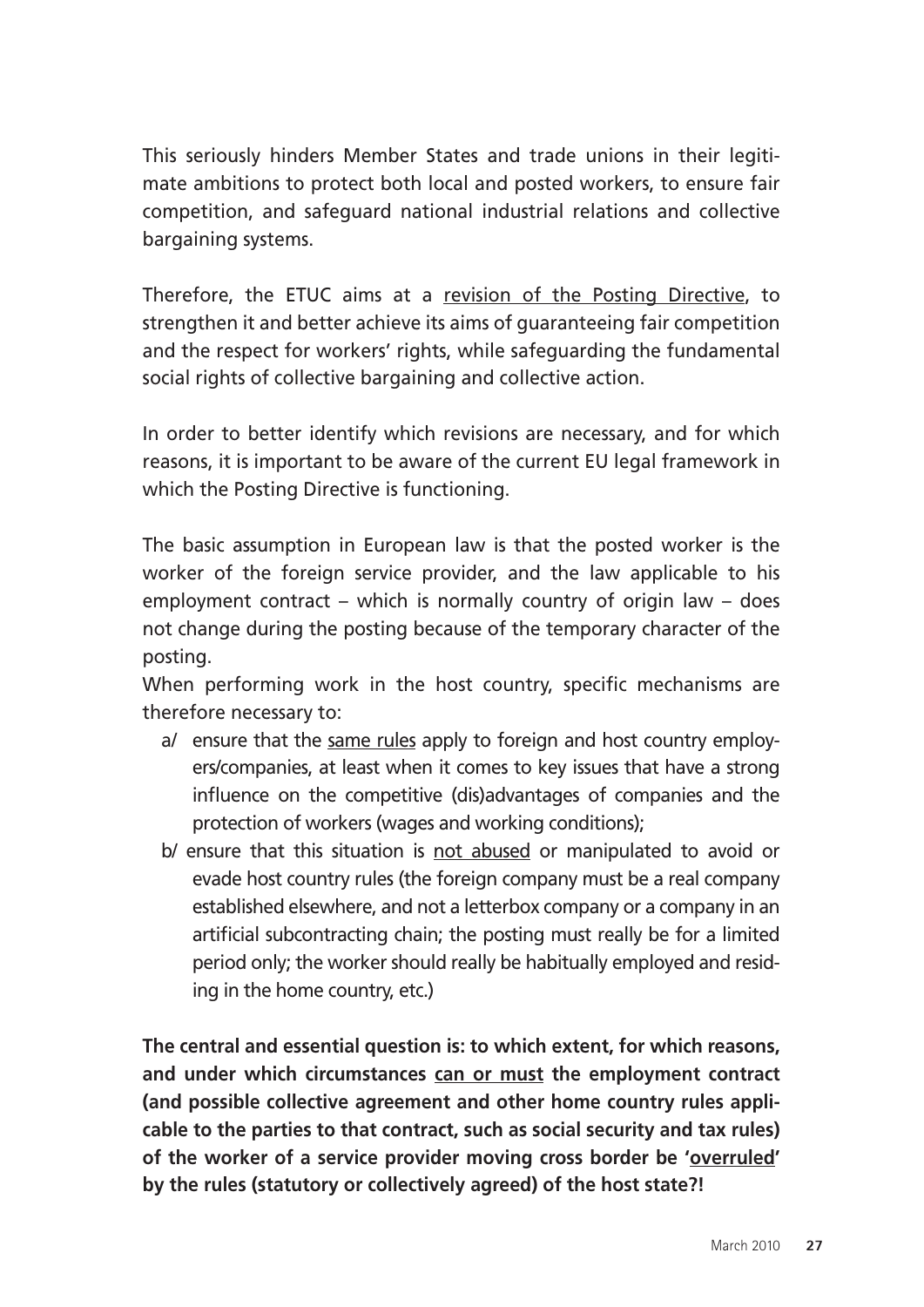This seriously hinders Member States and trade unions in their legitimate ambitions to protect both local and posted workers, to ensure fair competition, and safeguard national industrial relations and collective bargaining systems.

Therefore, the ETUC aims at a <u>revision of the Posting Directive</u>, to strengthen it and better achieve its aims of guaranteeing fair competition and the respect for workers' rights, while safeguarding the fundamental social rights of collective bargaining and collective action.

In order to better identify which revisions are necessary, and for which reasons, it is important to be aware of the current EU legal framework in which the Posting Directive is functioning.

The basic assumption in European law is that the posted worker is the worker of the foreign service provider, and the law applicable to his employment contract – which is normally country of origin law – does not change during the posting because of the temporary character of the posting.
When performing work in the host country, specific mechanisms are therefore necessary to:

a/ ensure that the <u>same rules</u> apply to foreign and host country employers/companies, at least when it comes to key issues that have a strong influence on the competitive (dis)advantages of companies and the protection of workers (wages and working conditions);

b/ ensure that this situation is <u>not abused</u> or manipulated to avoid or evade host country rules (the foreign company must be a real company established elsewhere, and not a letterbox company or a company in an artificial subcontracting chain; the posting must really be for a limited period only; the worker should really be habitually employed and residing in the home country, etc.)

**The central and essential question is: to which extent, for which reasons, and under which circumstances <u>can or must</u> the employment contract (and possible collective agreement and other home country rules applicable to the parties to that contract, such as social security and tax rules) of the worker of a service provider moving cross border be '<u>overruled</u>' by the rules (statutory or collectively agreed) of the host state?!**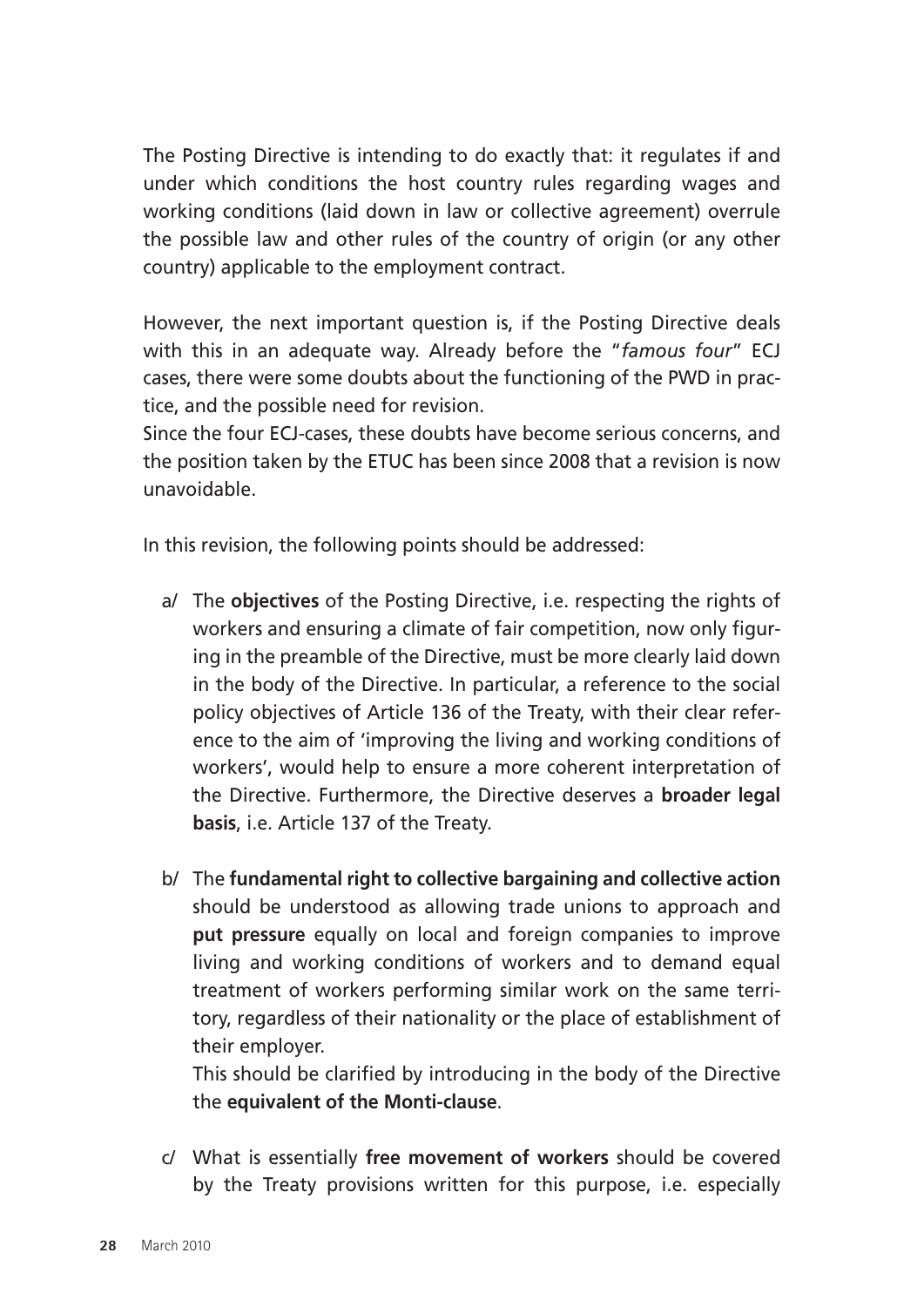The Posting Directive is intending to do exactly that: it regulates if and under which conditions the host country rules regarding wages and working conditions (laid down in law or collective agreement) overrule the possible law and other rules of the country of origin (or any other country) applicable to the employment contract.

However, the next important question is, if the Posting Directive deals with this in an adequate way. Already before the "*famous four*" ECJ cases, there were some doubts about the functioning of the PWD in practice, and the possible need for revision.
Since the four ECJ-cases, these doubts have become serious concerns, and the position taken by the ETUC has been since 2008 that a revision is now unavoidable.

In this revision, the following points should be addressed:

a/ The **objectives** of the Posting Directive, i.e. respecting the rights of workers and ensuring a climate of fair competition, now only figuring in the preamble of the Directive, must be more clearly laid down in the body of the Directive. In particular, a reference to the social policy objectives of Article 136 of the Treaty, with their clear reference to the aim of 'improving the living and working conditions of workers', would help to ensure a more coherent interpretation of the Directive. Furthermore, the Directive deserves a **broader legal basis**, i.e. Article 137 of the Treaty.

b/ The **fundamental right to collective bargaining and collective action** should be understood as allowing trade unions to approach and **put pressure** equally on local and foreign companies to improve living and working conditions of workers and to demand equal treatment of workers performing similar work on the same territory, regardless of their nationality or the place of establishment of their employer.
This should be clarified by introducing in the body of the Directive the **equivalent of the Monti-clause**.

c/ What is essentially **free movement of workers** should be covered by the Treaty provisions written for this purpose, i.e. especially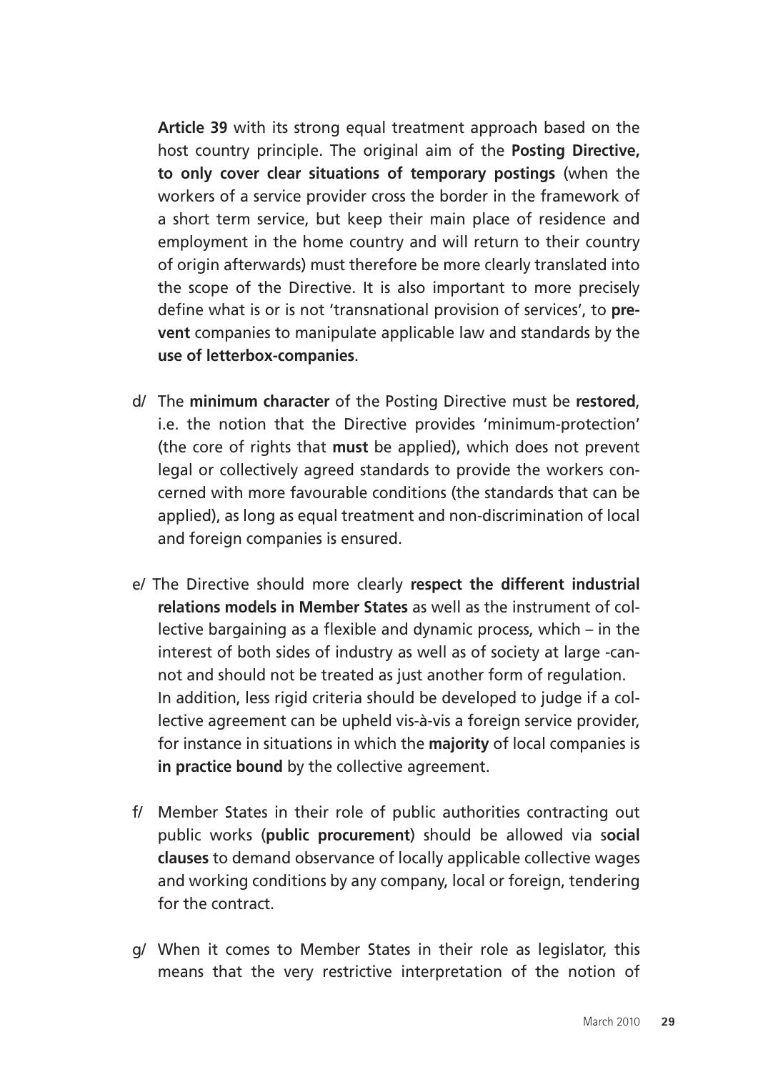**Article 39** with its strong equal treatment approach based on the host country principle. The original aim of the **Posting Directive, to only cover clear situations of temporary postings** (when the workers of a service provider cross the border in the framework of a short term service, but keep their main place of residence and employment in the home country and will return to their country of origin afterwards) must therefore be more clearly translated into the scope of the Directive. It is also important to more precisely define what is or is not 'transnational provision of services', to **prevent** companies to manipulate applicable law and standards by the **use of letterbox-companies**.

d/ The **minimum character** of the Posting Directive must be **restored**, i.e. the notion that the Directive provides 'minimum-protection' (the core of rights that **must** be applied), which does not prevent legal or collectively agreed standards to provide the workers concerned with more favourable conditions (the standards that can be applied), as long as equal treatment and non-discrimination of local and foreign companies is ensured.

e/ The Directive should more clearly **respect the different industrial relations models in Member States** as well as the instrument of collective bargaining as a flexible and dynamic process, which – in the interest of both sides of industry as well as of society at large -cannot and should not be treated as just another form of regulation.
In addition, less rigid criteria should be developed to judge if a collective agreement can be upheld vis-à-vis a foreign service provider, for instance in situations in which the **majority** of local companies is **in practice bound** by the collective agreement.

f/ Member States in their role of public authorities contracting out public works (**public procurement**) should be allowed via s**ocial clauses** to demand observance of locally applicable collective wages and working conditions by any company, local or foreign, tendering for the contract.

g/ When it comes to Member States in their role as legislator, this means that the very restrictive interpretation of the notion of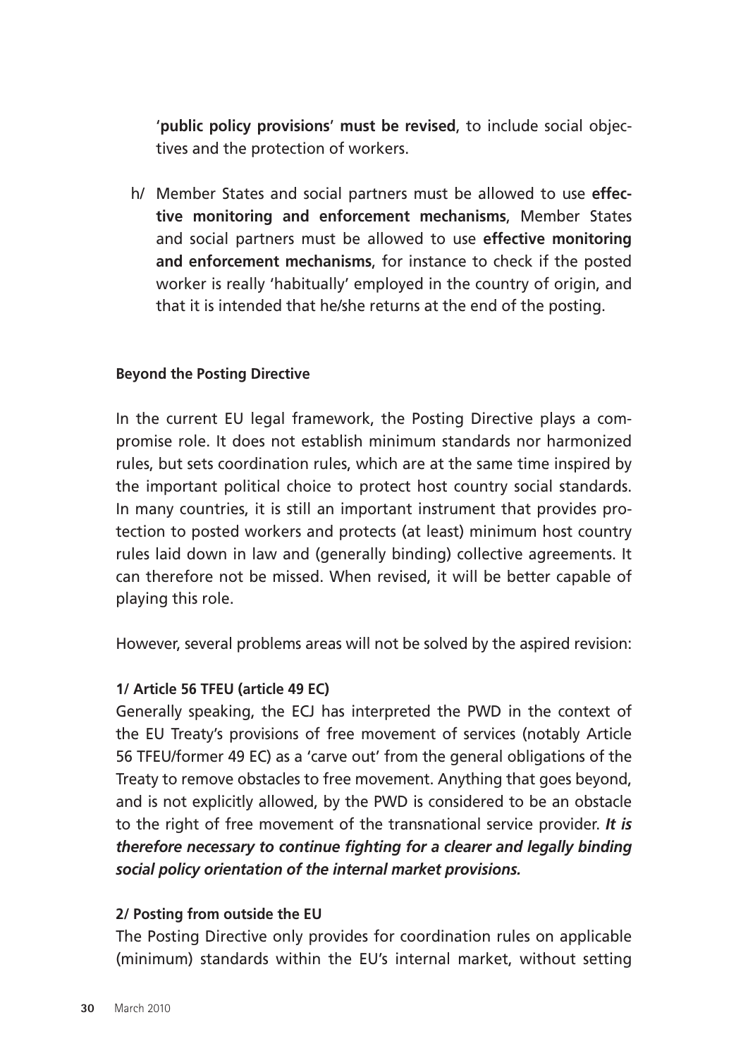'**public policy provisions**' **must be revised**, to include social objectives and the protection of workers.

h/ Member States and social partners must be allowed to use **effective monitoring and enforcement mechanisms**, Member States and social partners must be allowed to use **effective monitoring and enforcement mechanisms**, for instance to check if the posted worker is really 'habitually' employed in the country of origin, and that it is intended that he/she returns at the end of the posting.

**Beyond the Posting Directive**

In the current EU legal framework, the Posting Directive plays a compromise role. It does not establish minimum standards nor harmonized rules, but sets coordination rules, which are at the same time inspired by the important political choice to protect host country social standards. In many countries, it is still an important instrument that provides protection to posted workers and protects (at least) minimum host country rules laid down in law and (generally binding) collective agreements. It can therefore not be missed. When revised, it will be better capable of playing this role.

However, several problems areas will not be solved by the aspired revision:

**1/ Article 56 TFEU (article 49 EC)**

Generally speaking, the ECJ has interpreted the PWD in the context of the EU Treaty's provisions of free movement of services (notably Article 56 TFEU/former 49 EC) as a 'carve out' from the general obligations of the Treaty to remove obstacles to free movement. Anything that goes beyond, and is not explicitly allowed, by the PWD is considered to be an obstacle to the right of free movement of the transnational service provider. ***It is therefore necessary to continue fighting for a clearer and legally binding social policy orientation of the internal market provisions.***

**2/ Posting from outside the EU**

The Posting Directive only provides for coordination rules on applicable (minimum) standards within the EU's internal market, without setting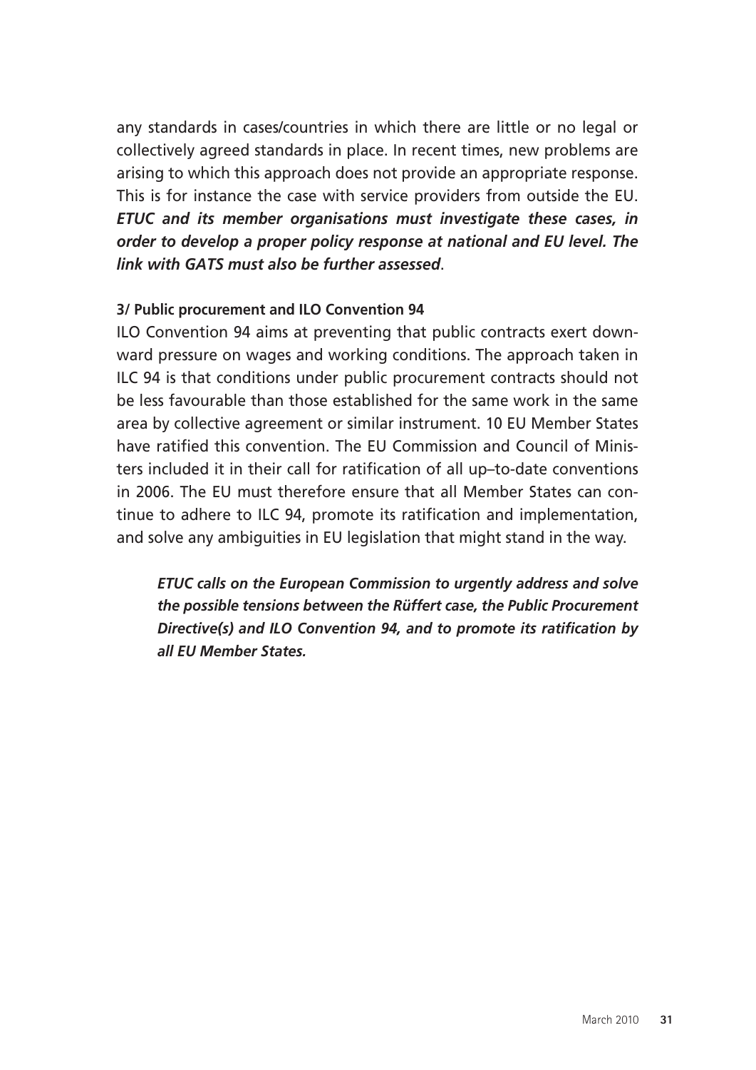any standards in cases/countries in which there are little or no legal or collectively agreed standards in place. In recent times, new problems are arising to which this approach does not provide an appropriate response. This is for instance the case with service providers from outside the EU. ***ETUC and its member organisations must investigate these cases, in order to develop a proper policy response at national and EU level. The link with GATS must also be further assessed***.

**3/ Public procurement and ILO Convention 94**

ILO Convention 94 aims at preventing that public contracts exert downward pressure on wages and working conditions. The approach taken in ILC 94 is that conditions under public procurement contracts should not be less favourable than those established for the same work in the same area by collective agreement or similar instrument. 10 EU Member States have ratified this convention. The EU Commission and Council of Ministers included it in their call for ratification of all up–to-date conventions in 2006. The EU must therefore ensure that all Member States can continue to adhere to ILC 94, promote its ratification and implementation, and solve any ambiguities in EU legislation that might stand in the way.

> ***ETUC calls on the European Commission to urgently address and solve the possible tensions between the Rüffert case, the Public Procurement Directive(s) and ILO Convention 94, and to promote its ratification by all EU Member States.***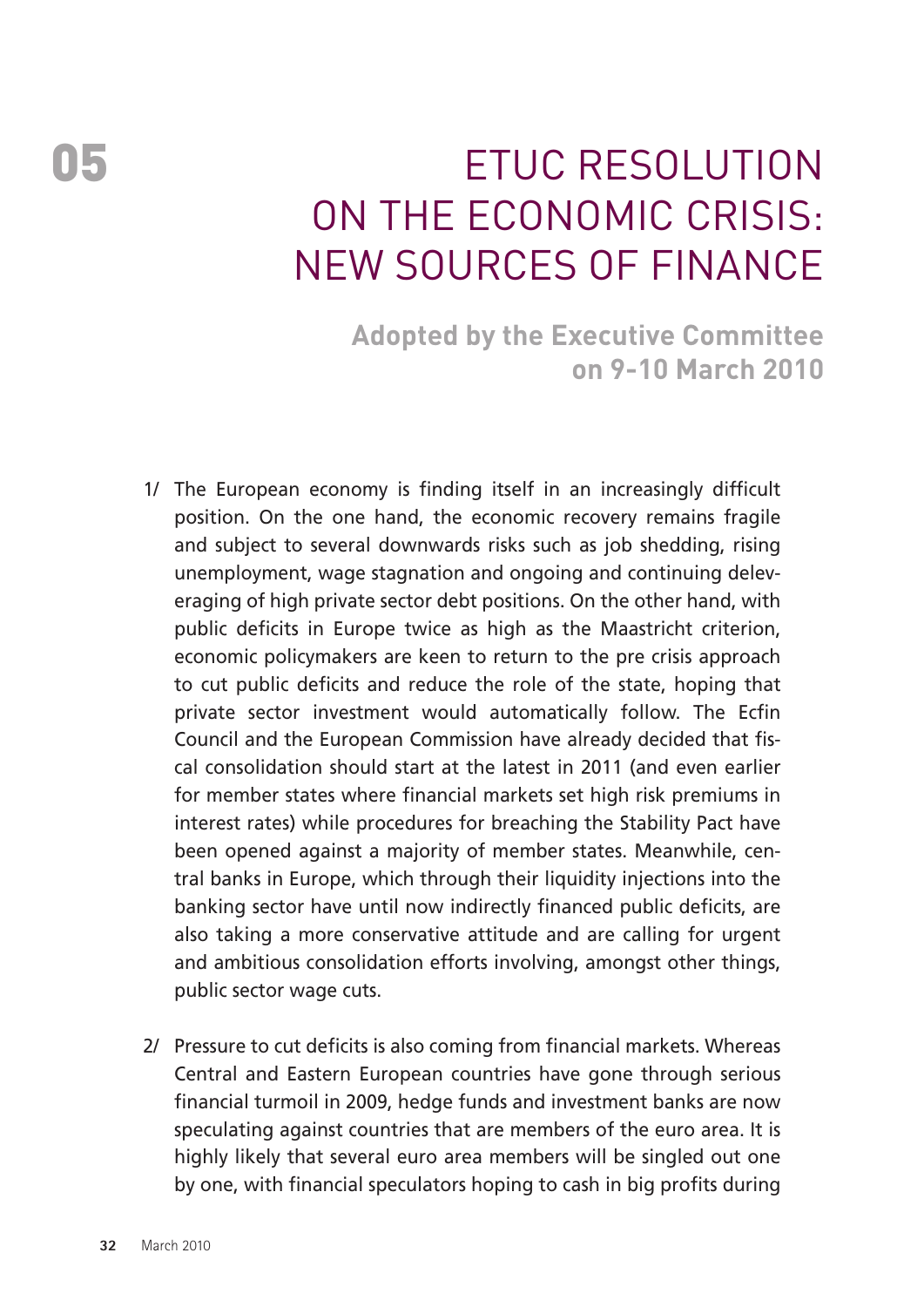# 05 ETUC RESOLUTION ON THE ECONOMIC CRISIS: NEW SOURCES OF FINANCE

## Adopted by the Executive Committee on 9-10 March 2010

1/ The European economy is finding itself in an increasingly difficult position. On the one hand, the economic recovery remains fragile and subject to several downwards risks such as job shedding, rising unemployment, wage stagnation and ongoing and continuing deleveraging of high private sector debt positions. On the other hand, with public deficits in Europe twice as high as the Maastricht criterion, economic policymakers are keen to return to the pre crisis approach to cut public deficits and reduce the role of the state, hoping that private sector investment would automatically follow. The Ecfin Council and the European Commission have already decided that fiscal consolidation should start at the latest in 2011 (and even earlier for member states where financial markets set high risk premiums in interest rates) while procedures for breaching the Stability Pact have been opened against a majority of member states. Meanwhile, central banks in Europe, which through their liquidity injections into the banking sector have until now indirectly financed public deficits, are also taking a more conservative attitude and are calling for urgent and ambitious consolidation efforts involving, amongst other things, public sector wage cuts.

2/ Pressure to cut deficits is also coming from financial markets. Whereas Central and Eastern European countries have gone through serious financial turmoil in 2009, hedge funds and investment banks are now speculating against countries that are members of the euro area. It is highly likely that several euro area members will be singled out one by one, with financial speculators hoping to cash in big profits during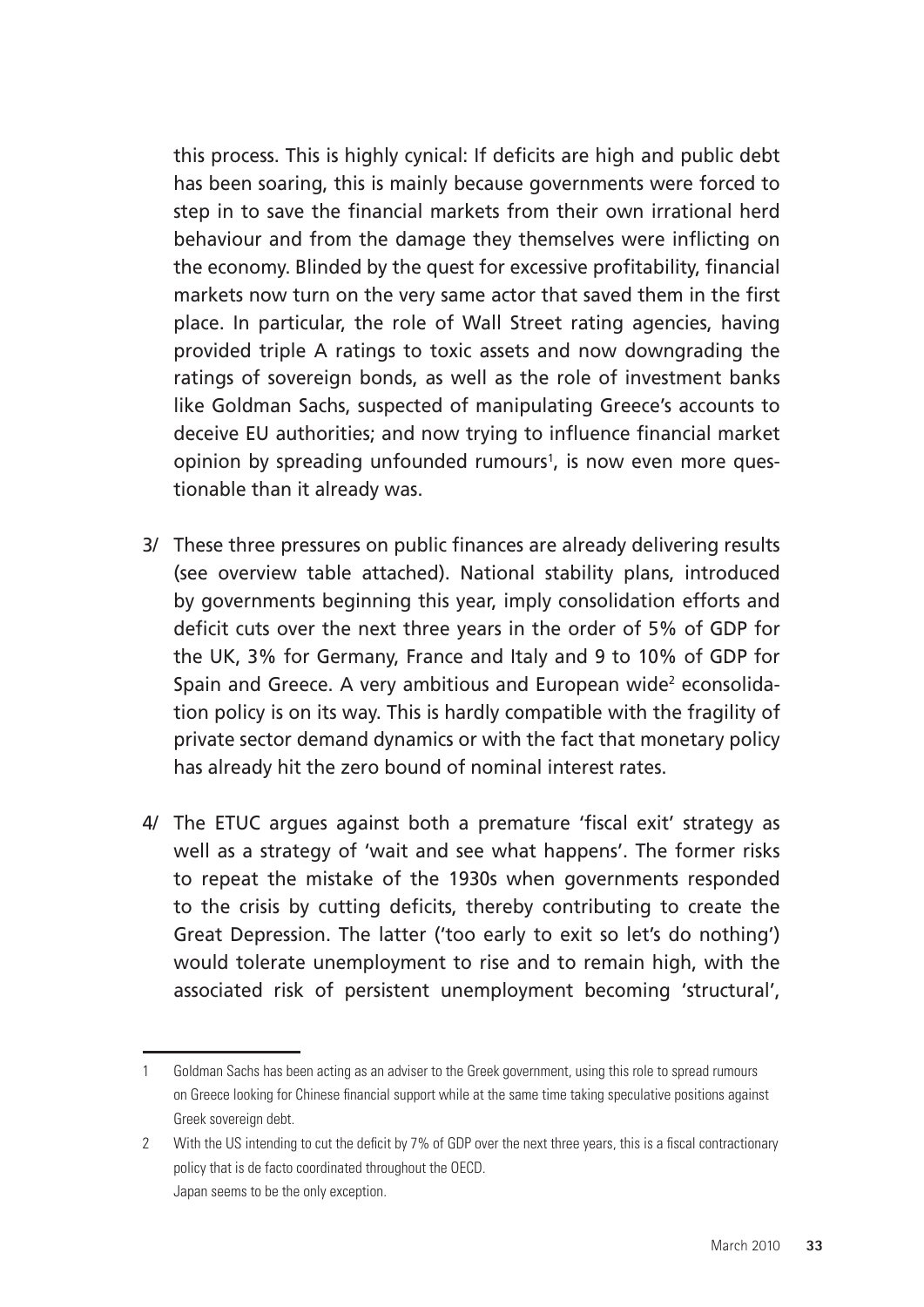this process. This is highly cynical: If deficits are high and public debt has been soaring, this is mainly because governments were forced to step in to save the financial markets from their own irrational herd behaviour and from the damage they themselves were inflicting on the economy. Blinded by the quest for excessive profitability, financial markets now turn on the very same actor that saved them in the first place. In particular, the role of Wall Street rating agencies, having provided triple A ratings to toxic assets and now downgrading the ratings of sovereign bonds, as well as the role of investment banks like Goldman Sachs, suspected of manipulating Greece's accounts to deceive EU authorities; and now trying to influence financial market opinion by spreading unfounded rumours[1], is now even more questionable than it already was.

3/ These three pressures on public finances are already delivering results (see overview table attached). National stability plans, introduced by governments beginning this year, imply consolidation efforts and deficit cuts over the next three years in the order of 5% of GDP for the UK, 3% for Germany, France and Italy and 9 to 10% of GDP for Spain and Greece. A very ambitious and European wide[2] econsolidation policy is on its way. This is hardly compatible with the fragility of private sector demand dynamics or with the fact that monetary policy has already hit the zero bound of nominal interest rates.

4/ The ETUC argues against both a premature 'fiscal exit' strategy as well as a strategy of 'wait and see what happens'. The former risks to repeat the mistake of the 1930s when governments responded to the crisis by cutting deficits, thereby contributing to create the Great Depression. The latter ('too early to exit so let's do nothing') would tolerate unemployment to rise and to remain high, with the associated risk of persistent unemployment becoming 'structural',

1 Goldman Sachs has been acting as an adviser to the Greek government, using this role to spread rumours on Greece looking for Chinese financial support while at the same time taking speculative positions against Greek sovereign debt.

2 With the US intending to cut the deficit by 7% of GDP over the next three years, this is a fiscal contractionary policy that is de facto coordinated throughout the OECD. Japan seems to be the only exception.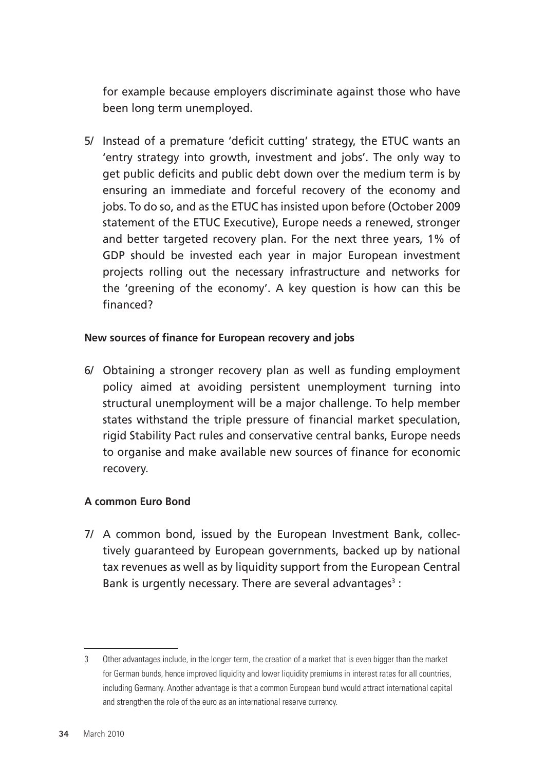for example because employers discriminate against those who have been long term unemployed.

5/ Instead of a premature 'deficit cutting' strategy, the ETUC wants an 'entry strategy into growth, investment and jobs'. The only way to get public deficits and public debt down over the medium term is by ensuring an immediate and forceful recovery of the economy and jobs. To do so, and as the ETUC has insisted upon before (October 2009 statement of the ETUC Executive), Europe needs a renewed, stronger and better targeted recovery plan. For the next three years, 1% of GDP should be invested each year in major European investment projects rolling out the necessary infrastructure and networks for the 'greening of the economy'. A key question is how can this be financed?

**New sources of finance for European recovery and jobs**

6/ Obtaining a stronger recovery plan as well as funding employment policy aimed at avoiding persistent unemployment turning into structural unemployment will be a major challenge. To help member states withstand the triple pressure of financial market speculation, rigid Stability Pact rules and conservative central banks, Europe needs to organise and make available new sources of finance for economic recovery.

**A common Euro Bond**

7/ A common bond, issued by the European Investment Bank, collectively guaranteed by European governments, backed up by national tax revenues as well as by liquidity support from the European Central Bank is urgently necessary. There are several advantages[3] :

---

3 Other advantages include, in the longer term, the creation of a market that is even bigger than the market for German bunds, hence improved liquidity and lower liquidity premiums in interest rates for all countries, including Germany. Another advantage is that a common European bund would attract international capital and strengthen the role of the euro as an international reserve currency.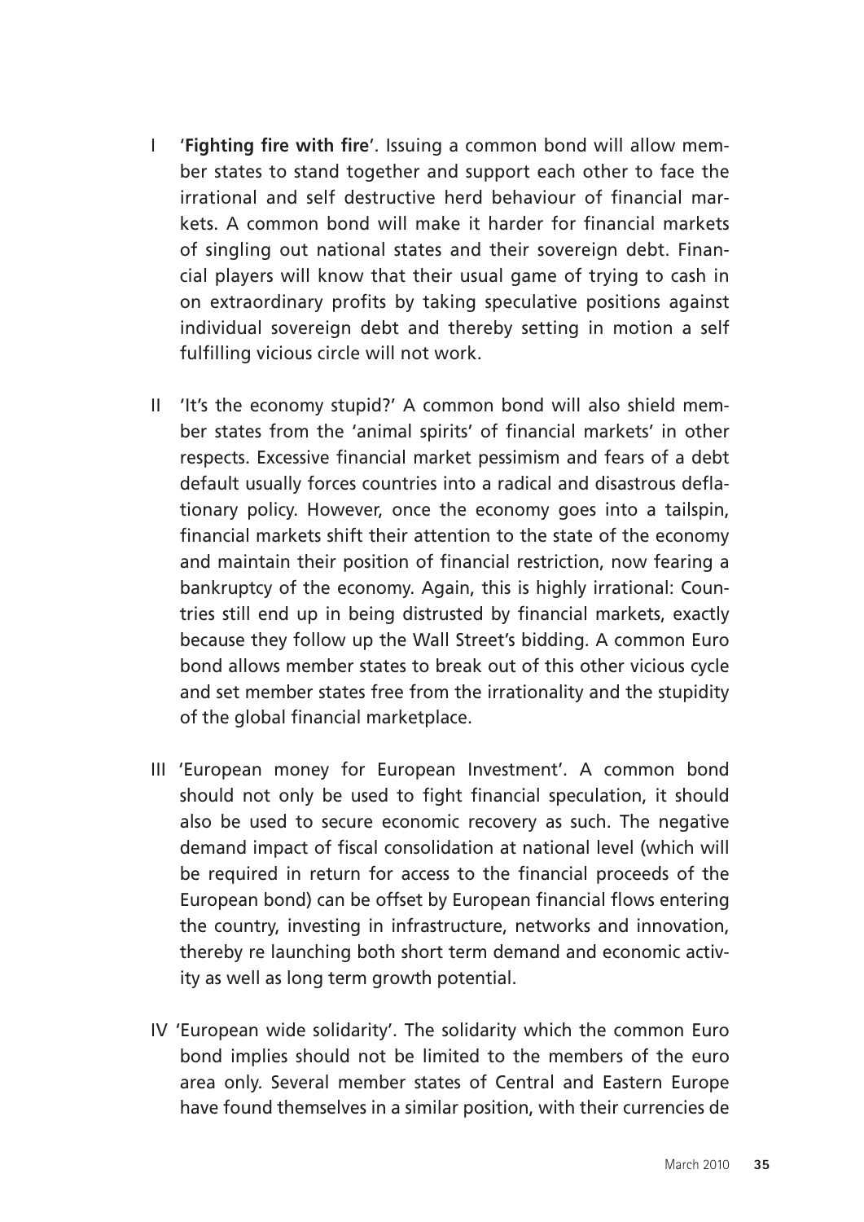I **'Fighting fire with fire'**. Issuing a common bond will allow member states to stand together and support each other to face the irrational and self destructive herd behaviour of financial markets. A common bond will make it harder for financial markets of singling out national states and their sovereign debt. Financial players will know that their usual game of trying to cash in on extraordinary profits by taking speculative positions against individual sovereign debt and thereby setting in motion a self fulfilling vicious circle will not work.

II 'It's the economy stupid?' A common bond will also shield member states from the 'animal spirits' of financial markets' in other respects. Excessive financial market pessimism and fears of a debt default usually forces countries into a radical and disastrous deflationary policy. However, once the economy goes into a tailspin, financial markets shift their attention to the state of the economy and maintain their position of financial restriction, now fearing a bankruptcy of the economy. Again, this is highly irrational: Countries still end up in being distrusted by financial markets, exactly because they follow up the Wall Street's bidding. A common Euro bond allows member states to break out of this other vicious cycle and set member states free from the irrationality and the stupidity of the global financial marketplace.

III 'European money for European Investment'. A common bond should not only be used to fight financial speculation, it should also be used to secure economic recovery as such. The negative demand impact of fiscal consolidation at national level (which will be required in return for access to the financial proceeds of the European bond) can be offset by European financial flows entering the country, investing in infrastructure, networks and innovation, thereby re launching both short term demand and economic activity as well as long term growth potential.

IV 'European wide solidarity'. The solidarity which the common Euro bond implies should not be limited to the members of the euro area only. Several member states of Central and Eastern Europe have found themselves in a similar position, with their currencies de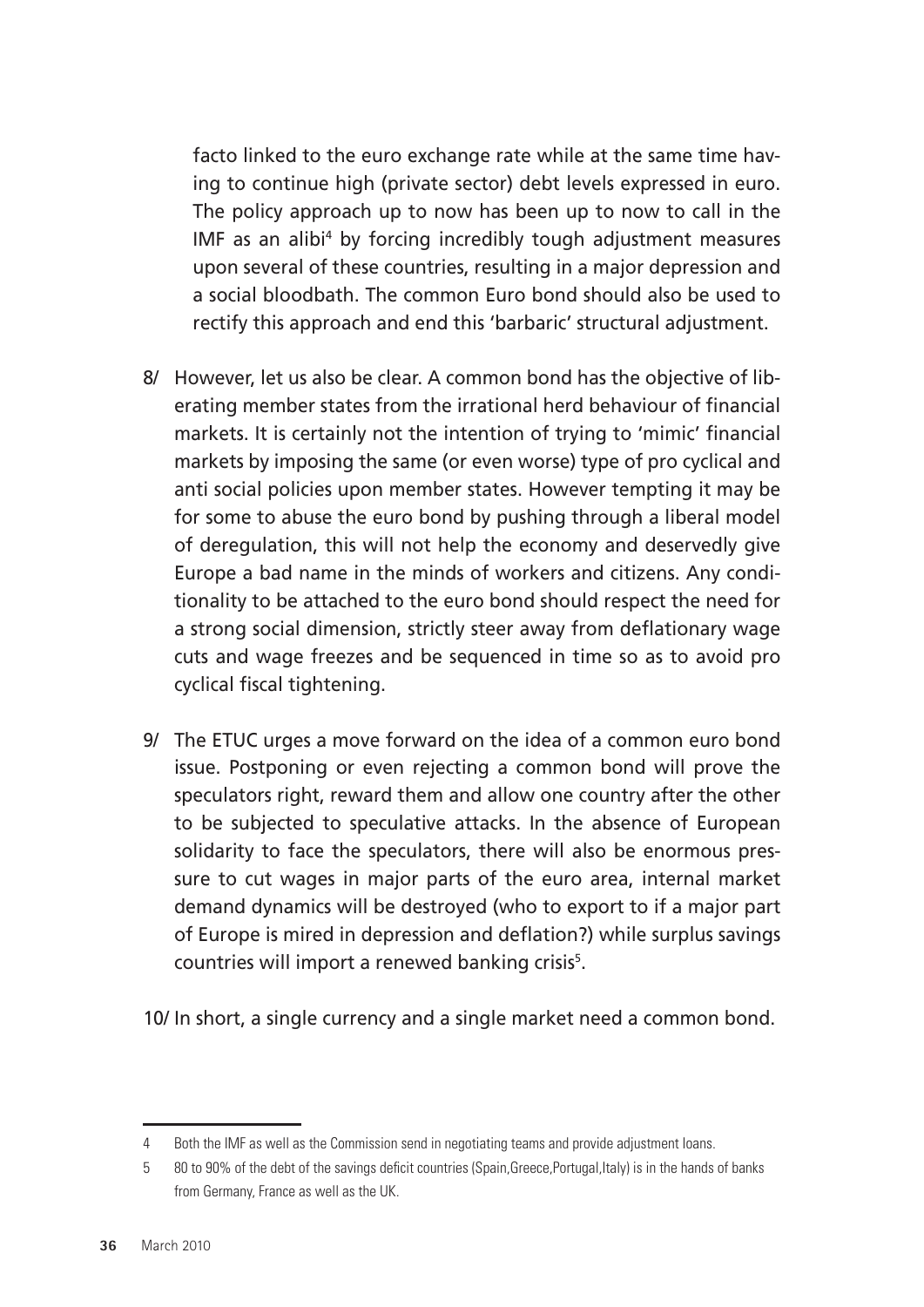facto linked to the euro exchange rate while at the same time having to continue high (private sector) debt levels expressed in euro. The policy approach up to now has been up to now to call in the IMF as an alibi[4] by forcing incredibly tough adjustment measures upon several of these countries, resulting in a major depression and a social bloodbath. The common Euro bond should also be used to rectify this approach and end this 'barbaric' structural adjustment.

8/ However, let us also be clear. A common bond has the objective of liberating member states from the irrational herd behaviour of financial markets. It is certainly not the intention of trying to 'mimic' financial markets by imposing the same (or even worse) type of pro cyclical and anti social policies upon member states. However tempting it may be for some to abuse the euro bond by pushing through a liberal model of deregulation, this will not help the economy and deservedly give Europe a bad name in the minds of workers and citizens. Any conditionality to be attached to the euro bond should respect the need for a strong social dimension, strictly steer away from deflationary wage cuts and wage freezes and be sequenced in time so as to avoid pro cyclical fiscal tightening.

9/ The ETUC urges a move forward on the idea of a common euro bond issue. Postponing or even rejecting a common bond will prove the speculators right, reward them and allow one country after the other to be subjected to speculative attacks. In the absence of European solidarity to face the speculators, there will also be enormous pressure to cut wages in major parts of the euro area, internal market demand dynamics will be destroyed (who to export to if a major part of Europe is mired in depression and deflation?) while surplus savings countries will import a renewed banking crisis[5].

10/ In short, a single currency and a single market need a common bond.

---

4 Both the IMF as well as the Commission send in negotiating teams and provide adjustment loans.

5 80 to 90% of the debt of the savings deficit countries (Spain,Greece,Portugal,Italy) is in the hands of banks from Germany, France as well as the UK.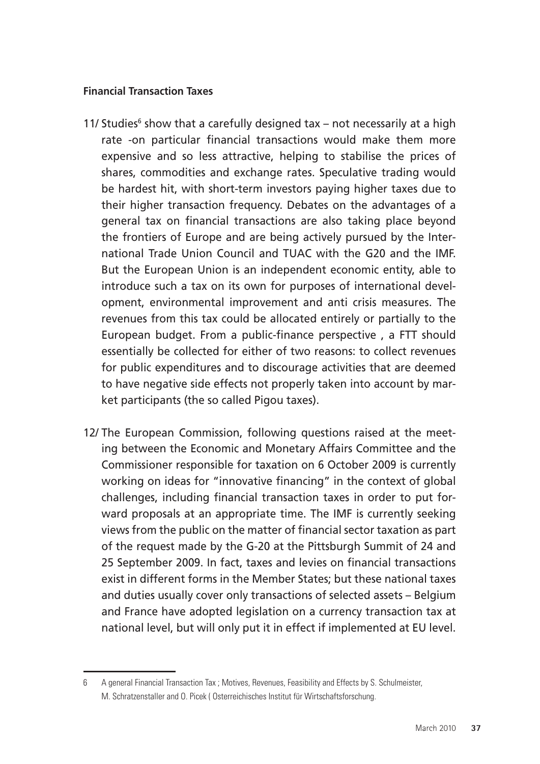**Financial Transaction Taxes**

11/ Studies[6] show that a carefully designed tax – not necessarily at a high rate -on particular financial transactions would make them more expensive and so less attractive, helping to stabilise the prices of shares, commodities and exchange rates. Speculative trading would be hardest hit, with short-term investors paying higher taxes due to their higher transaction frequency. Debates on the advantages of a general tax on financial transactions are also taking place beyond the frontiers of Europe and are being actively pursued by the International Trade Union Council and TUAC with the G20 and the IMF. But the European Union is an independent economic entity, able to introduce such a tax on its own for purposes of international development, environmental improvement and anti crisis measures. The revenues from this tax could be allocated entirely or partially to the European budget. From a public-finance perspective , a FTT should essentially be collected for either of two reasons: to collect revenues for public expenditures and to discourage activities that are deemed to have negative side effects not properly taken into account by market participants (the so called Pigou taxes).

12/ The European Commission, following questions raised at the meeting between the Economic and Monetary Affairs Committee and the Commissioner responsible for taxation on 6 October 2009 is currently working on ideas for "innovative financing" in the context of global challenges, including financial transaction taxes in order to put forward proposals at an appropriate time. The IMF is currently seeking views from the public on the matter of financial sector taxation as part of the request made by the G-20 at the Pittsburgh Summit of 24 and 25 September 2009. In fact, taxes and levies on financial transactions exist in different forms in the Member States; but these national taxes and duties usually cover only transactions of selected assets – Belgium and France have adopted legislation on a currency transaction tax at national level, but will only put it in effect if implemented at EU level.

6 A general Financial Transaction Tax ; Motives, Revenues, Feasibility and Effects by S. Schulmeister, M. Schratzenstaller and O. Picek ( Osterreichisches Institut für Wirtschaftsforschung.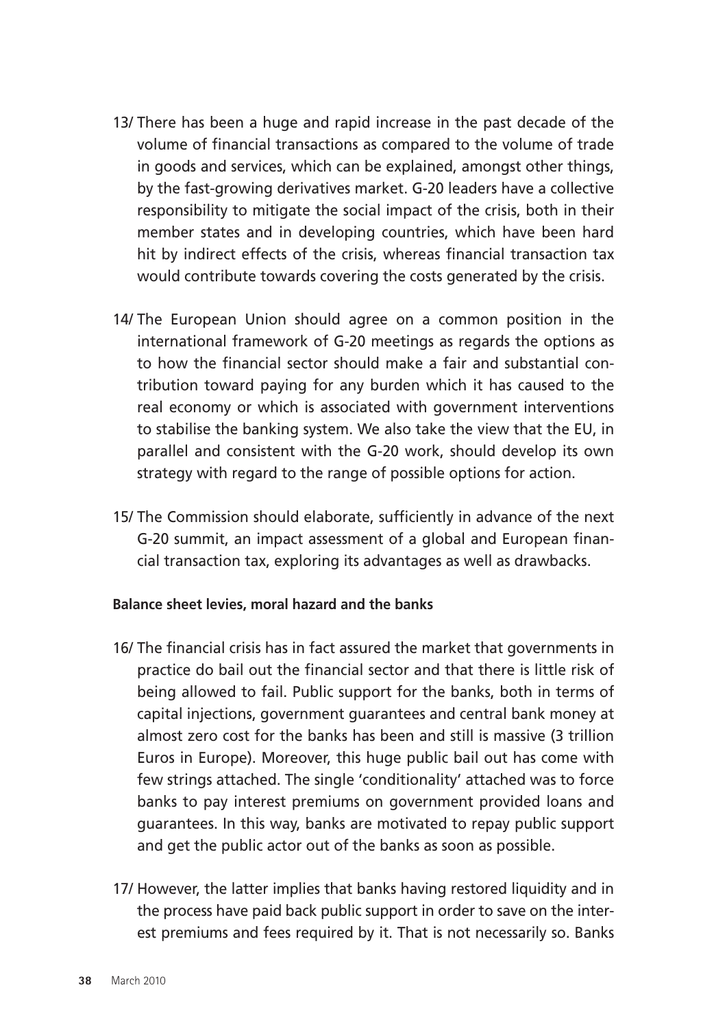13/ There has been a huge and rapid increase in the past decade of the volume of financial transactions as compared to the volume of trade in goods and services, which can be explained, amongst other things, by the fast-growing derivatives market. G-20 leaders have a collective responsibility to mitigate the social impact of the crisis, both in their member states and in developing countries, which have been hard hit by indirect effects of the crisis, whereas financial transaction tax would contribute towards covering the costs generated by the crisis.

14/ The European Union should agree on a common position in the international framework of G-20 meetings as regards the options as to how the financial sector should make a fair and substantial contribution toward paying for any burden which it has caused to the real economy or which is associated with government interventions to stabilise the banking system. We also take the view that the EU, in parallel and consistent with the G-20 work, should develop its own strategy with regard to the range of possible options for action.

15/ The Commission should elaborate, sufficiently in advance of the next G-20 summit, an impact assessment of a global and European financial transaction tax, exploring its advantages as well as drawbacks.

**Balance sheet levies, moral hazard and the banks**

16/ The financial crisis has in fact assured the market that governments in practice do bail out the financial sector and that there is little risk of being allowed to fail. Public support for the banks, both in terms of capital injections, government guarantees and central bank money at almost zero cost for the banks has been and still is massive (3 trillion Euros in Europe). Moreover, this huge public bail out has come with few strings attached. The single 'conditionality' attached was to force banks to pay interest premiums on government provided loans and guarantees. In this way, banks are motivated to repay public support and get the public actor out of the banks as soon as possible.

17/ However, the latter implies that banks having restored liquidity and in the process have paid back public support in order to save on the interest premiums and fees required by it. That is not necessarily so. Banks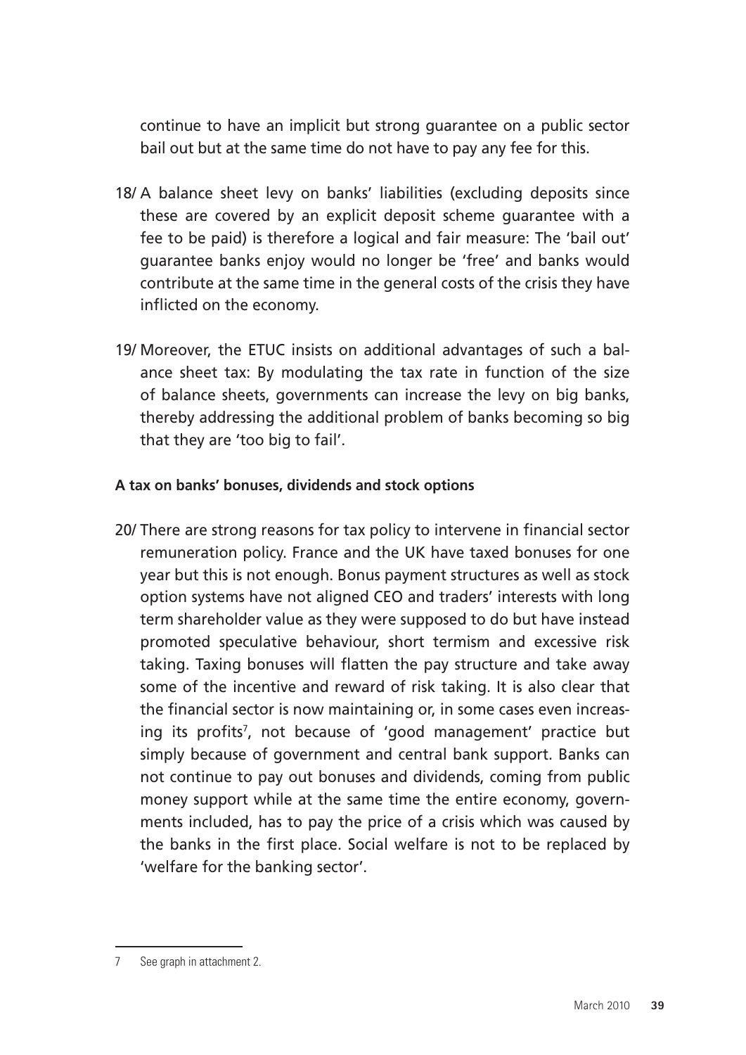continue to have an implicit but strong guarantee on a public sector bail out but at the same time do not have to pay any fee for this.

18/ A balance sheet levy on banks' liabilities (excluding deposits since these are covered by an explicit deposit scheme guarantee with a fee to be paid) is therefore a logical and fair measure: The 'bail out' guarantee banks enjoy would no longer be 'free' and banks would contribute at the same time in the general costs of the crisis they have inflicted on the economy.

19/ Moreover, the ETUC insists on additional advantages of such a balance sheet tax: By modulating the tax rate in function of the size of balance sheets, governments can increase the levy on big banks, thereby addressing the additional problem of banks becoming so big that they are 'too big to fail'.

**A tax on banks' bonuses, dividends and stock options**

20/ There are strong reasons for tax policy to intervene in financial sector remuneration policy. France and the UK have taxed bonuses for one year but this is not enough. Bonus payment structures as well as stock option systems have not aligned CEO and traders' interests with long term shareholder value as they were supposed to do but have instead promoted speculative behaviour, short termism and excessive risk taking. Taxing bonuses will flatten the pay structure and take away some of the incentive and reward of risk taking. It is also clear that the financial sector is now maintaining or, in some cases even increasing its profits[7], not because of 'good management' practice but simply because of government and central bank support. Banks can not continue to pay out bonuses and dividends, coming from public money support while at the same time the entire economy, governments included, has to pay the price of a crisis which was caused by the banks in the first place. Social welfare is not to be replaced by 'welfare for the banking sector'.

---

7 See graph in attachment 2.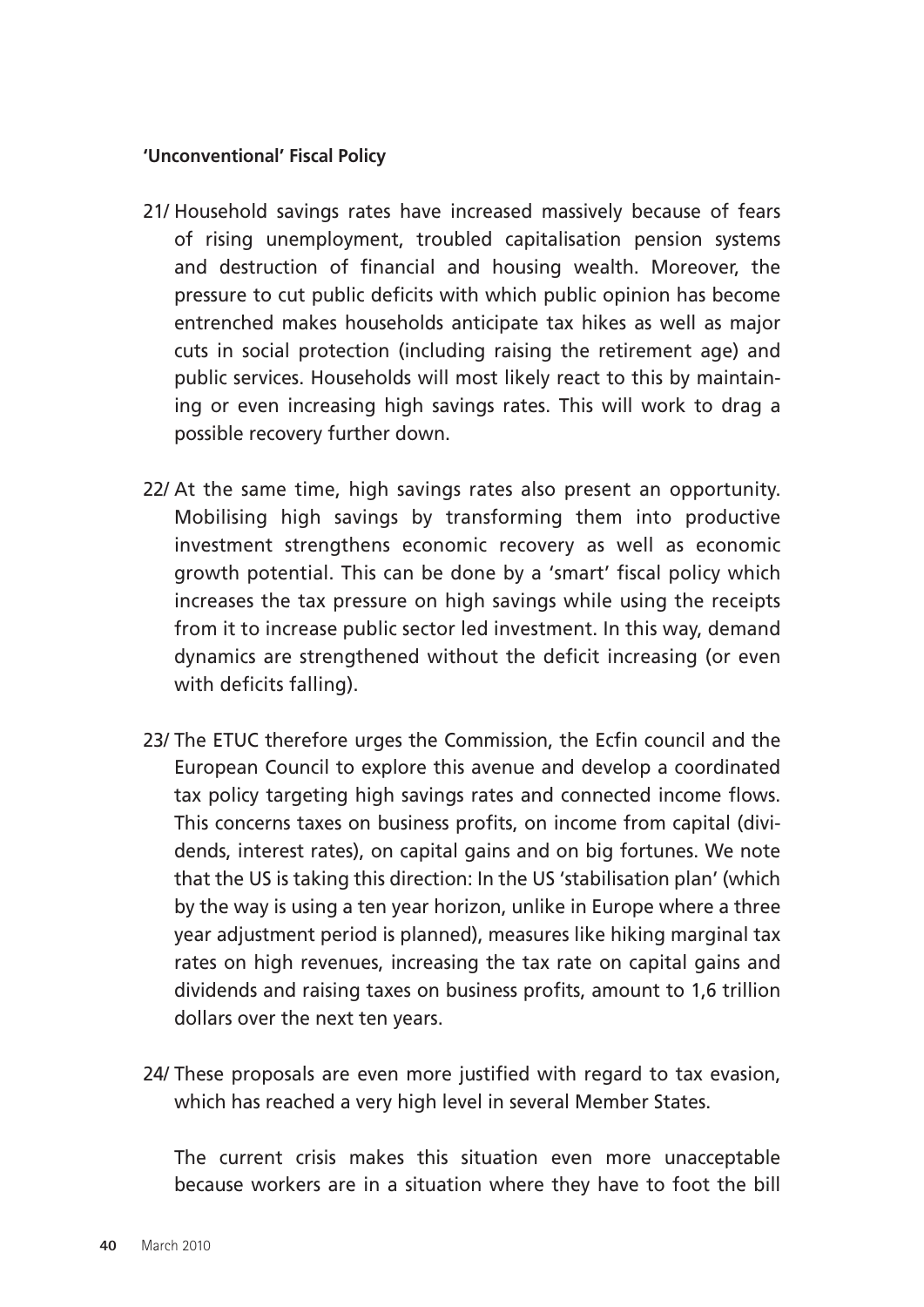**'Unconventional' Fiscal Policy**

21/ Household savings rates have increased massively because of fears of rising unemployment, troubled capitalisation pension systems and destruction of financial and housing wealth. Moreover, the pressure to cut public deficits with which public opinion has become entrenched makes households anticipate tax hikes as well as major cuts in social protection (including raising the retirement age) and public services. Households will most likely react to this by maintaining or even increasing high savings rates. This will work to drag a possible recovery further down.

22/ At the same time, high savings rates also present an opportunity. Mobilising high savings by transforming them into productive investment strengthens economic recovery as well as economic growth potential. This can be done by a 'smart' fiscal policy which increases the tax pressure on high savings while using the receipts from it to increase public sector led investment. In this way, demand dynamics are strengthened without the deficit increasing (or even with deficits falling).

23/ The ETUC therefore urges the Commission, the Ecfin council and the European Council to explore this avenue and develop a coordinated tax policy targeting high savings rates and connected income flows. This concerns taxes on business profits, on income from capital (dividends, interest rates), on capital gains and on big fortunes. We note that the US is taking this direction: In the US 'stabilisation plan' (which by the way is using a ten year horizon, unlike in Europe where a three year adjustment period is planned), measures like hiking marginal tax rates on high revenues, increasing the tax rate on capital gains and dividends and raising taxes on business profits, amount to 1,6 trillion dollars over the next ten years.

24/ These proposals are even more justified with regard to tax evasion, which has reached a very high level in several Member States.

The current crisis makes this situation even more unacceptable because workers are in a situation where they have to foot the bill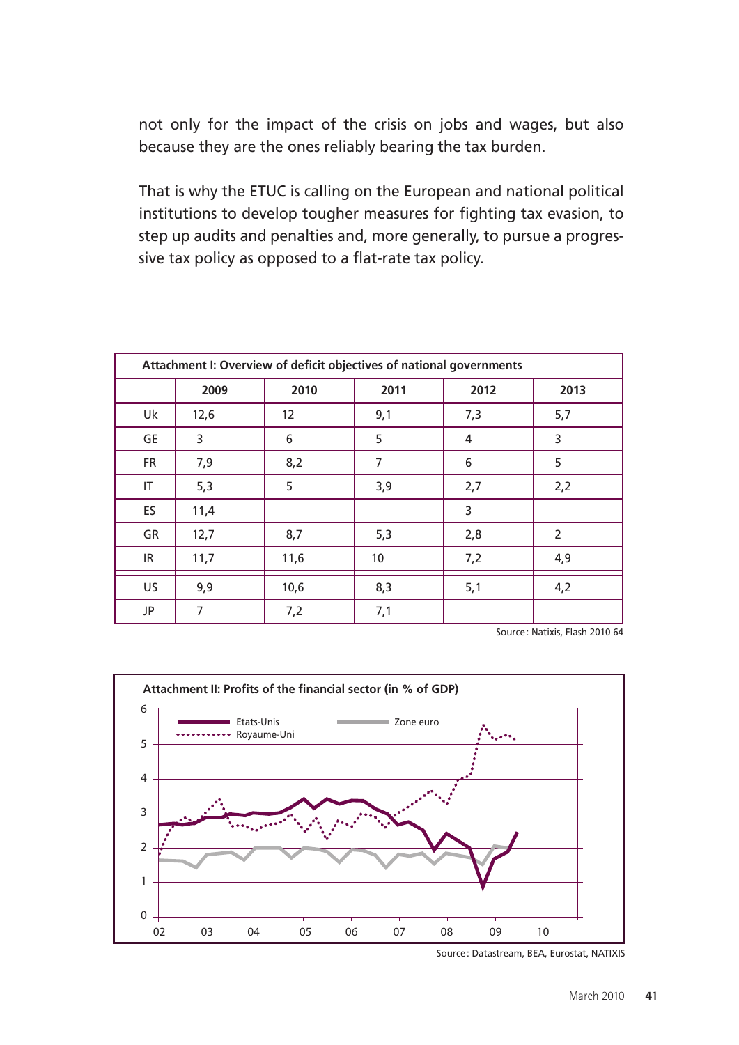not only for the impact of the crisis on jobs and wages, but also because they are the ones reliably bearing the tax burden.

That is why the ETUC is calling on the European and national political institutions to develop tougher measures for fighting tax evasion, to step up audits and penalties and, more generally, to pursue a progressive tax policy as opposed to a flat-rate tax policy.

**Attachment I: Overview of deficit objectives of national governments**

| | 2009 | 2010 | 2011 | 2012 | 2013 |
|---|---|---|---|---|---|
| Uk | 12,6 | 12 | 9,1 | 7,3 | 5,7 |
| GE | 3 | 6 | 5 | 4 | 3 |
| FR | 7,9 | 8,2 | 7 | 6 | 5 |
| IT | 5,3 | 5 | 3,9 | 2,7 | 2,2 |
| ES | 11,4 | | | 3 | |
| GR | 12,7 | 8,7 | 5,3 | 2,8 | 2 |
| IR | 11,7 | 11,6 | 10 | 7,2 | 4,9 |
| US | 9,9 | 10,6 | 8,3 | 5,1 | 4,2 |
| JP | 7 | 7,2 | 7,1 | | |

Source: Natixis, Flash 2010 64

**Attachment II: Profits of the financial sector (in % of GDP)**

Source: Datastream, BEA, Eurostat, NATIXIS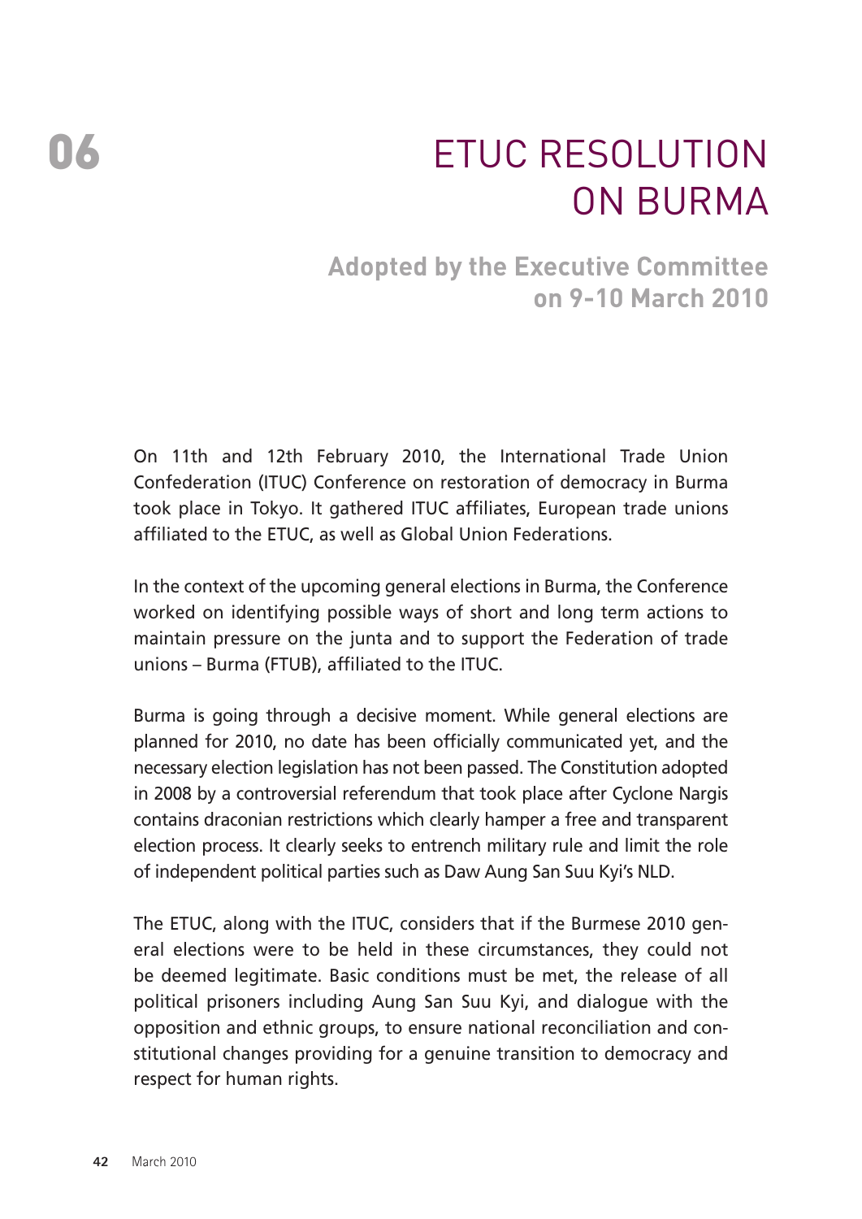# 06 ETUC RESOLUTION ON BURMA

## Adopted by the Executive Committee on 9-10 March 2010

On 11th and 12th February 2010, the International Trade Union Confederation (ITUC) Conference on restoration of democracy in Burma took place in Tokyo. It gathered ITUC affiliates, European trade unions affiliated to the ETUC, as well as Global Union Federations.

In the context of the upcoming general elections in Burma, the Conference worked on identifying possible ways of short and long term actions to maintain pressure on the junta and to support the Federation of trade unions – Burma (FTUB), affiliated to the ITUC.

Burma is going through a decisive moment. While general elections are planned for 2010, no date has been officially communicated yet, and the necessary election legislation has not been passed. The Constitution adopted in 2008 by a controversial referendum that took place after Cyclone Nargis contains draconian restrictions which clearly hamper a free and transparent election process. It clearly seeks to entrench military rule and limit the role of independent political parties such as Daw Aung San Suu Kyi's NLD.

The ETUC, along with the ITUC, considers that if the Burmese 2010 general elections were to be held in these circumstances, they could not be deemed legitimate. Basic conditions must be met, the release of all political prisoners including Aung San Suu Kyi, and dialogue with the opposition and ethnic groups, to ensure national reconciliation and constitutional changes providing for a genuine transition to democracy and respect for human rights.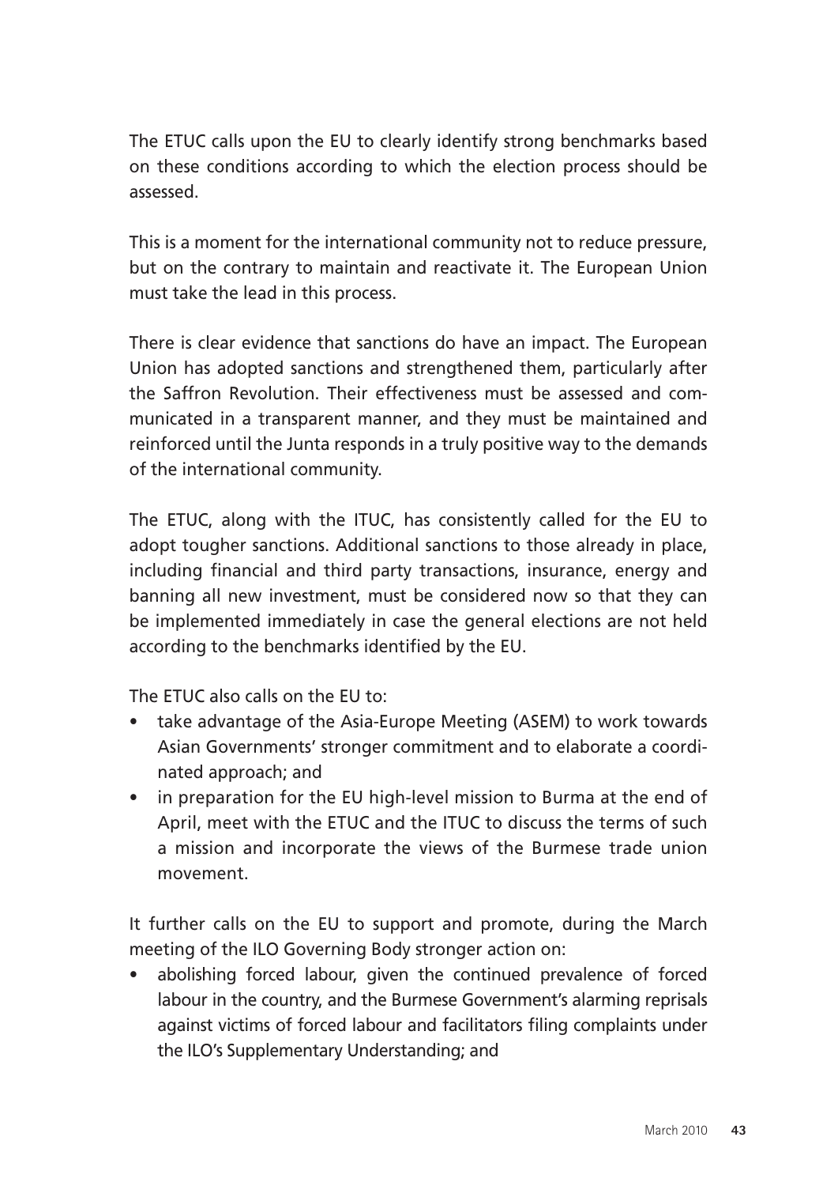The ETUC calls upon the EU to clearly identify strong benchmarks based on these conditions according to which the election process should be assessed.

This is a moment for the international community not to reduce pressure, but on the contrary to maintain and reactivate it. The European Union must take the lead in this process.

There is clear evidence that sanctions do have an impact. The European Union has adopted sanctions and strengthened them, particularly after the Saffron Revolution. Their effectiveness must be assessed and communicated in a transparent manner, and they must be maintained and reinforced until the Junta responds in a truly positive way to the demands of the international community.

The ETUC, along with the ITUC, has consistently called for the EU to adopt tougher sanctions. Additional sanctions to those already in place, including financial and third party transactions, insurance, energy and banning all new investment, must be considered now so that they can be implemented immediately in case the general elections are not held according to the benchmarks identified by the EU.

The ETUC also calls on the EU to:

- take advantage of the Asia-Europe Meeting (ASEM) to work towards Asian Governments' stronger commitment and to elaborate a coordinated approach; and
- in preparation for the EU high-level mission to Burma at the end of April, meet with the ETUC and the ITUC to discuss the terms of such a mission and incorporate the views of the Burmese trade union movement.

It further calls on the EU to support and promote, during the March meeting of the ILO Governing Body stronger action on:

- abolishing forced labour, given the continued prevalence of forced labour in the country, and the Burmese Government's alarming reprisals against victims of forced labour and facilitators filing complaints under the ILO's Supplementary Understanding; and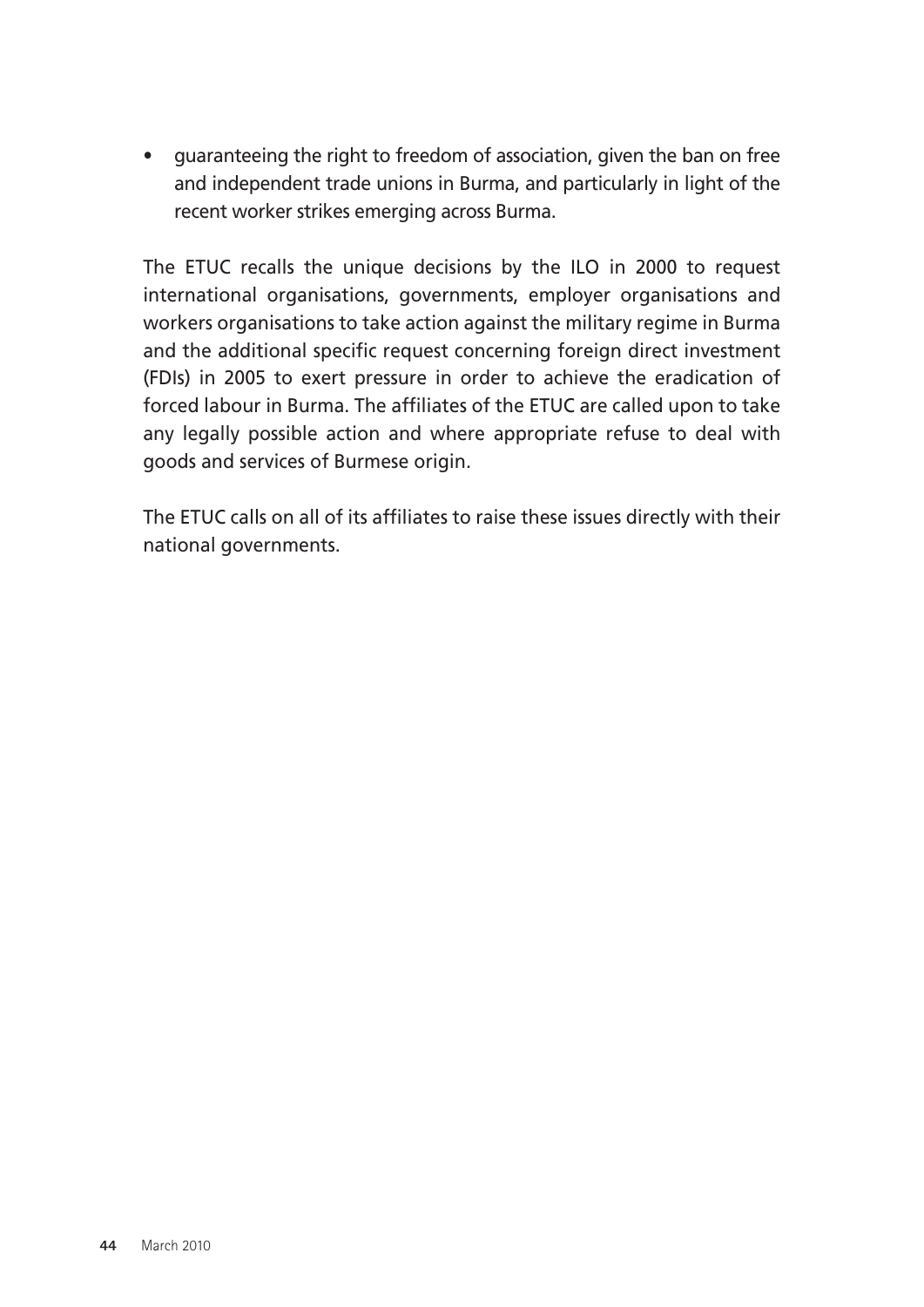- guaranteeing the right to freedom of association, given the ban on free and independent trade unions in Burma, and particularly in light of the recent worker strikes emerging across Burma.

The ETUC recalls the unique decisions by the ILO in 2000 to request international organisations, governments, employer organisations and workers organisations to take action against the military regime in Burma and the additional specific request concerning foreign direct investment (FDIs) in 2005 to exert pressure in order to achieve the eradication of forced labour in Burma. The affiliates of the ETUC are called upon to take any legally possible action and where appropriate refuse to deal with goods and services of Burmese origin.

The ETUC calls on all of its affiliates to raise these issues directly with their national governments.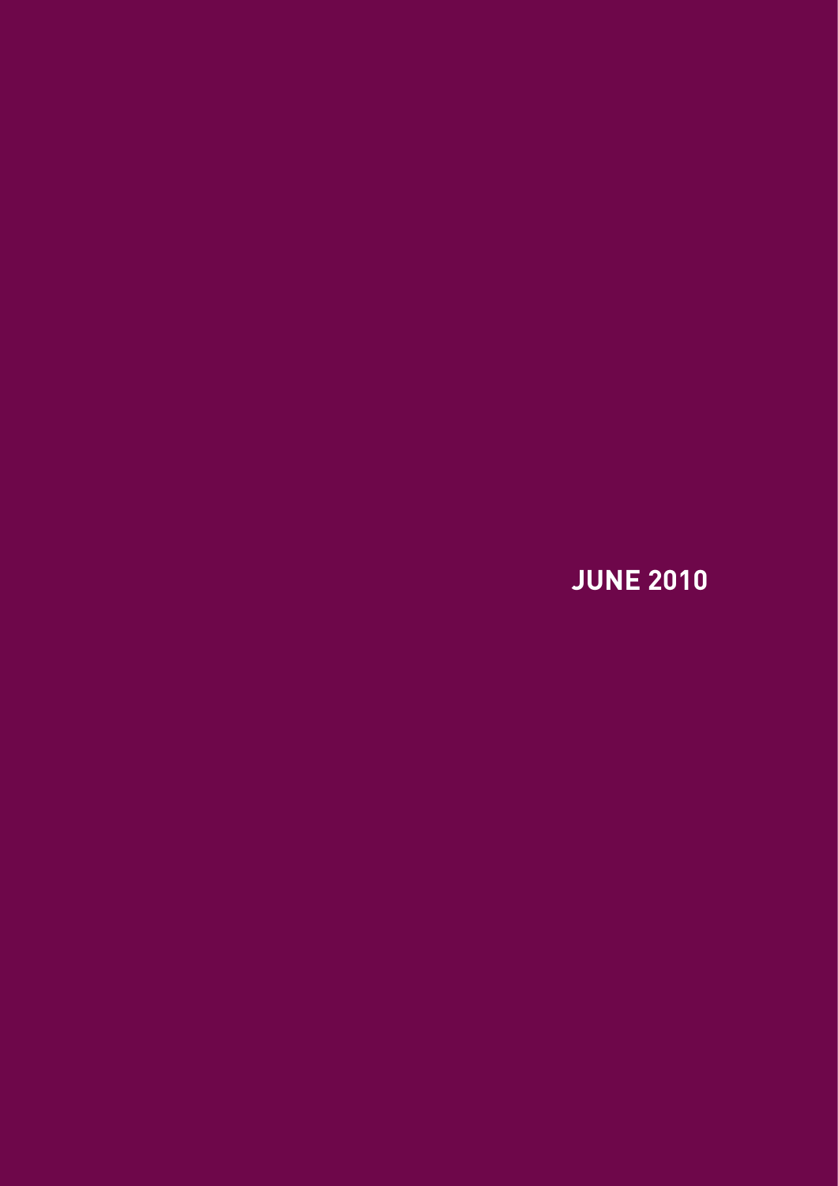**JUNE 2010**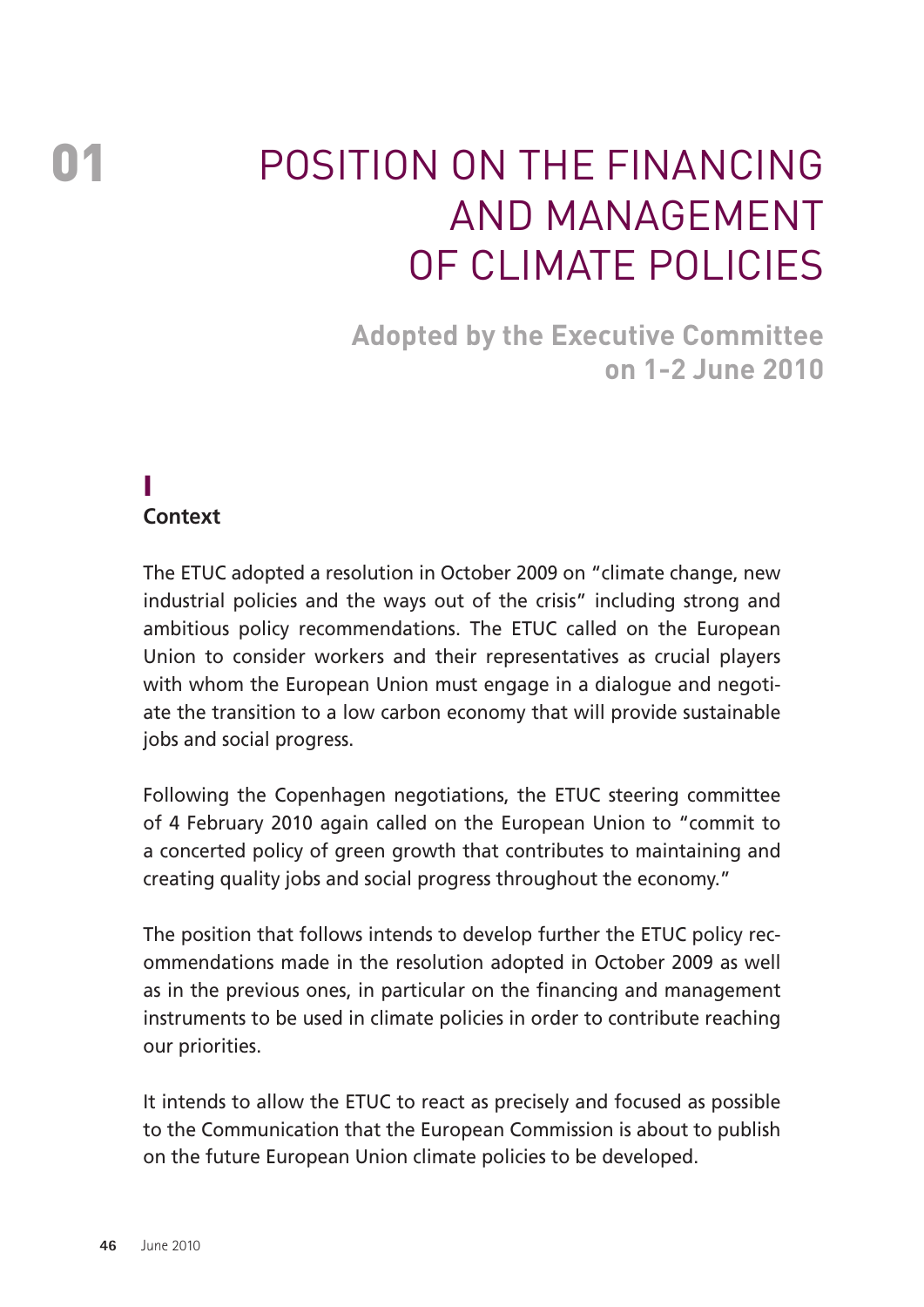# 01 POSITION ON THE FINANCING AND MANAGEMENT OF CLIMATE POLICIES

**Adopted by the Executive Committee on 1-2 June 2010**

## I Context

The ETUC adopted a resolution in October 2009 on "climate change, new industrial policies and the ways out of the crisis" including strong and ambitious policy recommendations. The ETUC called on the European Union to consider workers and their representatives as crucial players with whom the European Union must engage in a dialogue and negotiate the transition to a low carbon economy that will provide sustainable jobs and social progress.

Following the Copenhagen negotiations, the ETUC steering committee of 4 February 2010 again called on the European Union to "commit to a concerted policy of green growth that contributes to maintaining and creating quality jobs and social progress throughout the economy."

The position that follows intends to develop further the ETUC policy recommendations made in the resolution adopted in October 2009 as well as in the previous ones, in particular on the financing and management instruments to be used in climate policies in order to contribute reaching our priorities.

It intends to allow the ETUC to react as precisely and focused as possible to the Communication that the European Commission is about to publish on the future European Union climate policies to be developed.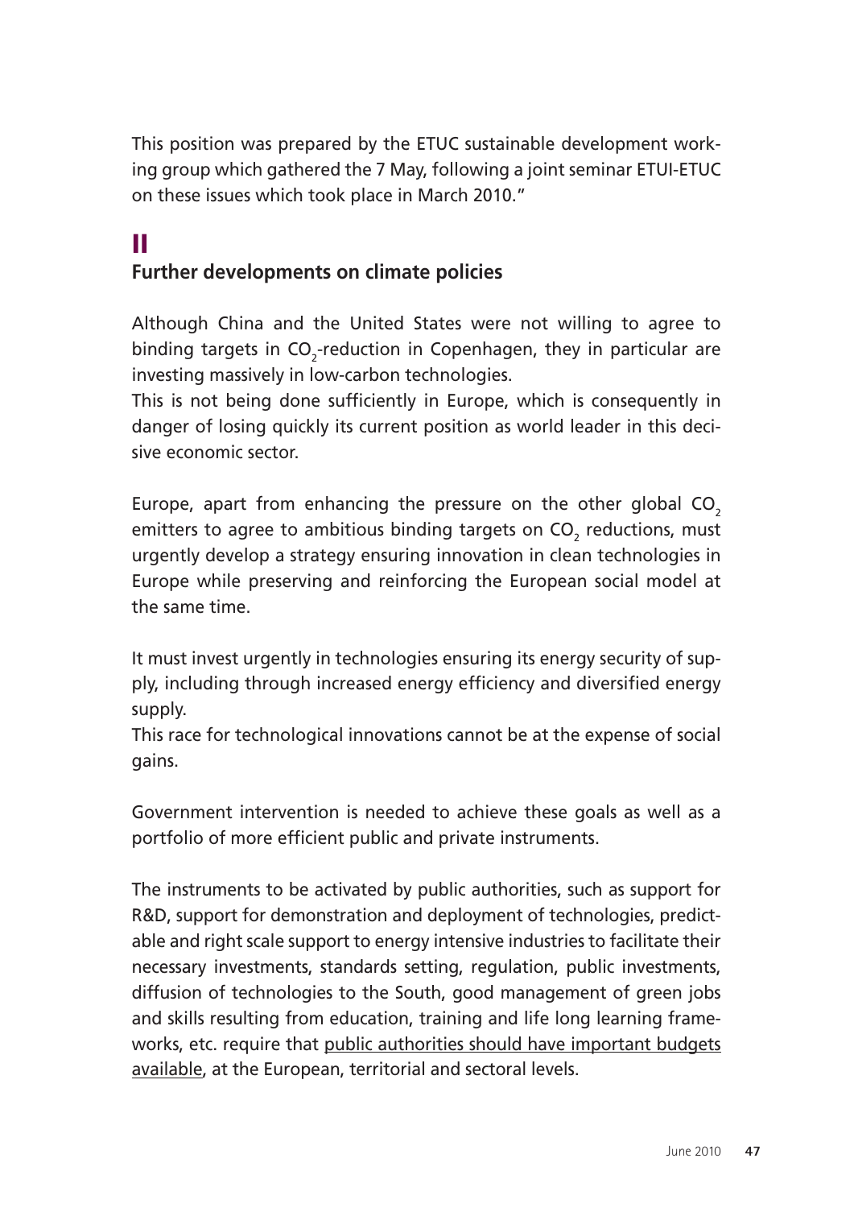This position was prepared by the ETUC sustainable development working group which gathered the 7 May, following a joint seminar ETUI-ETUC on these issues which took place in March 2010."

## II
### Further developments on climate policies

Although China and the United States were not willing to agree to binding targets in $CO_2$-reduction in Copenhagen, they in particular are investing massively in low-carbon technologies.
This is not being done sufficiently in Europe, which is consequently in danger of losing quickly its current position as world leader in this decisive economic sector.

Europe, apart from enhancing the pressure on the other global $CO_2$ emitters to agree to ambitious binding targets on $CO_2$ reductions, must urgently develop a strategy ensuring innovation in clean technologies in Europe while preserving and reinforcing the European social model at the same time.

It must invest urgently in technologies ensuring its energy security of supply, including through increased energy efficiency and diversified energy supply.
This race for technological innovations cannot be at the expense of social gains.

Government intervention is needed to achieve these goals as well as a portfolio of more efficient public and private instruments.

The instruments to be activated by public authorities, such as support for R&D, support for demonstration and deployment of technologies, predictable and right scale support to energy intensive industries to facilitate their necessary investments, standards setting, regulation, public investments, diffusion of technologies to the South, good management of green jobs and skills resulting from education, training and life long learning frameworks, etc. require that public authorities should have important budgets available, at the European, territorial and sectoral levels.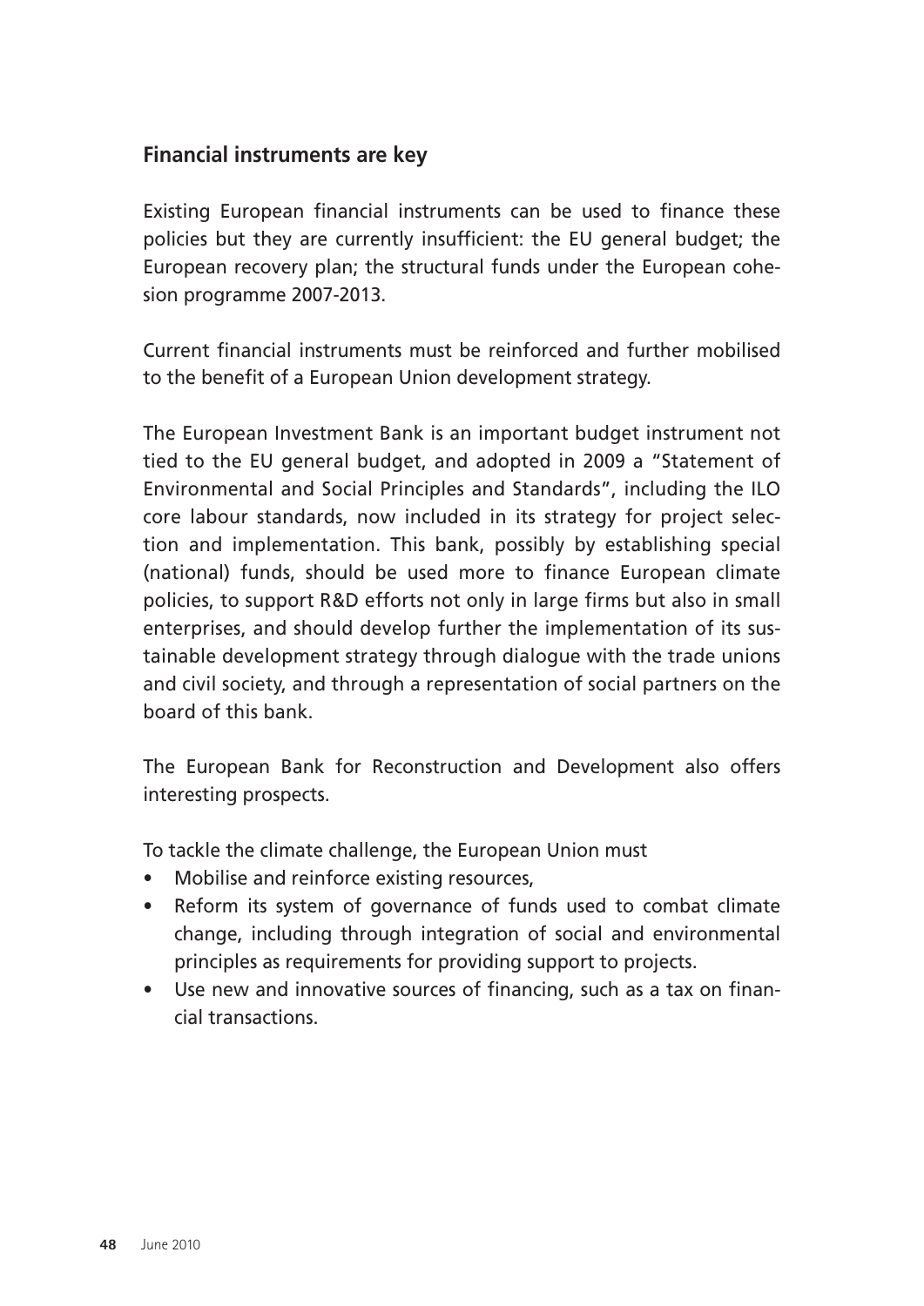## Financial instruments are key

Existing European financial instruments can be used to finance these policies but they are currently insufficient: the EU general budget; the European recovery plan; the structural funds under the European cohesion programme 2007-2013.

Current financial instruments must be reinforced and further mobilised to the benefit of a European Union development strategy.

The European Investment Bank is an important budget instrument not tied to the EU general budget, and adopted in 2009 a "Statement of Environmental and Social Principles and Standards", including the ILO core labour standards, now included in its strategy for project selection and implementation. This bank, possibly by establishing special (national) funds, should be used more to finance European climate policies, to support R&D efforts not only in large firms but also in small enterprises, and should develop further the implementation of its sustainable development strategy through dialogue with the trade unions and civil society, and through a representation of social partners on the board of this bank.

The European Bank for Reconstruction and Development also offers interesting prospects.

To tackle the climate challenge, the European Union must

- Mobilise and reinforce existing resources,
- Reform its system of governance of funds used to combat climate change, including through integration of social and environmental principles as requirements for providing support to projects.
- Use new and innovative sources of financing, such as a tax on financial transactions.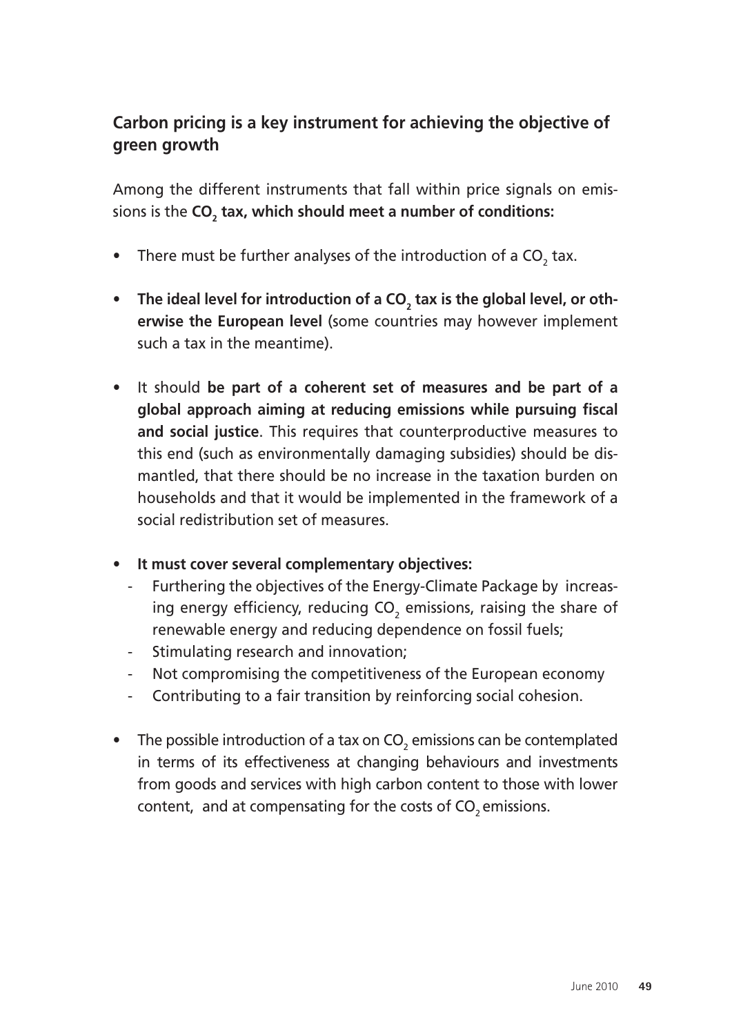## Carbon pricing is a key instrument for achieving the objective of green growth

Among the different instruments that fall within price signals on emissions is the **$CO_2$ tax, which should meet a number of conditions:**

- There must be further analyses of the introduction of a $CO_2$ tax.
- **The ideal level for introduction of a $CO_2$ tax is the global level, or otherwise the European level** (some countries may however implement such a tax in the meantime).
- It should **be part of a coherent set of measures and be part of a global approach aiming at reducing emissions while pursuing fiscal and social justice**. This requires that counterproductive measures to this end (such as environmentally damaging subsidies) should be dismantled, that there should be no increase in the taxation burden on households and that it would be implemented in the framework of a social redistribution set of measures.
- **It must cover several complementary objectives:**
  - Furthering the objectives of the Energy-Climate Package by increasing energy efficiency, reducing $CO_2$ emissions, raising the share of renewable energy and reducing dependence on fossil fuels;
  - Stimulating research and innovation;
  - Not compromising the competitiveness of the European economy
  - Contributing to a fair transition by reinforcing social cohesion.
- The possible introduction of a tax on $CO_2$ emissions can be contemplated in terms of its effectiveness at changing behaviours and investments from goods and services with high carbon content to those with lower content, and at compensating for the costs of $CO_2$ emissions.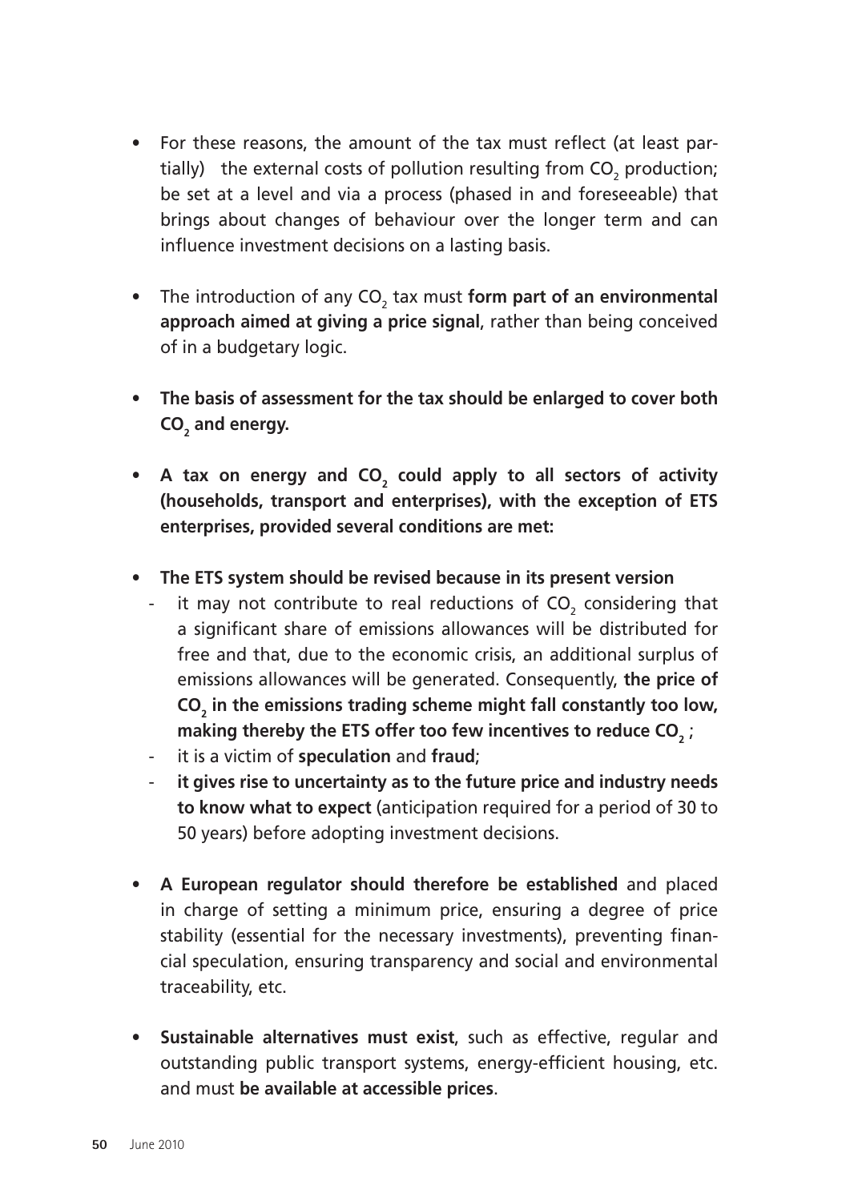- For these reasons, the amount of the tax must reflect (at least partially) the external costs of pollution resulting from $CO_2$ production; be set at a level and via a process (phased in and foreseeable) that brings about changes of behaviour over the longer term and can influence investment decisions on a lasting basis.

- The introduction of any $CO_2$ tax must **form part of an environmental approach aimed at giving a price signal**, rather than being conceived of in a budgetary logic.

- **The basis of assessment for the tax should be enlarged to cover both $CO_2$ and energy.**

- **A tax on energy and $CO_2$ could apply to all sectors of activity (households, transport and enterprises), with the exception of ETS enterprises, provided several conditions are met:**

- **The ETS system should be revised because in its present version**
  - it may not contribute to real reductions of $CO_2$ considering that a significant share of emissions allowances will be distributed for free and that, due to the economic crisis, an additional surplus of emissions allowances will be generated. Consequently, **the price of $CO_2$ in the emissions trading scheme might fall constantly too low, making thereby the ETS offer too few incentives to reduce $CO_2$** ;
  - it is a victim of **speculation** and **fraud**;
  - **it gives rise to uncertainty as to the future price and industry needs to know what to expect** (anticipation required for a period of 30 to 50 years) before adopting investment decisions.

- **A European regulator should therefore be established** and placed in charge of setting a minimum price, ensuring a degree of price stability (essential for the necessary investments), preventing financial speculation, ensuring transparency and social and environmental traceability, etc.

- **Sustainable alternatives must exist**, such as effective, regular and outstanding public transport systems, energy-efficient housing, etc. and must **be available at accessible prices**.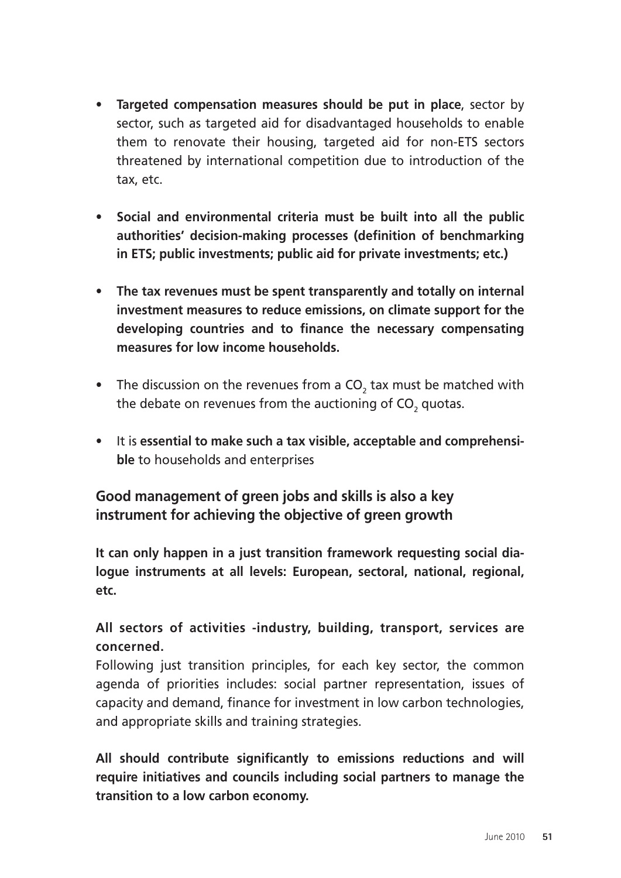- **Targeted compensation measures should be put in place**, sector by sector, such as targeted aid for disadvantaged households to enable them to renovate their housing, targeted aid for non-ETS sectors threatened by international competition due to introduction of the tax, etc.

- **Social and environmental criteria must be built into all the public authorities' decision-making processes (definition of benchmarking in ETS; public investments; public aid for private investments; etc.)**

- **The tax revenues must be spent transparently and totally on internal investment measures to reduce emissions, on climate support for the developing countries and to finance the necessary compensating measures for low income households.**

- The discussion on the revenues from a $CO_2$ tax must be matched with the debate on revenues from the auctioning of $CO_2$ quotas.

- It is **essential to make such a tax visible, acceptable and comprehensible** to households and enterprises

### Good management of green jobs and skills is also a key instrument for achieving the objective of green growth

**It can only happen in a just transition framework requesting social dialogue instruments at all levels: European, sectoral, national, regional, etc.**

**All sectors of activities -industry, building, transport, services are concerned.**

Following just transition principles, for each key sector, the common agenda of priorities includes: social partner representation, issues of capacity and demand, finance for investment in low carbon technologies, and appropriate skills and training strategies.

**All should contribute significantly to emissions reductions and will require initiatives and councils including social partners to manage the transition to a low carbon economy.**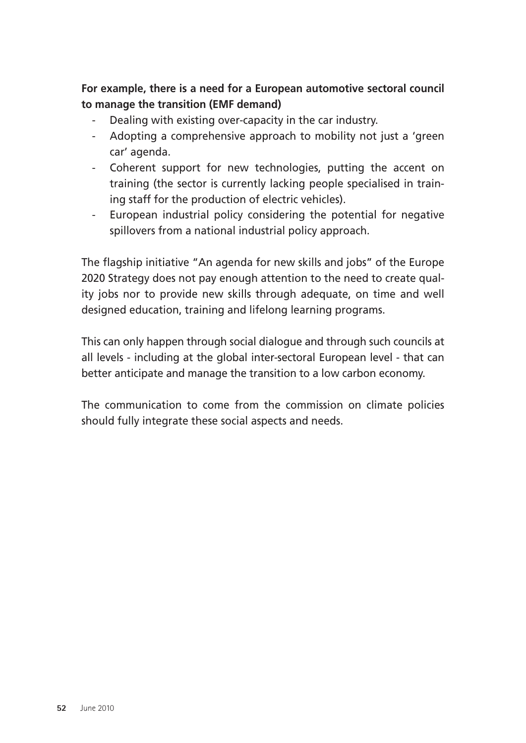**For example, there is a need for a European automotive sectoral council to manage the transition (EMF demand)**

- Dealing with existing over-capacity in the car industry.
- Adopting a comprehensive approach to mobility not just a 'green car' agenda.
- Coherent support for new technologies, putting the accent on training (the sector is currently lacking people specialised in training staff for the production of electric vehicles).
- European industrial policy considering the potential for negative spillovers from a national industrial policy approach.

The flagship initiative "An agenda for new skills and jobs" of the Europe 2020 Strategy does not pay enough attention to the need to create quality jobs nor to provide new skills through adequate, on time and well designed education, training and lifelong learning programs.

This can only happen through social dialogue and through such councils at all levels - including at the global inter-sectoral European level - that can better anticipate and manage the transition to a low carbon economy.

The communication to come from the commission on climate policies should fully integrate these social aspects and needs.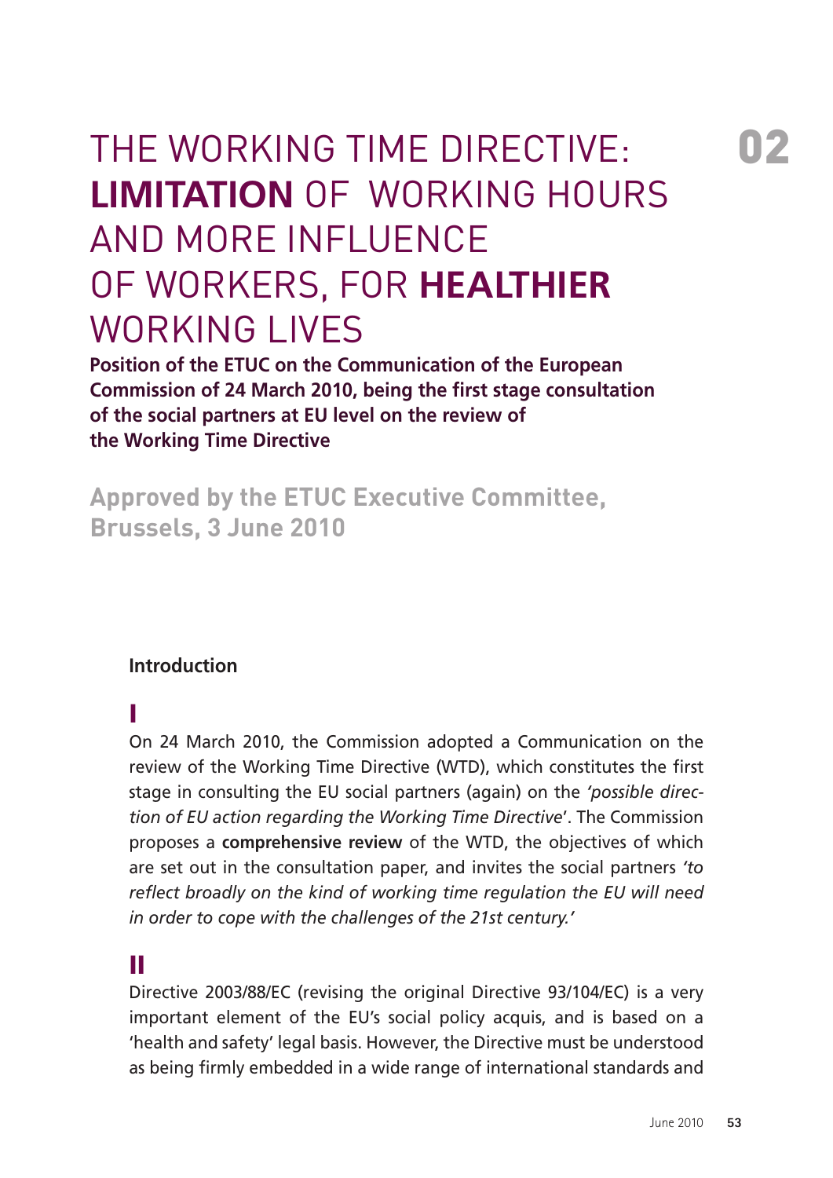# THE WORKING TIME DIRECTIVE: **LIMITATION** OF WORKING HOURS AND MORE INFLUENCE OF WORKERS, FOR **HEALTHIER** WORKING LIVES

02

**Position of the ETUC on the Communication of the European Commission of 24 March 2010, being the first stage consultation of the social partners at EU level on the review of the Working Time Directive**

**Approved by the ETUC Executive Committee, Brussels, 3 June 2010**

### Introduction

**I**

On 24 March 2010, the Commission adopted a Communication on the review of the Working Time Directive (WTD), which constitutes the first stage in consulting the EU social partners (again) on the *'possible direction of EU action regarding the Working Time Directive*'. The Commission proposes a **comprehensive review** of the WTD, the objectives of which are set out in the consultation paper, and invites the social partners *'to reflect broadly on the kind of working time regulation the EU will need in order to cope with the challenges of the 21st century.'*

**II**

Directive 2003/88/EC (revising the original Directive 93/104/EC) is a very important element of the EU's social policy acquis, and is based on a 'health and safety' legal basis. However, the Directive must be understood as being firmly embedded in a wide range of international standards and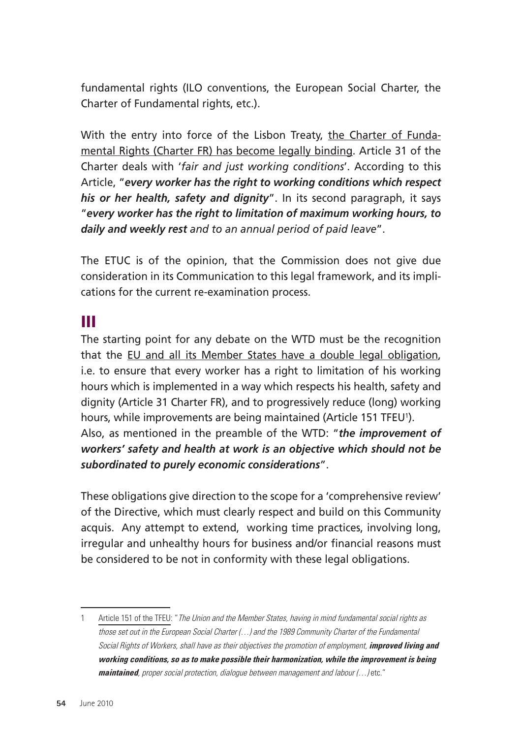fundamental rights (ILO conventions, the European Social Charter, the Charter of Fundamental rights, etc.).

With the entry into force of the Lisbon Treaty, the Charter of Fundamental Rights (Charter FR) has become legally binding. Article 31 of the Charter deals with '*fair and just working conditions*'. According to this Article, "***every worker has the right to working conditions which respect his or her health, safety and dignity***". In its second paragraph, it says "***every worker has the right to limitation of maximum working hours, to daily and weekly rest** and to an annual period of paid leave*".

The ETUC is of the opinion, that the Commission does not give due consideration in its Communication to this legal framework, and its implications for the current re-examination process.

## III

The starting point for any debate on the WTD must be the recognition that the EU and all its Member States have a double legal obligation, i.e. to ensure that every worker has a right to limitation of his working hours which is implemented in a way which respects his health, safety and dignity (Article 31 Charter FR), and to progressively reduce (long) working hours, while improvements are being maintained (Article 151 TFEU[1]).

Also, as mentioned in the preamble of the WTD: "***the improvement of workers' safety and health at work is an objective which should not be subordinated to purely economic considerations***".

These obligations give direction to the scope for a 'comprehensive review' of the Directive, which must clearly respect and build on this Community acquis. Any attempt to extend, working time practices, involving long, irregular and unhealthy hours for business and/or financial reasons must be considered to be not in conformity with these legal obligations.

---

1 Article 151 of the TFEU: "*The Union and the Member States, having in mind fundamental social rights as those set out in the European Social Charter (…) and the 1989 Community Charter of the Fundamental Social Rights of Workers, shall have as their objectives the promotion of employment, **improved living and working conditions, so as to make possible their harmonization, while the improvement is being maintained**, proper social protection, dialogue between management and labour (…)* etc."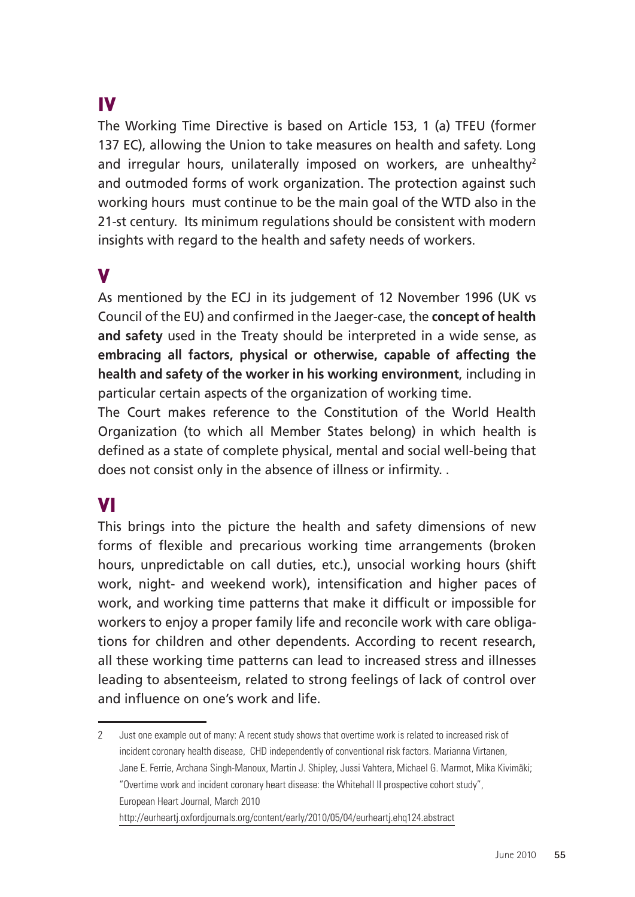## IV

The Working Time Directive is based on Article 153, 1 (a) TFEU (former 137 EC), allowing the Union to take measures on health and safety. Long and irregular hours, unilaterally imposed on workers, are unhealthy[2] and outmoded forms of work organization. The protection against such working hours must continue to be the main goal of the WTD also in the 21-st century. Its minimum regulations should be consistent with modern insights with regard to the health and safety needs of workers.

## V

As mentioned by the ECJ in its judgement of 12 November 1996 (UK vs Council of the EU) and confirmed in the Jaeger-case, the **concept of health and safety** used in the Treaty should be interpreted in a wide sense, as **embracing all factors, physical or otherwise, capable of affecting the health and safety of the worker in his working environment**, including in particular certain aspects of the organization of working time.

The Court makes reference to the Constitution of the World Health Organization (to which all Member States belong) in which health is defined as a state of complete physical, mental and social well-being that does not consist only in the absence of illness or infirmity. .

## VI

This brings into the picture the health and safety dimensions of new forms of flexible and precarious working time arrangements (broken hours, unpredictable on call duties, etc.), unsocial working hours (shift work, night- and weekend work), intensification and higher paces of work, and working time patterns that make it difficult or impossible for workers to enjoy a proper family life and reconcile work with care obligations for children and other dependents. According to recent research, all these working time patterns can lead to increased stress and illnesses leading to absenteeism, related to strong feelings of lack of control over and influence on one's work and life.

---

2 Just one example out of many: A recent study shows that overtime work is related to increased risk of incident coronary health disease, CHD independently of conventional risk factors. Marianna Virtanen, Jane E. Ferrie, Archana Singh-Manoux, Martin J. Shipley, Jussi Vahtera, Michael G. Marmot, Mika Kivimäki; "Overtime work and incident coronary heart disease: the Whitehall II prospective cohort study", European Heart Journal, March 2010 http://eurheartj.oxfordjournals.org/content/early/2010/05/04/eurheartj.ehq124.abstract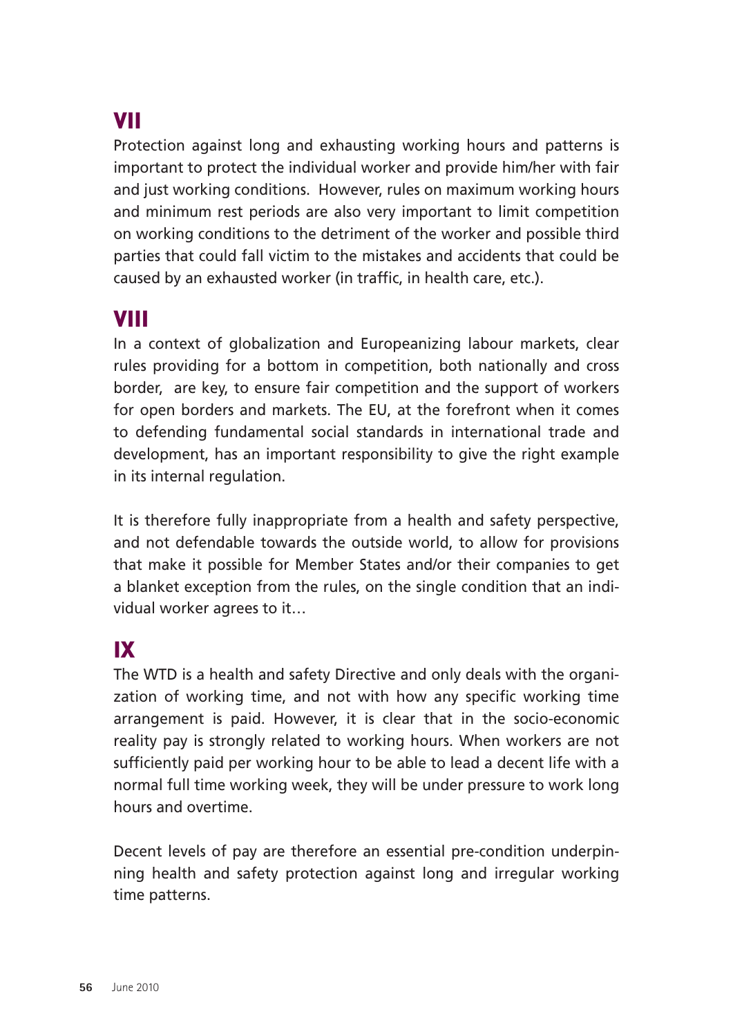## VII

Protection against long and exhausting working hours and patterns is important to protect the individual worker and provide him/her with fair and just working conditions. However, rules on maximum working hours and minimum rest periods are also very important to limit competition on working conditions to the detriment of the worker and possible third parties that could fall victim to the mistakes and accidents that could be caused by an exhausted worker (in traffic, in health care, etc.).

## VIII

In a context of globalization and Europeanizing labour markets, clear rules providing for a bottom in competition, both nationally and cross border, are key, to ensure fair competition and the support of workers for open borders and markets. The EU, at the forefront when it comes to defending fundamental social standards in international trade and development, has an important responsibility to give the right example in its internal regulation.

It is therefore fully inappropriate from a health and safety perspective, and not defendable towards the outside world, to allow for provisions that make it possible for Member States and/or their companies to get a blanket exception from the rules, on the single condition that an individual worker agrees to it…

## IX

The WTD is a health and safety Directive and only deals with the organization of working time, and not with how any specific working time arrangement is paid. However, it is clear that in the socio-economic reality pay is strongly related to working hours. When workers are not sufficiently paid per working hour to be able to lead a decent life with a normal full time working week, they will be under pressure to work long hours and overtime.

Decent levels of pay are therefore an essential pre-condition underpinning health and safety protection against long and irregular working time patterns.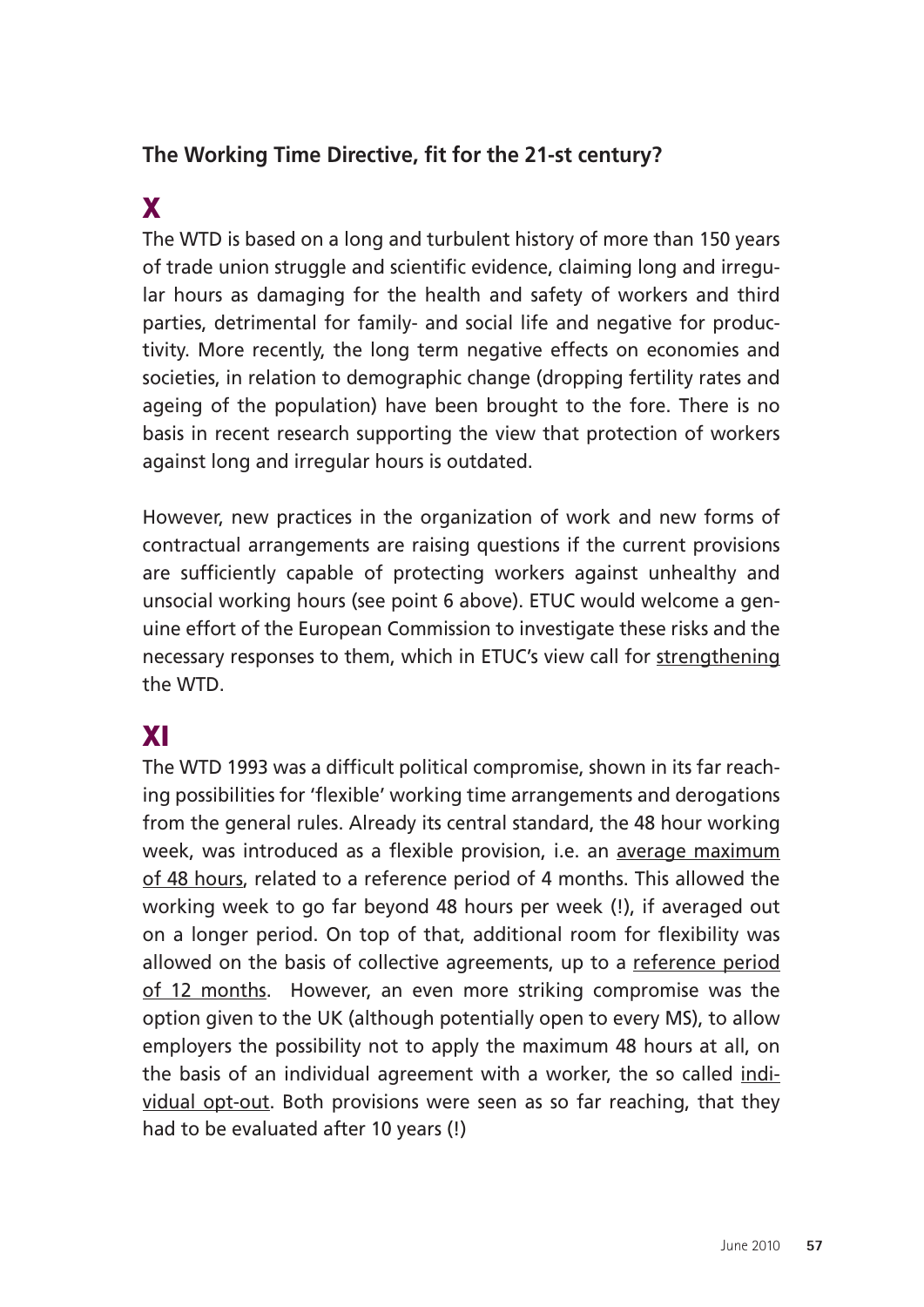**The Working Time Directive, fit for the 21-st century?**

## X

The WTD is based on a long and turbulent history of more than 150 years of trade union struggle and scientific evidence, claiming long and irregular hours as damaging for the health and safety of workers and third parties, detrimental for family- and social life and negative for productivity. More recently, the long term negative effects on economies and societies, in relation to demographic change (dropping fertility rates and ageing of the population) have been brought to the fore. There is no basis in recent research supporting the view that protection of workers against long and irregular hours is outdated.

However, new practices in the organization of work and new forms of contractual arrangements are raising questions if the current provisions are sufficiently capable of protecting workers against unhealthy and unsocial working hours (see point 6 above). ETUC would welcome a genuine effort of the European Commission to investigate these risks and the necessary responses to them, which in ETUC's view call for <u>strengthening</u> the WTD.

## XI

The WTD 1993 was a difficult political compromise, shown in its far reaching possibilities for 'flexible' working time arrangements and derogations from the general rules. Already its central standard, the 48 hour working week, was introduced as a flexible provision, i.e. an <u>average maximum of 48 hours</u>, related to a reference period of 4 months. This allowed the working week to go far beyond 48 hours per week (!), if averaged out on a longer period. On top of that, additional room for flexibility was allowed on the basis of collective agreements, up to a <u>reference period of 12 months</u>. However, an even more striking compromise was the option given to the UK (although potentially open to every MS), to allow employers the possibility not to apply the maximum 48 hours at all, on the basis of an individual agreement with a worker, the so called <u>individual opt-out</u>. Both provisions were seen as so far reaching, that they had to be evaluated after 10 years (!)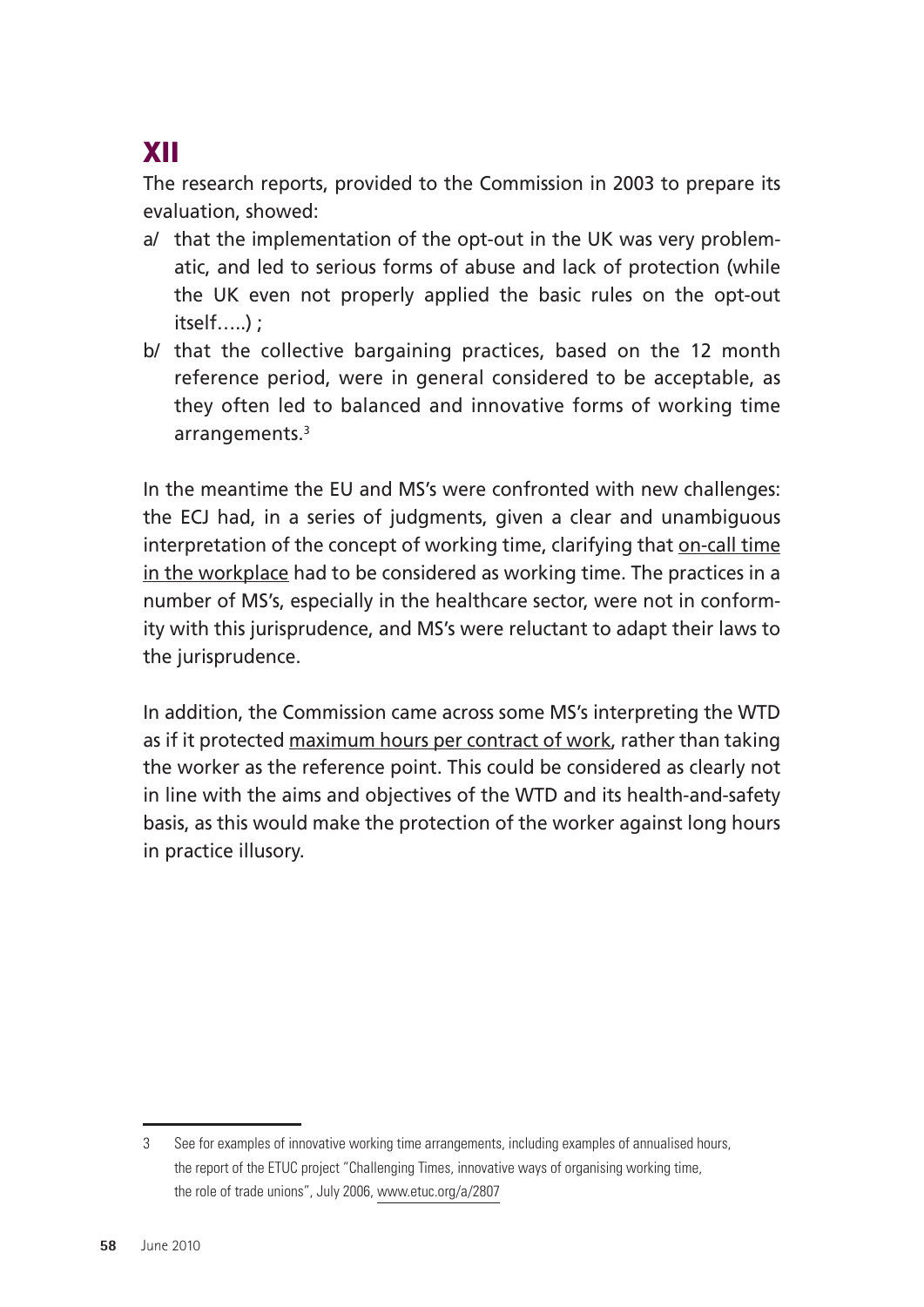## XII

The research reports, provided to the Commission in 2003 to prepare its evaluation, showed:

a/ that the implementation of the opt-out in the UK was very problematic, and led to serious forms of abuse and lack of protection (while the UK even not properly applied the basic rules on the opt-out itself…..) ;

b/ that the collective bargaining practices, based on the 12 month reference period, were in general considered to be acceptable, as they often led to balanced and innovative forms of working time arrangements.[3]

In the meantime the EU and MS's were confronted with new challenges: the ECJ had, in a series of judgments, given a clear and unambiguous interpretation of the concept of working time, clarifying that <u>on-call time in the workplace</u> had to be considered as working time. The practices in a number of MS's, especially in the healthcare sector, were not in conformity with this jurisprudence, and MS's were reluctant to adapt their laws to the jurisprudence.

In addition, the Commission came across some MS's interpreting the WTD as if it protected <u>maximum hours per contract of work</u>, rather than taking the worker as the reference point. This could be considered as clearly not in line with the aims and objectives of the WTD and its health-and-safety basis, as this would make the protection of the worker against long hours in practice illusory.

---

3 See for examples of innovative working time arrangements, including examples of annualised hours, the report of the ETUC project "Challenging Times, innovative ways of organising working time, the role of trade unions", July 2006, www.etuc.org/a/2807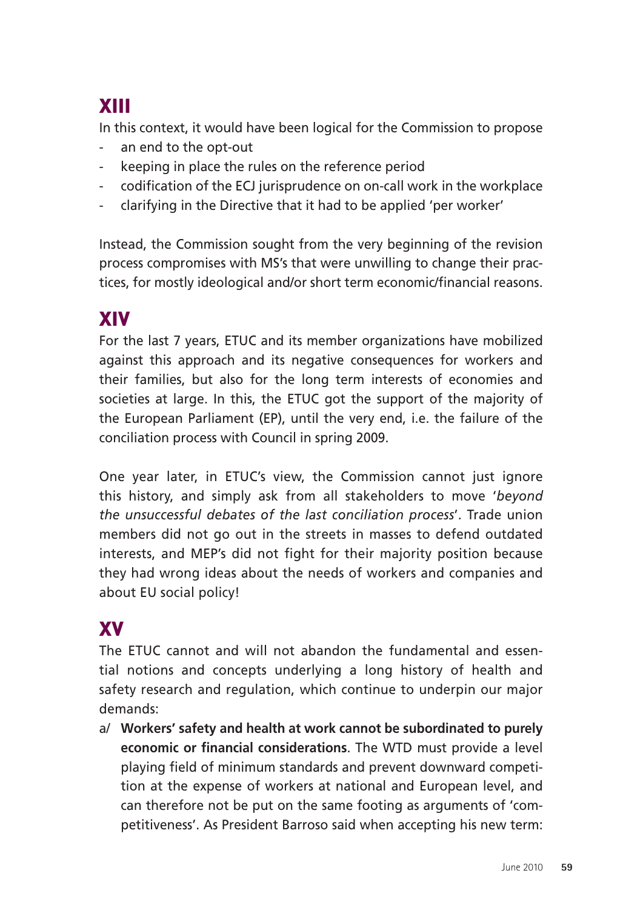## XIII

In this context, it would have been logical for the Commission to propose

- an end to the opt-out
- keeping in place the rules on the reference period
- codification of the ECJ jurisprudence on on-call work in the workplace
- clarifying in the Directive that it had to be applied 'per worker'

Instead, the Commission sought from the very beginning of the revision process compromises with MS's that were unwilling to change their practices, for mostly ideological and/or short term economic/financial reasons.

## XIV

For the last 7 years, ETUC and its member organizations have mobilized against this approach and its negative consequences for workers and their families, but also for the long term interests of economies and societies at large. In this, the ETUC got the support of the majority of the European Parliament (EP), until the very end, i.e. the failure of the conciliation process with Council in spring 2009.

One year later, in ETUC's view, the Commission cannot just ignore this history, and simply ask from all stakeholders to move '*beyond the unsuccessful debates of the last conciliation process*'. Trade union members did not go out in the streets in masses to defend outdated interests, and MEP's did not fight for their majority position because they had wrong ideas about the needs of workers and companies and about EU social policy!

## XV

The ETUC cannot and will not abandon the fundamental and essential notions and concepts underlying a long history of health and safety research and regulation, which continue to underpin our major demands:

a/ **Workers' safety and health at work cannot be subordinated to purely economic or financial considerations**. The WTD must provide a level playing field of minimum standards and prevent downward competition at the expense of workers at national and European level, and can therefore not be put on the same footing as arguments of 'competitiveness'. As President Barroso said when accepting his new term: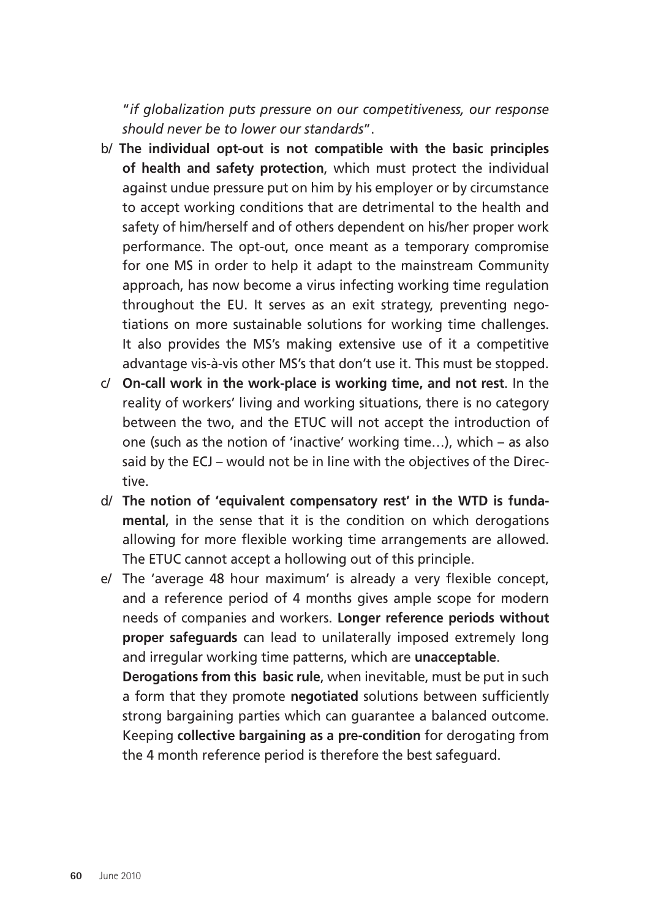"*if globalization puts pressure on our competitiveness, our response should never be to lower our standards*".

b/ **The individual opt-out is not compatible with the basic principles of health and safety protection**, which must protect the individual against undue pressure put on him by his employer or by circumstance to accept working conditions that are detrimental to the health and safety of him/herself and of others dependent on his/her proper work performance. The opt-out, once meant as a temporary compromise for one MS in order to help it adapt to the mainstream Community approach, has now become a virus infecting working time regulation throughout the EU. It serves as an exit strategy, preventing negotiations on more sustainable solutions for working time challenges. It also provides the MS's making extensive use of it a competitive advantage vis-à-vis other MS's that don't use it. This must be stopped.

c/ **On-call work in the work-place is working time, and not rest**. In the reality of workers' living and working situations, there is no category between the two, and the ETUC will not accept the introduction of one (such as the notion of 'inactive' working time…), which – as also said by the ECJ – would not be in line with the objectives of the Directive.

d/ **The notion of 'equivalent compensatory rest' in the WTD is fundamental**, in the sense that it is the condition on which derogations allowing for more flexible working time arrangements are allowed. The ETUC cannot accept a hollowing out of this principle.

e/ The 'average 48 hour maximum' is already a very flexible concept, and a reference period of 4 months gives ample scope for modern needs of companies and workers. **Longer reference periods without proper safeguards** can lead to unilaterally imposed extremely long and irregular working time patterns, which are **unacceptable**.
**Derogations from this basic rule**, when inevitable, must be put in such a form that they promote **negotiated** solutions between sufficiently strong bargaining parties which can guarantee a balanced outcome. Keeping **collective bargaining as a pre-condition** for derogating from the 4 month reference period is therefore the best safeguard.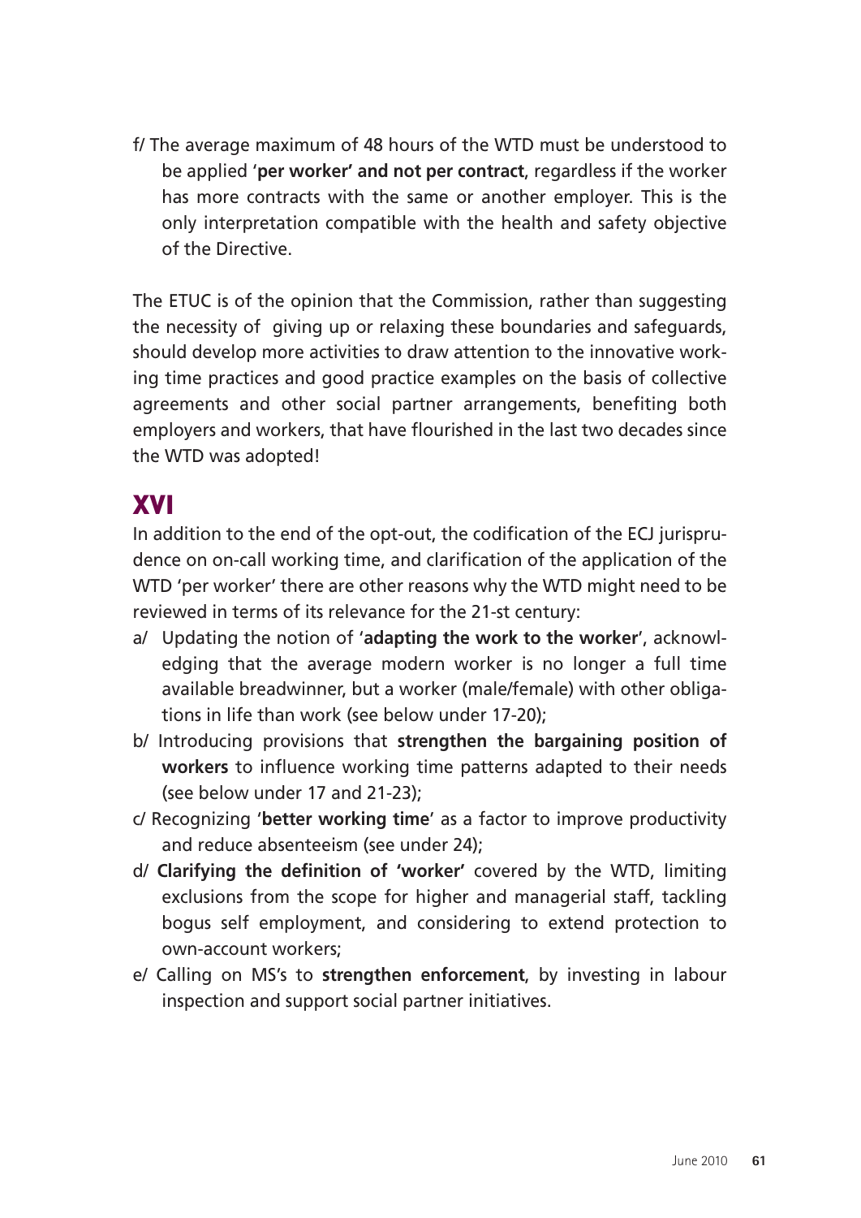f/ The average maximum of 48 hours of the WTD must be understood to be applied '**per worker' and not per contract**, regardless if the worker has more contracts with the same or another employer. This is the only interpretation compatible with the health and safety objective of the Directive.

The ETUC is of the opinion that the Commission, rather than suggesting the necessity of giving up or relaxing these boundaries and safeguards, should develop more activities to draw attention to the innovative working time practices and good practice examples on the basis of collective agreements and other social partner arrangements, benefiting both employers and workers, that have flourished in the last two decades since the WTD was adopted!

## XVI

In addition to the end of the opt-out, the codification of the ECJ jurisprudence on on-call working time, and clarification of the application of the WTD 'per worker' there are other reasons why the WTD might need to be reviewed in terms of its relevance for the 21-st century:

a/ Updating the notion of '**adapting the work to the worker**', acknowledging that the average modern worker is no longer a full time available breadwinner, but a worker (male/female) with other obligations in life than work (see below under 17-20);

b/ Introducing provisions that **strengthen the bargaining position of workers** to influence working time patterns adapted to their needs (see below under 17 and 21-23);

c/ Recognizing '**better working time**' as a factor to improve productivity and reduce absenteeism (see under 24);

d/ **Clarifying the definition of 'worker'** covered by the WTD, limiting exclusions from the scope for higher and managerial staff, tackling bogus self employment, and considering to extend protection to own-account workers;

e/ Calling on MS's to **strengthen enforcement**, by investing in labour inspection and support social partner initiatives.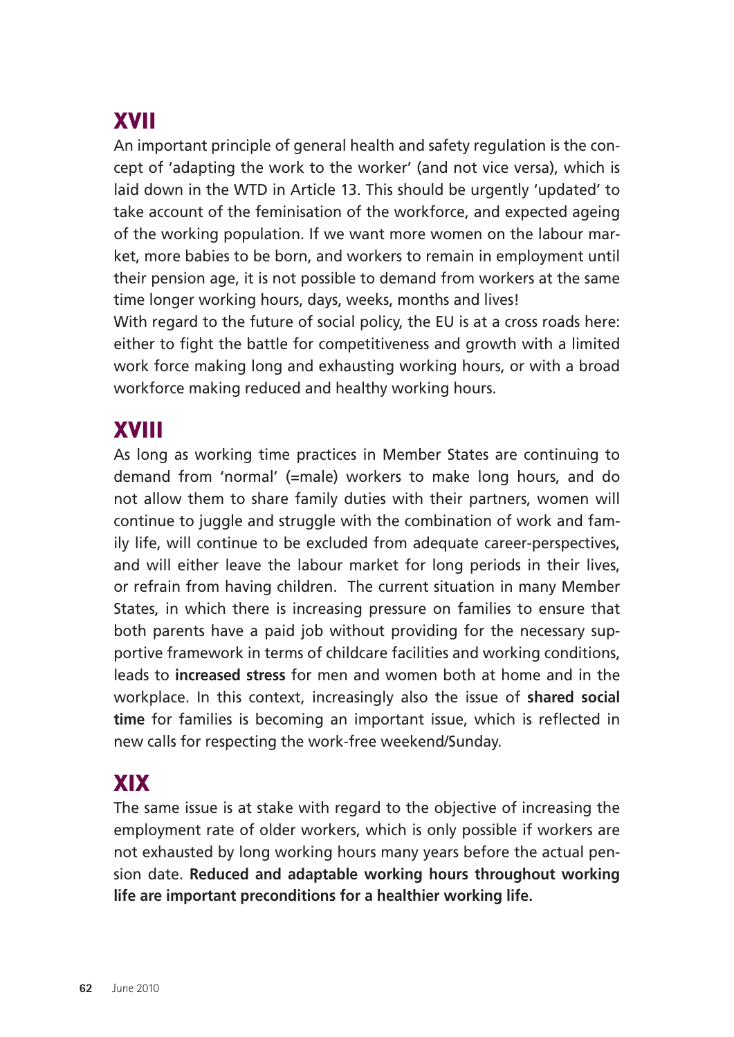## XVII

An important principle of general health and safety regulation is the concept of 'adapting the work to the worker' (and not vice versa), which is laid down in the WTD in Article 13. This should be urgently 'updated' to take account of the feminisation of the workforce, and expected ageing of the working population. If we want more women on the labour market, more babies to be born, and workers to remain in employment until their pension age, it is not possible to demand from workers at the same time longer working hours, days, weeks, months and lives!

With regard to the future of social policy, the EU is at a cross roads here: either to fight the battle for competitiveness and growth with a limited work force making long and exhausting working hours, or with a broad workforce making reduced and healthy working hours.

## XVIII

As long as working time practices in Member States are continuing to demand from 'normal' (=male) workers to make long hours, and do not allow them to share family duties with their partners, women will continue to juggle and struggle with the combination of work and family life, will continue to be excluded from adequate career-perspectives, and will either leave the labour market for long periods in their lives, or refrain from having children. The current situation in many Member States, in which there is increasing pressure on families to ensure that both parents have a paid job without providing for the necessary supportive framework in terms of childcare facilities and working conditions, leads to **increased stress** for men and women both at home and in the workplace. In this context, increasingly also the issue of **shared social time** for families is becoming an important issue, which is reflected in new calls for respecting the work-free weekend/Sunday.

## XIX

The same issue is at stake with regard to the objective of increasing the employment rate of older workers, which is only possible if workers are not exhausted by long working hours many years before the actual pension date. **Reduced and adaptable working hours throughout working life are important preconditions for a healthier working life.**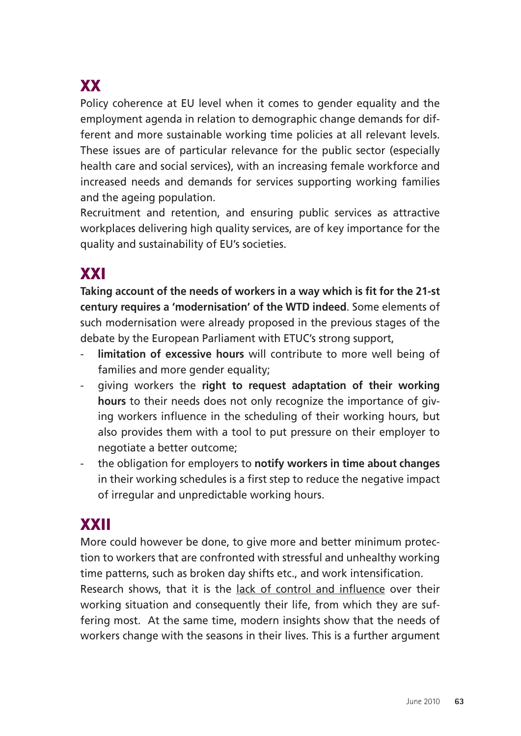## XX

Policy coherence at EU level when it comes to gender equality and the employment agenda in relation to demographic change demands for different and more sustainable working time policies at all relevant levels. These issues are of particular relevance for the public sector (especially health care and social services), with an increasing female workforce and increased needs and demands for services supporting working families and the ageing population.

Recruitment and retention, and ensuring public services as attractive workplaces delivering high quality services, are of key importance for the quality and sustainability of EU's societies.

## XXI

**Taking account of the needs of workers in a way which is fit for the 21-st century requires a 'modernisation' of the WTD indeed**. Some elements of such modernisation were already proposed in the previous stages of the debate by the European Parliament with ETUC's strong support,

- **limitation of excessive hours** will contribute to more well being of families and more gender equality;
- giving workers the **right to request adaptation of their working hours** to their needs does not only recognize the importance of giving workers influence in the scheduling of their working hours, but also provides them with a tool to put pressure on their employer to negotiate a better outcome;
- the obligation for employers to **notify workers in time about changes** in their working schedules is a first step to reduce the negative impact of irregular and unpredictable working hours.

## XXII

More could however be done, to give more and better minimum protection to workers that are confronted with stressful and unhealthy working time patterns, such as broken day shifts etc., and work intensification.

Research shows, that it is the <u>lack of control and influence</u> over their working situation and consequently their life, from which they are suffering most. At the same time, modern insights show that the needs of workers change with the seasons in their lives. This is a further argument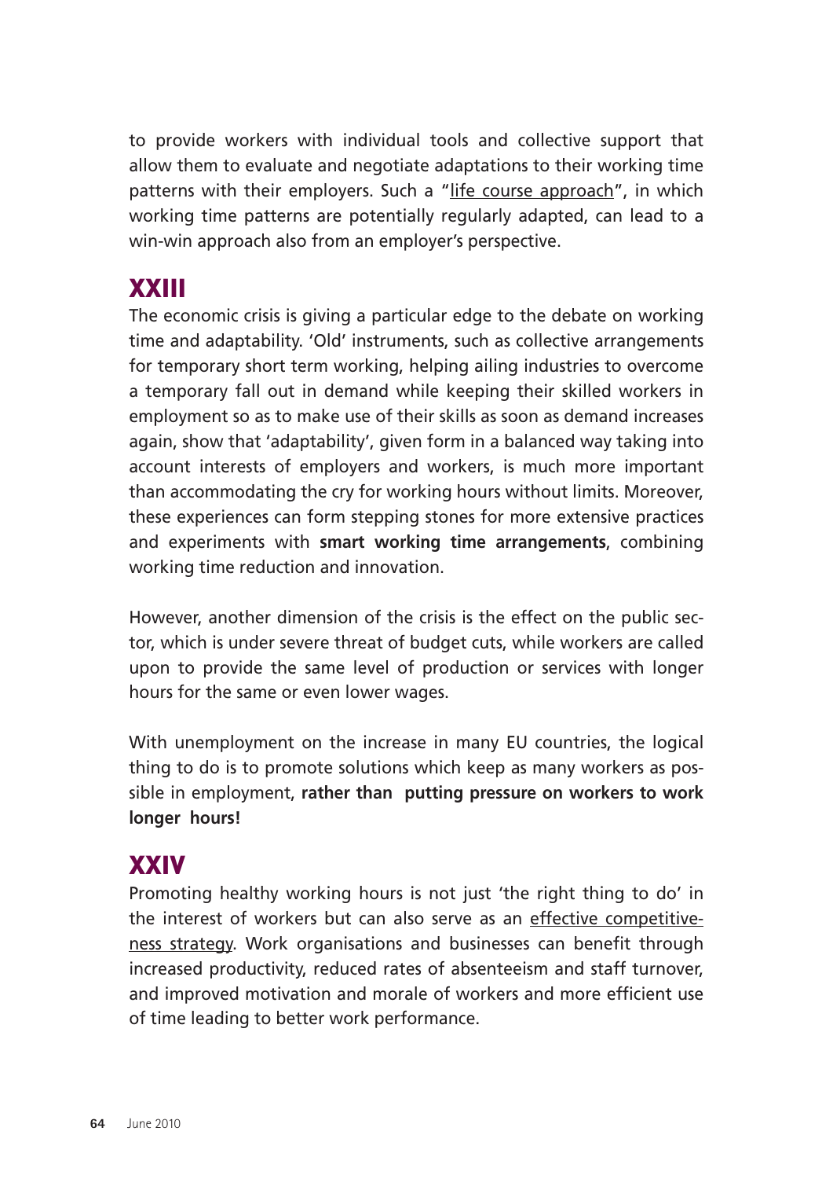to provide workers with individual tools and collective support that allow them to evaluate and negotiate adaptations to their working time patterns with their employers. Such a "life course approach", in which working time patterns are potentially regularly adapted, can lead to a win-win approach also from an employer's perspective.

## XXIII

The economic crisis is giving a particular edge to the debate on working time and adaptability. 'Old' instruments, such as collective arrangements for temporary short term working, helping ailing industries to overcome a temporary fall out in demand while keeping their skilled workers in employment so as to make use of their skills as soon as demand increases again, show that 'adaptability', given form in a balanced way taking into account interests of employers and workers, is much more important than accommodating the cry for working hours without limits. Moreover, these experiences can form stepping stones for more extensive practices and experiments with **smart working time arrangements**, combining working time reduction and innovation.

However, another dimension of the crisis is the effect on the public sector, which is under severe threat of budget cuts, while workers are called upon to provide the same level of production or services with longer hours for the same or even lower wages.

With unemployment on the increase in many EU countries, the logical thing to do is to promote solutions which keep as many workers as possible in employment, **rather than putting pressure on workers to work longer hours!**

## XXIV

Promoting healthy working hours is not just 'the right thing to do' in the interest of workers but can also serve as an effective competitiveness strategy. Work organisations and businesses can benefit through increased productivity, reduced rates of absenteeism and staff turnover, and improved motivation and morale of workers and more efficient use of time leading to better work performance.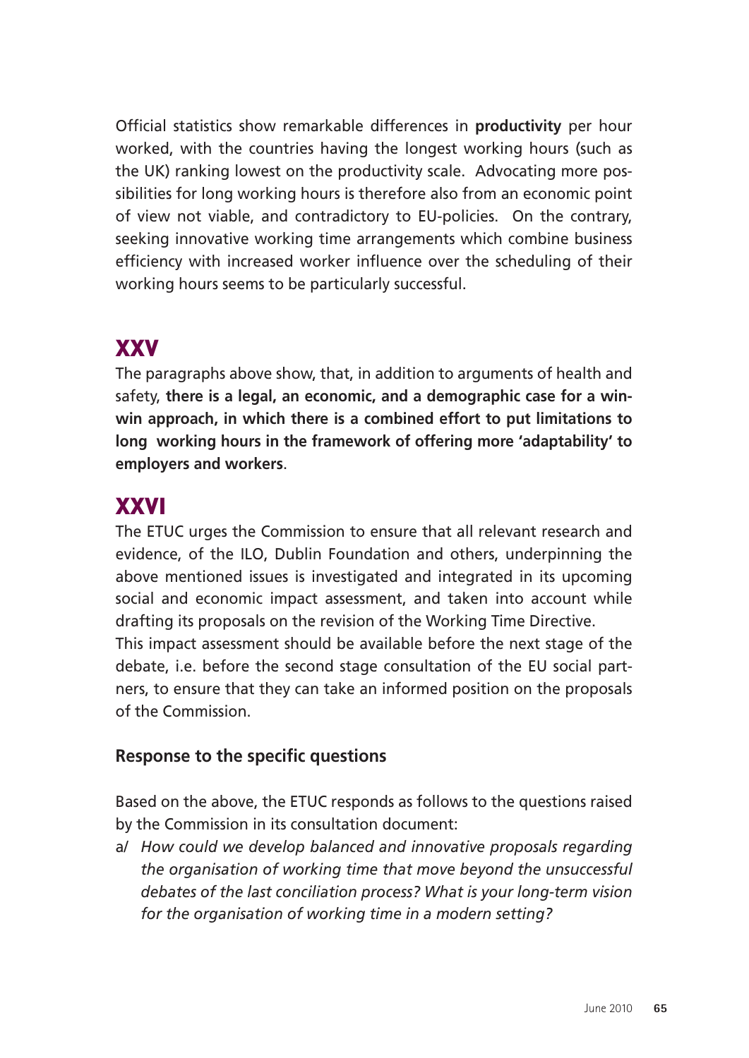Official statistics show remarkable differences in **productivity** per hour worked, with the countries having the longest working hours (such as the UK) ranking lowest on the productivity scale. Advocating more possibilities for long working hours is therefore also from an economic point of view not viable, and contradictory to EU-policies. On the contrary, seeking innovative working time arrangements which combine business efficiency with increased worker influence over the scheduling of their working hours seems to be particularly successful.

## XXV

The paragraphs above show, that, in addition to arguments of health and safety, **there is a legal, an economic, and a demographic case for a win-win approach, in which there is a combined effort to put limitations to long working hours in the framework of offering more 'adaptability' to employers and workers**.

## XXVI

The ETUC urges the Commission to ensure that all relevant research and evidence, of the ILO, Dublin Foundation and others, underpinning the above mentioned issues is investigated and integrated in its upcoming social and economic impact assessment, and taken into account while drafting its proposals on the revision of the Working Time Directive.
This impact assessment should be available before the next stage of the debate, i.e. before the second stage consultation of the EU social partners, to ensure that they can take an informed position on the proposals of the Commission.

### Response to the specific questions

Based on the above, the ETUC responds as follows to the questions raised by the Commission in its consultation document:

a/ *How could we develop balanced and innovative proposals regarding the organisation of working time that move beyond the unsuccessful debates of the last conciliation process? What is your long-term vision for the organisation of working time in a modern setting?*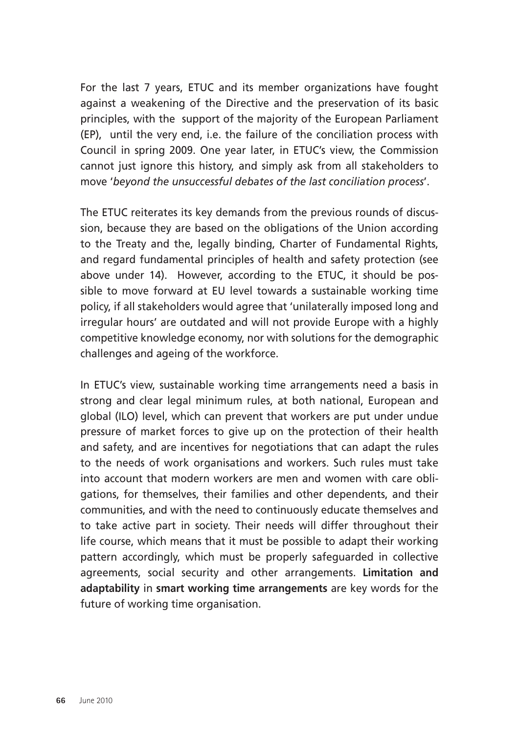For the last 7 years, ETUC and its member organizations have fought against a weakening of the Directive and the preservation of its basic principles, with the support of the majority of the European Parliament (EP), until the very end, i.e. the failure of the conciliation process with Council in spring 2009. One year later, in ETUC's view, the Commission cannot just ignore this history, and simply ask from all stakeholders to move '*beyond the unsuccessful debates of the last conciliation process*'.

The ETUC reiterates its key demands from the previous rounds of discussion, because they are based on the obligations of the Union according to the Treaty and the, legally binding, Charter of Fundamental Rights, and regard fundamental principles of health and safety protection (see above under 14). However, according to the ETUC, it should be possible to move forward at EU level towards a sustainable working time policy, if all stakeholders would agree that 'unilaterally imposed long and irregular hours' are outdated and will not provide Europe with a highly competitive knowledge economy, nor with solutions for the demographic challenges and ageing of the workforce.

In ETUC's view, sustainable working time arrangements need a basis in strong and clear legal minimum rules, at both national, European and global (ILO) level, which can prevent that workers are put under undue pressure of market forces to give up on the protection of their health and safety, and are incentives for negotiations that can adapt the rules to the needs of work organisations and workers. Such rules must take into account that modern workers are men and women with care obligations, for themselves, their families and other dependents, and their communities, and with the need to continuously educate themselves and to take active part in society. Their needs will differ throughout their life course, which means that it must be possible to adapt their working pattern accordingly, which must be properly safeguarded in collective agreements, social security and other arrangements. **Limitation and adaptability** in **smart working time arrangements** are key words for the future of working time organisation.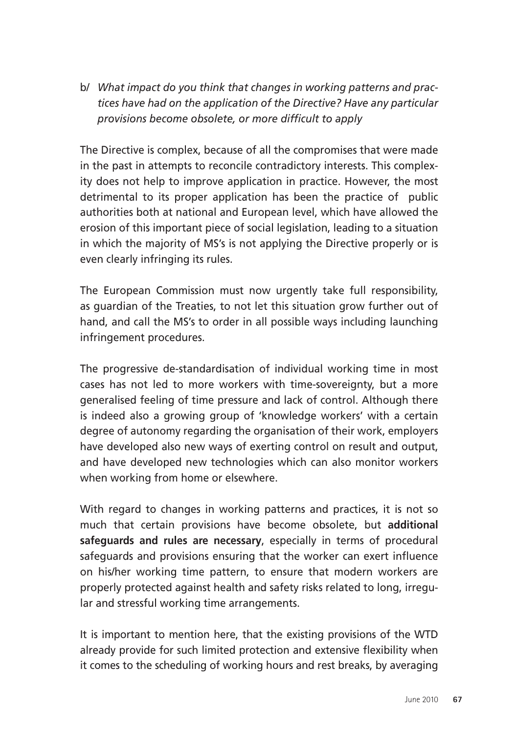b/ *What impact do you think that changes in working patterns and practices have had on the application of the Directive? Have any particular provisions become obsolete, or more difficult to apply*

The Directive is complex, because of all the compromises that were made in the past in attempts to reconcile contradictory interests. This complexity does not help to improve application in practice. However, the most detrimental to its proper application has been the practice of public authorities both at national and European level, which have allowed the erosion of this important piece of social legislation, leading to a situation in which the majority of MS's is not applying the Directive properly or is even clearly infringing its rules.

The European Commission must now urgently take full responsibility, as guardian of the Treaties, to not let this situation grow further out of hand, and call the MS's to order in all possible ways including launching infringement procedures.

The progressive de-standardisation of individual working time in most cases has not led to more workers with time-sovereignty, but a more generalised feeling of time pressure and lack of control. Although there is indeed also a growing group of 'knowledge workers' with a certain degree of autonomy regarding the organisation of their work, employers have developed also new ways of exerting control on result and output, and have developed new technologies which can also monitor workers when working from home or elsewhere.

With regard to changes in working patterns and practices, it is not so much that certain provisions have become obsolete, but **additional safeguards and rules are necessary**, especially in terms of procedural safeguards and provisions ensuring that the worker can exert influence on his/her working time pattern, to ensure that modern workers are properly protected against health and safety risks related to long, irregular and stressful working time arrangements.

It is important to mention here, that the existing provisions of the WTD already provide for such limited protection and extensive flexibility when it comes to the scheduling of working hours and rest breaks, by averaging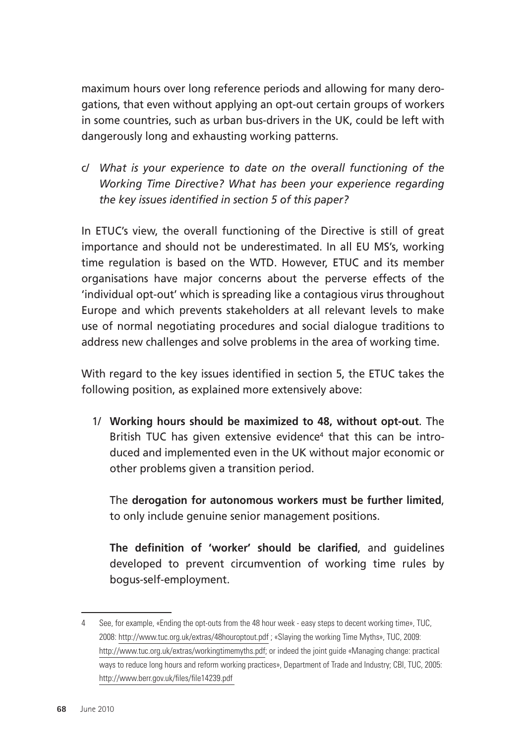maximum hours over long reference periods and allowing for many derogations, that even without applying an opt-out certain groups of workers in some countries, such as urban bus-drivers in the UK, could be left with dangerously long and exhausting working patterns.

c/ *What is your experience to date on the overall functioning of the Working Time Directive? What has been your experience regarding the key issues identified in section 5 of this paper?*

In ETUC's view, the overall functioning of the Directive is still of great importance and should not be underestimated. In all EU MS's, working time regulation is based on the WTD. However, ETUC and its member organisations have major concerns about the perverse effects of the 'individual opt-out' which is spreading like a contagious virus throughout Europe and which prevents stakeholders at all relevant levels to make use of normal negotiating procedures and social dialogue traditions to address new challenges and solve problems in the area of working time.

With regard to the key issues identified in section 5, the ETUC takes the following position, as explained more extensively above:

1/ **Working hours should be maximized to 48, without opt-out**. The British TUC has given extensive evidence[4] that this can be introduced and implemented even in the UK without major economic or other problems given a transition period.

   The **derogation for autonomous workers must be further limited**, to only include genuine senior management positions.

   **The definition of 'worker' should be clarified**, and guidelines developed to prevent circumvention of working time rules by bogus-self-employment.

---

4 See, for example, «Ending the opt-outs from the 48 hour week - easy steps to decent working time», TUC, 2008: http://www.tuc.org.uk/extras/48houroptout.pdf ; «Slaying the working Time Myths», TUC, 2009: http://www.tuc.org.uk/extras/workingtimemyths.pdf; or indeed the joint guide «Managing change: practical ways to reduce long hours and reform working practices», Department of Trade and Industry; CBI, TUC, 2005: http://www.berr.gov.uk/files/file14239.pdf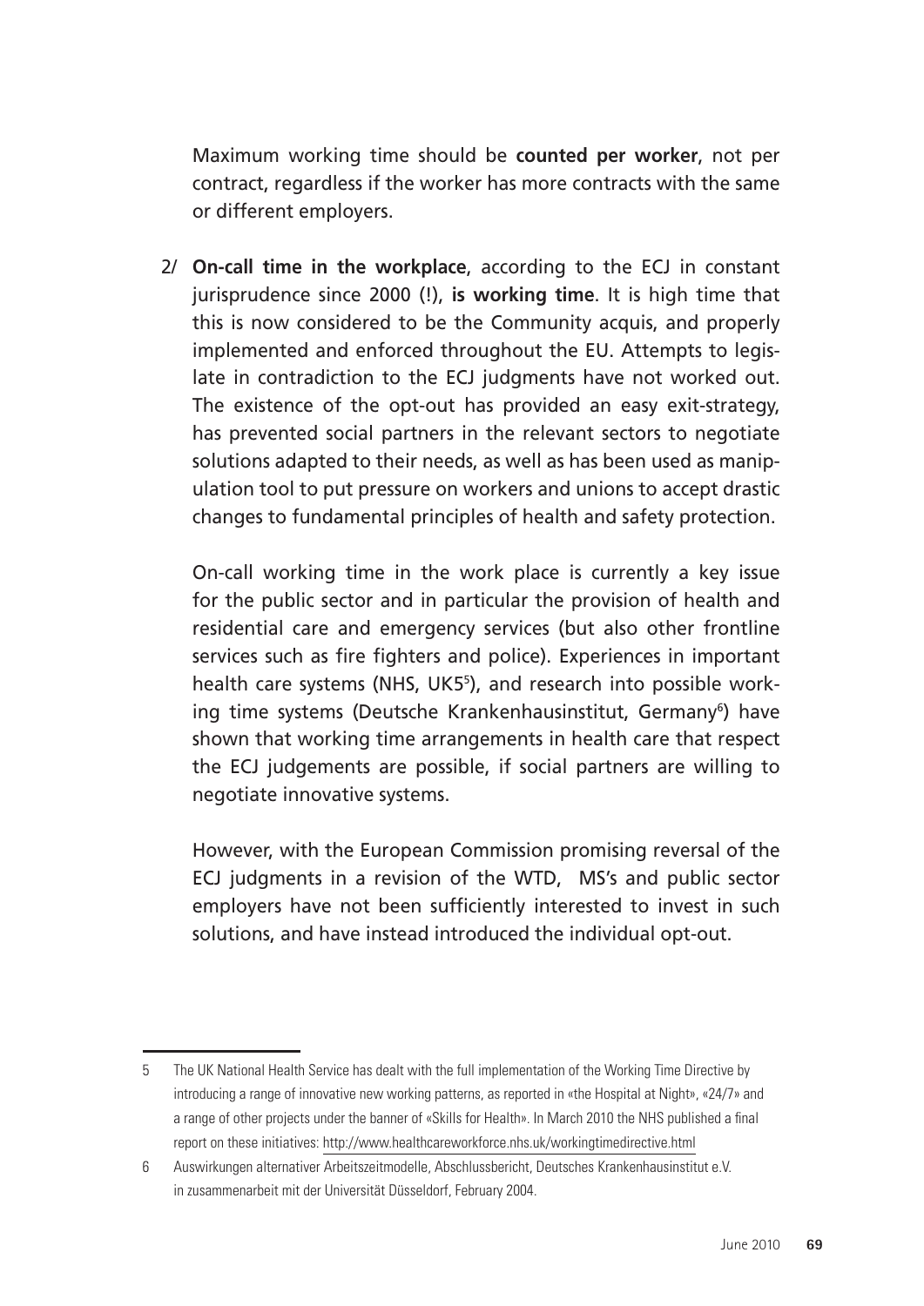Maximum working time should be **counted per worker**, not per contract, regardless if the worker has more contracts with the same or different employers.

2/ **On-call time in the workplace**, according to the ECJ in constant jurisprudence since 2000 (!), **is working time**. It is high time that this is now considered to be the Community acquis, and properly implemented and enforced throughout the EU. Attempts to legislate in contradiction to the ECJ judgments have not worked out. The existence of the opt-out has provided an easy exit-strategy, has prevented social partners in the relevant sectors to negotiate solutions adapted to their needs, as well as has been used as manipulation tool to put pressure on workers and unions to accept drastic changes to fundamental principles of health and safety protection.

On-call working time in the work place is currently a key issue for the public sector and in particular the provision of health and residential care and emergency services (but also other frontline services such as fire fighters and police). Experiences in important health care systems (NHS, UK5[5]), and research into possible working time systems (Deutsche Krankenhausinstitut, Germany[6]) have shown that working time arrangements in health care that respect the ECJ judgements are possible, if social partners are willing to negotiate innovative systems.

However, with the European Commission promising reversal of the ECJ judgments in a revision of the WTD, MS's and public sector employers have not been sufficiently interested to invest in such solutions, and have instead introduced the individual opt-out.

---

5 The UK National Health Service has dealt with the full implementation of the Working Time Directive by introducing a range of innovative new working patterns, as reported in «the Hospital at Night», «24/7» and a range of other projects under the banner of «Skills for Health». In March 2010 the NHS published a final report on these initiatives: http://www.healthcareworkforce.nhs.uk/workingtimedirective.html

6 Auswirkungen alternativer Arbeitszeitmodelle, Abschlussbericht, Deutsches Krankenhausinstitut e.V. in zusammenarbeit mit der Universität Düsseldorf, February 2004.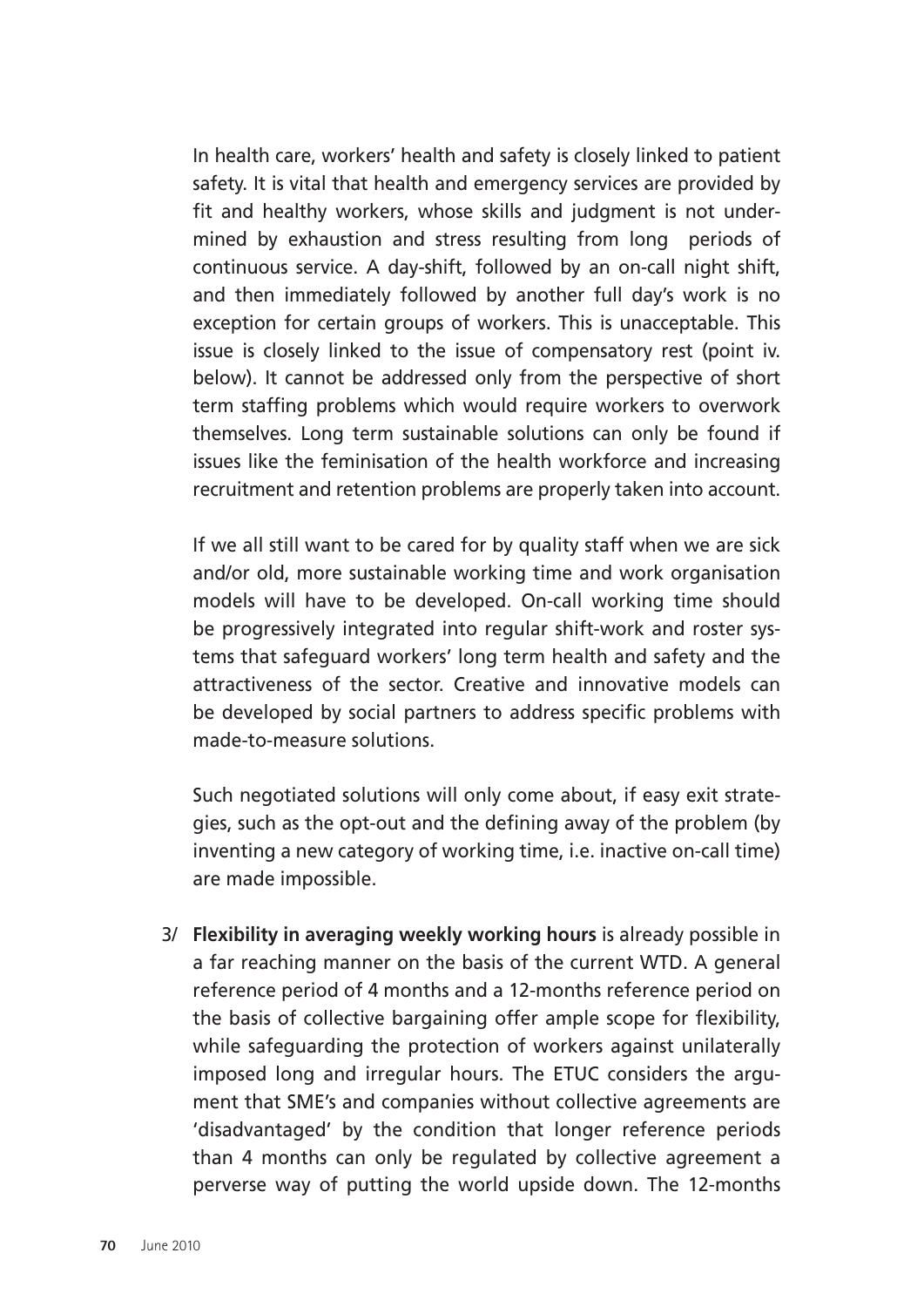In health care, workers' health and safety is closely linked to patient safety. It is vital that health and emergency services are provided by fit and healthy workers, whose skills and judgment is not undermined by exhaustion and stress resulting from long periods of continuous service. A day-shift, followed by an on-call night shift, and then immediately followed by another full day's work is no exception for certain groups of workers. This is unacceptable. This issue is closely linked to the issue of compensatory rest (point iv. below). It cannot be addressed only from the perspective of short term staffing problems which would require workers to overwork themselves. Long term sustainable solutions can only be found if issues like the feminisation of the health workforce and increasing recruitment and retention problems are properly taken into account.

If we all still want to be cared for by quality staff when we are sick and/or old, more sustainable working time and work organisation models will have to be developed. On-call working time should be progressively integrated into regular shift-work and roster systems that safeguard workers' long term health and safety and the attractiveness of the sector. Creative and innovative models can be developed by social partners to address specific problems with made-to-measure solutions.

Such negotiated solutions will only come about, if easy exit strategies, such as the opt-out and the defining away of the problem (by inventing a new category of working time, i.e. inactive on-call time) are made impossible.

3/ **Flexibility in averaging weekly working hours** is already possible in a far reaching manner on the basis of the current WTD. A general reference period of 4 months and a 12-months reference period on the basis of collective bargaining offer ample scope for flexibility, while safeguarding the protection of workers against unilaterally imposed long and irregular hours. The ETUC considers the argument that SME's and companies without collective agreements are 'disadvantaged' by the condition that longer reference periods than 4 months can only be regulated by collective agreement a perverse way of putting the world upside down. The 12-months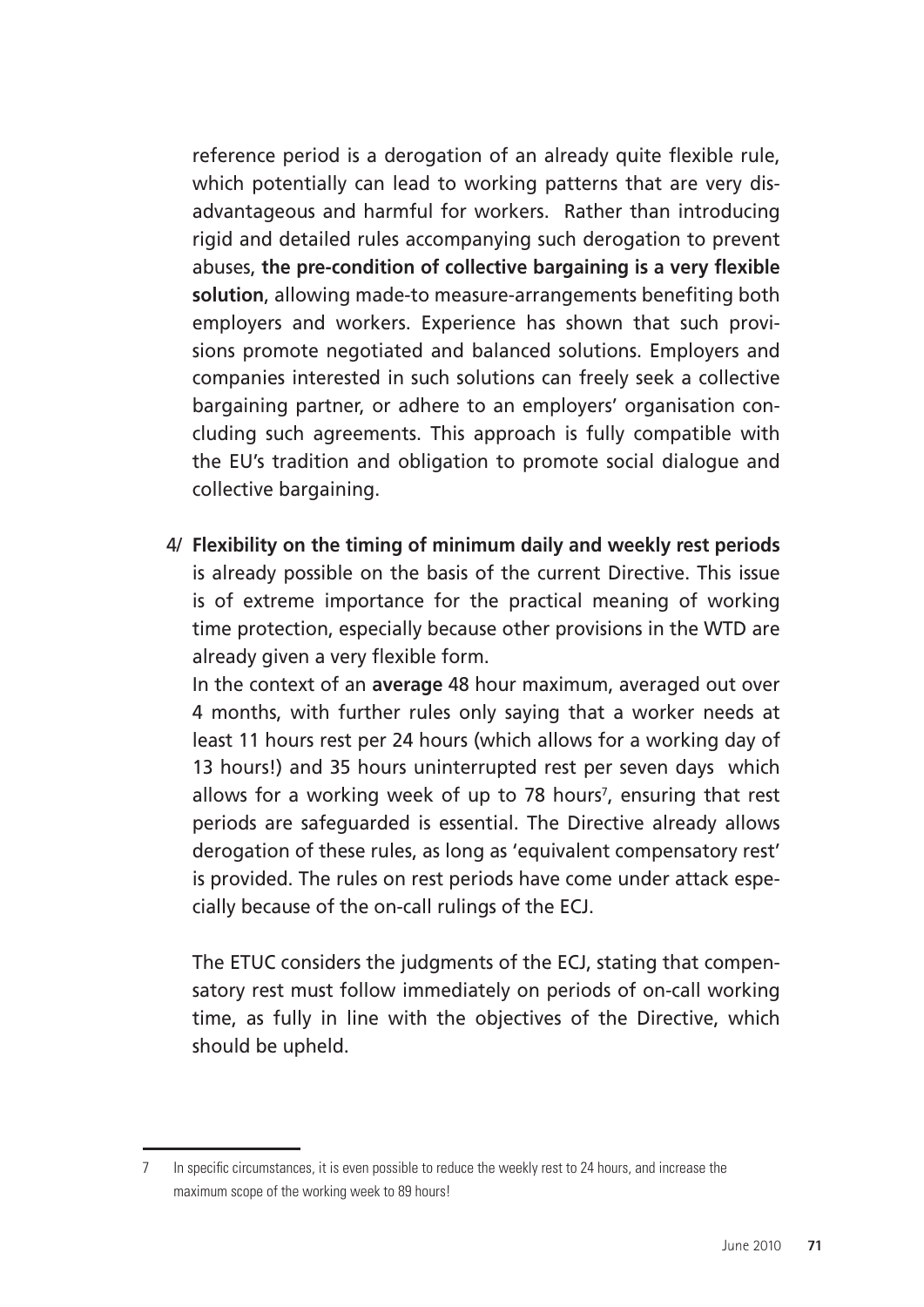reference period is a derogation of an already quite flexible rule, which potentially can lead to working patterns that are very disadvantageous and harmful for workers. Rather than introducing rigid and detailed rules accompanying such derogation to prevent abuses, **the pre-condition of collective bargaining is a very flexible solution**, allowing made-to measure-arrangements benefiting both employers and workers. Experience has shown that such provisions promote negotiated and balanced solutions. Employers and companies interested in such solutions can freely seek a collective bargaining partner, or adhere to an employers' organisation concluding such agreements. This approach is fully compatible with the EU's tradition and obligation to promote social dialogue and collective bargaining.

4/ **Flexibility on the timing of minimum daily and weekly rest periods** is already possible on the basis of the current Directive. This issue is of extreme importance for the practical meaning of working time protection, especially because other provisions in the WTD are already given a very flexible form.

In the context of an **average** 48 hour maximum, averaged out over 4 months, with further rules only saying that a worker needs at least 11 hours rest per 24 hours (which allows for a working day of 13 hours!) and 35 hours uninterrupted rest per seven days which allows for a working week of up to 78 hours[7], ensuring that rest periods are safeguarded is essential. The Directive already allows derogation of these rules, as long as 'equivalent compensatory rest' is provided. The rules on rest periods have come under attack especially because of the on-call rulings of the ECJ.

The ETUC considers the judgments of the ECJ, stating that compensatory rest must follow immediately on periods of on-call working time, as fully in line with the objectives of the Directive, which should be upheld.

---

7 In specific circumstances, it is even possible to reduce the weekly rest to 24 hours, and increase the maximum scope of the working week to 89 hours!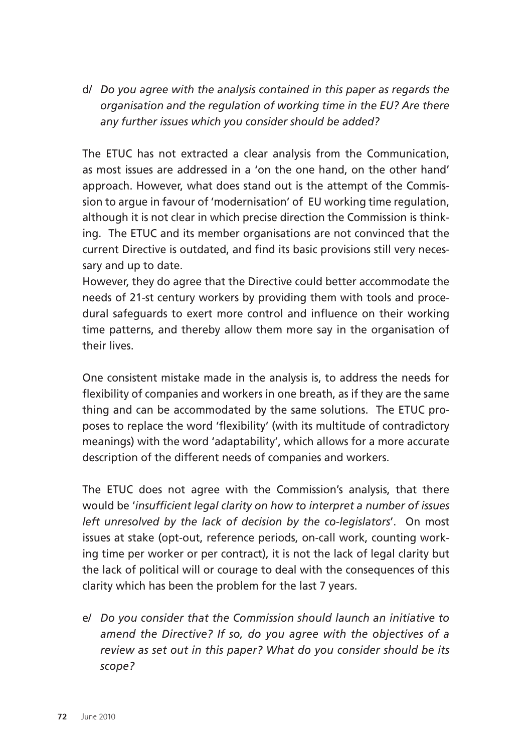d/ *Do you agree with the analysis contained in this paper as regards the organisation and the regulation of working time in the EU? Are there any further issues which you consider should be added?*

The ETUC has not extracted a clear analysis from the Communication, as most issues are addressed in a 'on the one hand, on the other hand' approach. However, what does stand out is the attempt of the Commission to argue in favour of 'modernisation' of EU working time regulation, although it is not clear in which precise direction the Commission is thinking. The ETUC and its member organisations are not convinced that the current Directive is outdated, and find its basic provisions still very necessary and up to date.
However, they do agree that the Directive could better accommodate the needs of 21-st century workers by providing them with tools and procedural safeguards to exert more control and influence on their working time patterns, and thereby allow them more say in the organisation of their lives.

One consistent mistake made in the analysis is, to address the needs for flexibility of companies and workers in one breath, as if they are the same thing and can be accommodated by the same solutions. The ETUC proposes to replace the word 'flexibility' (with its multitude of contradictory meanings) with the word 'adaptability', which allows for a more accurate description of the different needs of companies and workers.

The ETUC does not agree with the Commission's analysis, that there would be '*insufficient legal clarity on how to interpret a number of issues left unresolved by the lack of decision by the co-legislators*'. On most issues at stake (opt-out, reference periods, on-call work, counting working time per worker or per contract), it is not the lack of legal clarity but the lack of political will or courage to deal with the consequences of this clarity which has been the problem for the last 7 years.

e/ *Do you consider that the Commission should launch an initiative to amend the Directive? If so, do you agree with the objectives of a review as set out in this paper? What do you consider should be its scope?*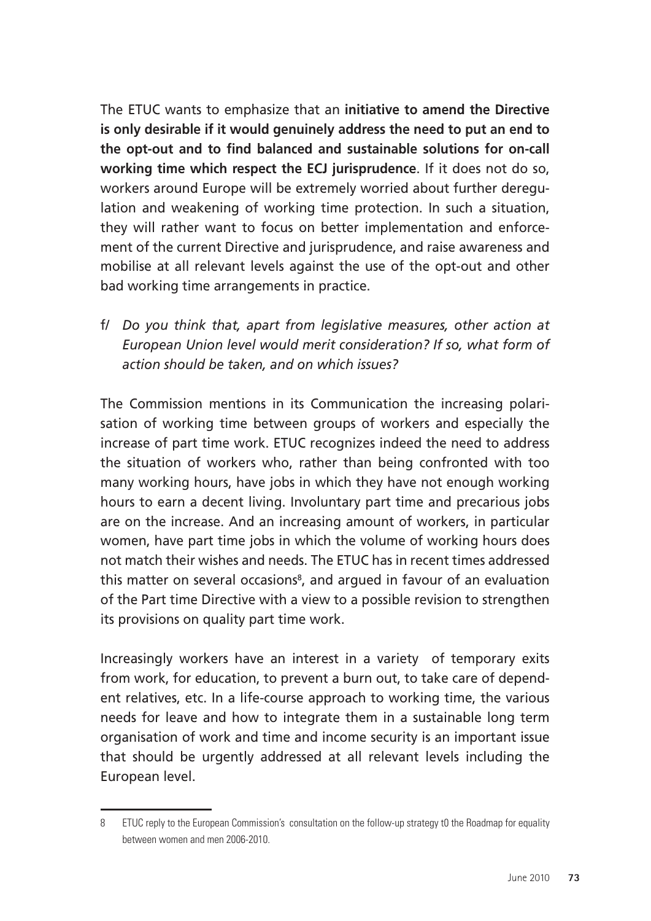The ETUC wants to emphasize that an **initiative to amend the Directive is only desirable if it would genuinely address the need to put an end to the opt-out and to find balanced and sustainable solutions for on-call working time which respect the ECJ jurisprudence**. If it does not do so, workers around Europe will be extremely worried about further deregulation and weakening of working time protection. In such a situation, they will rather want to focus on better implementation and enforcement of the current Directive and jurisprudence, and raise awareness and mobilise at all relevant levels against the use of the opt-out and other bad working time arrangements in practice.

f/ *Do you think that, apart from legislative measures, other action at European Union level would merit consideration? If so, what form of action should be taken, and on which issues?*

The Commission mentions in its Communication the increasing polarisation of working time between groups of workers and especially the increase of part time work. ETUC recognizes indeed the need to address the situation of workers who, rather than being confronted with too many working hours, have jobs in which they have not enough working hours to earn a decent living. Involuntary part time and precarious jobs are on the increase. And an increasing amount of workers, in particular women, have part time jobs in which the volume of working hours does not match their wishes and needs. The ETUC has in recent times addressed this matter on several occasions[8], and argued in favour of an evaluation of the Part time Directive with a view to a possible revision to strengthen its provisions on quality part time work.

Increasingly workers have an interest in a variety of temporary exits from work, for education, to prevent a burn out, to take care of dependent relatives, etc. In a life-course approach to working time, the various needs for leave and how to integrate them in a sustainable long term organisation of work and time and income security is an important issue that should be urgently addressed at all relevant levels including the European level.

---

8 ETUC reply to the European Commission's consultation on the follow-up strategy t0 the Roadmap for equality between women and men 2006-2010.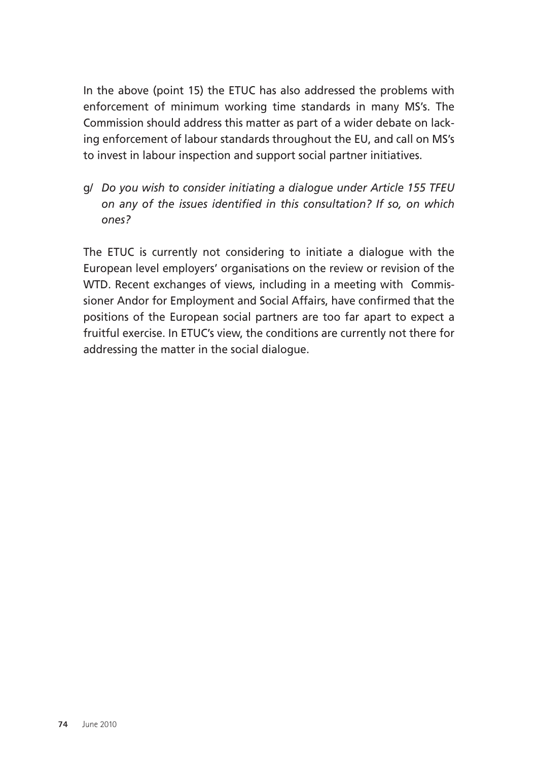In the above (point 15) the ETUC has also addressed the problems with enforcement of minimum working time standards in many MS's. The Commission should address this matter as part of a wider debate on lacking enforcement of labour standards throughout the EU, and call on MS's to invest in labour inspection and support social partner initiatives.

g/ *Do you wish to consider initiating a dialogue under Article 155 TFEU on any of the issues identified in this consultation? If so, on which ones?*

The ETUC is currently not considering to initiate a dialogue with the European level employers' organisations on the review or revision of the WTD. Recent exchanges of views, including in a meeting with Commissioner Andor for Employment and Social Affairs, have confirmed that the positions of the European social partners are too far apart to expect a fruitful exercise. In ETUC's view, the conditions are currently not there for addressing the matter in the social dialogue.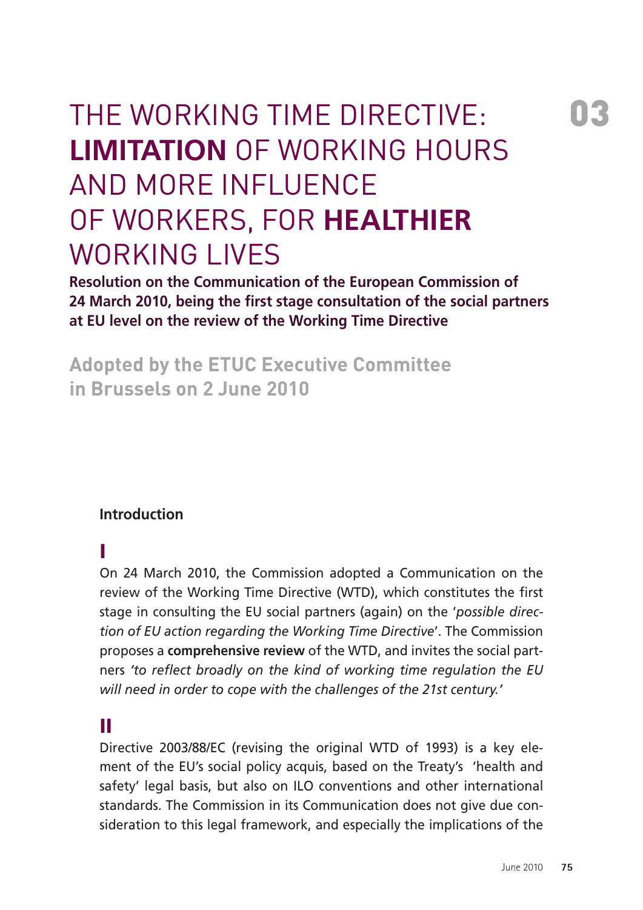# THE WORKING TIME DIRECTIVE: **LIMITATION** OF WORKING HOURS AND MORE INFLUENCE OF WORKERS, FOR **HEALTHIER** WORKING LIVES

03

**Resolution on the Communication of the European Commission of 24 March 2010, being the first stage consultation of the social partners at EU level on the review of the Working Time Directive**

**Adopted by the ETUC Executive Committee in Brussels on 2 June 2010**

### Introduction

**I**

On 24 March 2010, the Commission adopted a Communication on the review of the Working Time Directive (WTD), which constitutes the first stage in consulting the EU social partners (again) on the '*possible direction of EU action regarding the Working Time Directive*'. The Commission proposes a **comprehensive review** of the WTD, and invites the social partners *'to reflect broadly on the kind of working time regulation the EU will need in order to cope with the challenges of the 21st century.'*

**II**

Directive 2003/88/EC (revising the original WTD of 1993) is a key element of the EU's social policy acquis, based on the Treaty's 'health and safety' legal basis, but also on ILO conventions and other international standards. The Commission in its Communication does not give due consideration to this legal framework, and especially the implications of the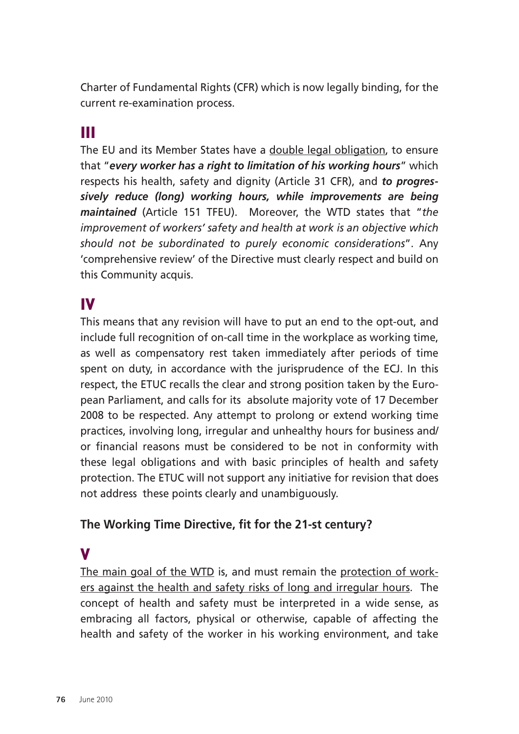Charter of Fundamental Rights (CFR) which is now legally binding, for the current re-examination process.

## III

The EU and its Member States have a double legal obligation, to ensure that "***every worker has a right to limitation of his working hours***" which respects his health, safety and dignity (Article 31 CFR), and ***to progressively reduce (long) working hours, while improvements are being maintained*** (Article 151 TFEU). Moreover, the WTD states that "*the improvement of workers' safety and health at work is an objective which should not be subordinated to purely economic considerations*". Any 'comprehensive review' of the Directive must clearly respect and build on this Community acquis.

## IV

This means that any revision will have to put an end to the opt-out, and include full recognition of on-call time in the workplace as working time, as well as compensatory rest taken immediately after periods of time spent on duty, in accordance with the jurisprudence of the ECJ. In this respect, the ETUC recalls the clear and strong position taken by the European Parliament, and calls for its absolute majority vote of 17 December 2008 to be respected. Any attempt to prolong or extend working time practices, involving long, irregular and unhealthy hours for business and/or financial reasons must be considered to be not in conformity with these legal obligations and with basic principles of health and safety protection. The ETUC will not support any initiative for revision that does not address these points clearly and unambiguously.

### The Working Time Directive, fit for the 21-st century?

## V

The main goal of the WTD is, and must remain the protection of workers against the health and safety risks of long and irregular hours. The concept of health and safety must be interpreted in a wide sense, as embracing all factors, physical or otherwise, capable of affecting the health and safety of the worker in his working environment, and take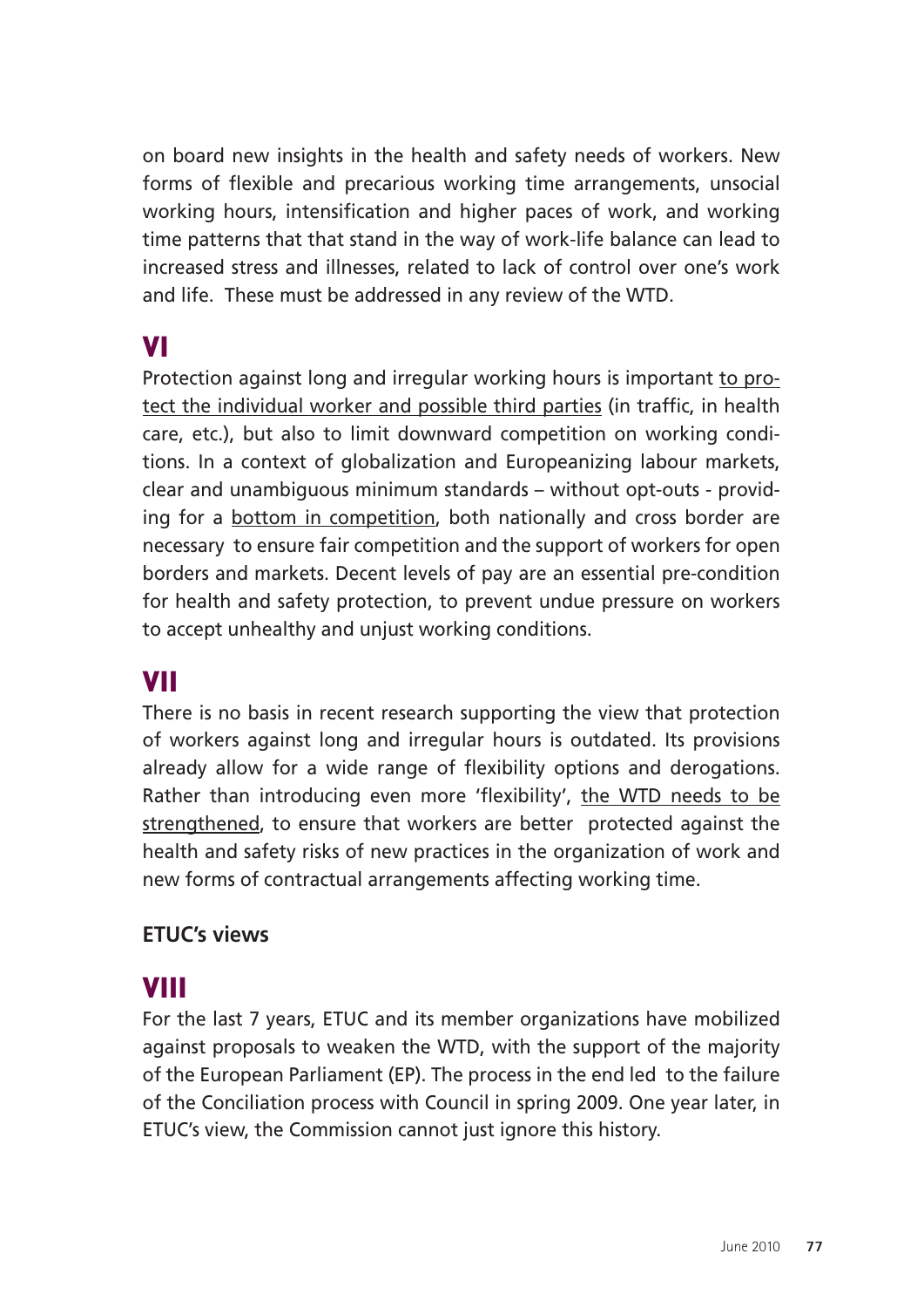on board new insights in the health and safety needs of workers. New forms of flexible and precarious working time arrangements, unsocial working hours, intensification and higher paces of work, and working time patterns that that stand in the way of work-life balance can lead to increased stress and illnesses, related to lack of control over one's work and life. These must be addressed in any review of the WTD.

## VI

Protection against long and irregular working hours is important to protect the individual worker and possible third parties (in traffic, in health care, etc.), but also to limit downward competition on working conditions. In a context of globalization and Europeanizing labour markets, clear and unambiguous minimum standards – without opt-outs - providing for a bottom in competition, both nationally and cross border are necessary to ensure fair competition and the support of workers for open borders and markets. Decent levels of pay are an essential pre-condition for health and safety protection, to prevent undue pressure on workers to accept unhealthy and unjust working conditions.

## VII

There is no basis in recent research supporting the view that protection of workers against long and irregular hours is outdated. Its provisions already allow for a wide range of flexibility options and derogations. Rather than introducing even more 'flexibility', the WTD needs to be strengthened, to ensure that workers are better protected against the health and safety risks of new practices in the organization of work and new forms of contractual arrangements affecting working time.

### ETUC's views

## VIII

For the last 7 years, ETUC and its member organizations have mobilized against proposals to weaken the WTD, with the support of the majority of the European Parliament (EP). The process in the end led to the failure of the Conciliation process with Council in spring 2009. One year later, in ETUC's view, the Commission cannot just ignore this history.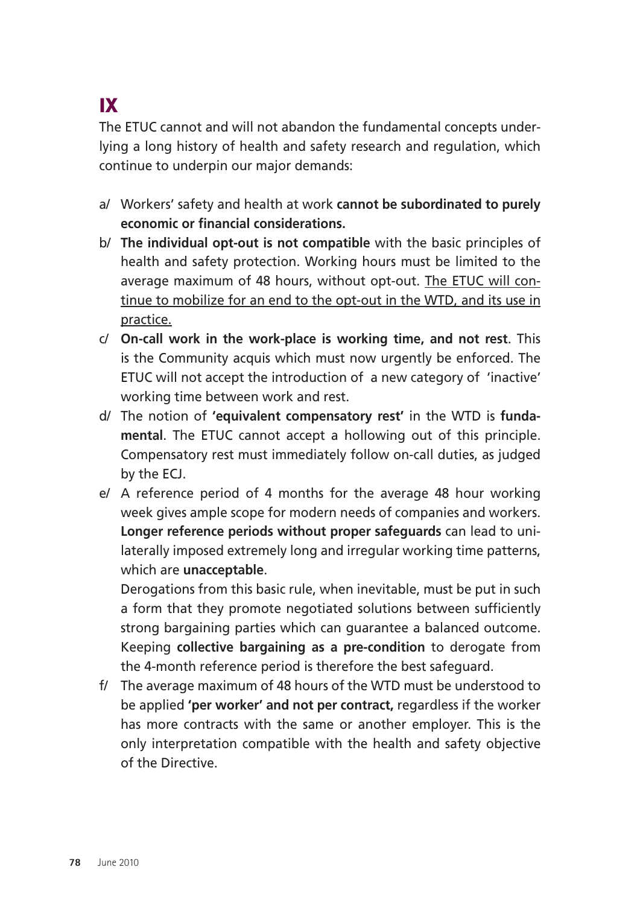# IX

The ETUC cannot and will not abandon the fundamental concepts underlying a long history of health and safety research and regulation, which continue to underpin our major demands:

a/ Workers' safety and health at work **cannot be subordinated to purely economic or financial considerations.**

b/ **The individual opt-out is not compatible** with the basic principles of health and safety protection. Working hours must be limited to the average maximum of 48 hours, without opt-out. <u>The ETUC will continue to mobilize for an end to the opt-out in the WTD, and its use in practice.</u>

c/ **On-call work in the work-place is working time, and not rest**. This is the Community acquis which must now urgently be enforced. The ETUC will not accept the introduction of a new category of 'inactive' working time between work and rest.

d/ The notion of **'equivalent compensatory rest'** in the WTD is **fundamental**. The ETUC cannot accept a hollowing out of this principle. Compensatory rest must immediately follow on-call duties, as judged by the ECJ.

e/ A reference period of 4 months for the average 48 hour working week gives ample scope for modern needs of companies and workers. **Longer reference periods without proper safeguards** can lead to unilaterally imposed extremely long and irregular working time patterns, which are **unacceptable**.

Derogations from this basic rule, when inevitable, must be put in such a form that they promote negotiated solutions between sufficiently strong bargaining parties which can guarantee a balanced outcome. Keeping **collective bargaining as a pre-condition** to derogate from the 4-month reference period is therefore the best safeguard.

f/ The average maximum of 48 hours of the WTD must be understood to be applied **'per worker' and not per contract,** regardless if the worker has more contracts with the same or another employer. This is the only interpretation compatible with the health and safety objective of the Directive.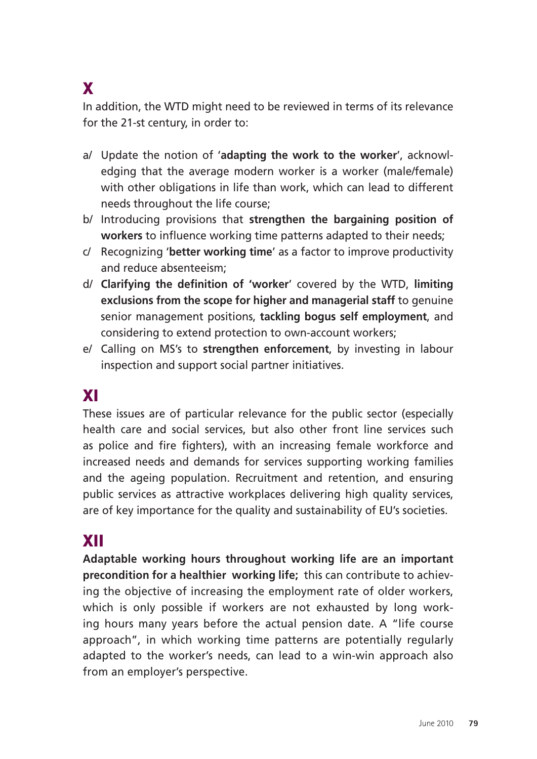## X

In addition, the WTD might need to be reviewed in terms of its relevance for the 21-st century, in order to:

a/ Update the notion of '**adapting the work to the worker**', acknowledging that the average modern worker is a worker (male/female) with other obligations in life than work, which can lead to different needs throughout the life course;

b/ Introducing provisions that **strengthen the bargaining position of workers** to influence working time patterns adapted to their needs;

c/ Recognizing '**better working time**' as a factor to improve productivity and reduce absenteeism;

d/ **Clarifying the definition of 'worker'** covered by the WTD, **limiting exclusions from the scope for higher and managerial staff** to genuine senior management positions, **tackling bogus self employment**, and considering to extend protection to own-account workers;

e/ Calling on MS's to **strengthen enforcement**, by investing in labour inspection and support social partner initiatives.

## XI

These issues are of particular relevance for the public sector (especially health care and social services, but also other front line services such as police and fire fighters), with an increasing female workforce and increased needs and demands for services supporting working families and the ageing population. Recruitment and retention, and ensuring public services as attractive workplaces delivering high quality services, are of key importance for the quality and sustainability of EU's societies.

## XII

**Adaptable working hours throughout working life are an important precondition for a healthier working life;** this can contribute to achieving the objective of increasing the employment rate of older workers, which is only possible if workers are not exhausted by long working hours many years before the actual pension date. A "life course approach", in which working time patterns are potentially regularly adapted to the worker's needs, can lead to a win-win approach also from an employer's perspective.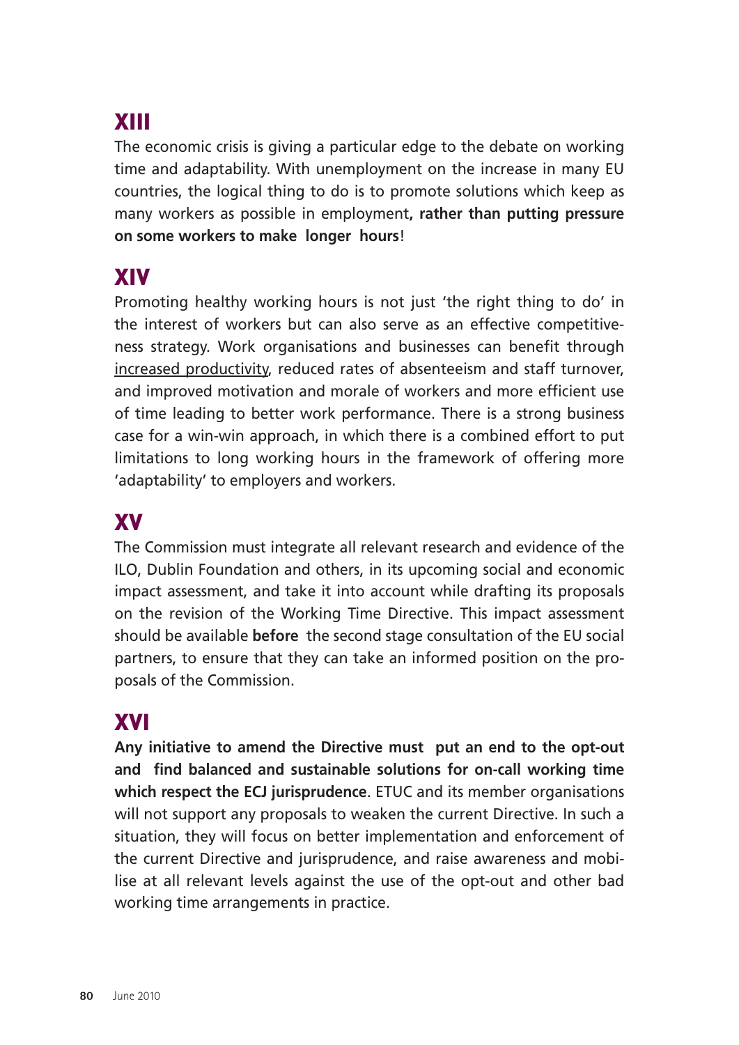## XIII

The economic crisis is giving a particular edge to the debate on working time and adaptability. With unemployment on the increase in many EU countries, the logical thing to do is to promote solutions which keep as many workers as possible in employment**, rather than putting pressure on some workers to make longer hours**!

## XIV

Promoting healthy working hours is not just 'the right thing to do' in the interest of workers but can also serve as an effective competitiveness strategy. Work organisations and businesses can benefit through <u>increased productivity</u>, reduced rates of absenteeism and staff turnover, and improved motivation and morale of workers and more efficient use of time leading to better work performance. There is a strong business case for a win-win approach, in which there is a combined effort to put limitations to long working hours in the framework of offering more 'adaptability' to employers and workers.

## XV

The Commission must integrate all relevant research and evidence of the ILO, Dublin Foundation and others, in its upcoming social and economic impact assessment, and take it into account while drafting its proposals on the revision of the Working Time Directive. This impact assessment should be available **before** the second stage consultation of the EU social partners, to ensure that they can take an informed position on the proposals of the Commission.

## XVI

**Any initiative to amend the Directive must put an end to the opt-out and find balanced and sustainable solutions for on-call working time which respect the ECJ jurisprudence**. ETUC and its member organisations will not support any proposals to weaken the current Directive. In such a situation, they will focus on better implementation and enforcement of the current Directive and jurisprudence, and raise awareness and mobilise at all relevant levels against the use of the opt-out and other bad working time arrangements in practice.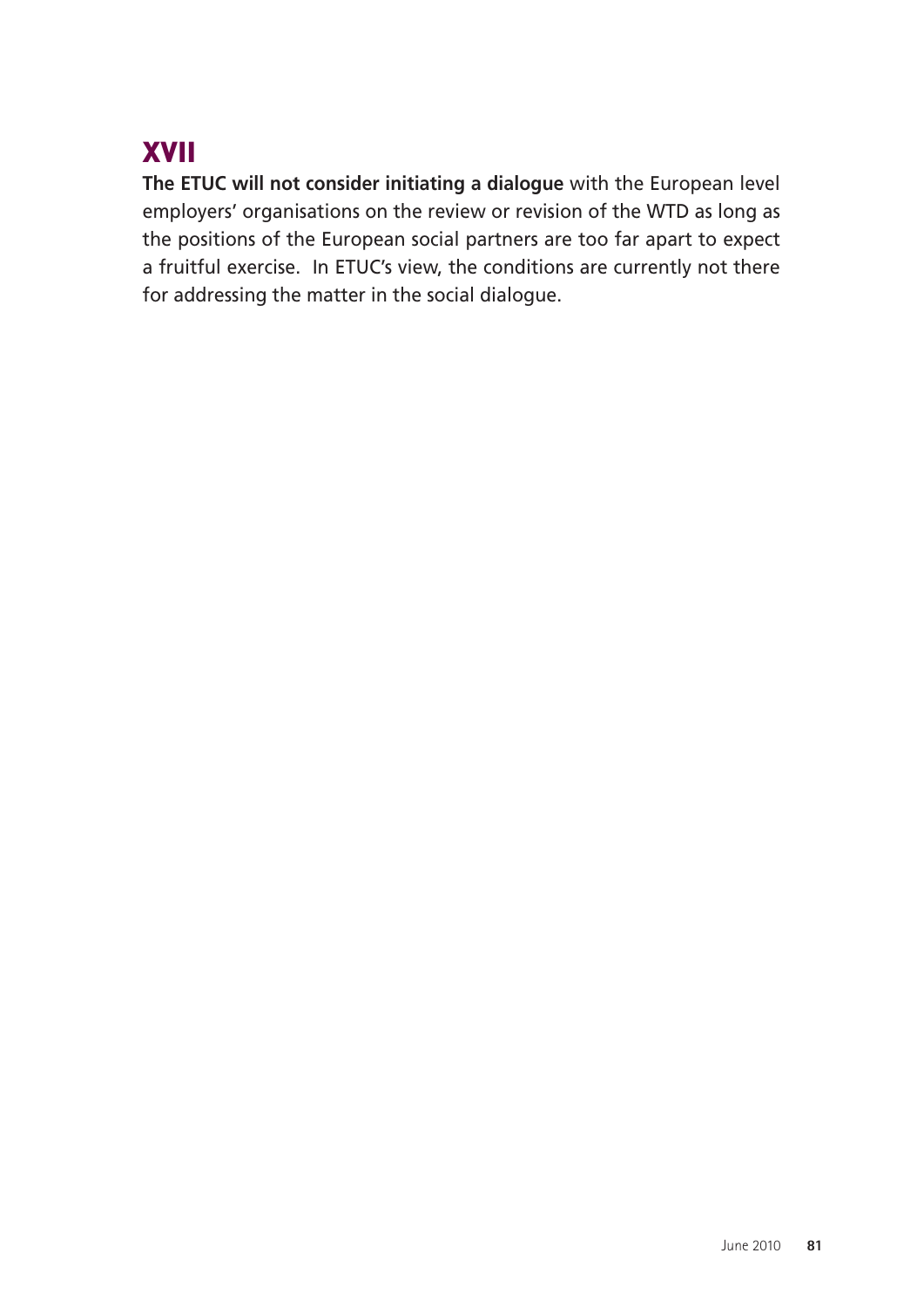## XVII

**The ETUC will not consider initiating a dialogue** with the European level employers' organisations on the review or revision of the WTD as long as the positions of the European social partners are too far apart to expect a fruitful exercise. In ETUC's view, the conditions are currently not there for addressing the matter in the social dialogue.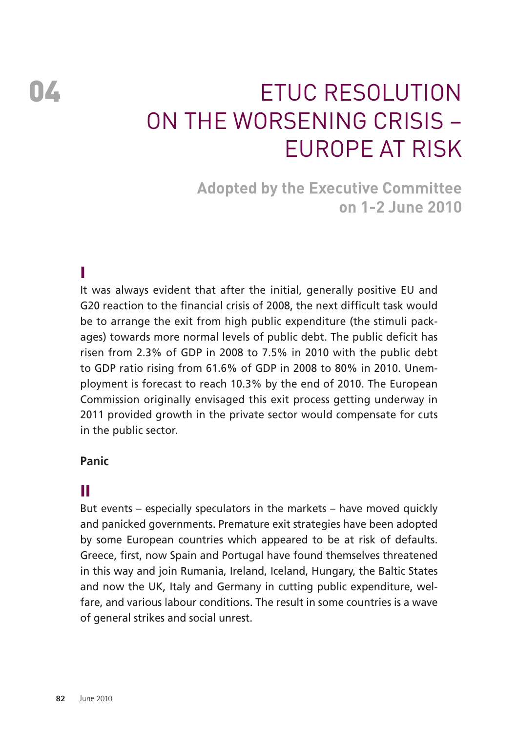# 04 ETUC RESOLUTION ON THE WORSENING CRISIS – EUROPE AT RISK

**Adopted by the Executive Committee on 1-2 June 2010**

## I

It was always evident that after the initial, generally positive EU and G20 reaction to the financial crisis of 2008, the next difficult task would be to arrange the exit from high public expenditure (the stimuli packages) towards more normal levels of public debt. The public deficit has risen from 2.3% of GDP in 2008 to 7.5% in 2010 with the public debt to GDP ratio rising from 61.6% of GDP in 2008 to 80% in 2010. Unemployment is forecast to reach 10.3% by the end of 2010. The European Commission originally envisaged this exit process getting underway in 2011 provided growth in the private sector would compensate for cuts in the public sector.

### Panic

## II

But events – especially speculators in the markets – have moved quickly and panicked governments. Premature exit strategies have been adopted by some European countries which appeared to be at risk of defaults. Greece, first, now Spain and Portugal have found themselves threatened in this way and join Rumania, Ireland, Iceland, Hungary, the Baltic States and now the UK, Italy and Germany in cutting public expenditure, welfare, and various labour conditions. The result in some countries is a wave of general strikes and social unrest.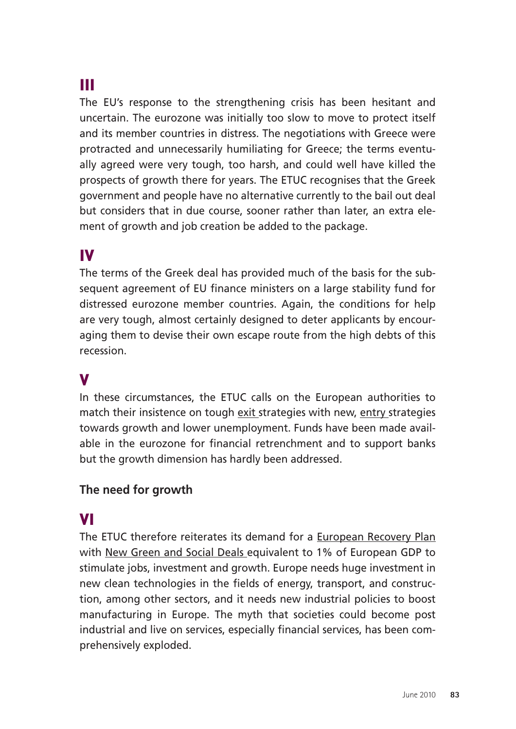## III

The EU's response to the strengthening crisis has been hesitant and uncertain. The eurozone was initially too slow to move to protect itself and its member countries in distress. The negotiations with Greece were protracted and unnecessarily humiliating for Greece; the terms eventually agreed were very tough, too harsh, and could well have killed the prospects of growth there for years. The ETUC recognises that the Greek government and people have no alternative currently to the bail out deal but considers that in due course, sooner rather than later, an extra element of growth and job creation be added to the package.

## IV

The terms of the Greek deal has provided much of the basis for the subsequent agreement of EU finance ministers on a large stability fund for distressed eurozone member countries. Again, the conditions for help are very tough, almost certainly designed to deter applicants by encouraging them to devise their own escape route from the high debts of this recession.

## V

In these circumstances, the ETUC calls on the European authorities to match their insistence on tough exit strategies with new, entry strategies towards growth and lower unemployment. Funds have been made available in the eurozone for financial retrenchment and to support banks but the growth dimension has hardly been addressed.

### The need for growth

## VI

The ETUC therefore reiterates its demand for a European Recovery Plan with New Green and Social Deals equivalent to 1% of European GDP to stimulate jobs, investment and growth. Europe needs huge investment in new clean technologies in the fields of energy, transport, and construction, among other sectors, and it needs new industrial policies to boost manufacturing in Europe. The myth that societies could become post industrial and live on services, especially financial services, has been comprehensively exploded.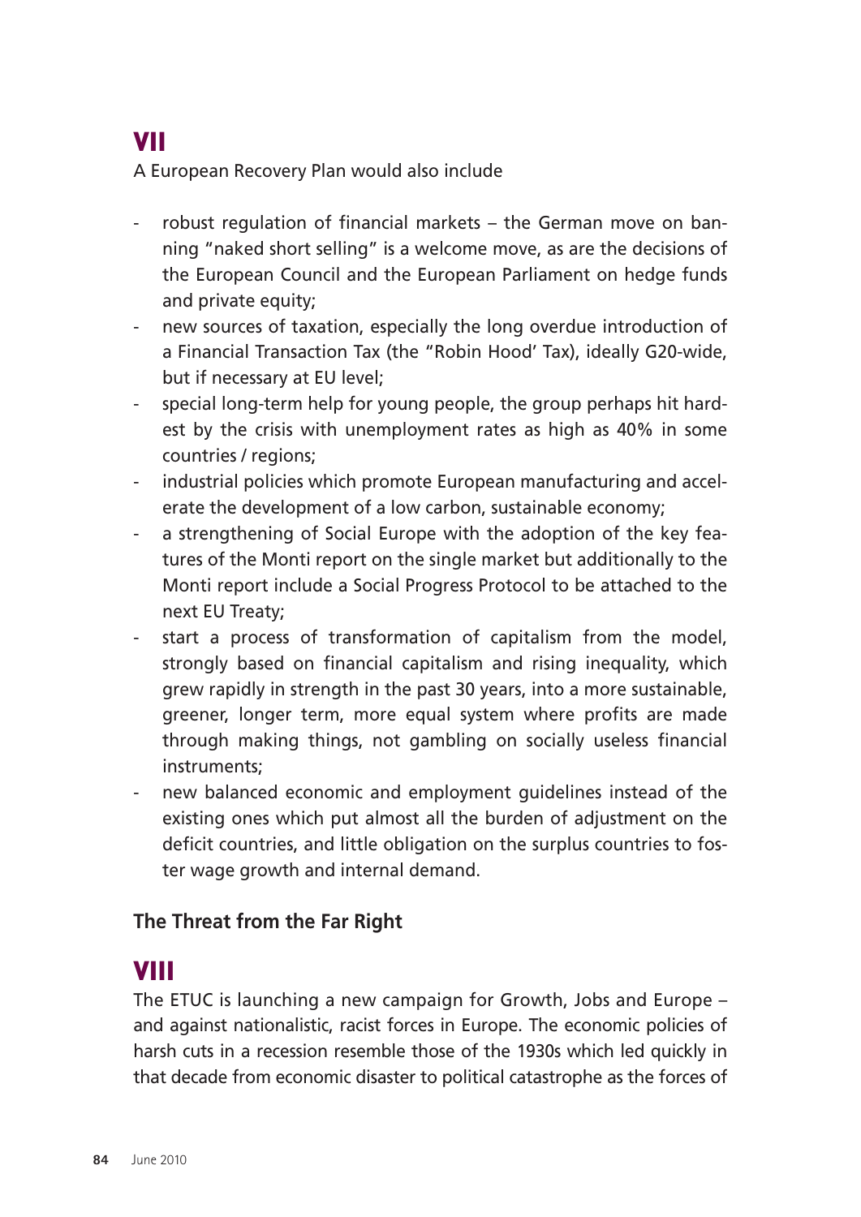## VII

A European Recovery Plan would also include

- robust regulation of financial markets – the German move on banning "naked short selling" is a welcome move, as are the decisions of the European Council and the European Parliament on hedge funds and private equity;
- new sources of taxation, especially the long overdue introduction of a Financial Transaction Tax (the "Robin Hood' Tax), ideally G20-wide, but if necessary at EU level;
- special long-term help for young people, the group perhaps hit hardest by the crisis with unemployment rates as high as 40% in some countries / regions;
- industrial policies which promote European manufacturing and accelerate the development of a low carbon, sustainable economy;
- a strengthening of Social Europe with the adoption of the key features of the Monti report on the single market but additionally to the Monti report include a Social Progress Protocol to be attached to the next EU Treaty;
- start a process of transformation of capitalism from the model, strongly based on financial capitalism and rising inequality, which grew rapidly in strength in the past 30 years, into a more sustainable, greener, longer term, more equal system where profits are made through making things, not gambling on socially useless financial instruments;
- new balanced economic and employment guidelines instead of the existing ones which put almost all the burden of adjustment on the deficit countries, and little obligation on the surplus countries to foster wage growth and internal demand.

### The Threat from the Far Right

## VIII

The ETUC is launching a new campaign for Growth, Jobs and Europe – and against nationalistic, racist forces in Europe. The economic policies of harsh cuts in a recession resemble those of the 1930s which led quickly in that decade from economic disaster to political catastrophe as the forces of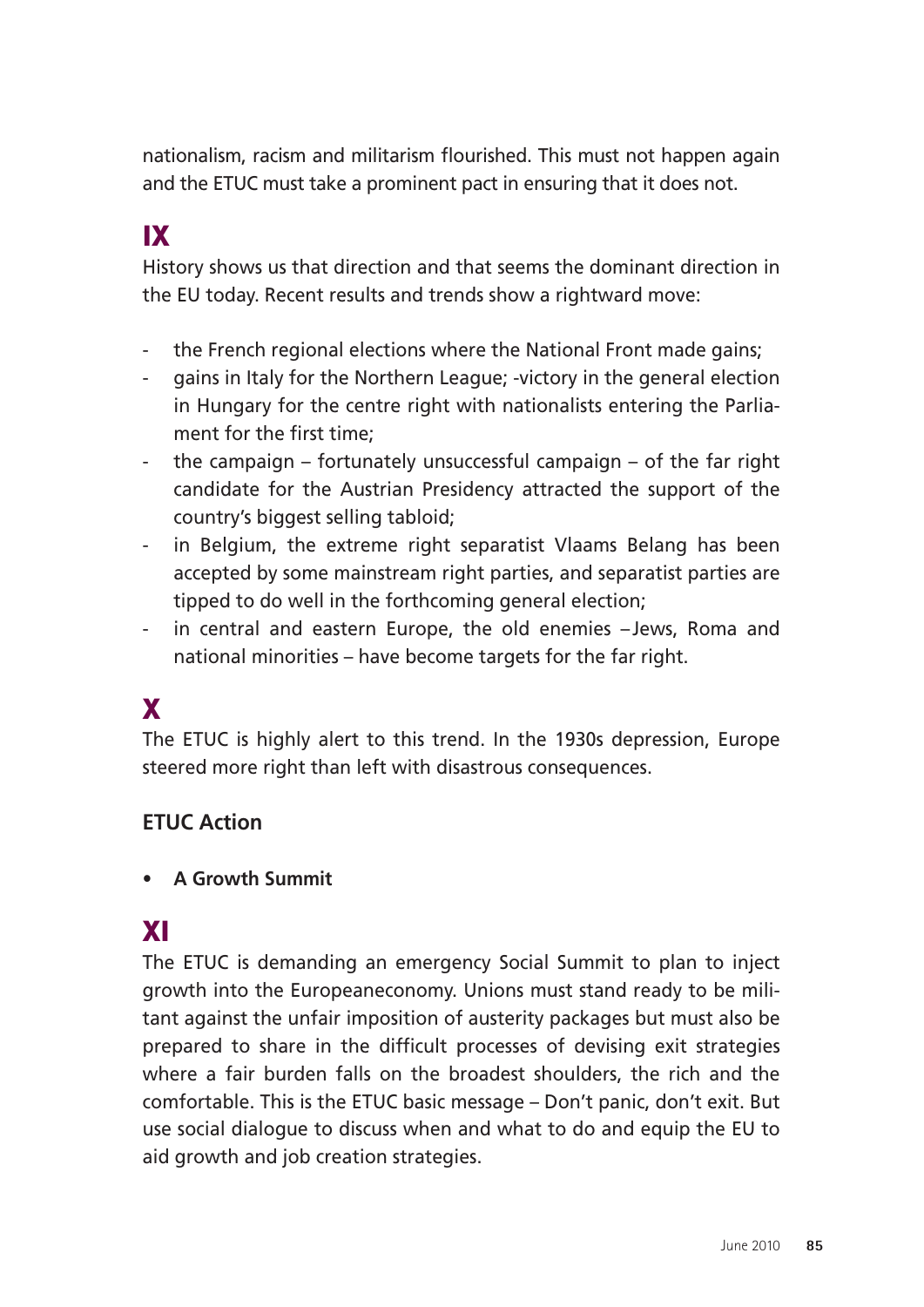nationalism, racism and militarism flourished. This must not happen again and the ETUC must take a prominent pact in ensuring that it does not.

## IX

History shows us that direction and that seems the dominant direction in the EU today. Recent results and trends show a rightward move:

- the French regional elections where the National Front made gains;
- gains in Italy for the Northern League; -victory in the general election in Hungary for the centre right with nationalists entering the Parliament for the first time;
- the campaign – fortunately unsuccessful campaign – of the far right candidate for the Austrian Presidency attracted the support of the country's biggest selling tabloid;
- in Belgium, the extreme right separatist Vlaams Belang has been accepted by some mainstream right parties, and separatist parties are tipped to do well in the forthcoming general election;
- in central and eastern Europe, the old enemies – Jews, Roma and national minorities – have become targets for the far right.

## X

The ETUC is highly alert to this trend. In the 1930s depression, Europe steered more right than left with disastrous consequences.

### ETUC Action

- **A Growth Summit**

## XI

The ETUC is demanding an emergency Social Summit to plan to inject growth into the Europeaneconomy. Unions must stand ready to be militant against the unfair imposition of austerity packages but must also be prepared to share in the difficult processes of devising exit strategies where a fair burden falls on the broadest shoulders, the rich and the comfortable. This is the ETUC basic message – Don't panic, don't exit. But use social dialogue to discuss when and what to do and equip the EU to aid growth and job creation strategies.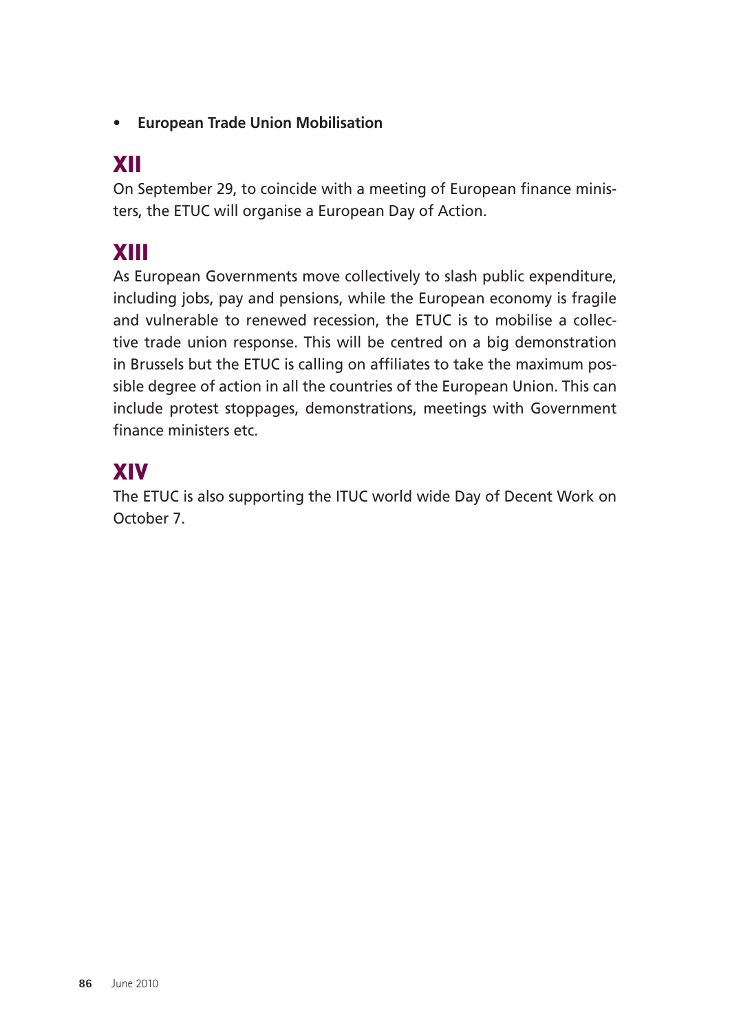- **European Trade Union Mobilisation**

## XII

On September 29, to coincide with a meeting of European finance ministers, the ETUC will organise a European Day of Action.

## XIII

As European Governments move collectively to slash public expenditure, including jobs, pay and pensions, while the European economy is fragile and vulnerable to renewed recession, the ETUC is to mobilise a collective trade union response. This will be centred on a big demonstration in Brussels but the ETUC is calling on affiliates to take the maximum possible degree of action in all the countries of the European Union. This can include protest stoppages, demonstrations, meetings with Government finance ministers etc.

## XIV

The ETUC is also supporting the ITUC world wide Day of Decent Work on October 7.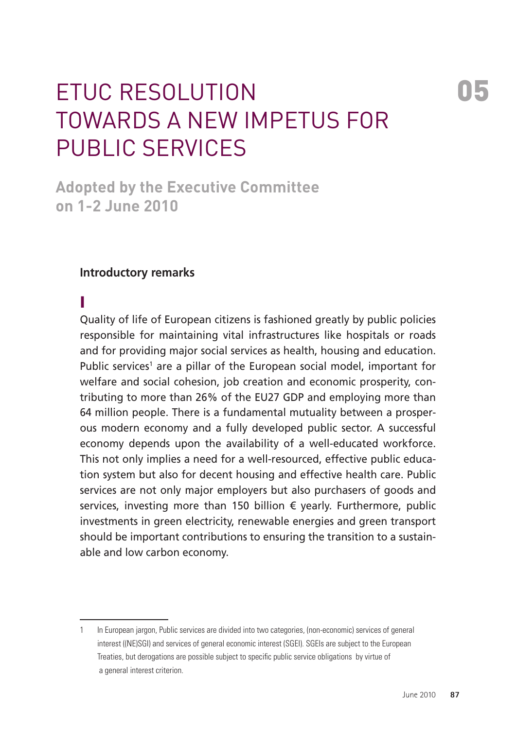# ETUC RESOLUTION TOWARDS A NEW IMPETUS FOR PUBLIC SERVICES

**Adopted by the Executive Committee on 1-2 June 2010**

### Introductory remarks

**I**

Quality of life of European citizens is fashioned greatly by public policies responsible for maintaining vital infrastructures like hospitals or roads and for providing major social services as health, housing and education. Public services[1] are a pillar of the European social model, important for welfare and social cohesion, job creation and economic prosperity, contributing to more than 26% of the EU27 GDP and employing more than 64 million people. There is a fundamental mutuality between a prosperous modern economy and a fully developed public sector. A successful economy depends upon the availability of a well-educated workforce. This not only implies a need for a well-resourced, effective public education system but also for decent housing and effective health care. Public services are not only major employers but also purchasers of goods and services, investing more than 150 billion € yearly. Furthermore, public investments in green electricity, renewable energies and green transport should be important contributions to ensuring the transition to a sustainable and low carbon economy.

---

1 In European jargon, Public services are divided into two categories, (non-economic) services of general interest ((NE)SGI) and services of general economic interest (SGEI). SGEIs are subject to the European Treaties, but derogations are possible subject to specific public service obligations by virtue of a general interest criterion.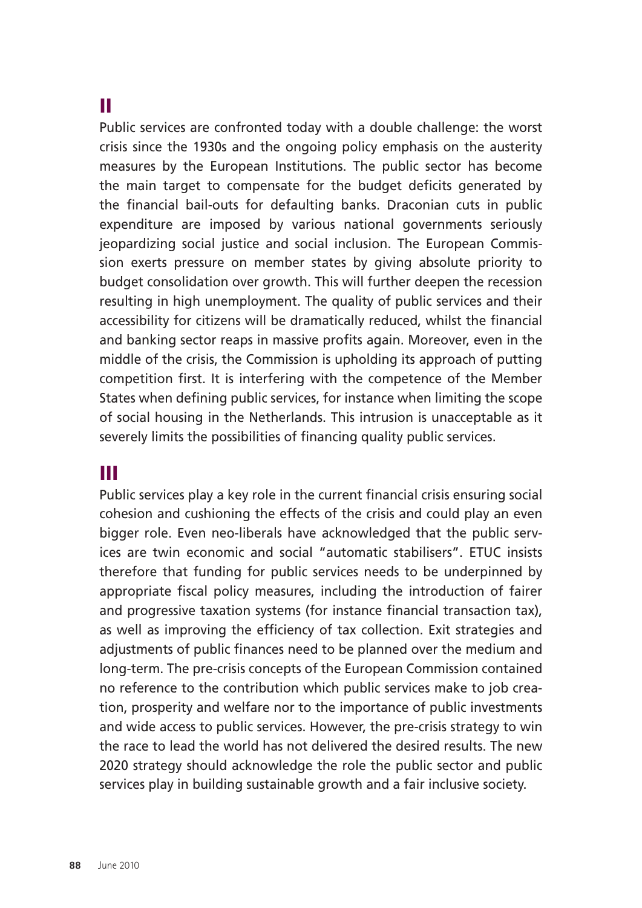## II

Public services are confronted today with a double challenge: the worst crisis since the 1930s and the ongoing policy emphasis on the austerity measures by the European Institutions. The public sector has become the main target to compensate for the budget deficits generated by the financial bail-outs for defaulting banks. Draconian cuts in public expenditure are imposed by various national governments seriously jeopardizing social justice and social inclusion. The European Commission exerts pressure on member states by giving absolute priority to budget consolidation over growth. This will further deepen the recession resulting in high unemployment. The quality of public services and their accessibility for citizens will be dramatically reduced, whilst the financial and banking sector reaps in massive profits again. Moreover, even in the middle of the crisis, the Commission is upholding its approach of putting competition first. It is interfering with the competence of the Member States when defining public services, for instance when limiting the scope of social housing in the Netherlands. This intrusion is unacceptable as it severely limits the possibilities of financing quality public services.

## III

Public services play a key role in the current financial crisis ensuring social cohesion and cushioning the effects of the crisis and could play an even bigger role. Even neo-liberals have acknowledged that the public services are twin economic and social "automatic stabilisers". ETUC insists therefore that funding for public services needs to be underpinned by appropriate fiscal policy measures, including the introduction of fairer and progressive taxation systems (for instance financial transaction tax), as well as improving the efficiency of tax collection. Exit strategies and adjustments of public finances need to be planned over the medium and long-term. The pre-crisis concepts of the European Commission contained no reference to the contribution which public services make to job creation, prosperity and welfare nor to the importance of public investments and wide access to public services. However, the pre-crisis strategy to win the race to lead the world has not delivered the desired results. The new 2020 strategy should acknowledge the role the public sector and public services play in building sustainable growth and a fair inclusive society.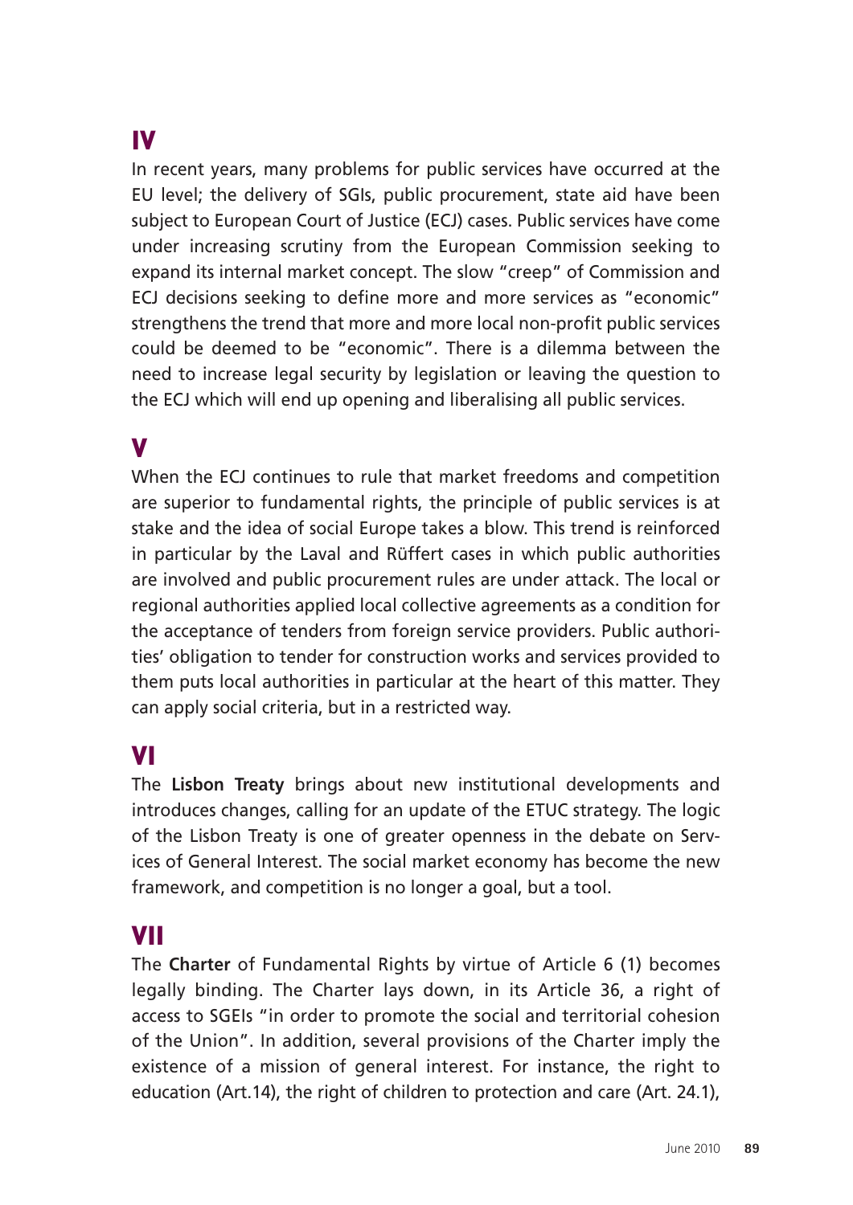## IV

In recent years, many problems for public services have occurred at the EU level; the delivery of SGIs, public procurement, state aid have been subject to European Court of Justice (ECJ) cases. Public services have come under increasing scrutiny from the European Commission seeking to expand its internal market concept. The slow "creep" of Commission and ECJ decisions seeking to define more and more services as "economic" strengthens the trend that more and more local non-profit public services could be deemed to be "economic". There is a dilemma between the need to increase legal security by legislation or leaving the question to the ECJ which will end up opening and liberalising all public services.

## V

When the ECJ continues to rule that market freedoms and competition are superior to fundamental rights, the principle of public services is at stake and the idea of social Europe takes a blow. This trend is reinforced in particular by the Laval and Rüffert cases in which public authorities are involved and public procurement rules are under attack. The local or regional authorities applied local collective agreements as a condition for the acceptance of tenders from foreign service providers. Public authorities' obligation to tender for construction works and services provided to them puts local authorities in particular at the heart of this matter. They can apply social criteria, but in a restricted way.

## VI

The **Lisbon Treaty** brings about new institutional developments and introduces changes, calling for an update of the ETUC strategy. The logic of the Lisbon Treaty is one of greater openness in the debate on Services of General Interest. The social market economy has become the new framework, and competition is no longer a goal, but a tool.

## VII

The **Charter** of Fundamental Rights by virtue of Article 6 (1) becomes legally binding. The Charter lays down, in its Article 36, a right of access to SGEIs "in order to promote the social and territorial cohesion of the Union". In addition, several provisions of the Charter imply the existence of a mission of general interest. For instance, the right to education (Art.14), the right of children to protection and care (Art. 24.1),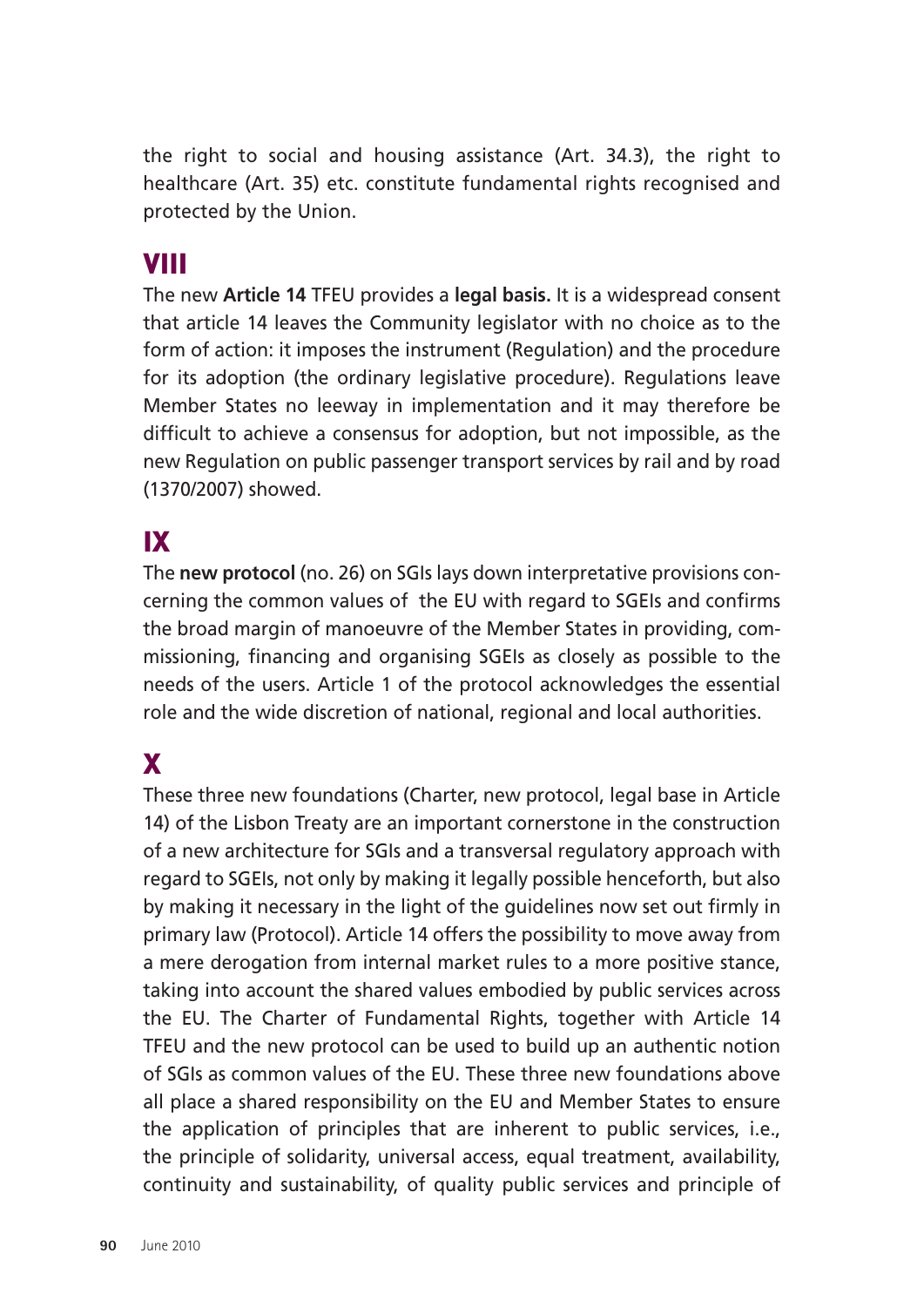the right to social and housing assistance (Art. 34.3), the right to healthcare (Art. 35) etc. constitute fundamental rights recognised and protected by the Union.

## VIII

The new **Article 14** TFEU provides a **legal basis.** It is a widespread consent that article 14 leaves the Community legislator with no choice as to the form of action: it imposes the instrument (Regulation) and the procedure for its adoption (the ordinary legislative procedure). Regulations leave Member States no leeway in implementation and it may therefore be difficult to achieve a consensus for adoption, but not impossible, as the new Regulation on public passenger transport services by rail and by road (1370/2007) showed.

## IX

The **new protocol** (no. 26) on SGIs lays down interpretative provisions concerning the common values of the EU with regard to SGEIs and confirms the broad margin of manoeuvre of the Member States in providing, commissioning, financing and organising SGEIs as closely as possible to the needs of the users. Article 1 of the protocol acknowledges the essential role and the wide discretion of national, regional and local authorities.

## X

These three new foundations (Charter, new protocol, legal base in Article 14) of the Lisbon Treaty are an important cornerstone in the construction of a new architecture for SGIs and a transversal regulatory approach with regard to SGEIs, not only by making it legally possible henceforth, but also by making it necessary in the light of the guidelines now set out firmly in primary law (Protocol). Article 14 offers the possibility to move away from a mere derogation from internal market rules to a more positive stance, taking into account the shared values embodied by public services across the EU. The Charter of Fundamental Rights, together with Article 14 TFEU and the new protocol can be used to build up an authentic notion of SGIs as common values of the EU. These three new foundations above all place a shared responsibility on the EU and Member States to ensure the application of principles that are inherent to public services, i.e., the principle of solidarity, universal access, equal treatment, availability, continuity and sustainability, of quality public services and principle of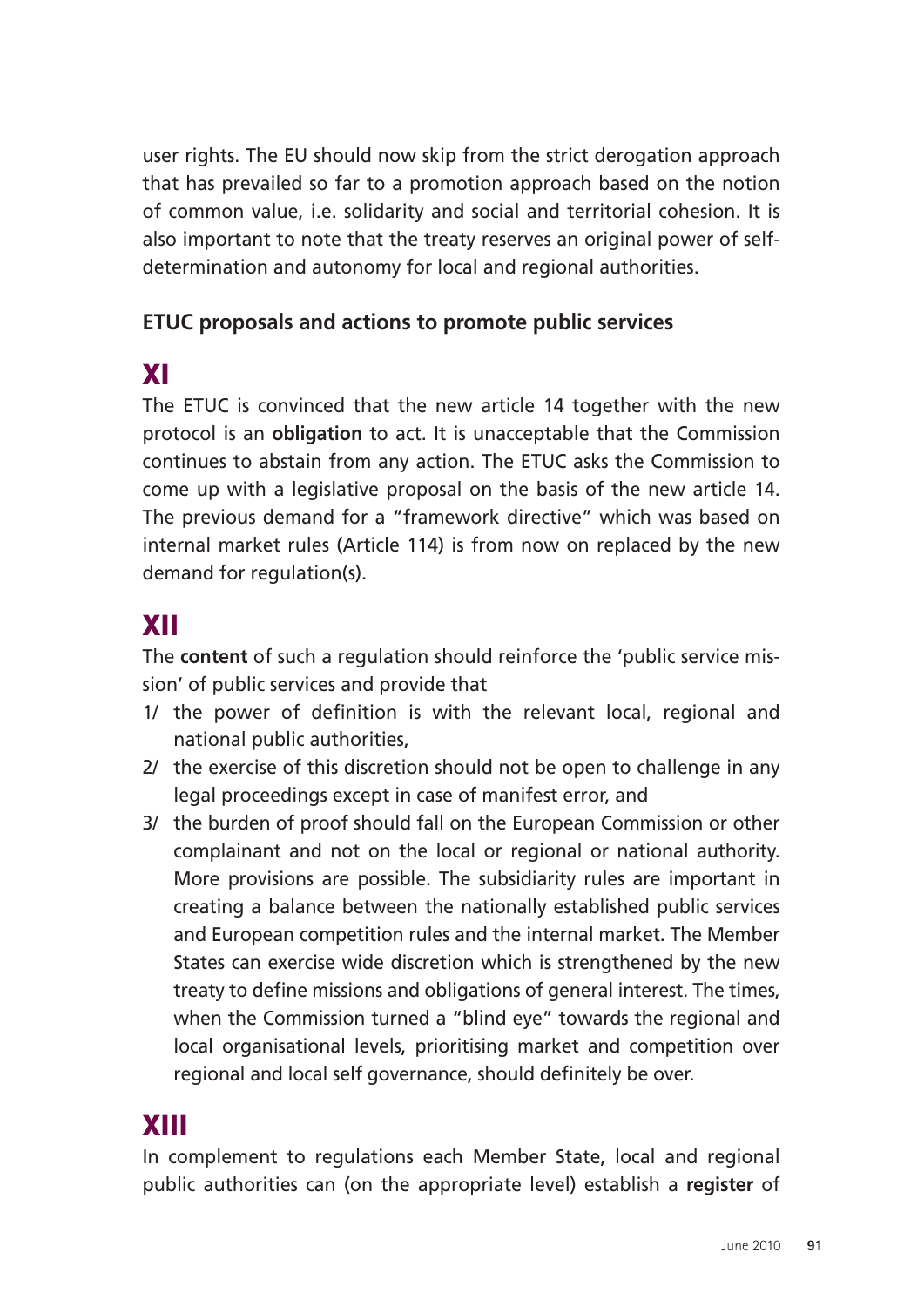user rights. The EU should now skip from the strict derogation approach that has prevailed so far to a promotion approach based on the notion of common value, i.e. solidarity and social and territorial cohesion. It is also important to note that the treaty reserves an original power of self-determination and autonomy for local and regional authorities.

### ETUC proposals and actions to promote public services

## XI

The ETUC is convinced that the new article 14 together with the new protocol is an **obligation** to act. It is unacceptable that the Commission continues to abstain from any action. The ETUC asks the Commission to come up with a legislative proposal on the basis of the new article 14. The previous demand for a "framework directive" which was based on internal market rules (Article 114) is from now on replaced by the new demand for regulation(s).

## XII

The **content** of such a regulation should reinforce the 'public service mission' of public services and provide that

1/ the power of definition is with the relevant local, regional and national public authorities,

2/ the exercise of this discretion should not be open to challenge in any legal proceedings except in case of manifest error, and

3/ the burden of proof should fall on the European Commission or other complainant and not on the local or regional or national authority. More provisions are possible. The subsidiarity rules are important in creating a balance between the nationally established public services and European competition rules and the internal market. The Member States can exercise wide discretion which is strengthened by the new treaty to define missions and obligations of general interest. The times, when the Commission turned a "blind eye" towards the regional and local organisational levels, prioritising market and competition over regional and local self governance, should definitely be over.

## XIII

In complement to regulations each Member State, local and regional public authorities can (on the appropriate level) establish a **register** of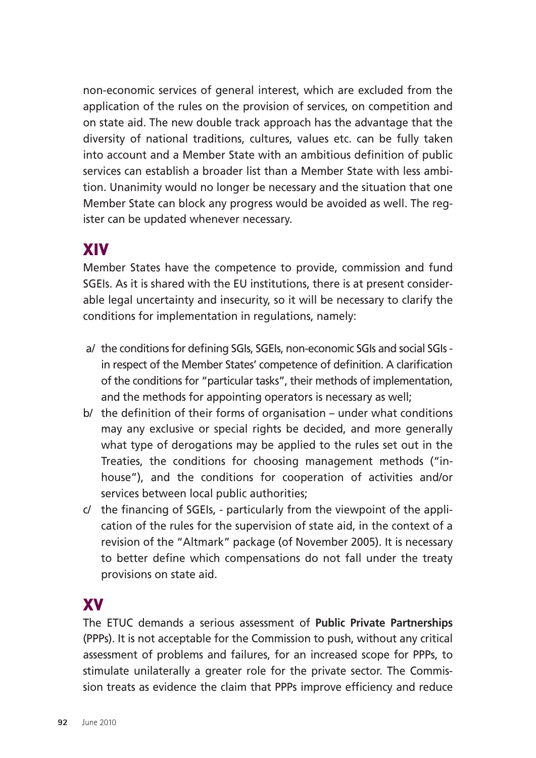non-economic services of general interest, which are excluded from the application of the rules on the provision of services, on competition and on state aid. The new double track approach has the advantage that the diversity of national traditions, cultures, values etc. can be fully taken into account and a Member State with an ambitious definition of public services can establish a broader list than a Member State with less ambition. Unanimity would no longer be necessary and the situation that one Member State can block any progress would be avoided as well. The register can be updated whenever necessary.

## XIV

Member States have the competence to provide, commission and fund SGEIs. As it is shared with the EU institutions, there is at present considerable legal uncertainty and insecurity, so it will be necessary to clarify the conditions for implementation in regulations, namely:

a/ the conditions for defining SGIs, SGEIs, non-economic SGIs and social SGIs - in respect of the Member States' competence of definition. A clarification of the conditions for "particular tasks", their methods of implementation, and the methods for appointing operators is necessary as well;

b/ the definition of their forms of organisation – under what conditions may any exclusive or special rights be decided, and more generally what type of derogations may be applied to the rules set out in the Treaties, the conditions for choosing management methods ("in-house"), and the conditions for cooperation of activities and/or services between local public authorities;

c/ the financing of SGEIs, - particularly from the viewpoint of the application of the rules for the supervision of state aid, in the context of a revision of the "Altmark" package (of November 2005). It is necessary to better define which compensations do not fall under the treaty provisions on state aid.

## XV

The ETUC demands a serious assessment of **Public Private Partnerships** (PPPs). It is not acceptable for the Commission to push, without any critical assessment of problems and failures, for an increased scope for PPPs, to stimulate unilaterally a greater role for the private sector. The Commission treats as evidence the claim that PPPs improve efficiency and reduce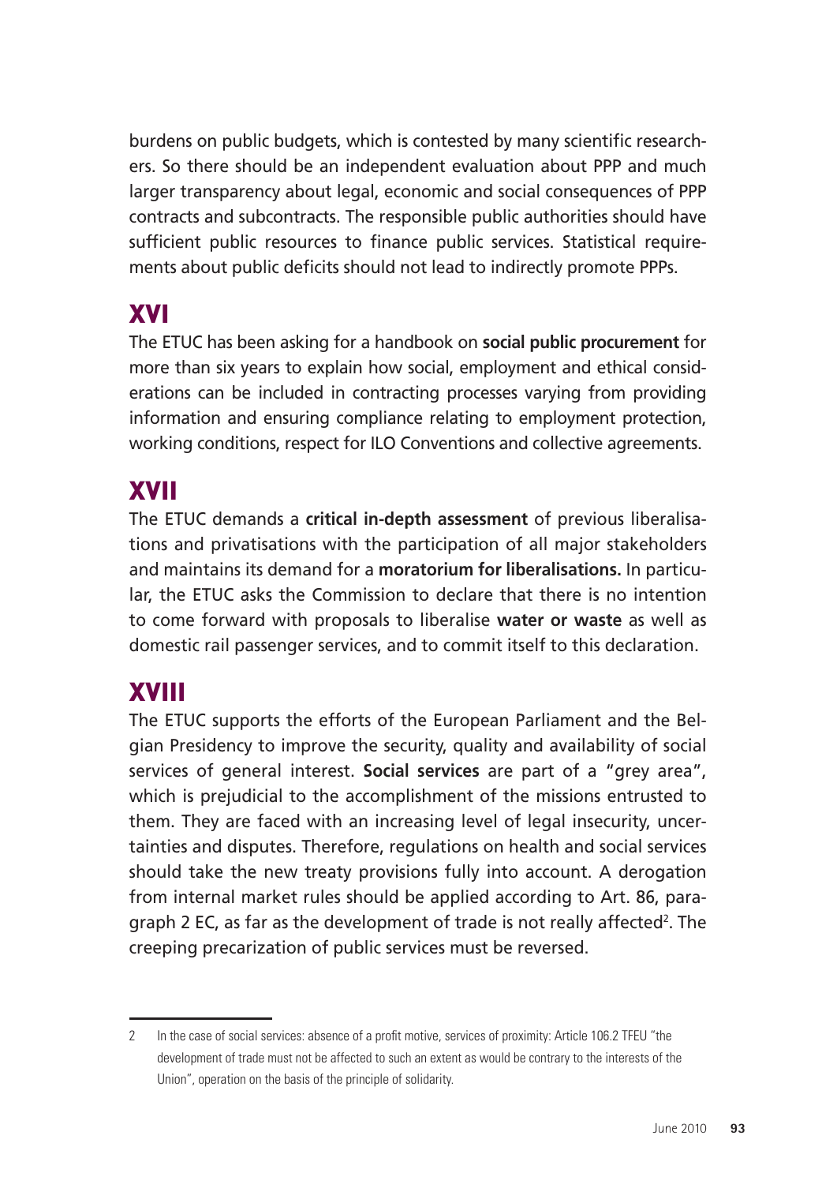burdens on public budgets, which is contested by many scientific researchers. So there should be an independent evaluation about PPP and much larger transparency about legal, economic and social consequences of PPP contracts and subcontracts. The responsible public authorities should have sufficient public resources to finance public services. Statistical requirements about public deficits should not lead to indirectly promote PPPs.

## XVI

The ETUC has been asking for a handbook on **social public procurement** for more than six years to explain how social, employment and ethical considerations can be included in contracting processes varying from providing information and ensuring compliance relating to employment protection, working conditions, respect for ILO Conventions and collective agreements.

## XVII

The ETUC demands a **critical in-depth assessment** of previous liberalisations and privatisations with the participation of all major stakeholders and maintains its demand for a **moratorium for liberalisations.** In particular, the ETUC asks the Commission to declare that there is no intention to come forward with proposals to liberalise **water or waste** as well as domestic rail passenger services, and to commit itself to this declaration.

## XVIII

The ETUC supports the efforts of the European Parliament and the Belgian Presidency to improve the security, quality and availability of social services of general interest. **Social services** are part of a "grey area", which is prejudicial to the accomplishment of the missions entrusted to them. They are faced with an increasing level of legal insecurity, uncertainties and disputes. Therefore, regulations on health and social services should take the new treaty provisions fully into account. A derogation from internal market rules should be applied according to Art. 86, paragraph 2 EC, as far as the development of trade is not really affected[2]. The creeping precarization of public services must be reversed.

---

2 In the case of social services: absence of a profit motive, services of proximity: Article 106.2 TFEU "the development of trade must not be affected to such an extent as would be contrary to the interests of the Union", operation on the basis of the principle of solidarity.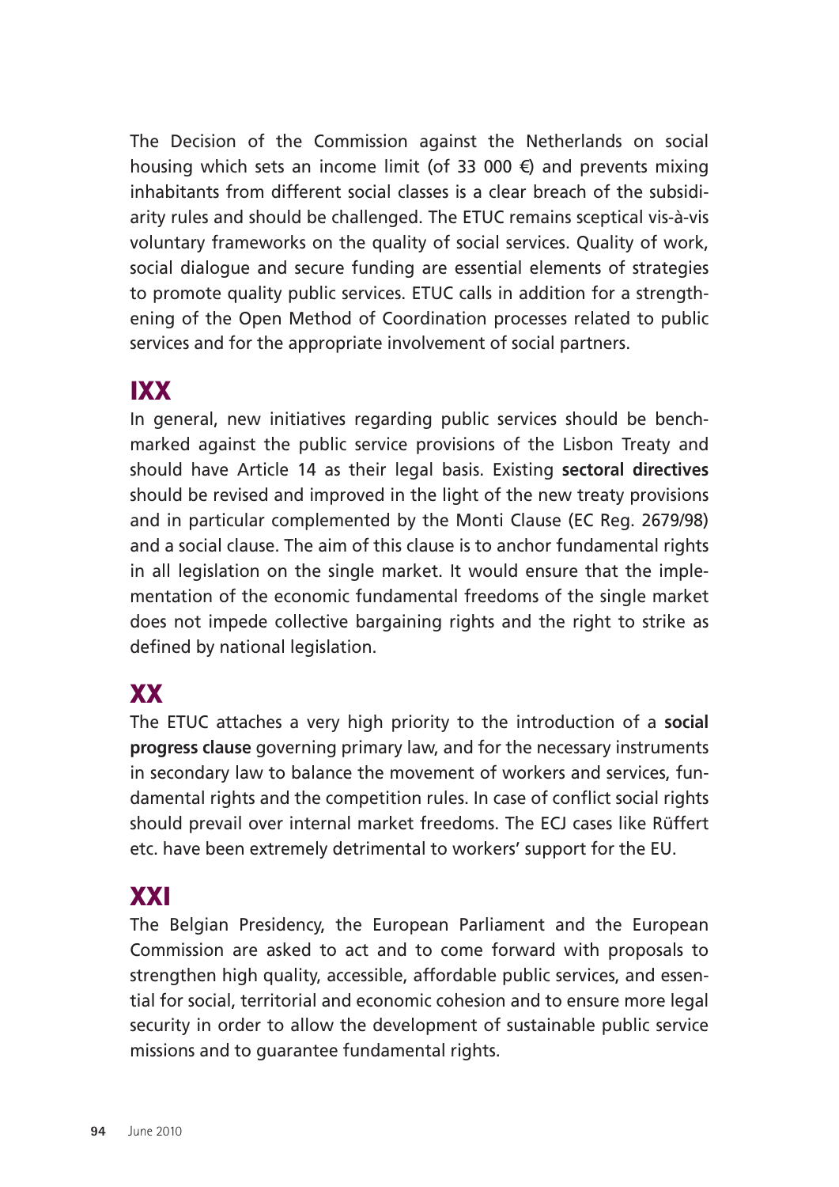The Decision of the Commission against the Netherlands on social housing which sets an income limit (of 33 000 €) and prevents mixing inhabitants from different social classes is a clear breach of the subsidiarity rules and should be challenged. The ETUC remains sceptical vis-à-vis voluntary frameworks on the quality of social services. Quality of work, social dialogue and secure funding are essential elements of strategies to promote quality public services. ETUC calls in addition for a strengthening of the Open Method of Coordination processes related to public services and for the appropriate involvement of social partners.

## IXX

In general, new initiatives regarding public services should be benchmarked against the public service provisions of the Lisbon Treaty and should have Article 14 as their legal basis. Existing **sectoral directives** should be revised and improved in the light of the new treaty provisions and in particular complemented by the Monti Clause (EC Reg. 2679/98) and a social clause. The aim of this clause is to anchor fundamental rights in all legislation on the single market. It would ensure that the implementation of the economic fundamental freedoms of the single market does not impede collective bargaining rights and the right to strike as defined by national legislation.

## XX

The ETUC attaches a very high priority to the introduction of a **social progress clause** governing primary law, and for the necessary instruments in secondary law to balance the movement of workers and services, fundamental rights and the competition rules. In case of conflict social rights should prevail over internal market freedoms. The ECJ cases like Rüffert etc. have been extremely detrimental to workers' support for the EU.

## XXI

The Belgian Presidency, the European Parliament and the European Commission are asked to act and to come forward with proposals to strengthen high quality, accessible, affordable public services, and essential for social, territorial and economic cohesion and to ensure more legal security in order to allow the development of sustainable public service missions and to guarantee fundamental rights.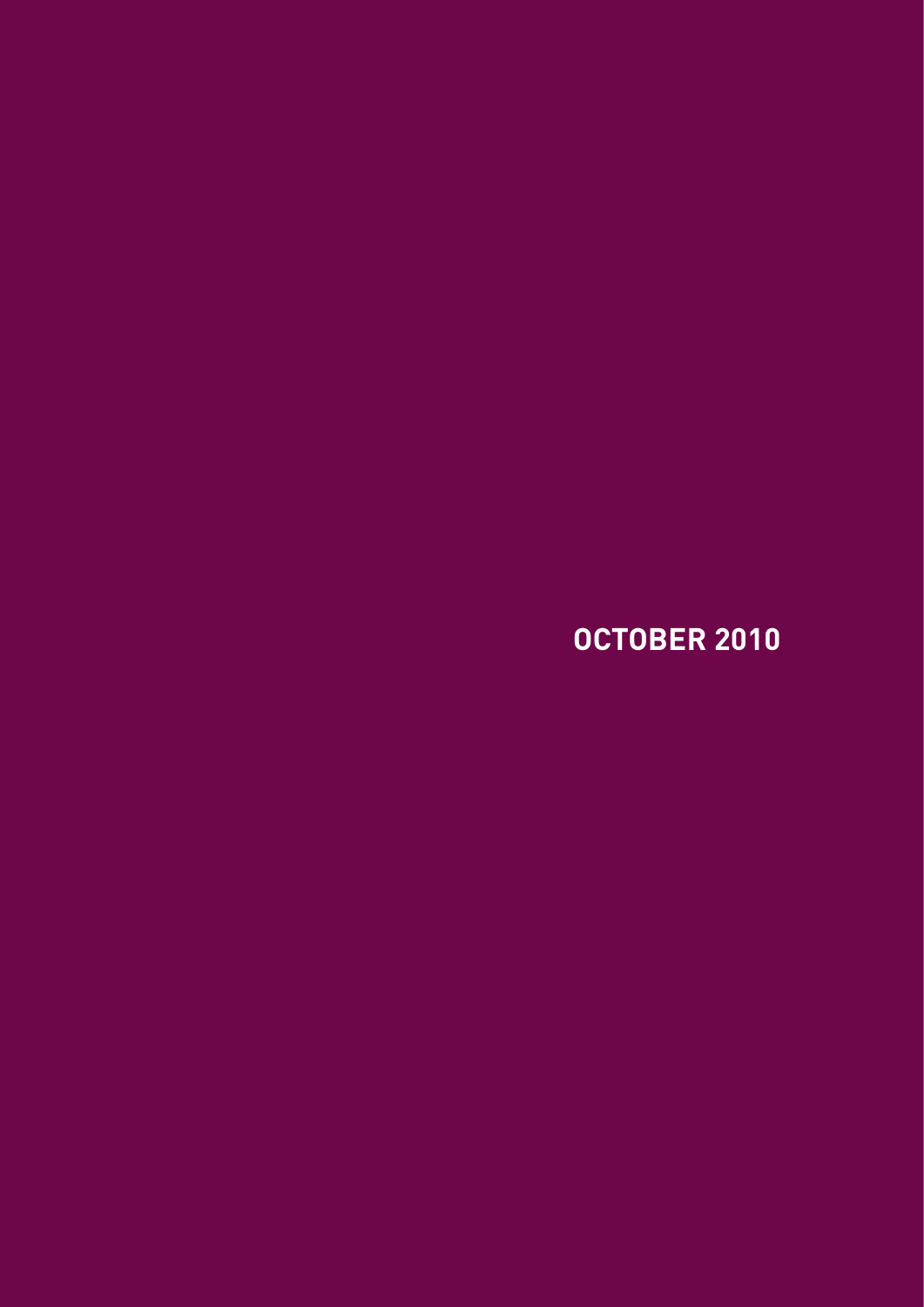OCTOBER 2010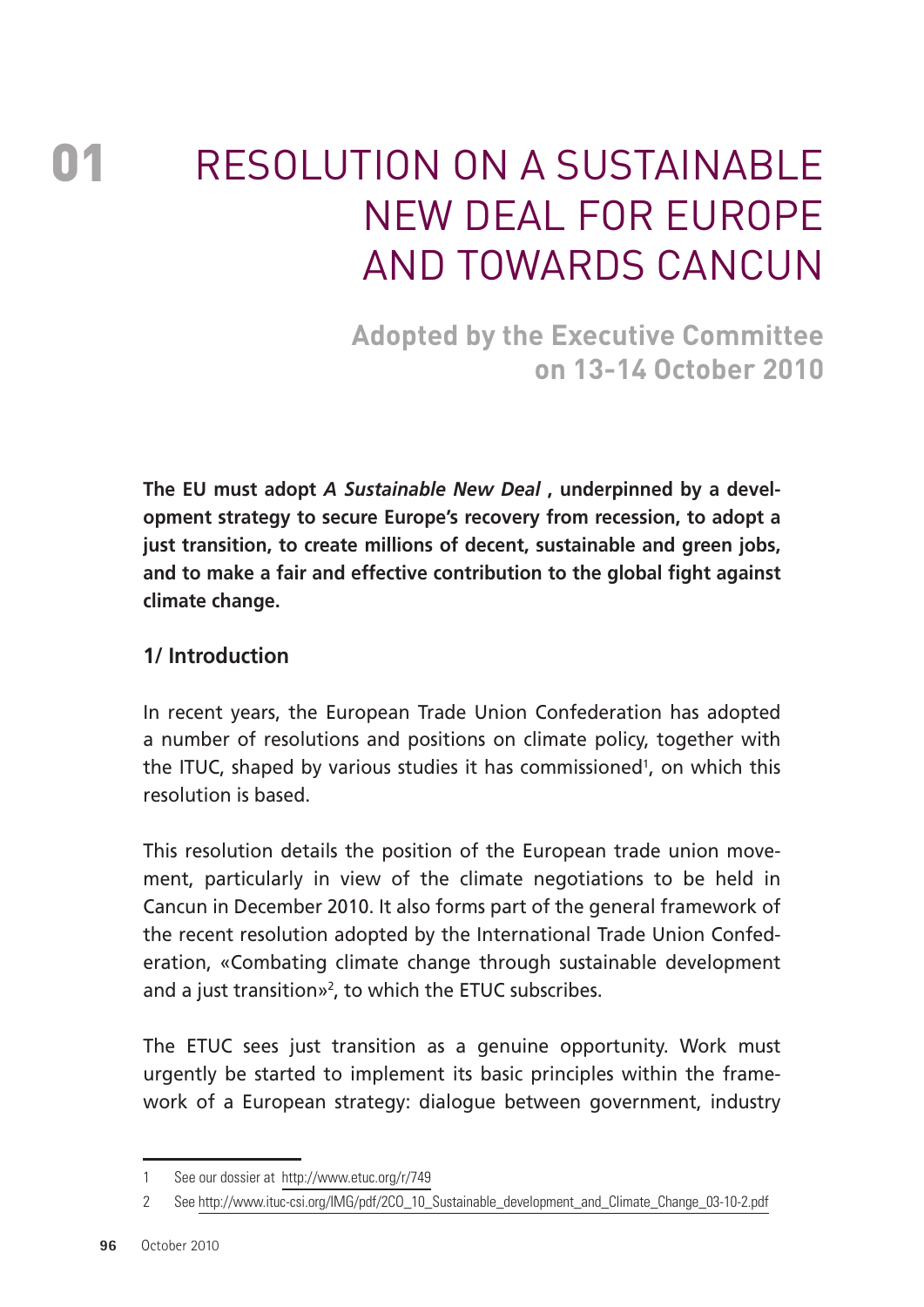# 01 RESOLUTION ON A SUSTAINABLE NEW DEAL FOR EUROPE AND TOWARDS CANCUN

**Adopted by the Executive Committee on 13-14 October 2010**

**The EU must adopt *A Sustainable New Deal* , underpinned by a development strategy to secure Europe's recovery from recession, to adopt a just transition, to create millions of decent, sustainable and green jobs, and to make a fair and effective contribution to the global fight against climate change.**

## 1/ Introduction

In recent years, the European Trade Union Confederation has adopted a number of resolutions and positions on climate policy, together with the ITUC, shaped by various studies it has commissioned[1], on which this resolution is based.

This resolution details the position of the European trade union movement, particularly in view of the climate negotiations to be held in Cancun in December 2010. It also forms part of the general framework of the recent resolution adopted by the International Trade Union Confederation, «Combating climate change through sustainable development and a just transition»[2], to which the ETUC subscribes.

The ETUC sees just transition as a genuine opportunity. Work must urgently be started to implement its basic principles within the framework of a European strategy: dialogue between government, industry

---

1 See our dossier at http://www.etuc.org/r/749

2 See http://www.ituc-csi.org/IMG/pdf/2CO_10_Sustainable_development_and_Climate_Change_03-10-2.pdf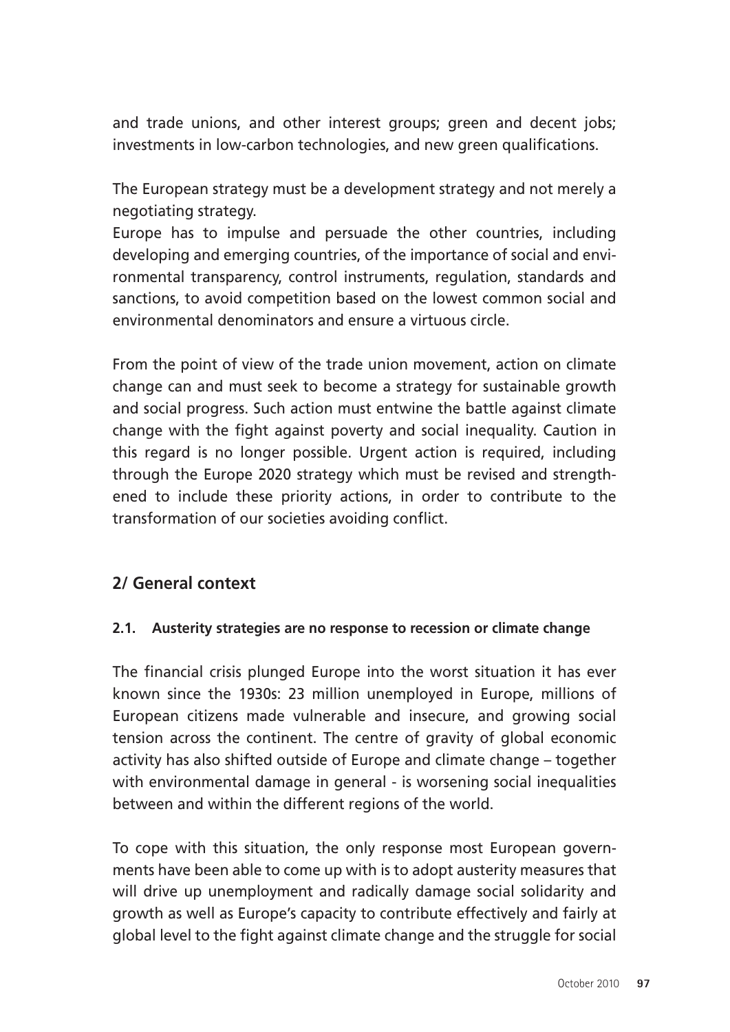and trade unions, and other interest groups; green and decent jobs; investments in low-carbon technologies, and new green qualifications.

The European strategy must be a development strategy and not merely a negotiating strategy.

Europe has to impulse and persuade the other countries, including developing and emerging countries, of the importance of social and environmental transparency, control instruments, regulation, standards and sanctions, to avoid competition based on the lowest common social and environmental denominators and ensure a virtuous circle.

From the point of view of the trade union movement, action on climate change can and must seek to become a strategy for sustainable growth and social progress. Such action must entwine the battle against climate change with the fight against poverty and social inequality. Caution in this regard is no longer possible. Urgent action is required, including through the Europe 2020 strategy which must be revised and strengthened to include these priority actions, in order to contribute to the transformation of our societies avoiding conflict.

## 2/ General context

### 2.1. Austerity strategies are no response to recession or climate change

The financial crisis plunged Europe into the worst situation it has ever known since the 1930s: 23 million unemployed in Europe, millions of European citizens made vulnerable and insecure, and growing social tension across the continent. The centre of gravity of global economic activity has also shifted outside of Europe and climate change – together with environmental damage in general - is worsening social inequalities between and within the different regions of the world.

To cope with this situation, the only response most European governments have been able to come up with is to adopt austerity measures that will drive up unemployment and radically damage social solidarity and growth as well as Europe's capacity to contribute effectively and fairly at global level to the fight against climate change and the struggle for social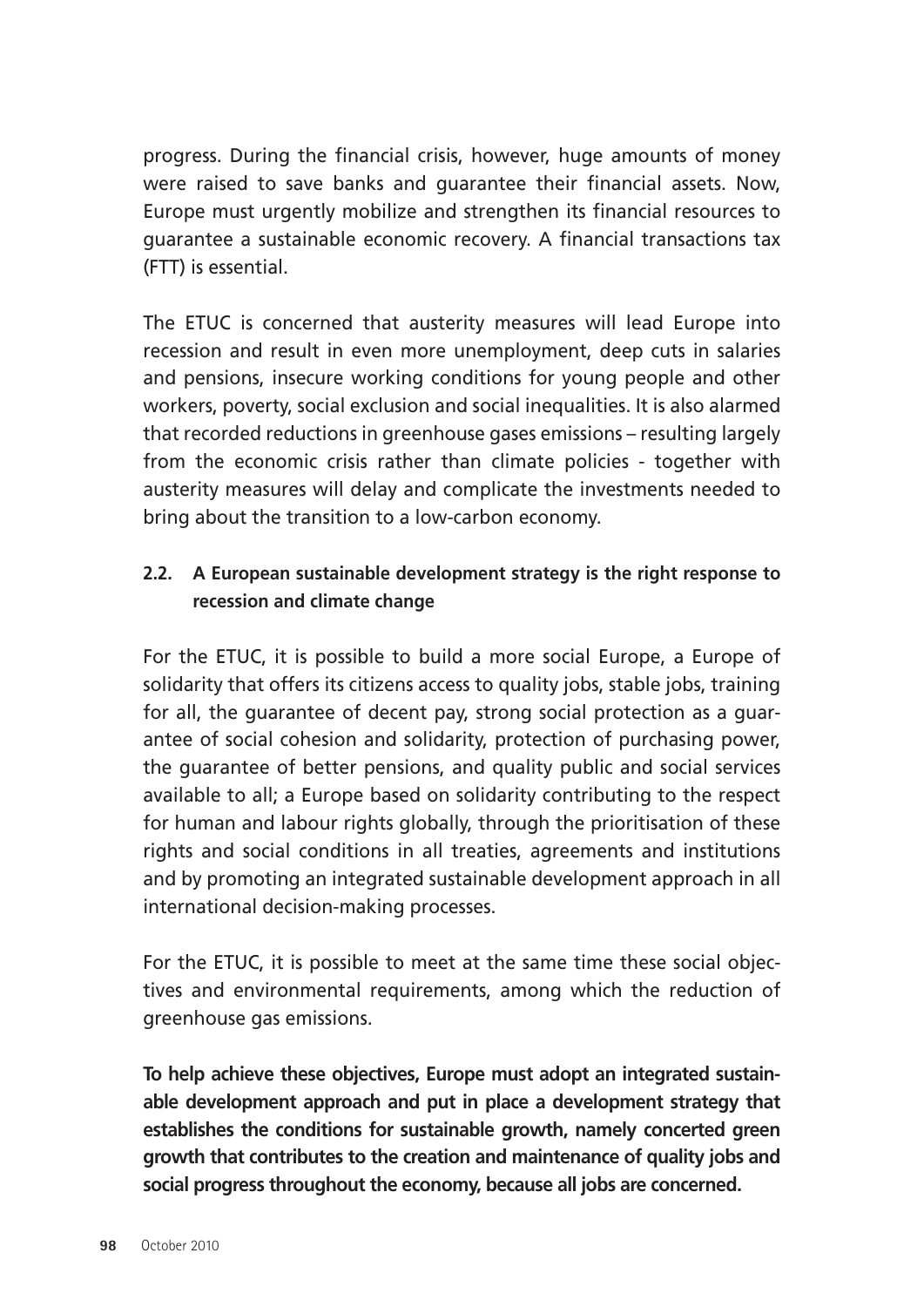progress. During the financial crisis, however, huge amounts of money were raised to save banks and guarantee their financial assets. Now, Europe must urgently mobilize and strengthen its financial resources to guarantee a sustainable economic recovery. A financial transactions tax (FTT) is essential.

The ETUC is concerned that austerity measures will lead Europe into recession and result in even more unemployment, deep cuts in salaries and pensions, insecure working conditions for young people and other workers, poverty, social exclusion and social inequalities. It is also alarmed that recorded reductions in greenhouse gases emissions – resulting largely from the economic crisis rather than climate policies - together with austerity measures will delay and complicate the investments needed to bring about the transition to a low-carbon economy.

### 2.2. A European sustainable development strategy is the right response to recession and climate change

For the ETUC, it is possible to build a more social Europe, a Europe of solidarity that offers its citizens access to quality jobs, stable jobs, training for all, the guarantee of decent pay, strong social protection as a guarantee of social cohesion and solidarity, protection of purchasing power, the guarantee of better pensions, and quality public and social services available to all; a Europe based on solidarity contributing to the respect for human and labour rights globally, through the prioritisation of these rights and social conditions in all treaties, agreements and institutions and by promoting an integrated sustainable development approach in all international decision-making processes.

For the ETUC, it is possible to meet at the same time these social objectives and environmental requirements, among which the reduction of greenhouse gas emissions.

**To help achieve these objectives, Europe must adopt an integrated sustainable development approach and put in place a development strategy that establishes the conditions for sustainable growth, namely concerted green growth that contributes to the creation and maintenance of quality jobs and social progress throughout the economy, because all jobs are concerned.**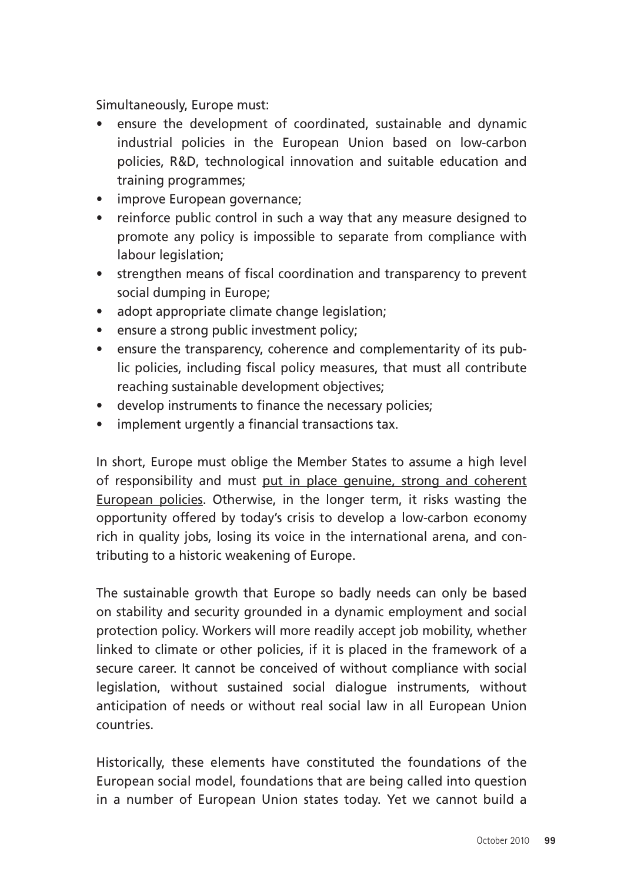Simultaneously, Europe must:

- ensure the development of coordinated, sustainable and dynamic industrial policies in the European Union based on low-carbon policies, R&D, technological innovation and suitable education and training programmes;
- improve European governance;
- reinforce public control in such a way that any measure designed to promote any policy is impossible to separate from compliance with labour legislation;
- strengthen means of fiscal coordination and transparency to prevent social dumping in Europe;
- adopt appropriate climate change legislation;
- ensure a strong public investment policy;
- ensure the transparency, coherence and complementarity of its public policies, including fiscal policy measures, that must all contribute reaching sustainable development objectives;
- develop instruments to finance the necessary policies;
- implement urgently a financial transactions tax.

In short, Europe must oblige the Member States to assume a high level of responsibility and must <u>put in place genuine, strong and coherent European policies</u>. Otherwise, in the longer term, it risks wasting the opportunity offered by today's crisis to develop a low-carbon economy rich in quality jobs, losing its voice in the international arena, and contributing to a historic weakening of Europe.

The sustainable growth that Europe so badly needs can only be based on stability and security grounded in a dynamic employment and social protection policy. Workers will more readily accept job mobility, whether linked to climate or other policies, if it is placed in the framework of a secure career. It cannot be conceived of without compliance with social legislation, without sustained social dialogue instruments, without anticipation of needs or without real social law in all European Union countries.

Historically, these elements have constituted the foundations of the European social model, foundations that are being called into question in a number of European Union states today. Yet we cannot build a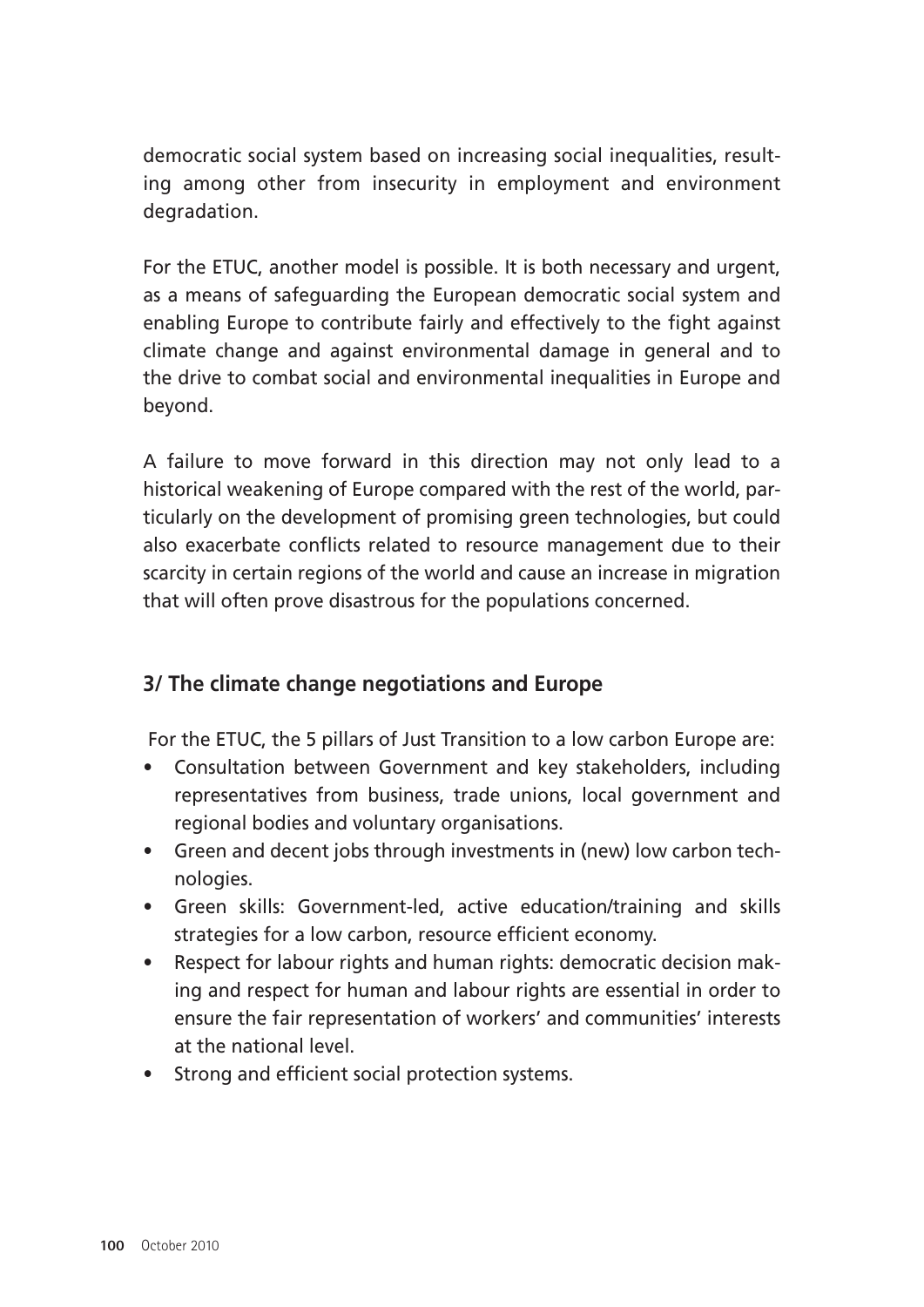democratic social system based on increasing social inequalities, resulting among other from insecurity in employment and environment degradation.

For the ETUC, another model is possible. It is both necessary and urgent, as a means of safeguarding the European democratic social system and enabling Europe to contribute fairly and effectively to the fight against climate change and against environmental damage in general and to the drive to combat social and environmental inequalities in Europe and beyond.

A failure to move forward in this direction may not only lead to a historical weakening of Europe compared with the rest of the world, particularly on the development of promising green technologies, but could also exacerbate conflicts related to resource management due to their scarcity in certain regions of the world and cause an increase in migration that will often prove disastrous for the populations concerned.

## 3/ The climate change negotiations and Europe

For the ETUC, the 5 pillars of Just Transition to a low carbon Europe are:

- Consultation between Government and key stakeholders, including representatives from business, trade unions, local government and regional bodies and voluntary organisations.
- Green and decent jobs through investments in (new) low carbon technologies.
- Green skills: Government-led, active education/training and skills strategies for a low carbon, resource efficient economy.
- Respect for labour rights and human rights: democratic decision making and respect for human and labour rights are essential in order to ensure the fair representation of workers' and communities' interests at the national level.
- Strong and efficient social protection systems.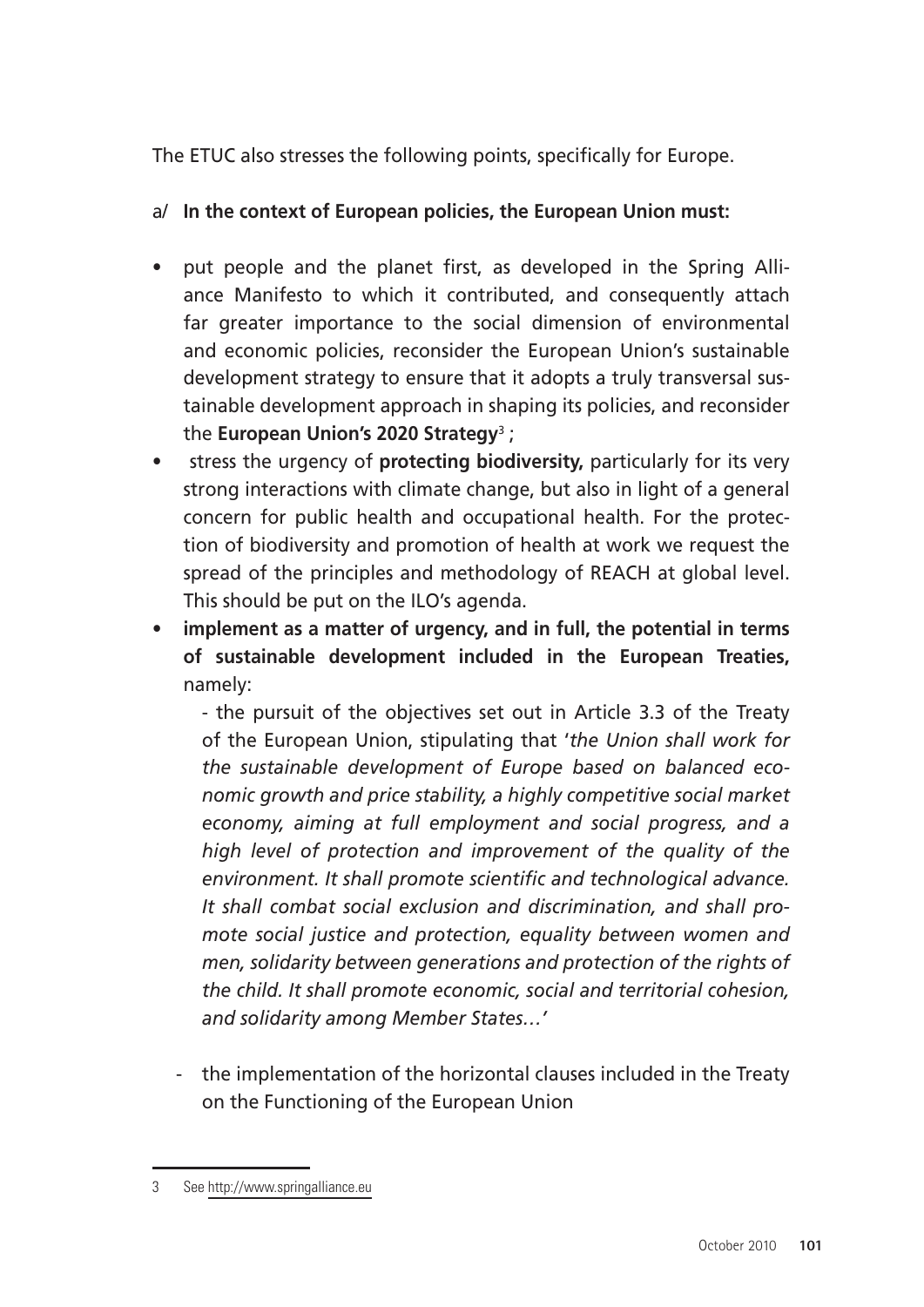The ETUC also stresses the following points, specifically for Europe.

a/ **In the context of European policies, the European Union must:**

- put people and the planet first, as developed in the Spring Alliance Manifesto to which it contributed, and consequently attach far greater importance to the social dimension of environmental and economic policies, reconsider the European Union's sustainable development strategy to ensure that it adopts a truly transversal sustainable development approach in shaping its policies, and reconsider the **European Union's 2020 Strategy**[3] ;
- stress the urgency of **protecting biodiversity,** particularly for its very strong interactions with climate change, but also in light of a general concern for public health and occupational health. For the protection of biodiversity and promotion of health at work we request the spread of the principles and methodology of REACH at global level. This should be put on the ILO's agenda.
- **implement as a matter of urgency, and in full, the potential in terms of sustainable development included in the European Treaties,** namely:

  - the pursuit of the objectives set out in Article 3.3 of the Treaty of the European Union, stipulating that '*the Union shall work for the sustainable development of Europe based on balanced economic growth and price stability, a highly competitive social market economy, aiming at full employment and social progress, and a high level of protection and improvement of the quality of the environment. It shall promote scientific and technological advance. It shall combat social exclusion and discrimination, and shall promote social justice and protection, equality between women and men, solidarity between generations and protection of the rights of the child. It shall promote economic, social and territorial cohesion, and solidarity among Member States…*'

  - the implementation of the horizontal clauses included in the Treaty on the Functioning of the European Union

---

3 See http://www.springalliance.eu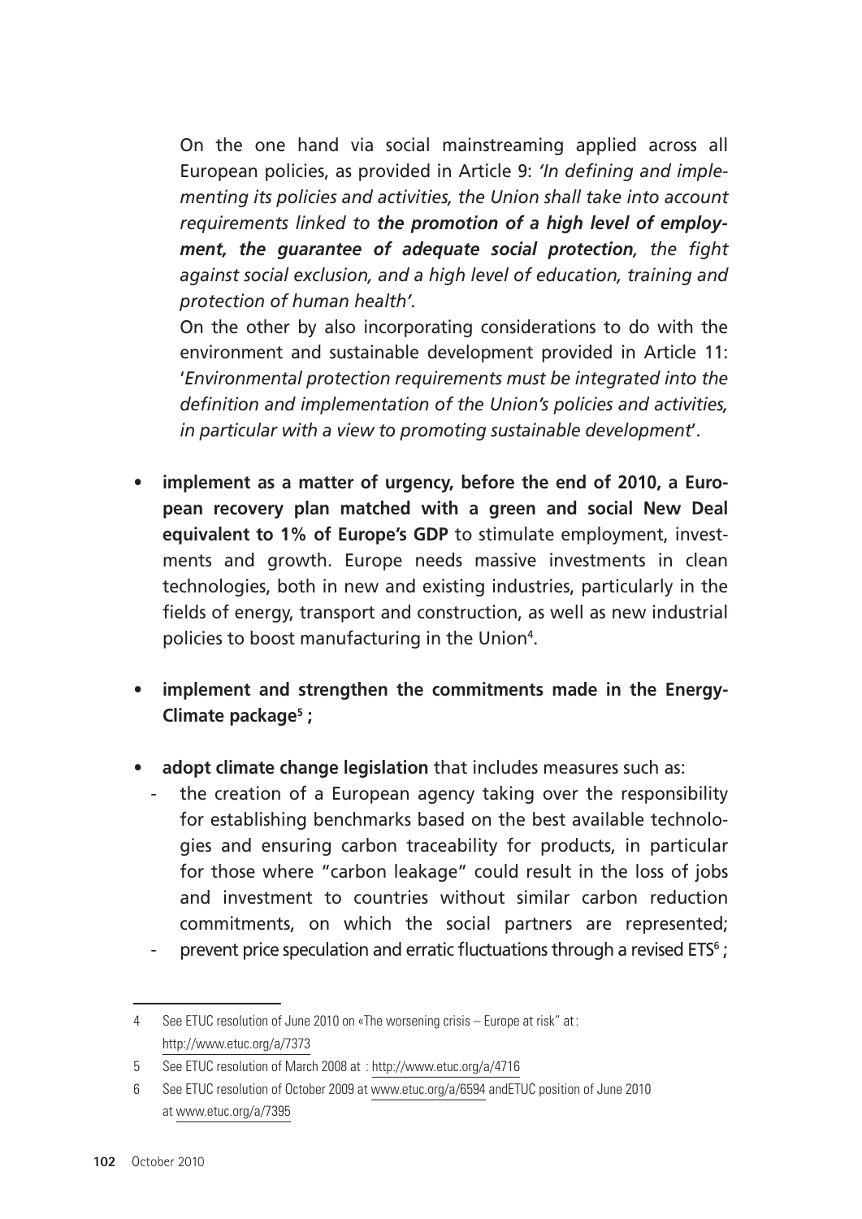On the one hand via social mainstreaming applied across all European policies, as provided in Article 9: *'In defining and implementing its policies and activities, the Union shall take into account requirements linked to* ***the promotion of a high level of employment, the guarantee of adequate social protection****, the fight against social exclusion, and a high level of education, training and protection of human health'.*

On the other by also incorporating considerations to do with the environment and sustainable development provided in Article 11: '*Environmental protection requirements must be integrated into the definition and implementation of the Union's policies and activities, in particular with a view to promoting sustainable development*'.

- **implement as a matter of urgency, before the end of 2010, a European recovery plan matched with a green and social New Deal equivalent to 1% of Europe's GDP** to stimulate employment, investments and growth. Europe needs massive investments in clean technologies, both in new and existing industries, particularly in the fields of energy, transport and construction, as well as new industrial policies to boost manufacturing in the Union[4].

- **implement and strengthen the commitments made in the Energy-Climate package[5] ;**

- **adopt climate change legislation** that includes measures such as:
  - the creation of a European agency taking over the responsibility for establishing benchmarks based on the best available technologies and ensuring carbon traceability for products, in particular for those where "carbon leakage" could result in the loss of jobs and investment to countries without similar carbon reduction commitments, on which the social partners are represented;
  - prevent price speculation and erratic fluctuations through a revised ETS[6] ;

---

4 See ETUC resolution of June 2010 on «The worsening crisis – Europe at risk" at: http://www.etuc.org/a/7373

5 See ETUC resolution of March 2008 at : http://www.etuc.org/a/4716

6 See ETUC resolution of October 2009 at www.etuc.org/a/6594 andETUC position of June 2010 at www.etuc.org/a/7395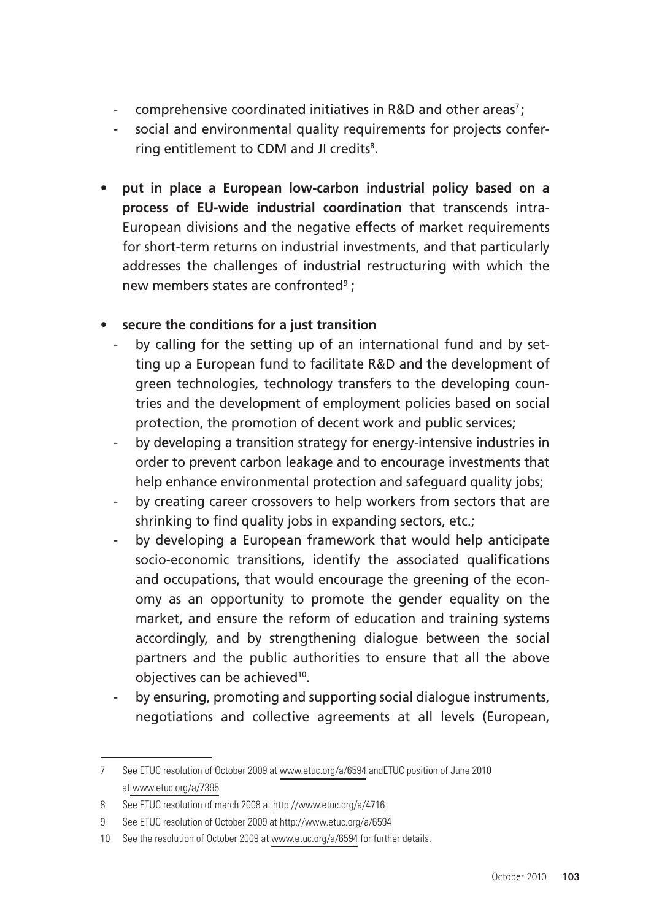- comprehensive coordinated initiatives in R&D and other areas[7];
- social and environmental quality requirements for projects conferring entitlement to CDM and JI credits[8].

- **put in place a European low-carbon industrial policy based on a process of EU-wide industrial coordination** that transcends intra-European divisions and the negative effects of market requirements for short-term returns on industrial investments, and that particularly addresses the challenges of industrial restructuring with which the new members states are confronted[9] ;

- **secure the conditions for a just transition**
  - by calling for the setting up of an international fund and by setting up a European fund to facilitate R&D and the development of green technologies, technology transfers to the developing countries and the development of employment policies based on social protection, the promotion of decent work and public services;
  - by developing a transition strategy for energy-intensive industries in order to prevent carbon leakage and to encourage investments that help enhance environmental protection and safeguard quality jobs;
  - by creating career crossovers to help workers from sectors that are shrinking to find quality jobs in expanding sectors, etc.;
  - by developing a European framework that would help anticipate socio-economic transitions, identify the associated qualifications and occupations, that would encourage the greening of the economy as an opportunity to promote the gender equality on the market, and ensure the reform of education and training systems accordingly, and by strengthening dialogue between the social partners and the public authorities to ensure that all the above objectives can be achieved[10].
  - by ensuring, promoting and supporting social dialogue instruments, negotiations and collective agreements at all levels (European,

---

7 See ETUC resolution of October 2009 at www.etuc.org/a/6594 andETUC position of June 2010 at www.etuc.org/a/7395

8 See ETUC resolution of march 2008 at http://www.etuc.org/a/4716

9 See ETUC resolution of October 2009 at http://www.etuc.org/a/6594

10 See the resolution of October 2009 at www.etuc.org/a/6594 for further details.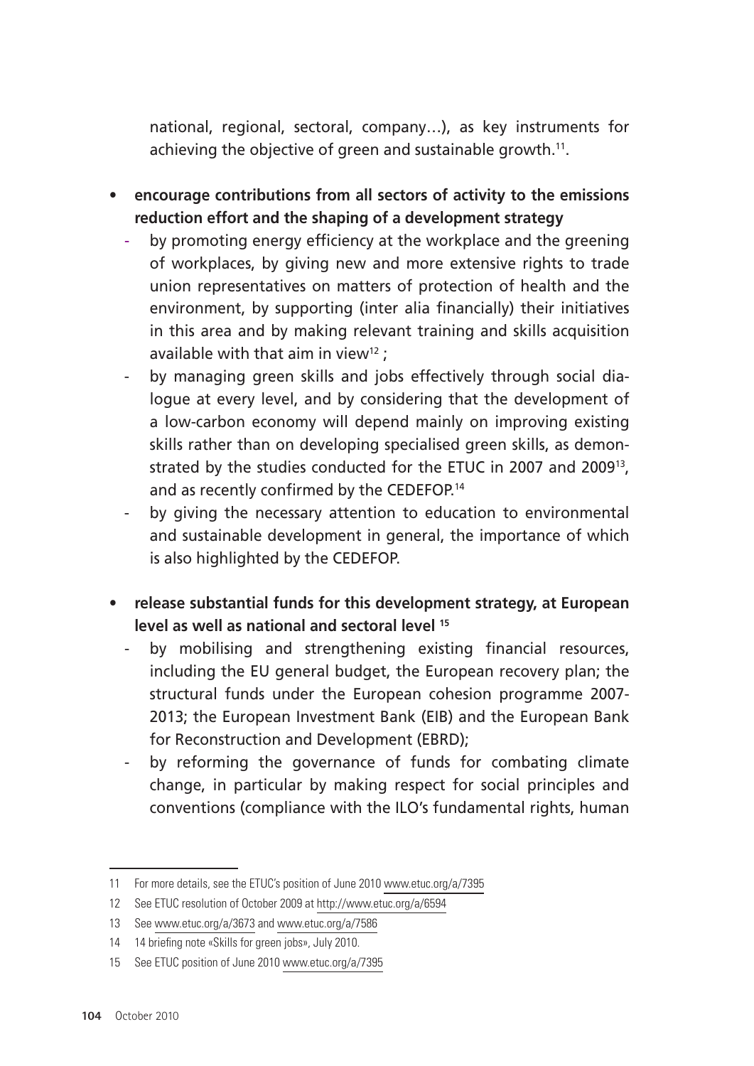national, regional, sectoral, company…), as key instruments for achieving the objective of green and sustainable growth.[11].

- **encourage contributions from all sectors of activity to the emissions reduction effort and the shaping of a development strategy**
  - by promoting energy efficiency at the workplace and the greening of workplaces, by giving new and more extensive rights to trade union representatives on matters of protection of health and the environment, by supporting (inter alia financially) their initiatives in this area and by making relevant training and skills acquisition available with that aim in view[12] ;
  - by managing green skills and jobs effectively through social dialogue at every level, and by considering that the development of a low-carbon economy will depend mainly on improving existing skills rather than on developing specialised green skills, as demonstrated by the studies conducted for the ETUC in 2007 and 2009[13], and as recently confirmed by the CEDEFOP.[14]
  - by giving the necessary attention to education to environmental and sustainable development in general, the importance of which is also highlighted by the CEDEFOP.

- **release substantial funds for this development strategy, at European level as well as national and sectoral level [15]**
  - by mobilising and strengthening existing financial resources, including the EU general budget, the European recovery plan; the structural funds under the European cohesion programme 2007-2013; the European Investment Bank (EIB) and the European Bank for Reconstruction and Development (EBRD);
  - by reforming the governance of funds for combating climate change, in particular by making respect for social principles and conventions (compliance with the ILO's fundamental rights, human

---

11 For more details, see the ETUC's position of June 2010 www.etuc.org/a/7395

12 See ETUC resolution of October 2009 at http://www.etuc.org/a/6594

13 See www.etuc.org/a/3673 and www.etuc.org/a/7586

14 14 briefing note «Skills for green jobs», July 2010.

15 See ETUC position of June 2010 www.etuc.org/a/7395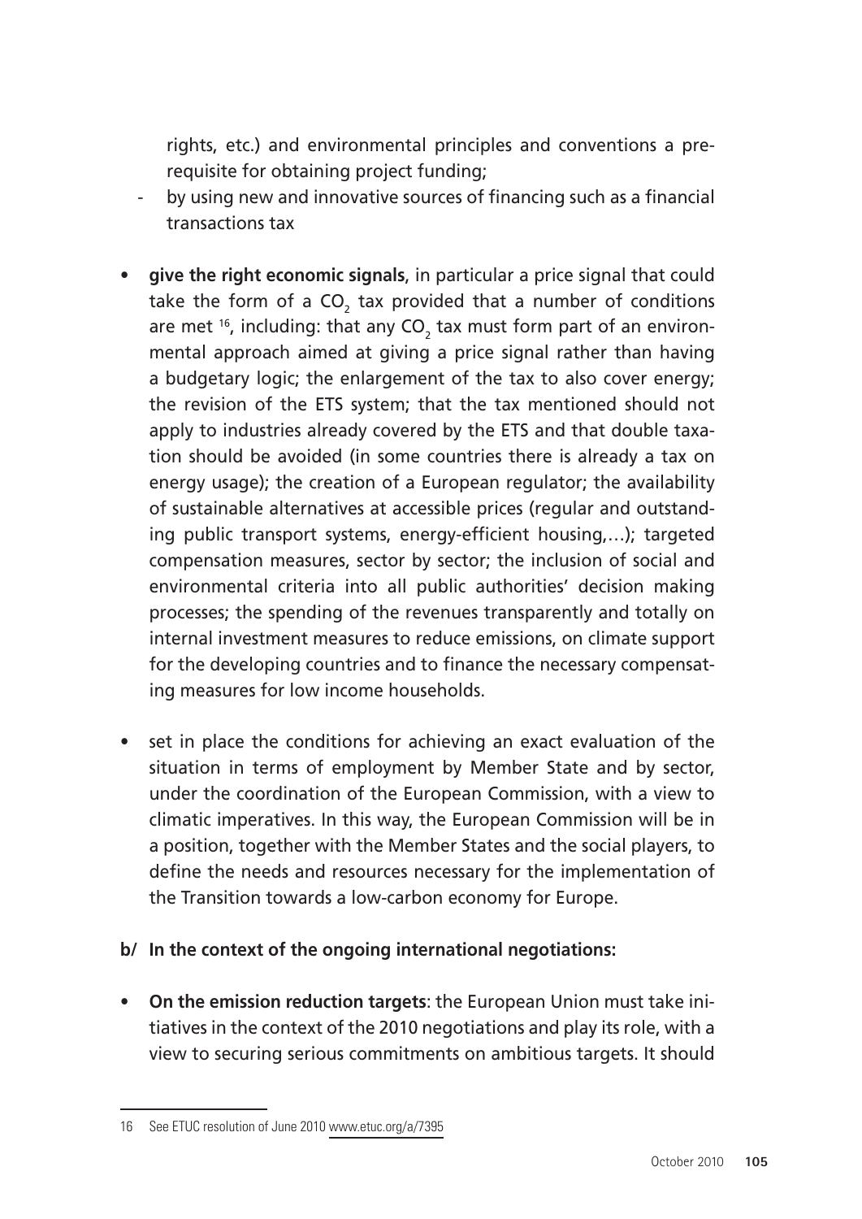rights, etc.) and environmental principles and conventions a prerequisite for obtaining project funding;

- by using new and innovative sources of financing such as a financial transactions tax

- **give the right economic signals**, in particular a price signal that could take the form of a $CO_2$ tax provided that a number of conditions are met [16], including: that any $CO_2$ tax must form part of an environmental approach aimed at giving a price signal rather than having a budgetary logic; the enlargement of the tax to also cover energy; the revision of the ETS system; that the tax mentioned should not apply to industries already covered by the ETS and that double taxation should be avoided (in some countries there is already a tax on energy usage); the creation of a European regulator; the availability of sustainable alternatives at accessible prices (regular and outstanding public transport systems, energy-efficient housing,…); targeted compensation measures, sector by sector; the inclusion of social and environmental criteria into all public authorities' decision making processes; the spending of the revenues transparently and totally on internal investment measures to reduce emissions, on climate support for the developing countries and to finance the necessary compensating measures for low income households.

- set in place the conditions for achieving an exact evaluation of the situation in terms of employment by Member State and by sector, under the coordination of the European Commission, with a view to climatic imperatives. In this way, the European Commission will be in a position, together with the Member States and the social players, to define the needs and resources necessary for the implementation of the Transition towards a low-carbon economy for Europe.

**b/ In the context of the ongoing international negotiations:**

- **On the emission reduction targets**: the European Union must take initiatives in the context of the 2010 negotiations and play its role, with a view to securing serious commitments on ambitious targets. It should

---

16 See ETUC resolution of June 2010 www.etuc.org/a/7395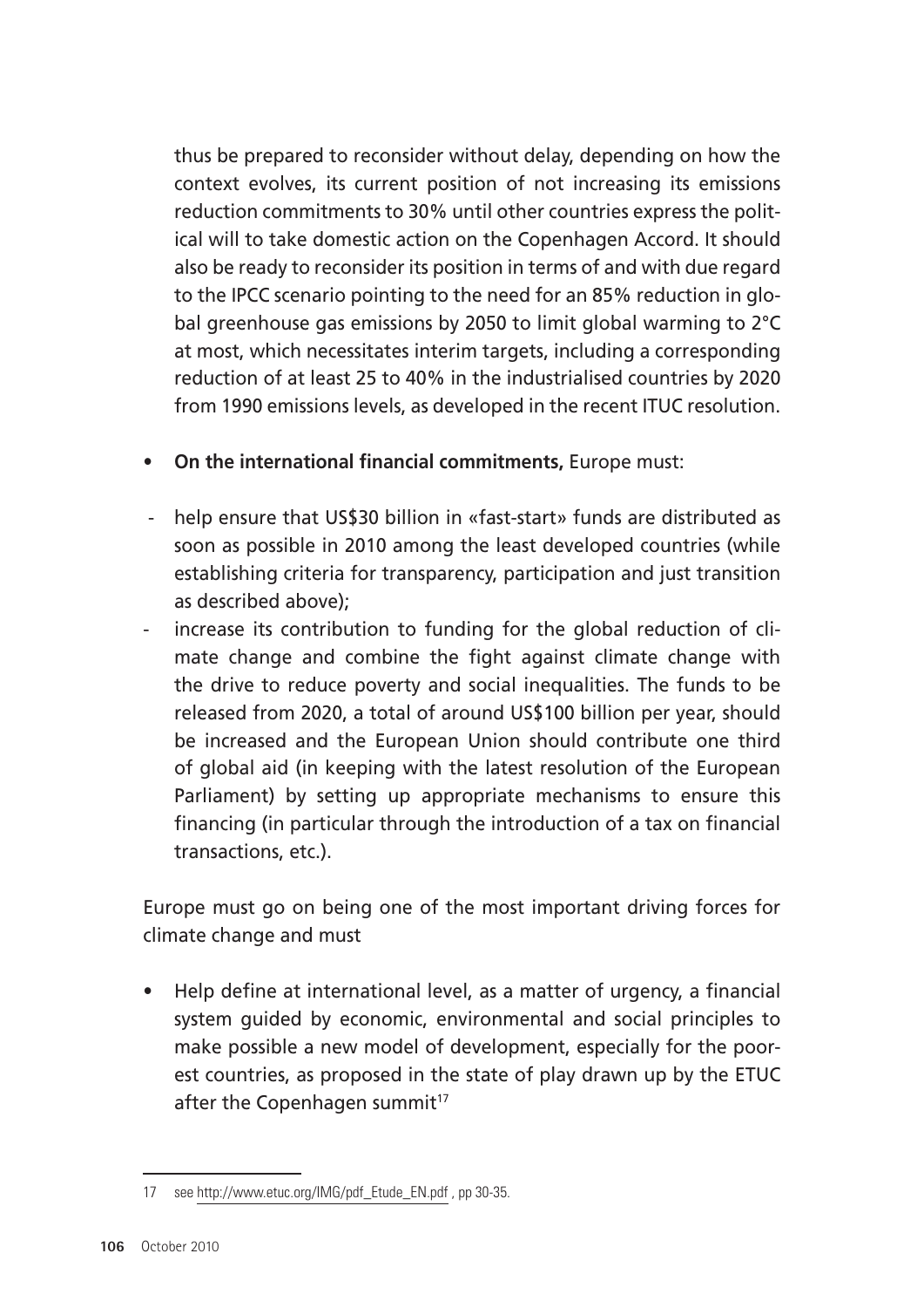thus be prepared to reconsider without delay, depending on how the context evolves, its current position of not increasing its emissions reduction commitments to 30% until other countries express the political will to take domestic action on the Copenhagen Accord. It should also be ready to reconsider its position in terms of and with due regard to the IPCC scenario pointing to the need for an 85% reduction in global greenhouse gas emissions by 2050 to limit global warming to 2°C at most, which necessitates interim targets, including a corresponding reduction of at least 25 to 40% in the industrialised countries by 2020 from 1990 emissions levels, as developed in the recent ITUC resolution.

- **On the international financial commitments,** Europe must:

- help ensure that US$30 billion in «fast-start» funds are distributed as soon as possible in 2010 among the least developed countries (while establishing criteria for transparency, participation and just transition as described above);
- increase its contribution to funding for the global reduction of climate change and combine the fight against climate change with the drive to reduce poverty and social inequalities. The funds to be released from 2020, a total of around US$100 billion per year, should be increased and the European Union should contribute one third of global aid (in keeping with the latest resolution of the European Parliament) by setting up appropriate mechanisms to ensure this financing (in particular through the introduction of a tax on financial transactions, etc.).

Europe must go on being one of the most important driving forces for climate change and must

- Help define at international level, as a matter of urgency, a financial system guided by economic, environmental and social principles to make possible a new model of development, especially for the poorest countries, as proposed in the state of play drawn up by the ETUC after the Copenhagen summit[17]

---

17 see http://www.etuc.org/IMG/pdf_Etude_EN.pdf , pp 30-35.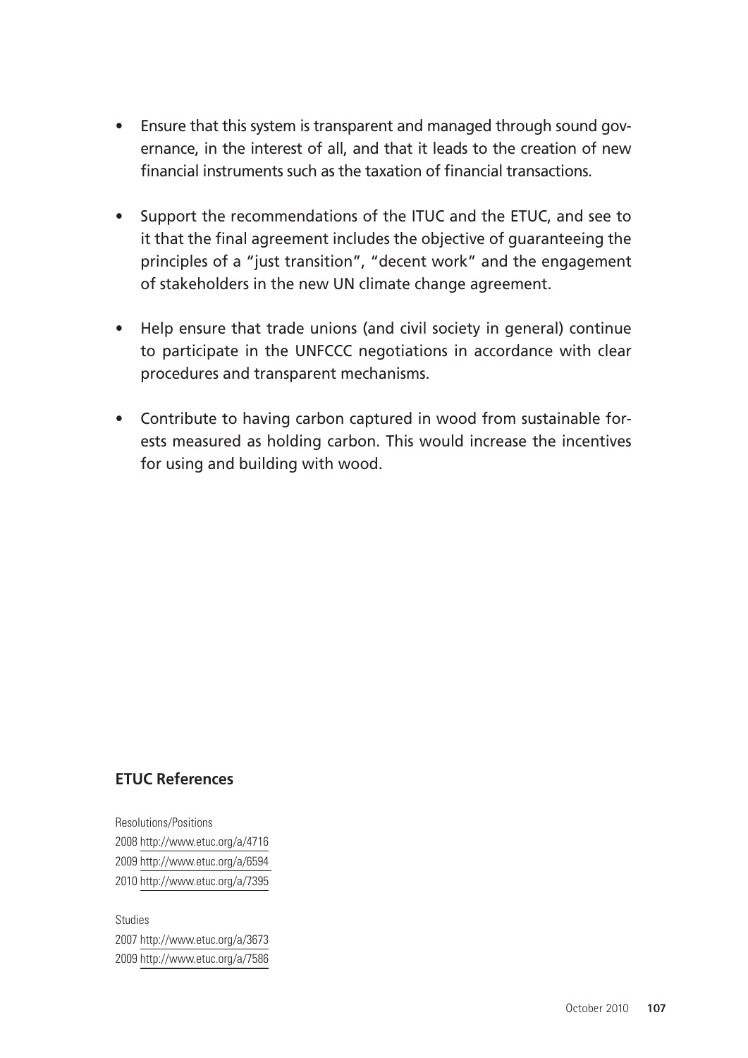- Ensure that this system is transparent and managed through sound governance, in the interest of all, and that it leads to the creation of new financial instruments such as the taxation of financial transactions.
- Support the recommendations of the ITUC and the ETUC, and see to it that the final agreement includes the objective of guaranteeing the principles of a "just transition", "decent work" and the engagement of stakeholders in the new UN climate change agreement.
- Help ensure that trade unions (and civil society in general) continue to participate in the UNFCCC negotiations in accordance with clear procedures and transparent mechanisms.
- Contribute to having carbon captured in wood from sustainable forests measured as holding carbon. This would increase the incentives for using and building with wood.

## ETUC References

Resolutions/Positions
2008 http://www.etuc.org/a/4716
2009 http://www.etuc.org/a/6594
2010 http://www.etuc.org/a/7395

Studies
2007 http://www.etuc.org/a/3673
2009 http://www.etuc.org/a/7586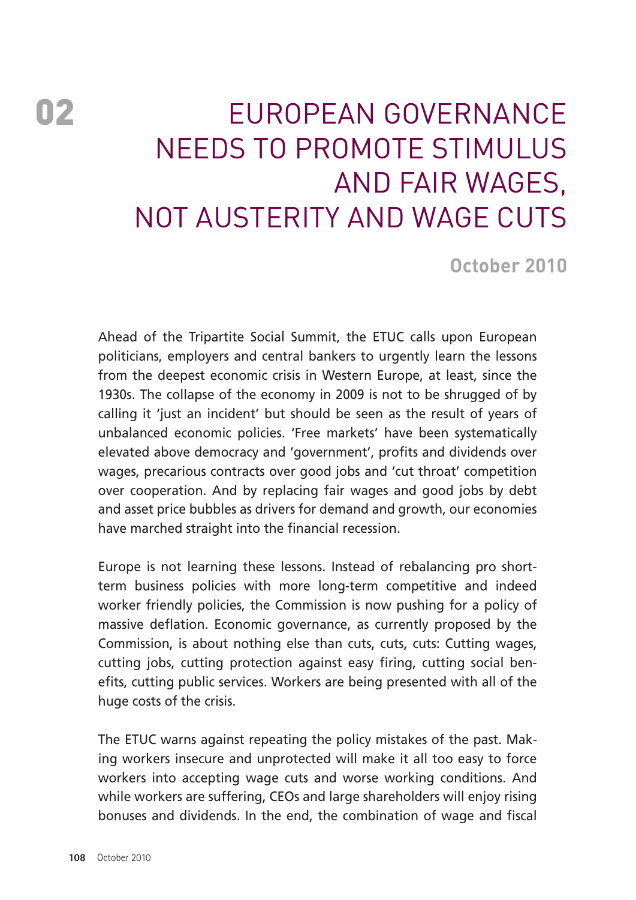# 02 EUROPEAN GOVERNANCE NEEDS TO PROMOTE STIMULUS AND FAIR WAGES, NOT AUSTERITY AND WAGE CUTS

**October 2010**

Ahead of the Tripartite Social Summit, the ETUC calls upon European politicians, employers and central bankers to urgently learn the lessons from the deepest economic crisis in Western Europe, at least, since the 1930s. The collapse of the economy in 2009 is not to be shrugged of by calling it 'just an incident' but should be seen as the result of years of unbalanced economic policies. 'Free markets' have been systematically elevated above democracy and 'government', profits and dividends over wages, precarious contracts over good jobs and 'cut throat' competition over cooperation. And by replacing fair wages and good jobs by debt and asset price bubbles as drivers for demand and growth, our economies have marched straight into the financial recession.

Europe is not learning these lessons. Instead of rebalancing pro short-term business policies with more long-term competitive and indeed worker friendly policies, the Commission is now pushing for a policy of massive deflation. Economic governance, as currently proposed by the Commission, is about nothing else than cuts, cuts, cuts: Cutting wages, cutting jobs, cutting protection against easy firing, cutting social benefits, cutting public services. Workers are being presented with all of the huge costs of the crisis.

The ETUC warns against repeating the policy mistakes of the past. Making workers insecure and unprotected will make it all too easy to force workers into accepting wage cuts and worse working conditions. And while workers are suffering, CEOs and large shareholders will enjoy rising bonuses and dividends. In the end, the combination of wage and fiscal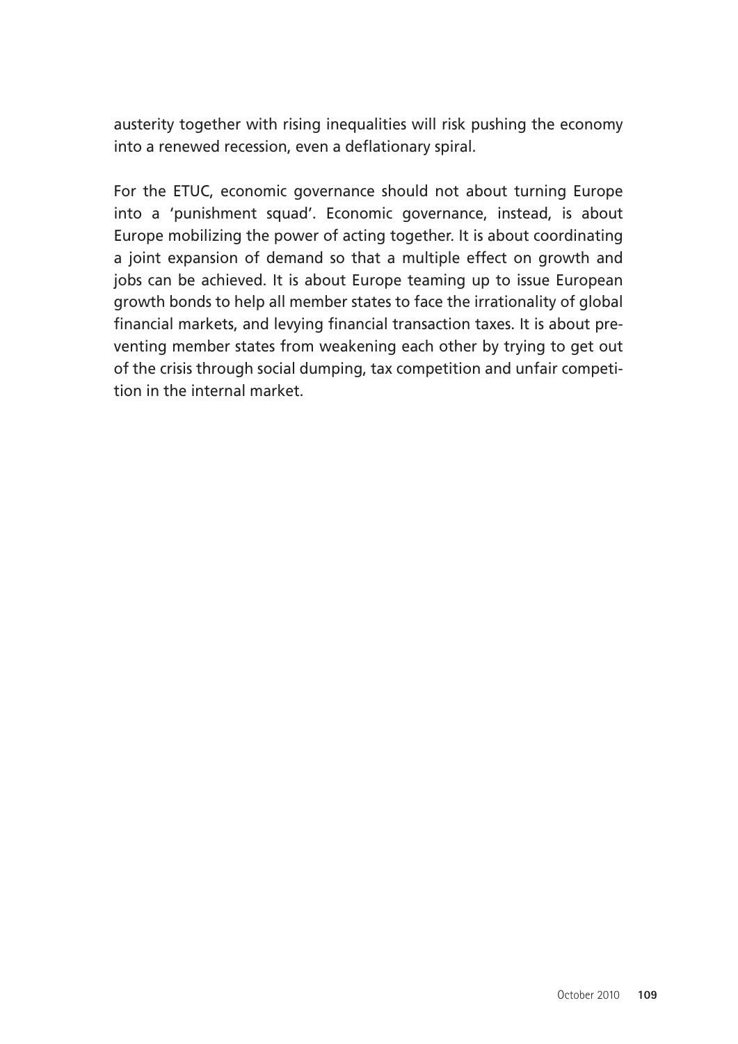austerity together with rising inequalities will risk pushing the economy into a renewed recession, even a deflationary spiral.

For the ETUC, economic governance should not about turning Europe into a 'punishment squad'. Economic governance, instead, is about Europe mobilizing the power of acting together. It is about coordinating a joint expansion of demand so that a multiple effect on growth and jobs can be achieved. It is about Europe teaming up to issue European growth bonds to help all member states to face the irrationality of global financial markets, and levying financial transaction taxes. It is about preventing member states from weakening each other by trying to get out of the crisis through social dumping, tax competition and unfair competition in the internal market.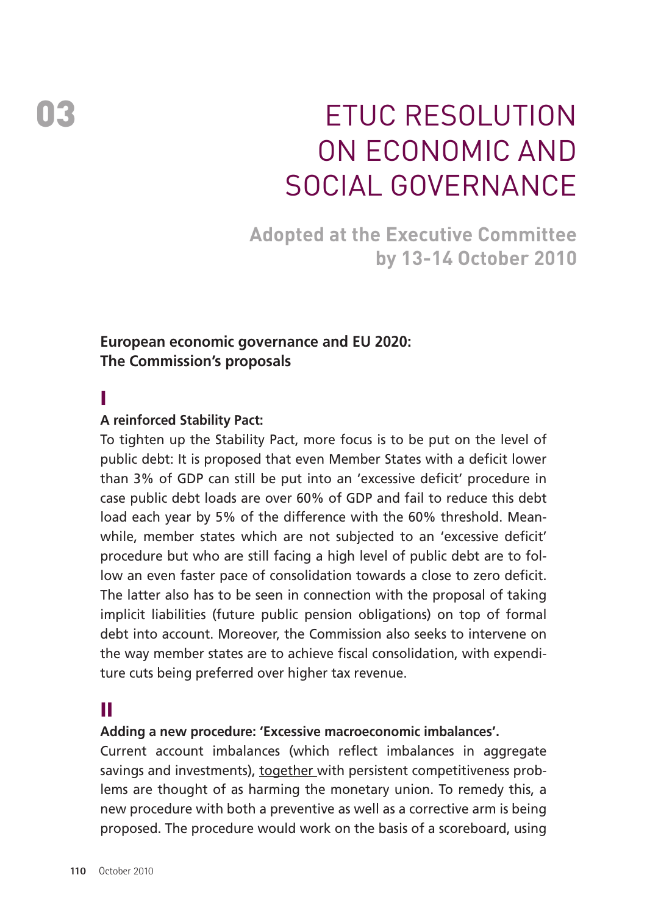# 03

# ETUC RESOLUTION ON ECONOMIC AND SOCIAL GOVERNANCE

**Adopted at the Executive Committee by 13-14 October 2010**

**European economic governance and EU 2020: The Commission's proposals**

## I

**A reinforced Stability Pact:**

To tighten up the Stability Pact, more focus is to be put on the level of public debt: It is proposed that even Member States with a deficit lower than 3% of GDP can still be put into an 'excessive deficit' procedure in case public debt loads are over 60% of GDP and fail to reduce this debt load each year by 5% of the difference with the 60% threshold. Meanwhile, member states which are not subjected to an 'excessive deficit' procedure but who are still facing a high level of public debt are to follow an even faster pace of consolidation towards a close to zero deficit. The latter also has to be seen in connection with the proposal of taking implicit liabilities (future public pension obligations) on top of formal debt into account. Moreover, the Commission also seeks to intervene on the way member states are to achieve fiscal consolidation, with expenditure cuts being preferred over higher tax revenue.

## II

**Adding a new procedure: 'Excessive macroeconomic imbalances'.**

Current account imbalances (which reflect imbalances in aggregate savings and investments), together with persistent competitiveness problems are thought of as harming the monetary union. To remedy this, a new procedure with both a preventive as well as a corrective arm is being proposed. The procedure would work on the basis of a scoreboard, using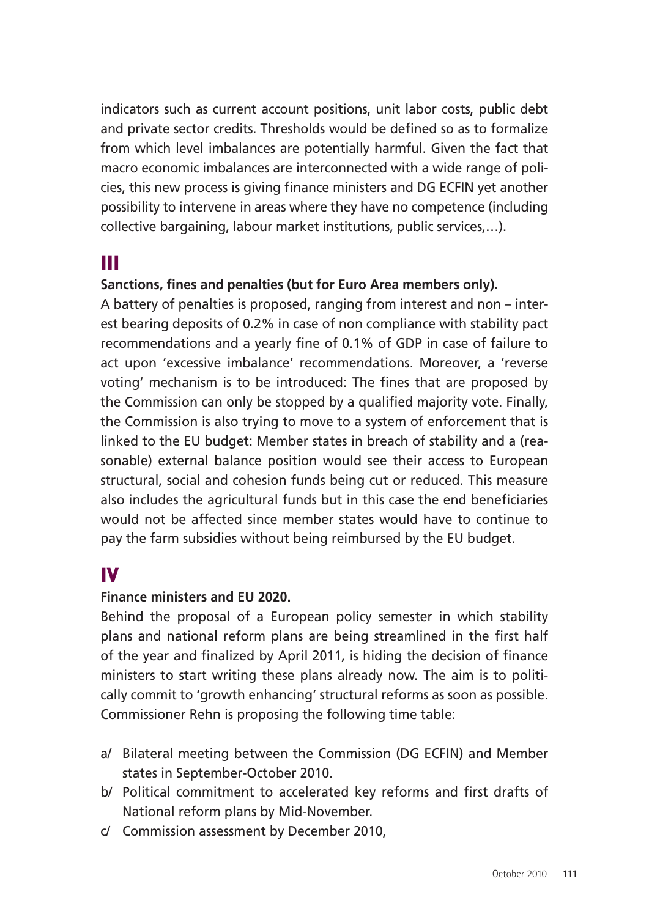indicators such as current account positions, unit labor costs, public debt and private sector credits. Thresholds would be defined so as to formalize from which level imbalances are potentially harmful. Given the fact that macro economic imbalances are interconnected with a wide range of policies, this new process is giving finance ministers and DG ECFIN yet another possibility to intervene in areas where they have no competence (including collective bargaining, labour market institutions, public services,…).

## III

**Sanctions, fines and penalties (but for Euro Area members only).**

A battery of penalties is proposed, ranging from interest and non – interest bearing deposits of 0.2% in case of non compliance with stability pact recommendations and a yearly fine of 0.1% of GDP in case of failure to act upon 'excessive imbalance' recommendations. Moreover, a 'reverse voting' mechanism is to be introduced: The fines that are proposed by the Commission can only be stopped by a qualified majority vote. Finally, the Commission is also trying to move to a system of enforcement that is linked to the EU budget: Member states in breach of stability and a (reasonable) external balance position would see their access to European structural, social and cohesion funds being cut or reduced. This measure also includes the agricultural funds but in this case the end beneficiaries would not be affected since member states would have to continue to pay the farm subsidies without being reimbursed by the EU budget.

## IV

**Finance ministers and EU 2020.**

Behind the proposal of a European policy semester in which stability plans and national reform plans are being streamlined in the first half of the year and finalized by April 2011, is hiding the decision of finance ministers to start writing these plans already now. The aim is to politically commit to 'growth enhancing' structural reforms as soon as possible. Commissioner Rehn is proposing the following time table:

a/ Bilateral meeting between the Commission (DG ECFIN) and Member states in September-October 2010.
b/ Political commitment to accelerated key reforms and first drafts of National reform plans by Mid-November.
c/ Commission assessment by December 2010,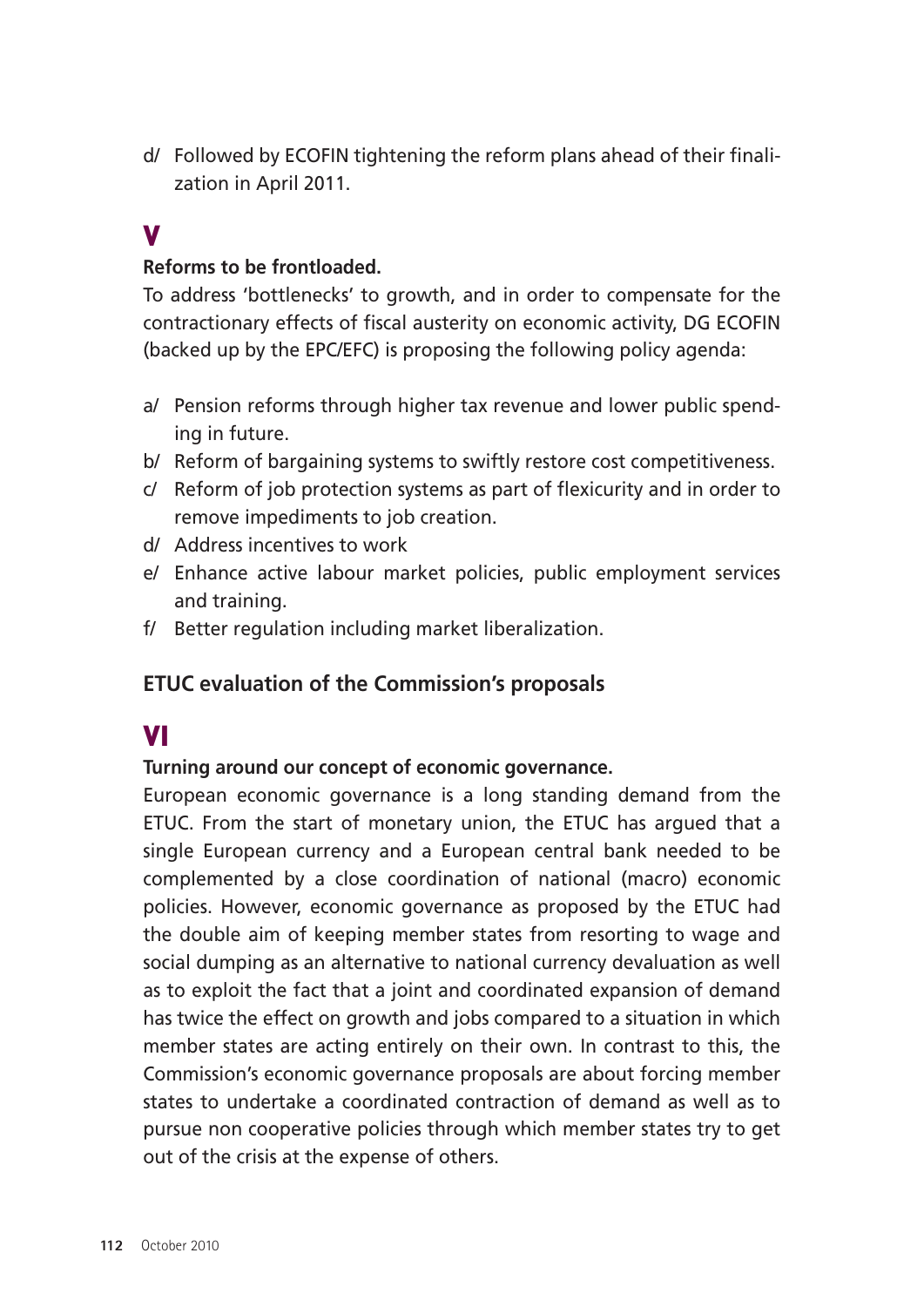d/ Followed by ECOFIN tightening the reform plans ahead of their finalization in April 2011.

## V

**Reforms to be frontloaded.**

To address 'bottlenecks' to growth, and in order to compensate for the contractionary effects of fiscal austerity on economic activity, DG ECOFIN (backed up by the EPC/EFC) is proposing the following policy agenda:

a/ Pension reforms through higher tax revenue and lower public spending in future.

b/ Reform of bargaining systems to swiftly restore cost competitiveness.

c/ Reform of job protection systems as part of flexicurity and in order to remove impediments to job creation.

d/ Address incentives to work

e/ Enhance active labour market policies, public employment services and training.

f/ Better regulation including market liberalization.

### ETUC evaluation of the Commission's proposals

## VI

**Turning around our concept of economic governance.**

European economic governance is a long standing demand from the ETUC. From the start of monetary union, the ETUC has argued that a single European currency and a European central bank needed to be complemented by a close coordination of national (macro) economic policies. However, economic governance as proposed by the ETUC had the double aim of keeping member states from resorting to wage and social dumping as an alternative to national currency devaluation as well as to exploit the fact that a joint and coordinated expansion of demand has twice the effect on growth and jobs compared to a situation in which member states are acting entirely on their own. In contrast to this, the Commission's economic governance proposals are about forcing member states to undertake a coordinated contraction of demand as well as to pursue non cooperative policies through which member states try to get out of the crisis at the expense of others.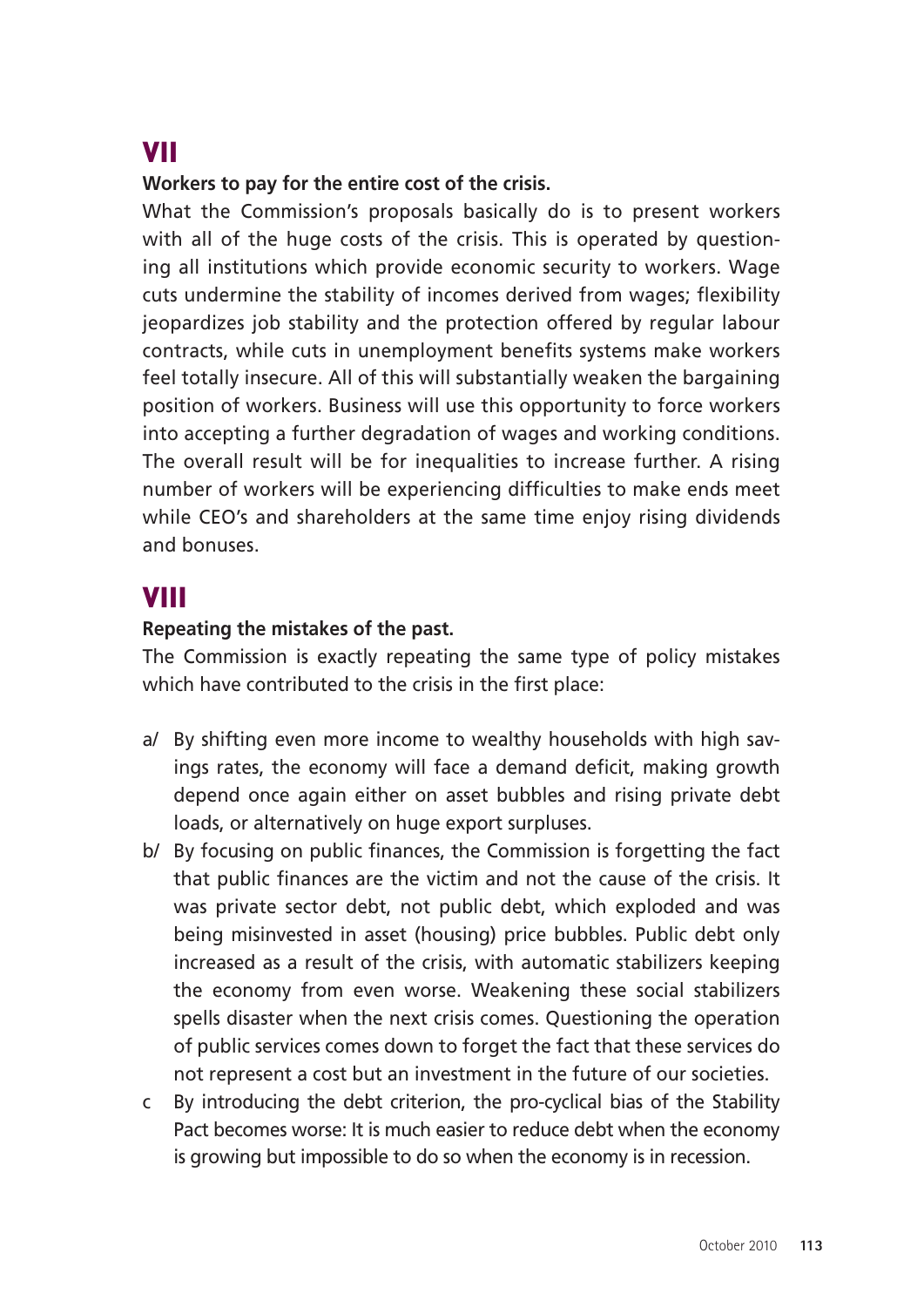## VII

**Workers to pay for the entire cost of the crisis.**

What the Commission's proposals basically do is to present workers with all of the huge costs of the crisis. This is operated by questioning all institutions which provide economic security to workers. Wage cuts undermine the stability of incomes derived from wages; flexibility jeopardizes job stability and the protection offered by regular labour contracts, while cuts in unemployment benefits systems make workers feel totally insecure. All of this will substantially weaken the bargaining position of workers. Business will use this opportunity to force workers into accepting a further degradation of wages and working conditions. The overall result will be for inequalities to increase further. A rising number of workers will be experiencing difficulties to make ends meet while CEO's and shareholders at the same time enjoy rising dividends and bonuses.

## VIII

**Repeating the mistakes of the past.**

The Commission is exactly repeating the same type of policy mistakes which have contributed to the crisis in the first place:

a/ By shifting even more income to wealthy households with high savings rates, the economy will face a demand deficit, making growth depend once again either on asset bubbles and rising private debt loads, or alternatively on huge export surpluses.

b/ By focusing on public finances, the Commission is forgetting the fact that public finances are the victim and not the cause of the crisis. It was private sector debt, not public debt, which exploded and was being misinvested in asset (housing) price bubbles. Public debt only increased as a result of the crisis, with automatic stabilizers keeping the economy from even worse. Weakening these social stabilizers spells disaster when the next crisis comes. Questioning the operation of public services comes down to forget the fact that these services do not represent a cost but an investment in the future of our societies.

c By introducing the debt criterion, the pro-cyclical bias of the Stability Pact becomes worse: It is much easier to reduce debt when the economy is growing but impossible to do so when the economy is in recession.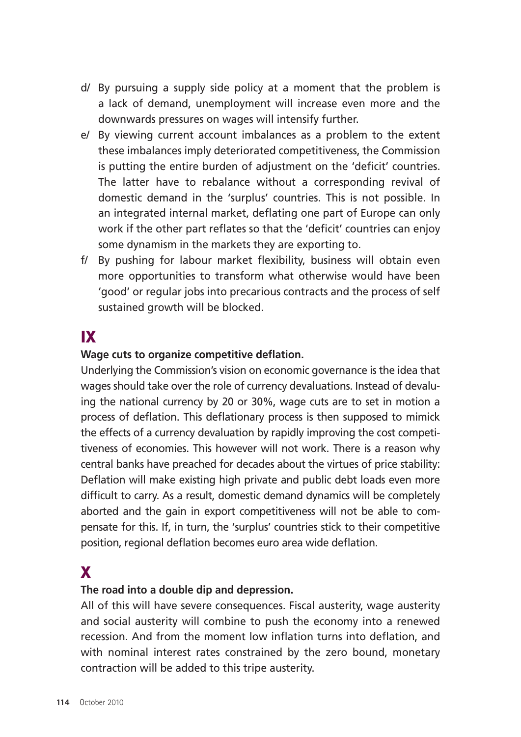d/ By pursuing a supply side policy at a moment that the problem is a lack of demand, unemployment will increase even more and the downwards pressures on wages will intensify further.

e/ By viewing current account imbalances as a problem to the extent these imbalances imply deteriorated competitiveness, the Commission is putting the entire burden of adjustment on the 'deficit' countries. The latter have to rebalance without a corresponding revival of domestic demand in the 'surplus' countries. This is not possible. In an integrated internal market, deflating one part of Europe can only work if the other part reflates so that the 'deficit' countries can enjoy some dynamism in the markets they are exporting to.

f/ By pushing for labour market flexibility, business will obtain even more opportunities to transform what otherwise would have been 'good' or regular jobs into precarious contracts and the process of self sustained growth will be blocked.

# IX

**Wage cuts to organize competitive deflation.**

Underlying the Commission's vision on economic governance is the idea that wages should take over the role of currency devaluations. Instead of devaluing the national currency by 20 or 30%, wage cuts are to set in motion a process of deflation. This deflationary process is then supposed to mimick the effects of a currency devaluation by rapidly improving the cost competitiveness of economies. This however will not work. There is a reason why central banks have preached for decades about the virtues of price stability: Deflation will make existing high private and public debt loads even more difficult to carry. As a result, domestic demand dynamics will be completely aborted and the gain in export competitiveness will not be able to compensate for this. If, in turn, the 'surplus' countries stick to their competitive position, regional deflation becomes euro area wide deflation.

# X

**The road into a double dip and depression.**

All of this will have severe consequences. Fiscal austerity, wage austerity and social austerity will combine to push the economy into a renewed recession. And from the moment low inflation turns into deflation, and with nominal interest rates constrained by the zero bound, monetary contraction will be added to this tripe austerity.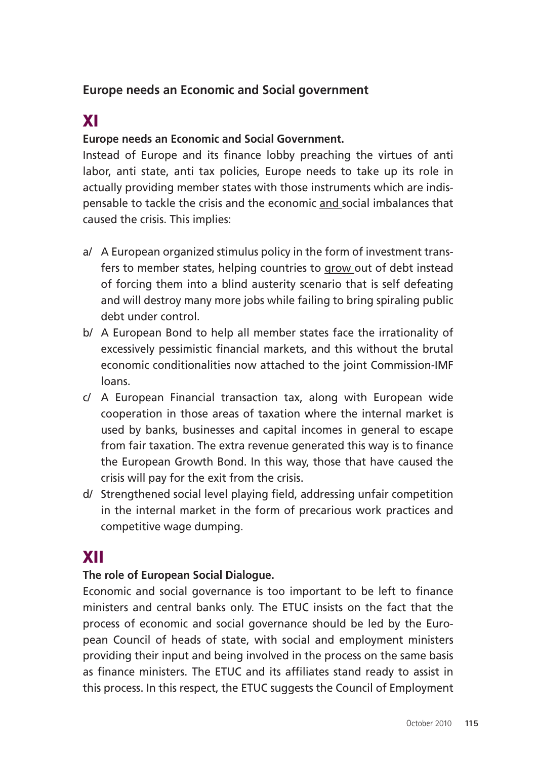**Europe needs an Economic and Social government**

## XI

**Europe needs an Economic and Social Government.**

Instead of Europe and its finance lobby preaching the virtues of anti labor, anti state, anti tax policies, Europe needs to take up its role in actually providing member states with those instruments which are indispensable to tackle the crisis and the economic and social imbalances that caused the crisis. This implies:

a/ A European organized stimulus policy in the form of investment transfers to member states, helping countries to grow out of debt instead of forcing them into a blind austerity scenario that is self defeating and will destroy many more jobs while failing to bring spiraling public debt under control.

b/ A European Bond to help all member states face the irrationality of excessively pessimistic financial markets, and this without the brutal economic conditionalities now attached to the joint Commission-IMF loans.

c/ A European Financial transaction tax, along with European wide cooperation in those areas of taxation where the internal market is used by banks, businesses and capital incomes in general to escape from fair taxation. The extra revenue generated this way is to finance the European Growth Bond. In this way, those that have caused the crisis will pay for the exit from the crisis.

d/ Strengthened social level playing field, addressing unfair competition in the internal market in the form of precarious work practices and competitive wage dumping.

## XII

**The role of European Social Dialogue.**

Economic and social governance is too important to be left to finance ministers and central banks only. The ETUC insists on the fact that the process of economic and social governance should be led by the European Council of heads of state, with social and employment ministers providing their input and being involved in the process on the same basis as finance ministers. The ETUC and its affiliates stand ready to assist in this process. In this respect, the ETUC suggests the Council of Employment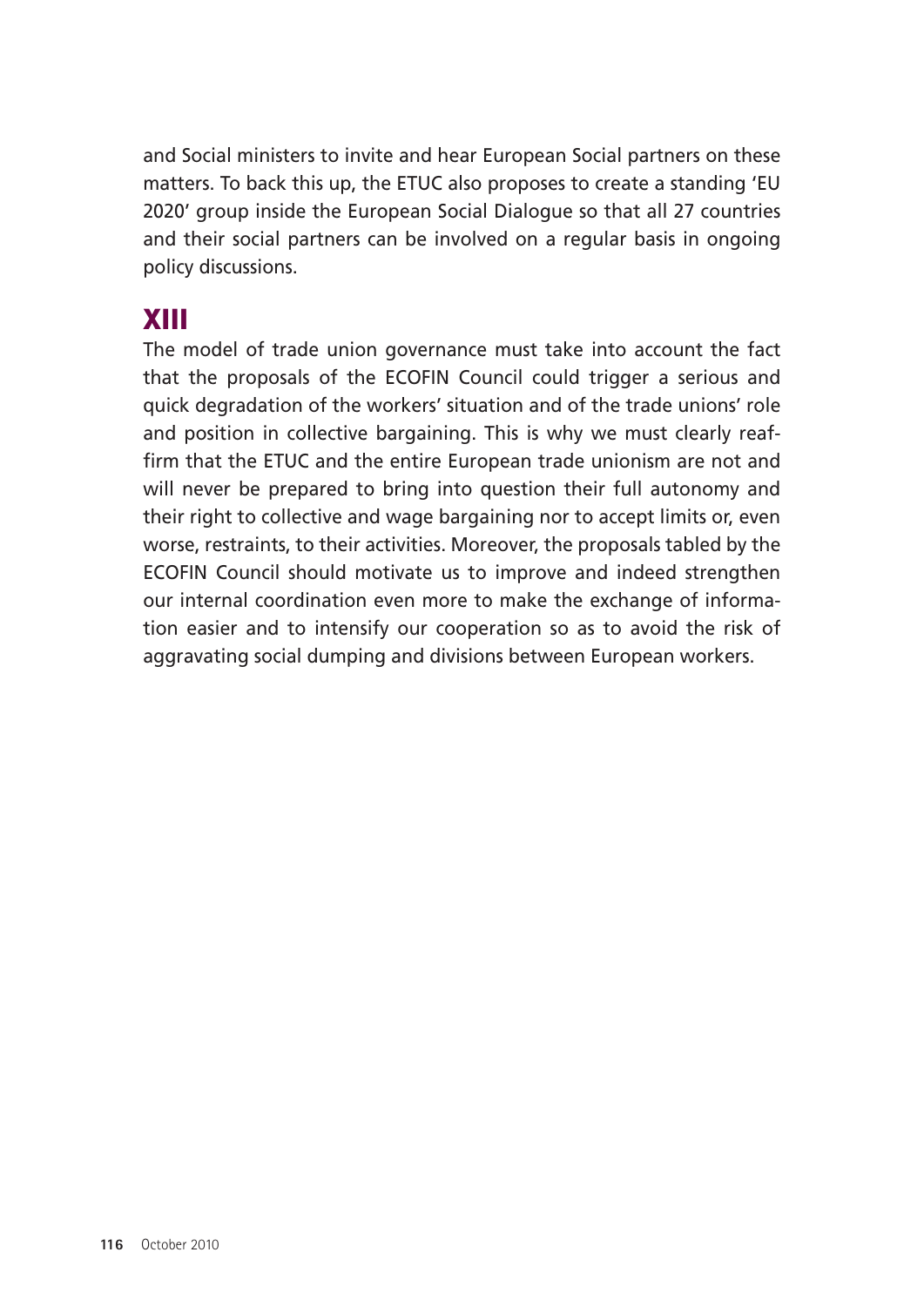and Social ministers to invite and hear European Social partners on these matters. To back this up, the ETUC also proposes to create a standing 'EU 2020' group inside the European Social Dialogue so that all 27 countries and their social partners can be involved on a regular basis in ongoing policy discussions.

## XIII

The model of trade union governance must take into account the fact that the proposals of the ECOFIN Council could trigger a serious and quick degradation of the workers' situation and of the trade unions' role and position in collective bargaining. This is why we must clearly reaffirm that the ETUC and the entire European trade unionism are not and will never be prepared to bring into question their full autonomy and their right to collective and wage bargaining nor to accept limits or, even worse, restraints, to their activities. Moreover, the proposals tabled by the ECOFIN Council should motivate us to improve and indeed strengthen our internal coordination even more to make the exchange of information easier and to intensify our cooperation so as to avoid the risk of aggravating social dumping and divisions between European workers.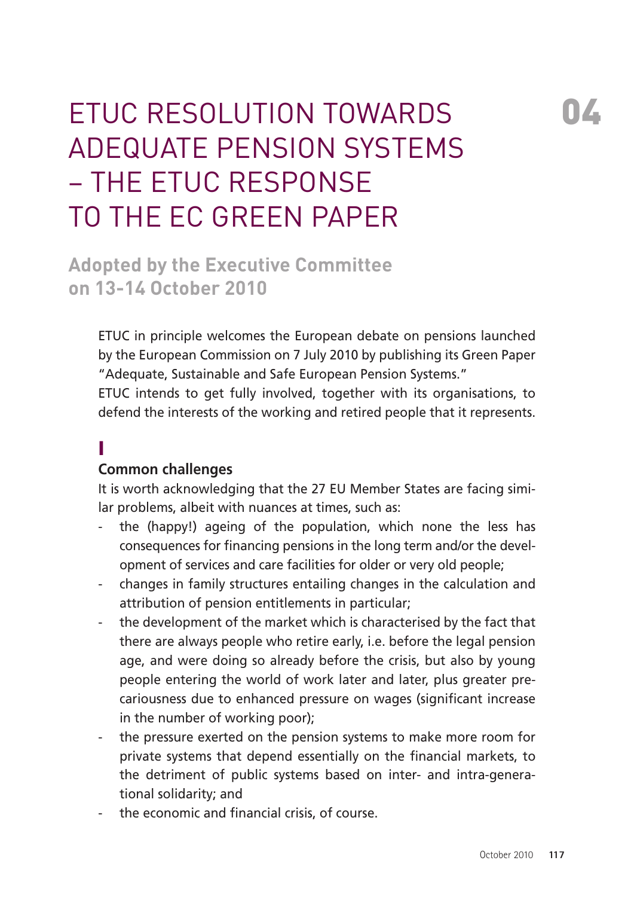# ETUC RESOLUTION TOWARDS ADEQUATE PENSION SYSTEMS – THE ETUC RESPONSE TO THE EC GREEN PAPER

04

## Adopted by the Executive Committee on 13-14 October 2010

ETUC in principle welcomes the European debate on pensions launched by the European Commission on 7 July 2010 by publishing its Green Paper "Adequate, Sustainable and Safe European Pension Systems."

ETUC intends to get fully involved, together with its organisations, to defend the interests of the working and retired people that it represents.

## I

### Common challenges

It is worth acknowledging that the 27 EU Member States are facing similar problems, albeit with nuances at times, such as:

- the (happy!) ageing of the population, which none the less has consequences for financing pensions in the long term and/or the development of services and care facilities for older or very old people;
- changes in family structures entailing changes in the calculation and attribution of pension entitlements in particular;
- the development of the market which is characterised by the fact that there are always people who retire early, i.e. before the legal pension age, and were doing so already before the crisis, but also by young people entering the world of work later and later, plus greater precariousness due to enhanced pressure on wages (significant increase in the number of working poor);
- the pressure exerted on the pension systems to make more room for private systems that depend essentially on the financial markets, to the detriment of public systems based on inter- and intra-generational solidarity; and
- the economic and financial crisis, of course.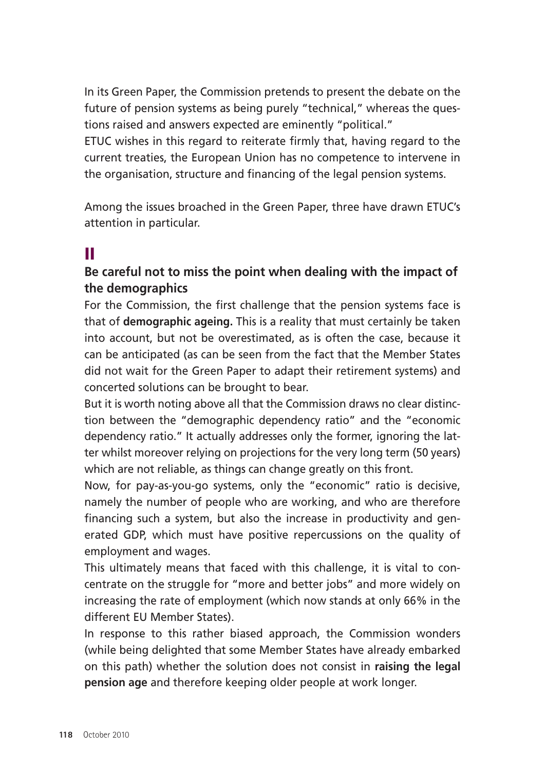In its Green Paper, the Commission pretends to present the debate on the future of pension systems as being purely "technical," whereas the questions raised and answers expected are eminently "political."

ETUC wishes in this regard to reiterate firmly that, having regard to the current treaties, the European Union has no competence to intervene in the organisation, structure and financing of the legal pension systems.

Among the issues broached in the Green Paper, three have drawn ETUC's attention in particular.

## II

### Be careful not to miss the point when dealing with the impact of the demographics

For the Commission, the first challenge that the pension systems face is that of **demographic ageing.** This is a reality that must certainly be taken into account, but not be overestimated, as is often the case, because it can be anticipated (as can be seen from the fact that the Member States did not wait for the Green Paper to adapt their retirement systems) and concerted solutions can be brought to bear.

But it is worth noting above all that the Commission draws no clear distinction between the "demographic dependency ratio" and the "economic dependency ratio." It actually addresses only the former, ignoring the latter whilst moreover relying on projections for the very long term (50 years) which are not reliable, as things can change greatly on this front.

Now, for pay-as-you-go systems, only the "economic" ratio is decisive, namely the number of people who are working, and who are therefore financing such a system, but also the increase in productivity and generated GDP, which must have positive repercussions on the quality of employment and wages.

This ultimately means that faced with this challenge, it is vital to concentrate on the struggle for "more and better jobs" and more widely on increasing the rate of employment (which now stands at only 66% in the different EU Member States).

In response to this rather biased approach, the Commission wonders (while being delighted that some Member States have already embarked on this path) whether the solution does not consist in **raising the legal pension age** and therefore keeping older people at work longer.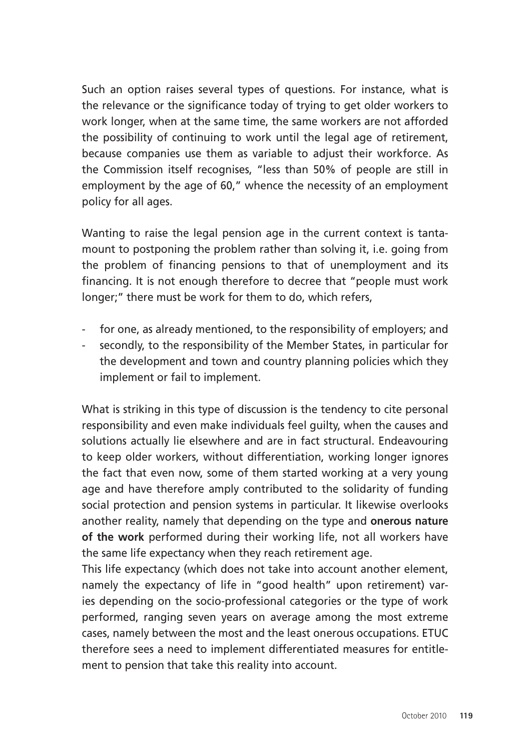Such an option raises several types of questions. For instance, what is the relevance or the significance today of trying to get older workers to work longer, when at the same time, the same workers are not afforded the possibility of continuing to work until the legal age of retirement, because companies use them as variable to adjust their workforce. As the Commission itself recognises, "less than 50% of people are still in employment by the age of 60," whence the necessity of an employment policy for all ages.

Wanting to raise the legal pension age in the current context is tantamount to postponing the problem rather than solving it, i.e. going from the problem of financing pensions to that of unemployment and its financing. It is not enough therefore to decree that "people must work longer;" there must be work for them to do, which refers,

- for one, as already mentioned, to the responsibility of employers; and
- secondly, to the responsibility of the Member States, in particular for the development and town and country planning policies which they implement or fail to implement.

What is striking in this type of discussion is the tendency to cite personal responsibility and even make individuals feel guilty, when the causes and solutions actually lie elsewhere and are in fact structural. Endeavouring to keep older workers, without differentiation, working longer ignores the fact that even now, some of them started working at a very young age and have therefore amply contributed to the solidarity of funding social protection and pension systems in particular. It likewise overlooks another reality, namely that depending on the type and **onerous nature of the work** performed during their working life, not all workers have the same life expectancy when they reach retirement age.

This life expectancy (which does not take into account another element, namely the expectancy of life in "good health" upon retirement) varies depending on the socio-professional categories or the type of work performed, ranging seven years on average among the most extreme cases, namely between the most and the least onerous occupations. ETUC therefore sees a need to implement differentiated measures for entitlement to pension that take this reality into account.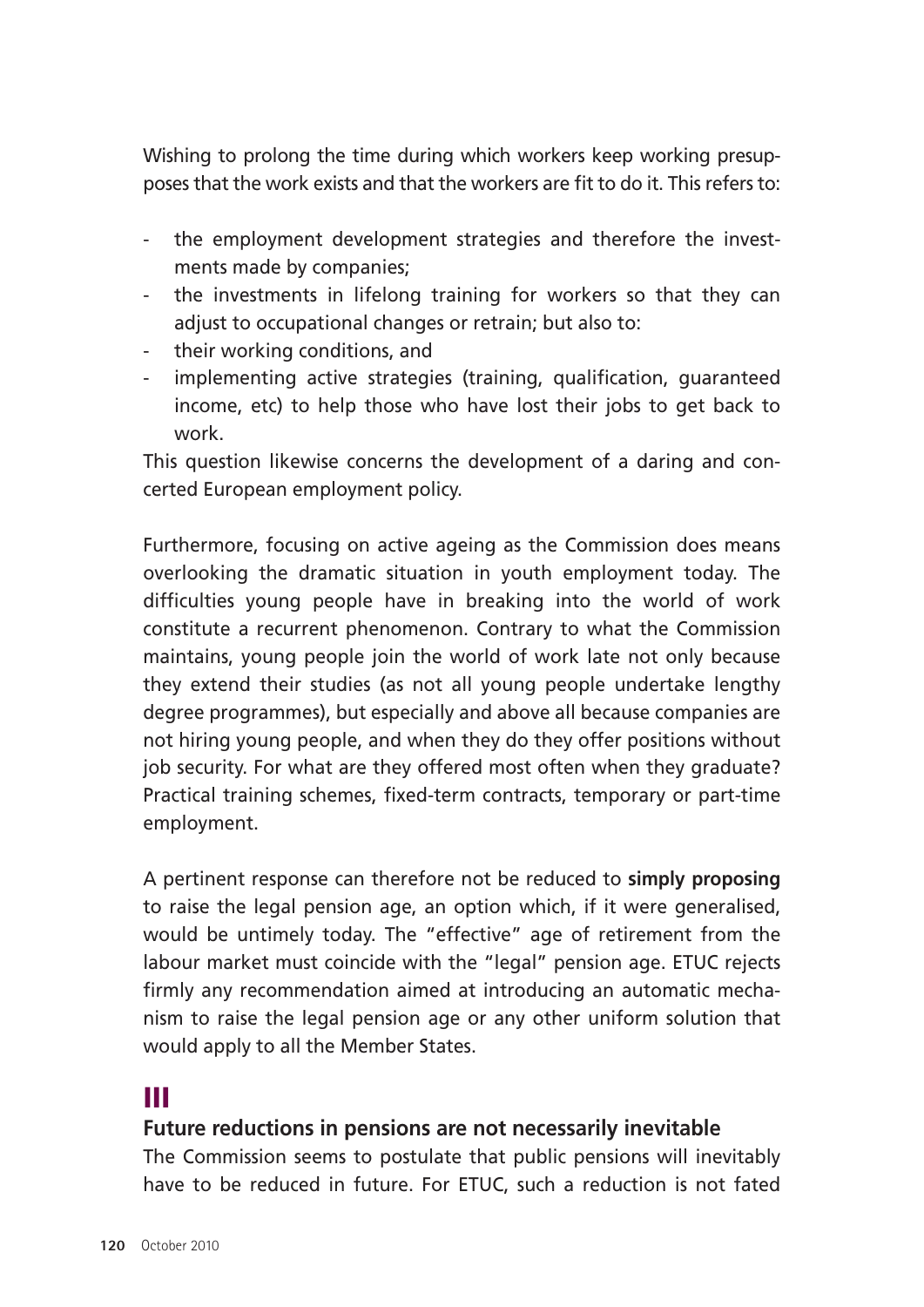Wishing to prolong the time during which workers keep working presupposes that the work exists and that the workers are fit to do it. This refers to:

- the employment development strategies and therefore the investments made by companies;
- the investments in lifelong training for workers so that they can adjust to occupational changes or retrain; but also to:
- their working conditions, and
- implementing active strategies (training, qualification, guaranteed income, etc) to help those who have lost their jobs to get back to work.

This question likewise concerns the development of a daring and concerted European employment policy.

Furthermore, focusing on active ageing as the Commission does means overlooking the dramatic situation in youth employment today. The difficulties young people have in breaking into the world of work constitute a recurrent phenomenon. Contrary to what the Commission maintains, young people join the world of work late not only because they extend their studies (as not all young people undertake lengthy degree programmes), but especially and above all because companies are not hiring young people, and when they do they offer positions without job security. For what are they offered most often when they graduate? Practical training schemes, fixed-term contracts, temporary or part-time employment.

A pertinent response can therefore not be reduced to **simply proposing** to raise the legal pension age, an option which, if it were generalised, would be untimely today. The "effective" age of retirement from the labour market must coincide with the "legal" pension age. ETUC rejects firmly any recommendation aimed at introducing an automatic mechanism to raise the legal pension age or any other uniform solution that would apply to all the Member States.

# III

## Future reductions in pensions are not necessarily inevitable

The Commission seems to postulate that public pensions will inevitably have to be reduced in future. For ETUC, such a reduction is not fated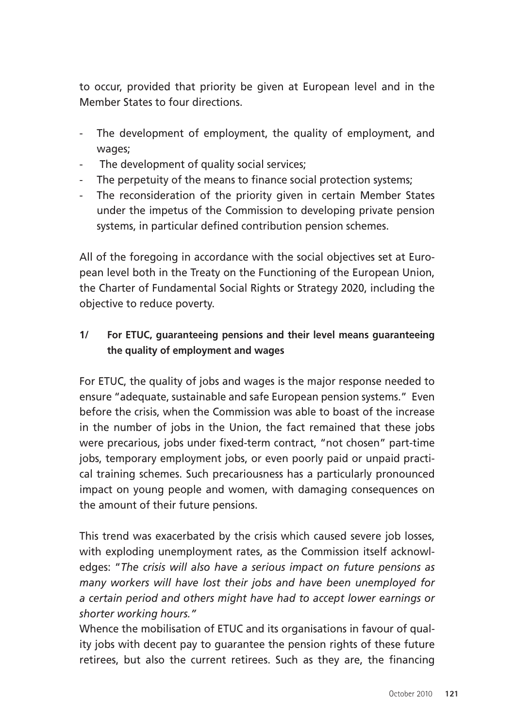to occur, provided that priority be given at European level and in the Member States to four directions.

- The development of employment, the quality of employment, and wages;
- The development of quality social services;
- The perpetuity of the means to finance social protection systems;
- The reconsideration of the priority given in certain Member States under the impetus of the Commission to developing private pension systems, in particular defined contribution pension schemes.

All of the foregoing in accordance with the social objectives set at European level both in the Treaty on the Functioning of the European Union, the Charter of Fundamental Social Rights or Strategy 2020, including the objective to reduce poverty.

### 1/ For ETUC, guaranteeing pensions and their level means guaranteeing the quality of employment and wages

For ETUC, the quality of jobs and wages is the major response needed to ensure "adequate, sustainable and safe European pension systems." Even before the crisis, when the Commission was able to boast of the increase in the number of jobs in the Union, the fact remained that these jobs were precarious, jobs under fixed-term contract, "not chosen" part-time jobs, temporary employment jobs, or even poorly paid or unpaid practical training schemes. Such precariousness has a particularly pronounced impact on young people and women, with damaging consequences on the amount of their future pensions.

This trend was exacerbated by the crisis which caused severe job losses, with exploding unemployment rates, as the Commission itself acknowledges: "*The crisis will also have a serious impact on future pensions as many workers will have lost their jobs and have been unemployed for a certain period and others might have had to accept lower earnings or shorter working hours.*"

Whence the mobilisation of ETUC and its organisations in favour of quality jobs with decent pay to guarantee the pension rights of these future retirees, but also the current retirees. Such as they are, the financing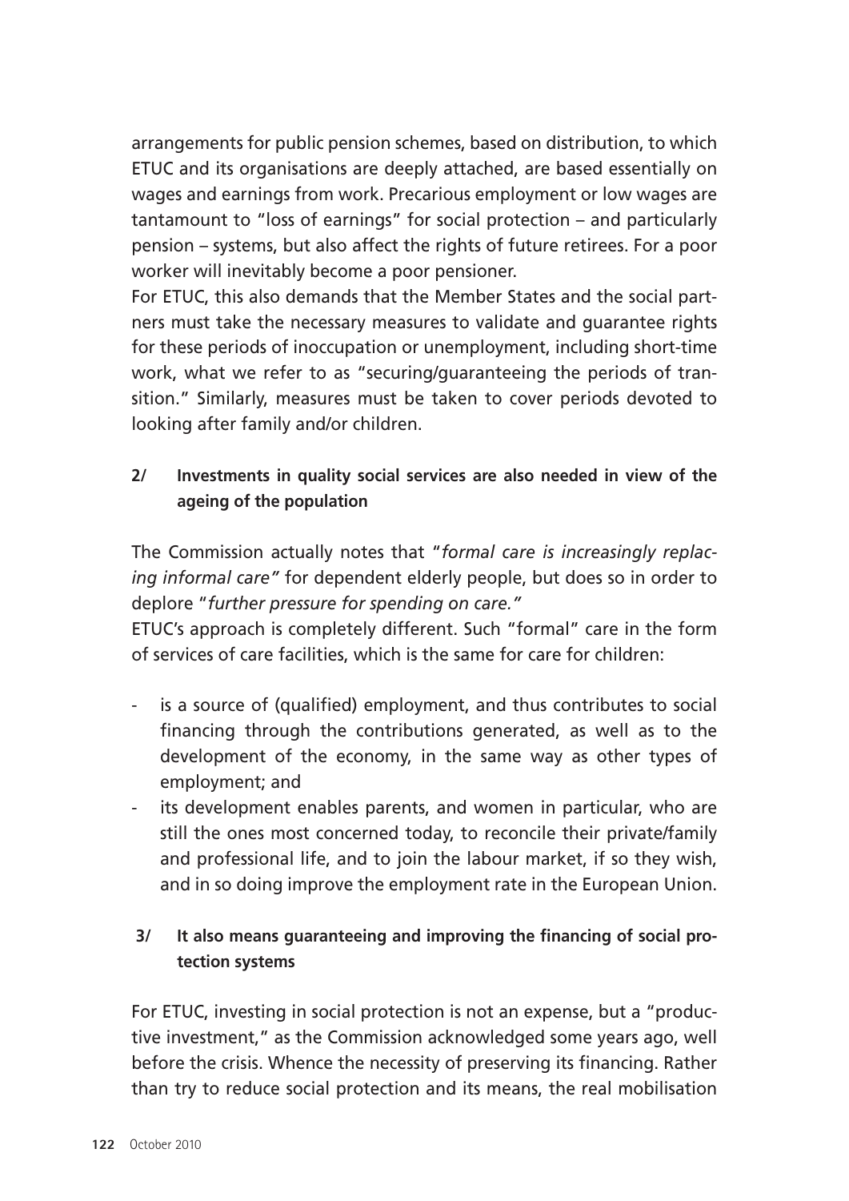arrangements for public pension schemes, based on distribution, to which ETUC and its organisations are deeply attached, are based essentially on wages and earnings from work. Precarious employment or low wages are tantamount to "loss of earnings" for social protection – and particularly pension – systems, but also affect the rights of future retirees. For a poor worker will inevitably become a poor pensioner.

For ETUC, this also demands that the Member States and the social partners must take the necessary measures to validate and guarantee rights for these periods of inoccupation or unemployment, including short-time work, what we refer to as "securing/guaranteeing the periods of transition." Similarly, measures must be taken to cover periods devoted to looking after family and/or children.

**2/ Investments in quality social services are also needed in view of the ageing of the population**

The Commission actually notes that "*formal care is increasingly replacing informal care"* for dependent elderly people, but does so in order to deplore "*further pressure for spending on care."*

ETUC's approach is completely different. Such "formal" care in the form of services of care facilities, which is the same for care for children:

- is a source of (qualified) employment, and thus contributes to social financing through the contributions generated, as well as to the development of the economy, in the same way as other types of employment; and
- its development enables parents, and women in particular, who are still the ones most concerned today, to reconcile their private/family and professional life, and to join the labour market, if so they wish, and in so doing improve the employment rate in the European Union.

**3/ It also means guaranteeing and improving the financing of social protection systems**

For ETUC, investing in social protection is not an expense, but a "productive investment," as the Commission acknowledged some years ago, well before the crisis. Whence the necessity of preserving its financing. Rather than try to reduce social protection and its means, the real mobilisation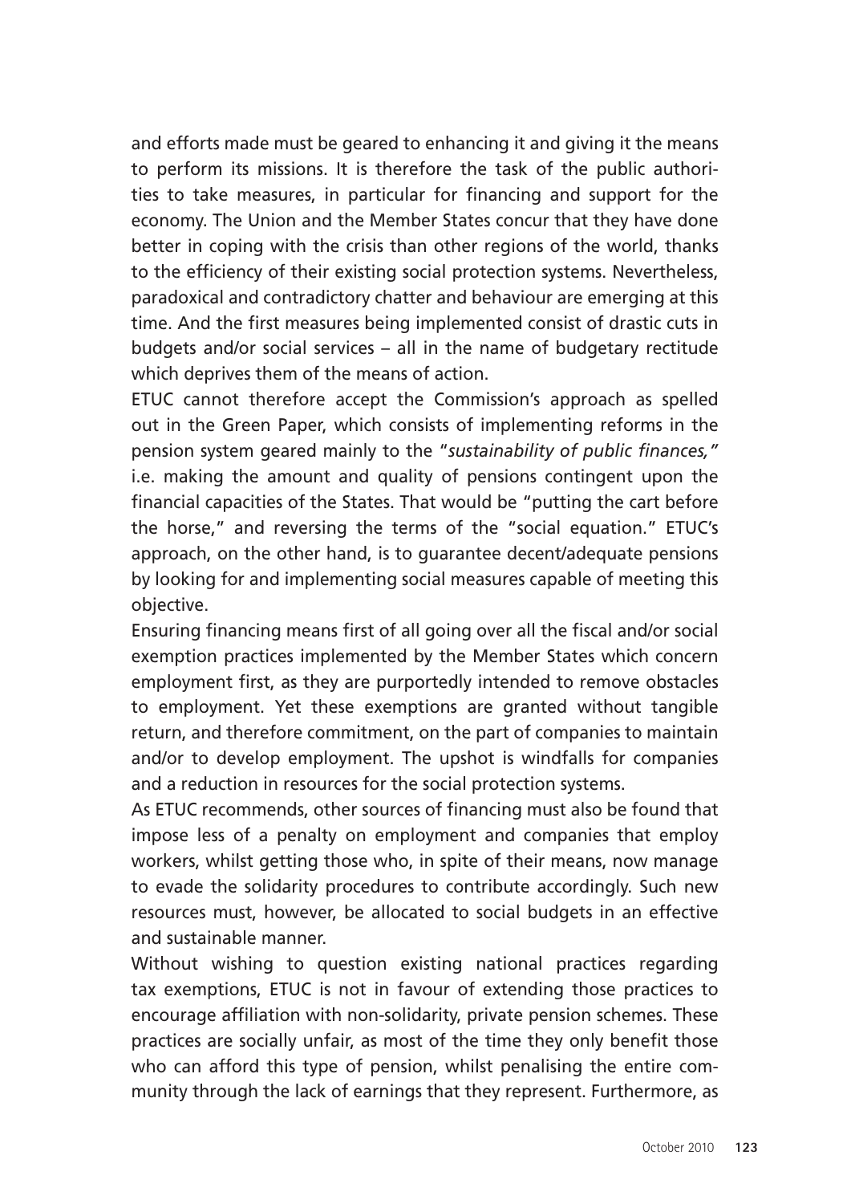and efforts made must be geared to enhancing it and giving it the means to perform its missions. It is therefore the task of the public authorities to take measures, in particular for financing and support for the economy. The Union and the Member States concur that they have done better in coping with the crisis than other regions of the world, thanks to the efficiency of their existing social protection systems. Nevertheless, paradoxical and contradictory chatter and behaviour are emerging at this time. And the first measures being implemented consist of drastic cuts in budgets and/or social services – all in the name of budgetary rectitude which deprives them of the means of action.

ETUC cannot therefore accept the Commission's approach as spelled out in the Green Paper, which consists of implementing reforms in the pension system geared mainly to the "*sustainability of public finances,*" i.e. making the amount and quality of pensions contingent upon the financial capacities of the States. That would be "putting the cart before the horse," and reversing the terms of the "social equation." ETUC's approach, on the other hand, is to guarantee decent/adequate pensions by looking for and implementing social measures capable of meeting this objective.

Ensuring financing means first of all going over all the fiscal and/or social exemption practices implemented by the Member States which concern employment first, as they are purportedly intended to remove obstacles to employment. Yet these exemptions are granted without tangible return, and therefore commitment, on the part of companies to maintain and/or to develop employment. The upshot is windfalls for companies and a reduction in resources for the social protection systems.

As ETUC recommends, other sources of financing must also be found that impose less of a penalty on employment and companies that employ workers, whilst getting those who, in spite of their means, now manage to evade the solidarity procedures to contribute accordingly. Such new resources must, however, be allocated to social budgets in an effective and sustainable manner.

Without wishing to question existing national practices regarding tax exemptions, ETUC is not in favour of extending those practices to encourage affiliation with non-solidarity, private pension schemes. These practices are socially unfair, as most of the time they only benefit those who can afford this type of pension, whilst penalising the entire community through the lack of earnings that they represent. Furthermore, as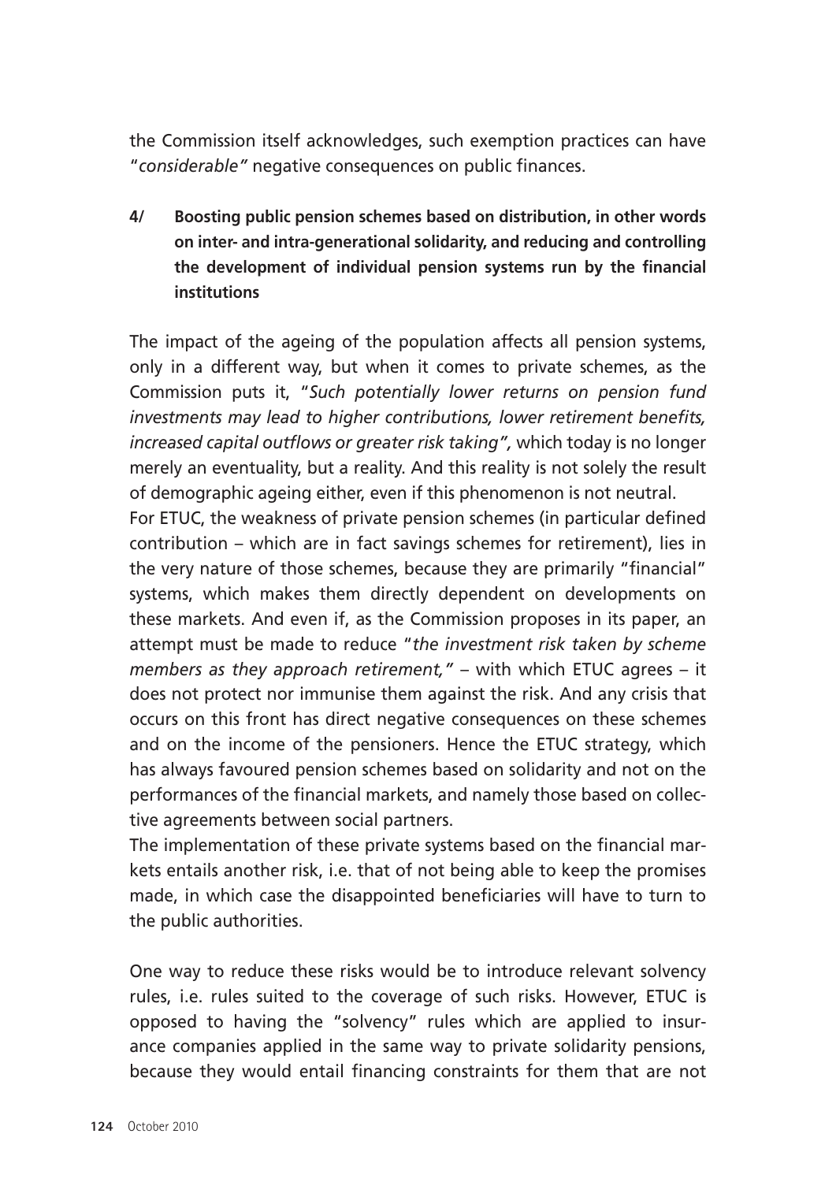the Commission itself acknowledges, such exemption practices can have "*considerable*" negative consequences on public finances.

**4/ Boosting public pension schemes based on distribution, in other words on inter- and intra-generational solidarity, and reducing and controlling the development of individual pension systems run by the financial institutions**

The impact of the ageing of the population affects all pension systems, only in a different way, but when it comes to private schemes, as the Commission puts it, "*Such potentially lower returns on pension fund investments may lead to higher contributions, lower retirement benefits, increased capital outflows or greater risk taking",* which today is no longer merely an eventuality, but a reality. And this reality is not solely the result of demographic ageing either, even if this phenomenon is not neutral.

For ETUC, the weakness of private pension schemes (in particular defined contribution – which are in fact savings schemes for retirement), lies in the very nature of those schemes, because they are primarily "financial" systems, which makes them directly dependent on developments on these markets. And even if, as the Commission proposes in its paper, an attempt must be made to reduce "*the investment risk taken by scheme members as they approach retirement,"* – with which ETUC agrees – it does not protect nor immunise them against the risk. And any crisis that occurs on this front has direct negative consequences on these schemes and on the income of the pensioners. Hence the ETUC strategy, which has always favoured pension schemes based on solidarity and not on the performances of the financial markets, and namely those based on collective agreements between social partners.

The implementation of these private systems based on the financial markets entails another risk, i.e. that of not being able to keep the promises made, in which case the disappointed beneficiaries will have to turn to the public authorities.

One way to reduce these risks would be to introduce relevant solvency rules, i.e. rules suited to the coverage of such risks. However, ETUC is opposed to having the "solvency" rules which are applied to insurance companies applied in the same way to private solidarity pensions, because they would entail financing constraints for them that are not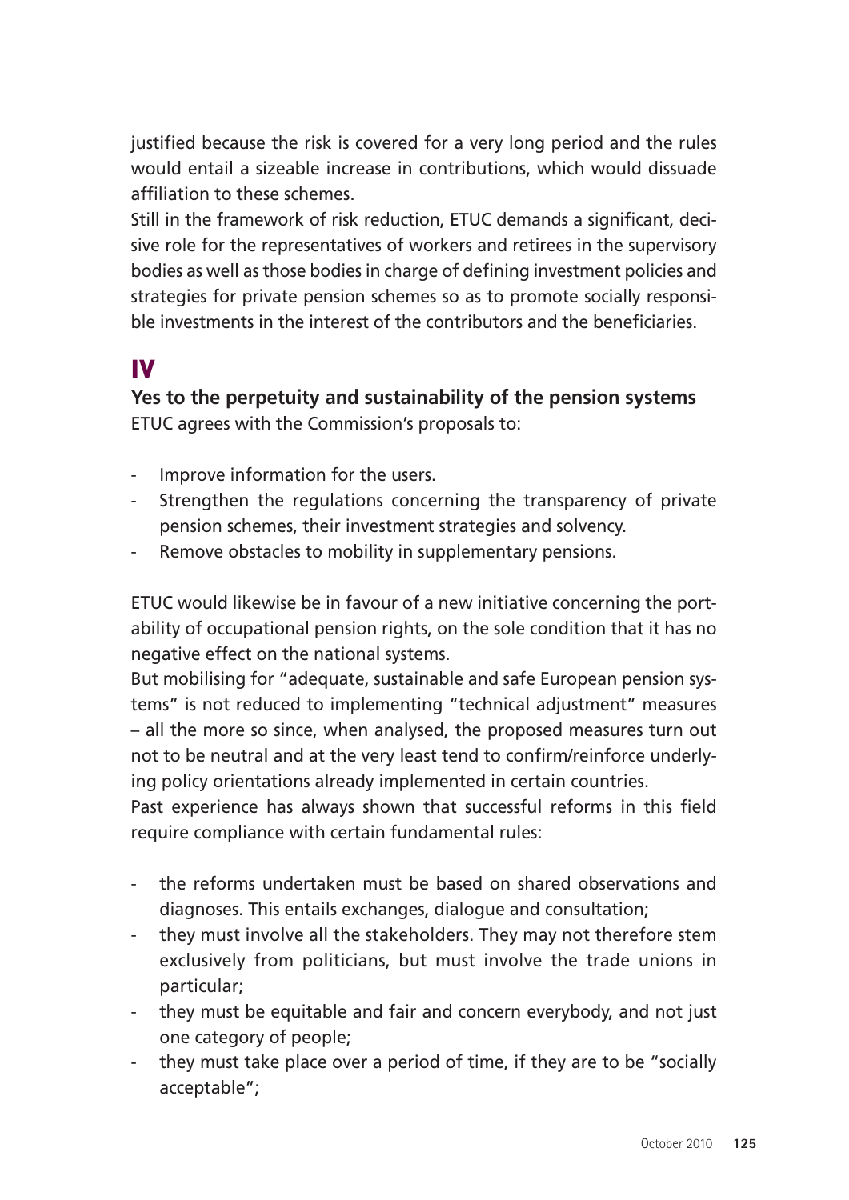justified because the risk is covered for a very long period and the rules would entail a sizeable increase in contributions, which would dissuade affiliation to these schemes.

Still in the framework of risk reduction, ETUC demands a significant, decisive role for the representatives of workers and retirees in the supervisory bodies as well as those bodies in charge of defining investment policies and strategies for private pension schemes so as to promote socially responsible investments in the interest of the contributors and the beneficiaries.

# IV

## Yes to the perpetuity and sustainability of the pension systems

ETUC agrees with the Commission's proposals to:

- Improve information for the users.
- Strengthen the regulations concerning the transparency of private pension schemes, their investment strategies and solvency.
- Remove obstacles to mobility in supplementary pensions.

ETUC would likewise be in favour of a new initiative concerning the portability of occupational pension rights, on the sole condition that it has no negative effect on the national systems.

But mobilising for "adequate, sustainable and safe European pension systems" is not reduced to implementing "technical adjustment" measures – all the more so since, when analysed, the proposed measures turn out not to be neutral and at the very least tend to confirm/reinforce underlying policy orientations already implemented in certain countries.

Past experience has always shown that successful reforms in this field require compliance with certain fundamental rules:

- the reforms undertaken must be based on shared observations and diagnoses. This entails exchanges, dialogue and consultation;
- they must involve all the stakeholders. They may not therefore stem exclusively from politicians, but must involve the trade unions in particular;
- they must be equitable and fair and concern everybody, and not just one category of people;
- they must take place over a period of time, if they are to be "socially acceptable";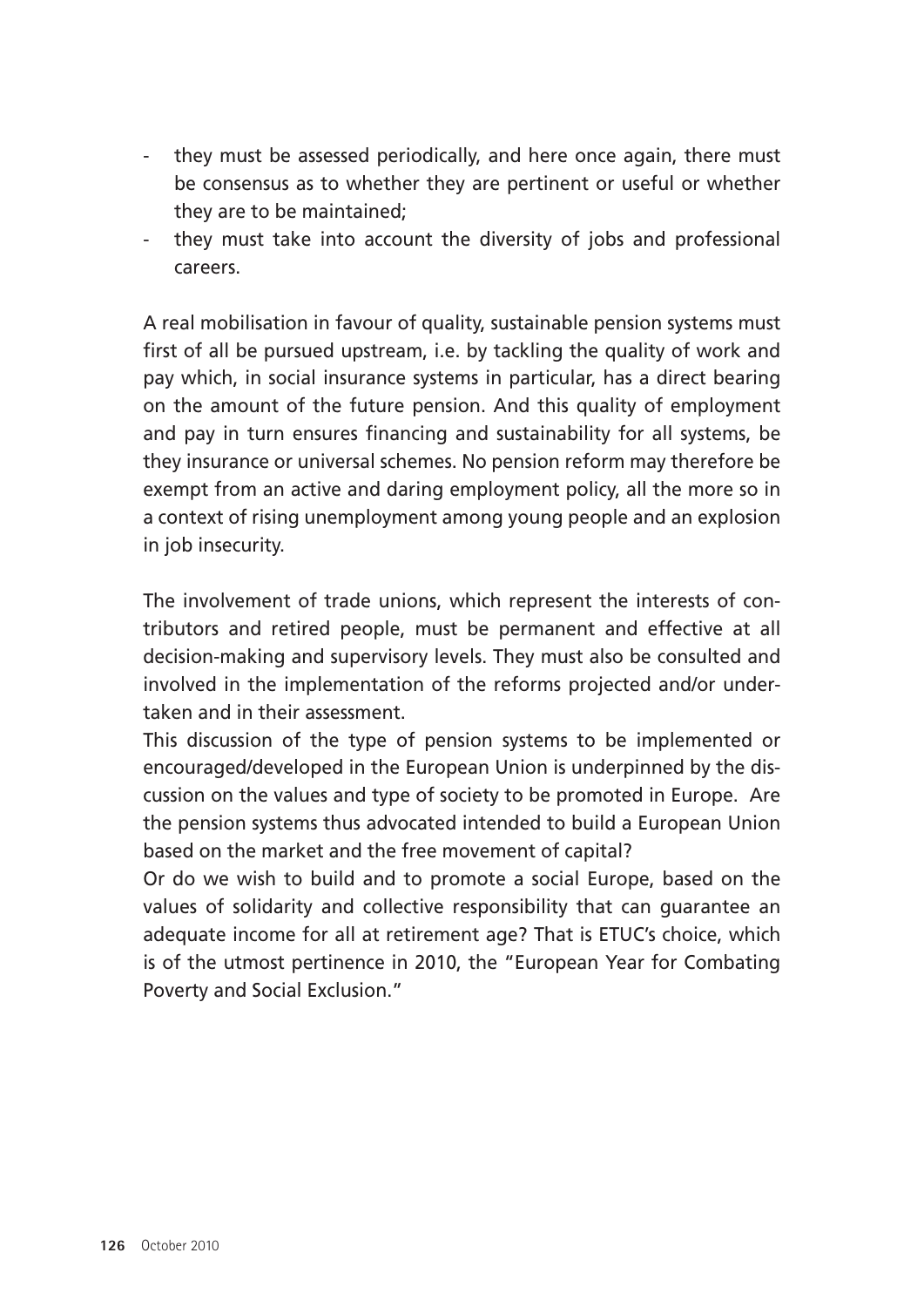- they must be assessed periodically, and here once again, there must be consensus as to whether they are pertinent or useful or whether they are to be maintained;
- they must take into account the diversity of jobs and professional careers.

A real mobilisation in favour of quality, sustainable pension systems must first of all be pursued upstream, i.e. by tackling the quality of work and pay which, in social insurance systems in particular, has a direct bearing on the amount of the future pension. And this quality of employment and pay in turn ensures financing and sustainability for all systems, be they insurance or universal schemes. No pension reform may therefore be exempt from an active and daring employment policy, all the more so in a context of rising unemployment among young people and an explosion in job insecurity.

The involvement of trade unions, which represent the interests of contributors and retired people, must be permanent and effective at all decision-making and supervisory levels. They must also be consulted and involved in the implementation of the reforms projected and/or undertaken and in their assessment.

This discussion of the type of pension systems to be implemented or encouraged/developed in the European Union is underpinned by the discussion on the values and type of society to be promoted in Europe. Are the pension systems thus advocated intended to build a European Union based on the market and the free movement of capital?

Or do we wish to build and to promote a social Europe, based on the values of solidarity and collective responsibility that can guarantee an adequate income for all at retirement age? That is ETUC's choice, which is of the utmost pertinence in 2010, the "European Year for Combating Poverty and Social Exclusion."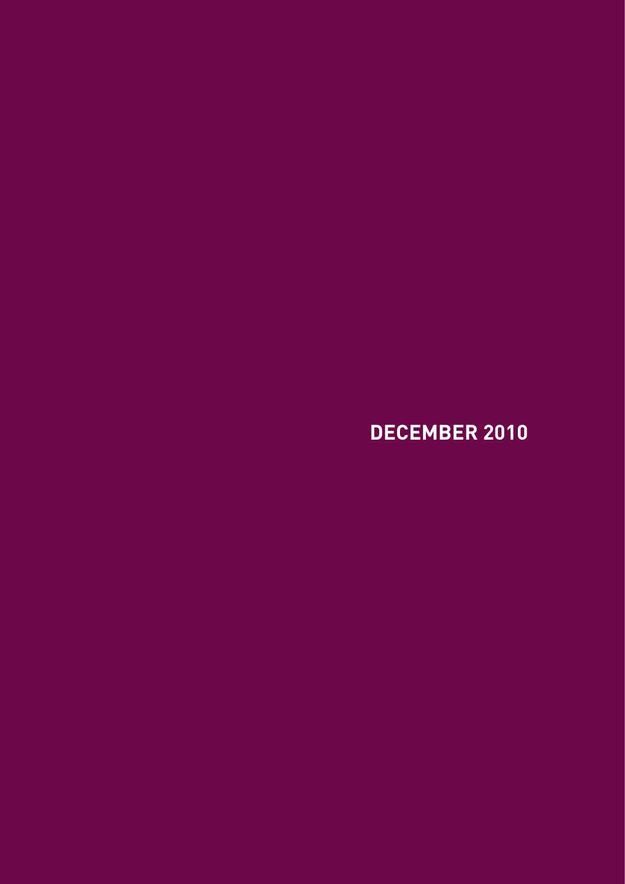DECEMBER 2010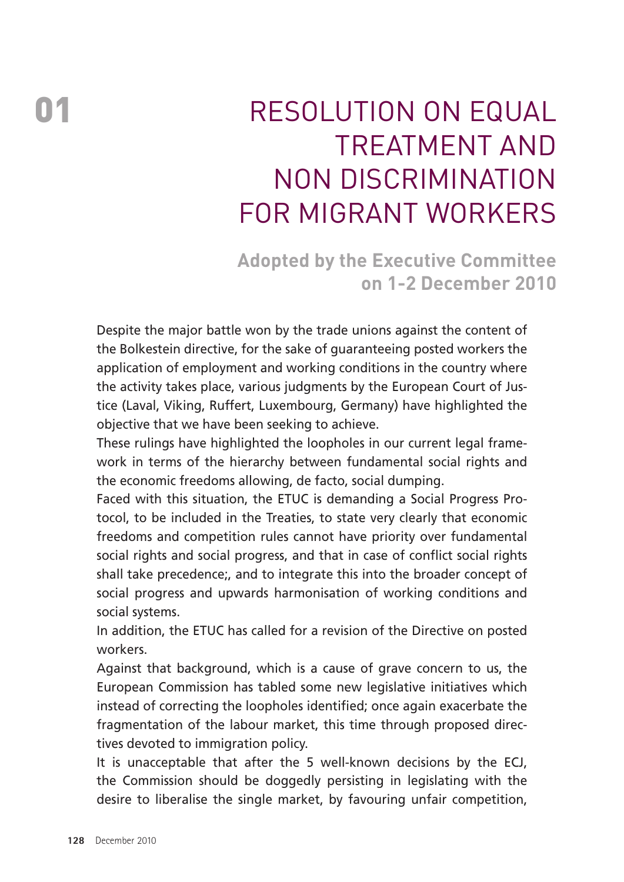# 01 RESOLUTION ON EQUAL TREATMENT AND NON DISCRIMINATION FOR MIGRANT WORKERS

**Adopted by the Executive Committee on 1-2 December 2010**

Despite the major battle won by the trade unions against the content of the Bolkestein directive, for the sake of guaranteeing posted workers the application of employment and working conditions in the country where the activity takes place, various judgments by the European Court of Justice (Laval, Viking, Ruffert, Luxembourg, Germany) have highlighted the objective that we have been seeking to achieve.

These rulings have highlighted the loopholes in our current legal framework in terms of the hierarchy between fundamental social rights and the economic freedoms allowing, de facto, social dumping.

Faced with this situation, the ETUC is demanding a Social Progress Protocol, to be included in the Treaties, to state very clearly that economic freedoms and competition rules cannot have priority over fundamental social rights and social progress, and that in case of conflict social rights shall take precedence;, and to integrate this into the broader concept of social progress and upwards harmonisation of working conditions and social systems.

In addition, the ETUC has called for a revision of the Directive on posted workers.

Against that background, which is a cause of grave concern to us, the European Commission has tabled some new legislative initiatives which instead of correcting the loopholes identified; once again exacerbate the fragmentation of the labour market, this time through proposed directives devoted to immigration policy.

It is unacceptable that after the 5 well-known decisions by the ECJ, the Commission should be doggedly persisting in legislating with the desire to liberalise the single market, by favouring unfair competition,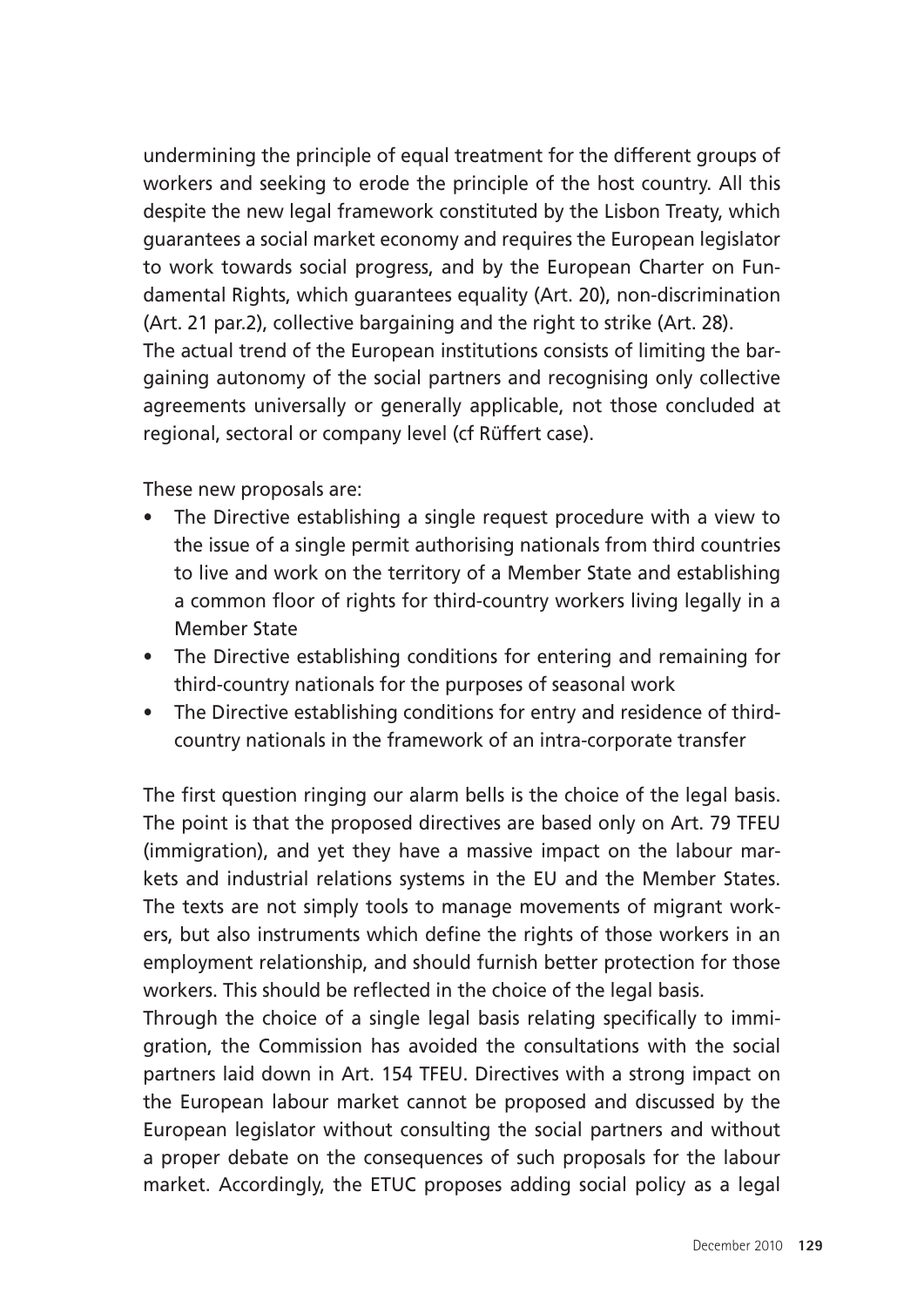undermining the principle of equal treatment for the different groups of workers and seeking to erode the principle of the host country. All this despite the new legal framework constituted by the Lisbon Treaty, which guarantees a social market economy and requires the European legislator to work towards social progress, and by the European Charter on Fundamental Rights, which guarantees equality (Art. 20), non-discrimination (Art. 21 par.2), collective bargaining and the right to strike (Art. 28).
The actual trend of the European institutions consists of limiting the bargaining autonomy of the social partners and recognising only collective agreements universally or generally applicable, not those concluded at regional, sectoral or company level (cf Rüffert case).

These new proposals are:

- The Directive establishing a single request procedure with a view to the issue of a single permit authorising nationals from third countries to live and work on the territory of a Member State and establishing a common floor of rights for third-country workers living legally in a Member State
- The Directive establishing conditions for entering and remaining for third-country nationals for the purposes of seasonal work
- The Directive establishing conditions for entry and residence of third-country nationals in the framework of an intra-corporate transfer

The first question ringing our alarm bells is the choice of the legal basis. The point is that the proposed directives are based only on Art. 79 TFEU (immigration), and yet they have a massive impact on the labour markets and industrial relations systems in the EU and the Member States. The texts are not simply tools to manage movements of migrant workers, but also instruments which define the rights of those workers in an employment relationship, and should furnish better protection for those workers. This should be reflected in the choice of the legal basis.
Through the choice of a single legal basis relating specifically to immigration, the Commission has avoided the consultations with the social partners laid down in Art. 154 TFEU. Directives with a strong impact on the European labour market cannot be proposed and discussed by the European legislator without consulting the social partners and without a proper debate on the consequences of such proposals for the labour market. Accordingly, the ETUC proposes adding social policy as a legal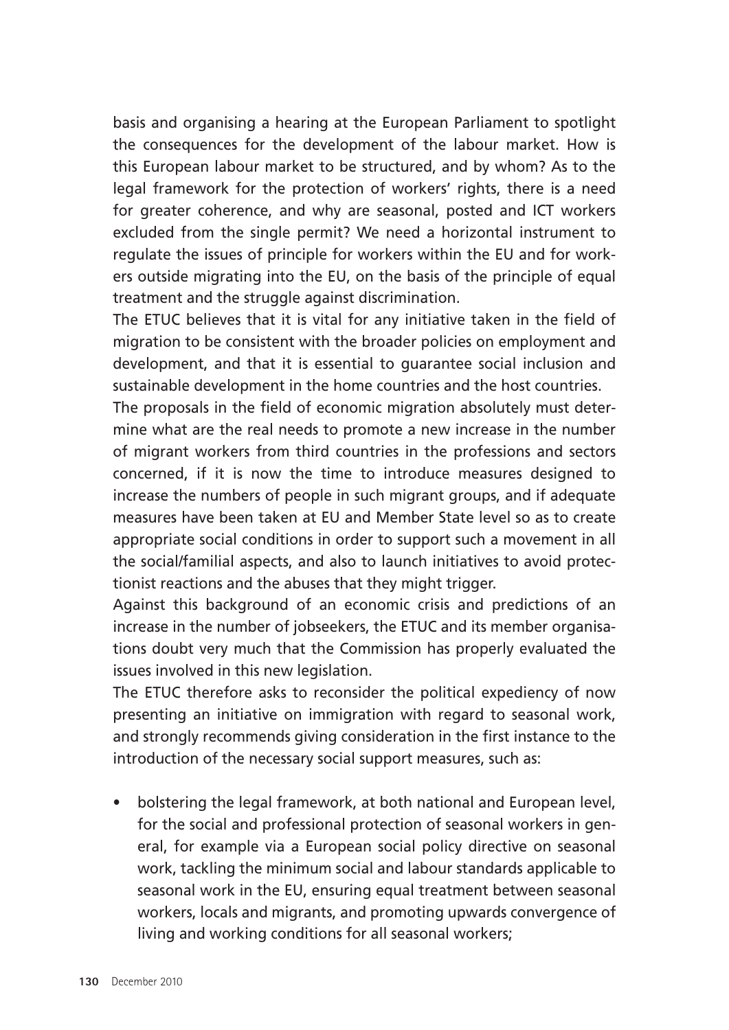basis and organising a hearing at the European Parliament to spotlight the consequences for the development of the labour market. How is this European labour market to be structured, and by whom? As to the legal framework for the protection of workers' rights, there is a need for greater coherence, and why are seasonal, posted and ICT workers excluded from the single permit? We need a horizontal instrument to regulate the issues of principle for workers within the EU and for workers outside migrating into the EU, on the basis of the principle of equal treatment and the struggle against discrimination.

The ETUC believes that it is vital for any initiative taken in the field of migration to be consistent with the broader policies on employment and development, and that it is essential to guarantee social inclusion and sustainable development in the home countries and the host countries.

The proposals in the field of economic migration absolutely must determine what are the real needs to promote a new increase in the number of migrant workers from third countries in the professions and sectors concerned, if it is now the time to introduce measures designed to increase the numbers of people in such migrant groups, and if adequate measures have been taken at EU and Member State level so as to create appropriate social conditions in order to support such a movement in all the social/familial aspects, and also to launch initiatives to avoid protectionist reactions and the abuses that they might trigger.

Against this background of an economic crisis and predictions of an increase in the number of jobseekers, the ETUC and its member organisations doubt very much that the Commission has properly evaluated the issues involved in this new legislation.

The ETUC therefore asks to reconsider the political expediency of now presenting an initiative on immigration with regard to seasonal work, and strongly recommends giving consideration in the first instance to the introduction of the necessary social support measures, such as:

- bolstering the legal framework, at both national and European level, for the social and professional protection of seasonal workers in general, for example via a European social policy directive on seasonal work, tackling the minimum social and labour standards applicable to seasonal work in the EU, ensuring equal treatment between seasonal workers, locals and migrants, and promoting upwards convergence of living and working conditions for all seasonal workers;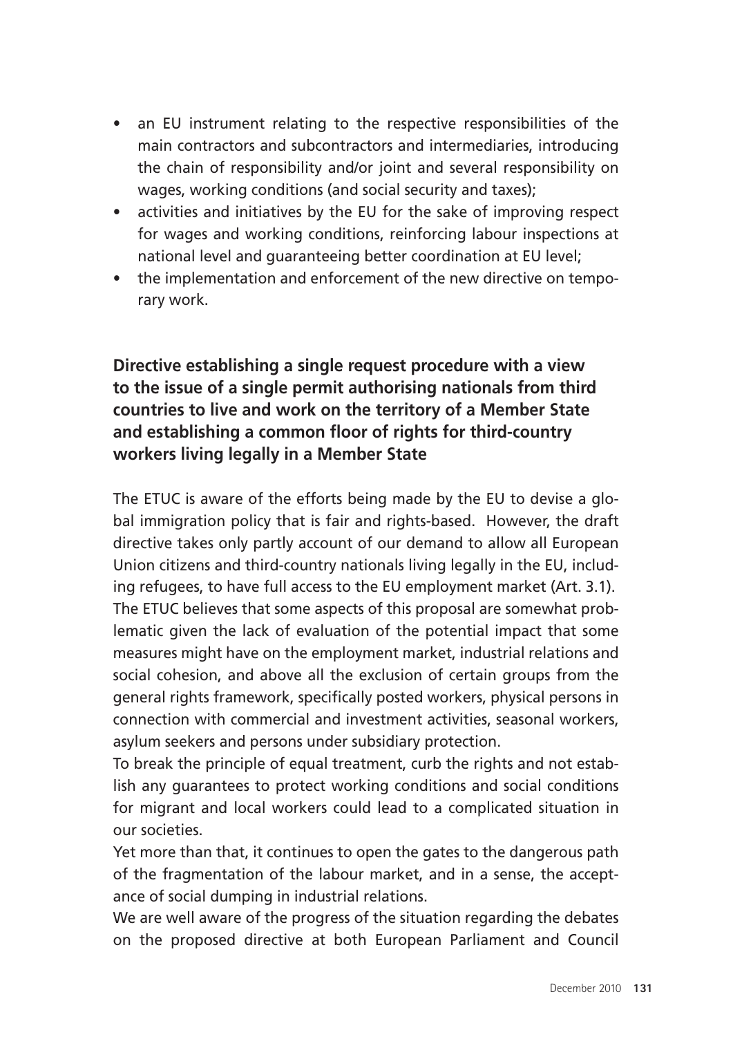- an EU instrument relating to the respective responsibilities of the main contractors and subcontractors and intermediaries, introducing the chain of responsibility and/or joint and several responsibility on wages, working conditions (and social security and taxes);
- activities and initiatives by the EU for the sake of improving respect for wages and working conditions, reinforcing labour inspections at national level and guaranteeing better coordination at EU level;
- the implementation and enforcement of the new directive on temporary work.

### Directive establishing a single request procedure with a view to the issue of a single permit authorising nationals from third countries to live and work on the territory of a Member State and establishing a common floor of rights for third-country workers living legally in a Member State

The ETUC is aware of the efforts being made by the EU to devise a global immigration policy that is fair and rights-based. However, the draft directive takes only partly account of our demand to allow all European Union citizens and third-country nationals living legally in the EU, including refugees, to have full access to the EU employment market (Art. 3.1).

The ETUC believes that some aspects of this proposal are somewhat problematic given the lack of evaluation of the potential impact that some measures might have on the employment market, industrial relations and social cohesion, and above all the exclusion of certain groups from the general rights framework, specifically posted workers, physical persons in connection with commercial and investment activities, seasonal workers, asylum seekers and persons under subsidiary protection.

To break the principle of equal treatment, curb the rights and not establish any guarantees to protect working conditions and social conditions for migrant and local workers could lead to a complicated situation in our societies.

Yet more than that, it continues to open the gates to the dangerous path of the fragmentation of the labour market, and in a sense, the acceptance of social dumping in industrial relations.

We are well aware of the progress of the situation regarding the debates on the proposed directive at both European Parliament and Council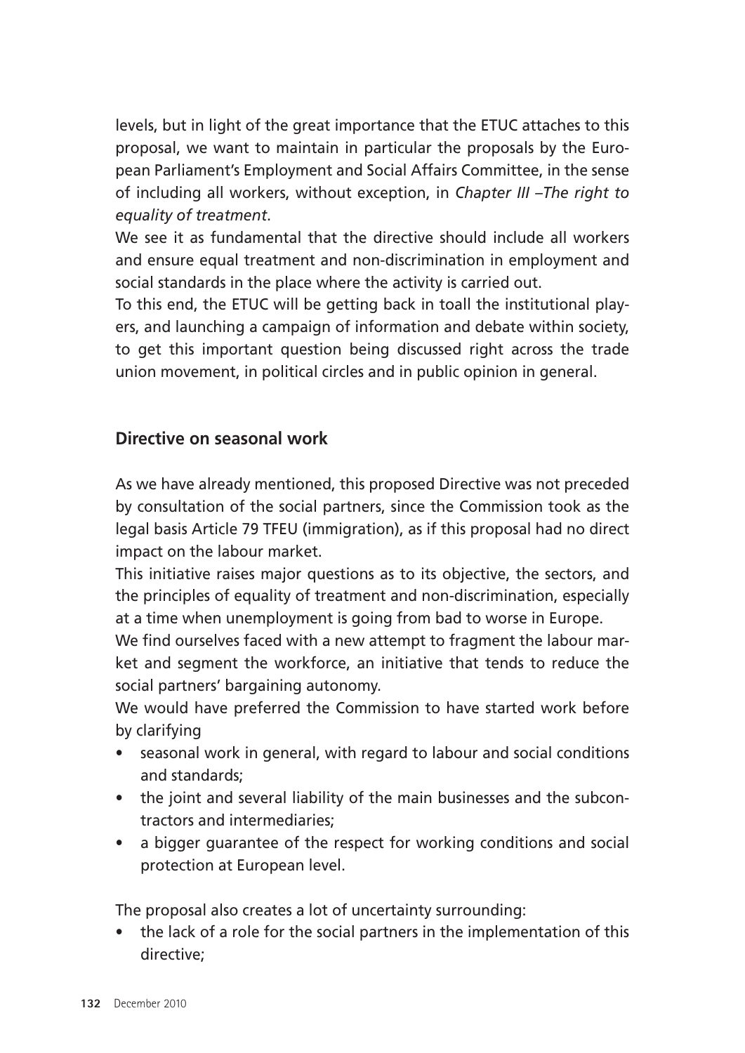levels, but in light of the great importance that the ETUC attaches to this proposal, we want to maintain in particular the proposals by the European Parliament's Employment and Social Affairs Committee, in the sense of including all workers, without exception, in *Chapter III –The right to equality of treatment*.

We see it as fundamental that the directive should include all workers and ensure equal treatment and non-discrimination in employment and social standards in the place where the activity is carried out.

To this end, the ETUC will be getting back in toall the institutional players, and launching a campaign of information and debate within society, to get this important question being discussed right across the trade union movement, in political circles and in public opinion in general.

## Directive on seasonal work

As we have already mentioned, this proposed Directive was not preceded by consultation of the social partners, since the Commission took as the legal basis Article 79 TFEU (immigration), as if this proposal had no direct impact on the labour market.

This initiative raises major questions as to its objective, the sectors, and the principles of equality of treatment and non-discrimination, especially at a time when unemployment is going from bad to worse in Europe.

We find ourselves faced with a new attempt to fragment the labour market and segment the workforce, an initiative that tends to reduce the social partners' bargaining autonomy.

We would have preferred the Commission to have started work before by clarifying

- seasonal work in general, with regard to labour and social conditions and standards;
- the joint and several liability of the main businesses and the subcontractors and intermediaries;
- a bigger guarantee of the respect for working conditions and social protection at European level.

The proposal also creates a lot of uncertainty surrounding:

- the lack of a role for the social partners in the implementation of this directive;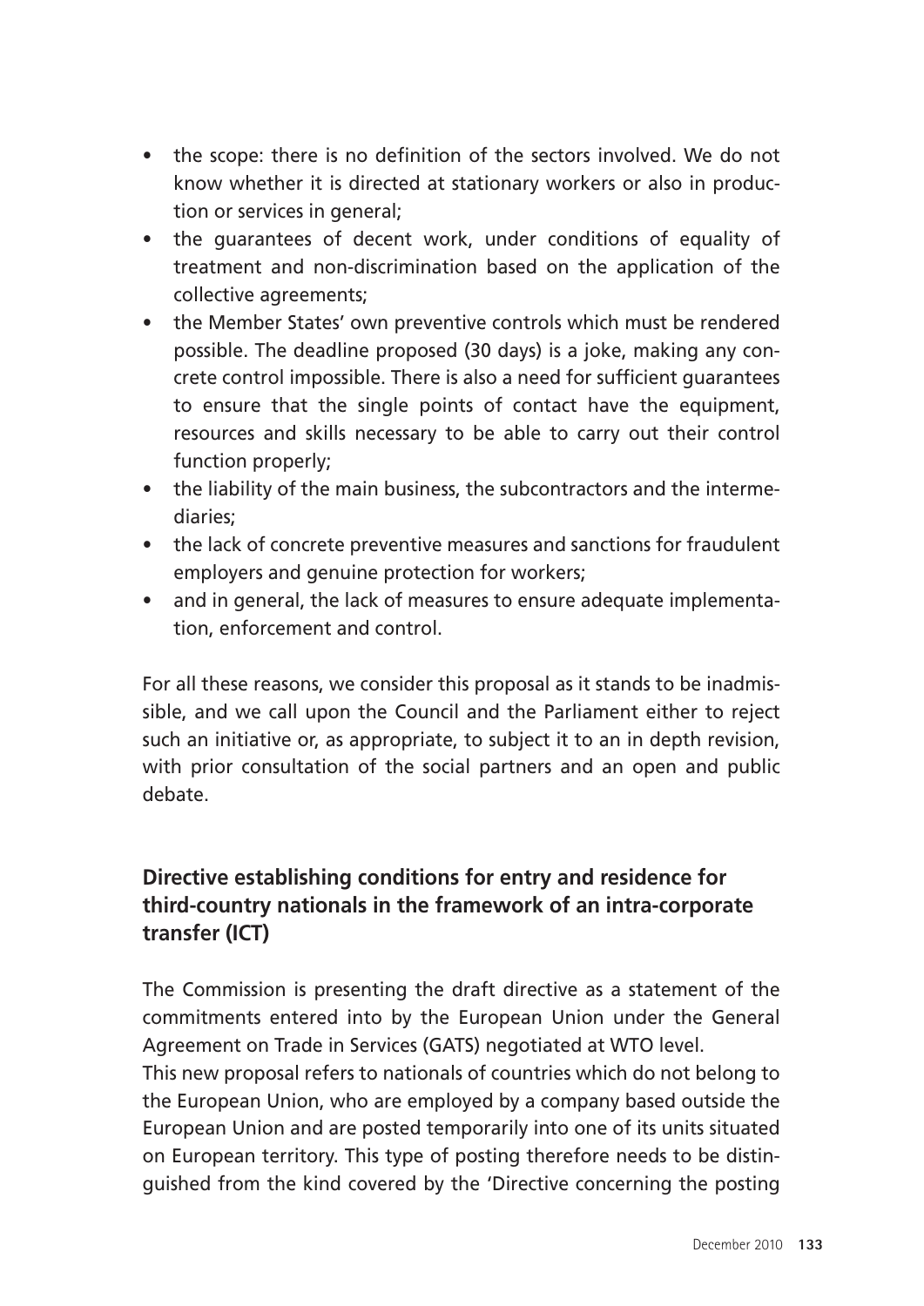- the scope: there is no definition of the sectors involved. We do not know whether it is directed at stationary workers or also in production or services in general;
- the guarantees of decent work, under conditions of equality of treatment and non-discrimination based on the application of the collective agreements;
- the Member States' own preventive controls which must be rendered possible. The deadline proposed (30 days) is a joke, making any concrete control impossible. There is also a need for sufficient guarantees to ensure that the single points of contact have the equipment, resources and skills necessary to be able to carry out their control function properly;
- the liability of the main business, the subcontractors and the intermediaries;
- the lack of concrete preventive measures and sanctions for fraudulent employers and genuine protection for workers;
- and in general, the lack of measures to ensure adequate implementation, enforcement and control.

For all these reasons, we consider this proposal as it stands to be inadmissible, and we call upon the Council and the Parliament either to reject such an initiative or, as appropriate, to subject it to an in depth revision, with prior consultation of the social partners and an open and public debate.

## Directive establishing conditions for entry and residence for third-country nationals in the framework of an intra-corporate transfer (ICT)

The Commission is presenting the draft directive as a statement of the commitments entered into by the European Union under the General Agreement on Trade in Services (GATS) negotiated at WTO level.
This new proposal refers to nationals of countries which do not belong to the European Union, who are employed by a company based outside the European Union and are posted temporarily into one of its units situated on European territory. This type of posting therefore needs to be distinguished from the kind covered by the 'Directive concerning the posting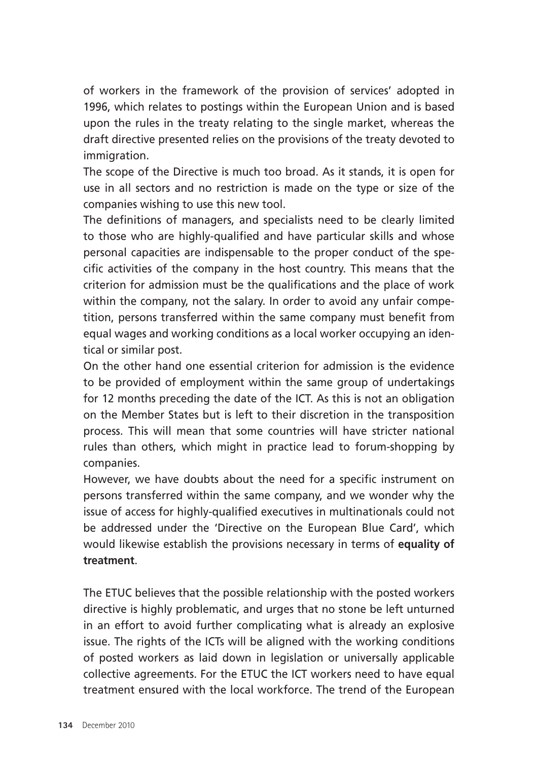of workers in the framework of the provision of services' adopted in 1996, which relates to postings within the European Union and is based upon the rules in the treaty relating to the single market, whereas the draft directive presented relies on the provisions of the treaty devoted to immigration.

The scope of the Directive is much too broad. As it stands, it is open for use in all sectors and no restriction is made on the type or size of the companies wishing to use this new tool.

The definitions of managers, and specialists need to be clearly limited to those who are highly-qualified and have particular skills and whose personal capacities are indispensable to the proper conduct of the specific activities of the company in the host country. This means that the criterion for admission must be the qualifications and the place of work within the company, not the salary. In order to avoid any unfair competition, persons transferred within the same company must benefit from equal wages and working conditions as a local worker occupying an identical or similar post.

On the other hand one essential criterion for admission is the evidence to be provided of employment within the same group of undertakings for 12 months preceding the date of the ICT. As this is not an obligation on the Member States but is left to their discretion in the transposition process. This will mean that some countries will have stricter national rules than others, which might in practice lead to forum-shopping by companies.

However, we have doubts about the need for a specific instrument on persons transferred within the same company, and we wonder why the issue of access for highly-qualified executives in multinationals could not be addressed under the 'Directive on the European Blue Card', which would likewise establish the provisions necessary in terms of **equality of treatment**.

The ETUC believes that the possible relationship with the posted workers directive is highly problematic, and urges that no stone be left unturned in an effort to avoid further complicating what is already an explosive issue. The rights of the ICTs will be aligned with the working conditions of posted workers as laid down in legislation or universally applicable collective agreements. For the ETUC the ICT workers need to have equal treatment ensured with the local workforce. The trend of the European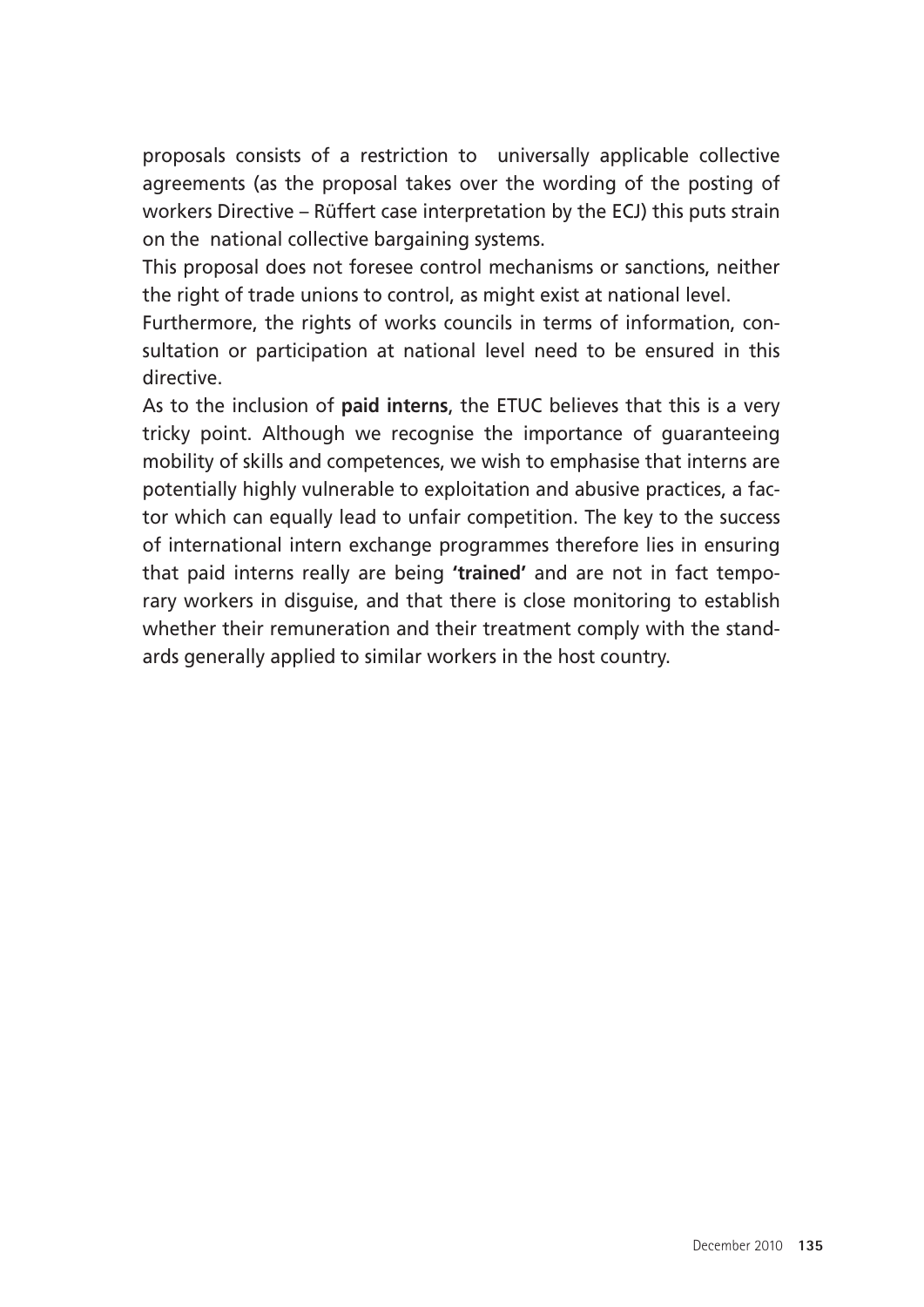proposals consists of a restriction to universally applicable collective agreements (as the proposal takes over the wording of the posting of workers Directive – Rüffert case interpretation by the ECJ) this puts strain on the national collective bargaining systems.

This proposal does not foresee control mechanisms or sanctions, neither the right of trade unions to control, as might exist at national level.

Furthermore, the rights of works councils in terms of information, consultation or participation at national level need to be ensured in this directive.

As to the inclusion of **paid interns**, the ETUC believes that this is a very tricky point. Although we recognise the importance of guaranteeing mobility of skills and competences, we wish to emphasise that interns are potentially highly vulnerable to exploitation and abusive practices, a factor which can equally lead to unfair competition. The key to the success of international intern exchange programmes therefore lies in ensuring that paid interns really are being **'trained'** and are not in fact temporary workers in disguise, and that there is close monitoring to establish whether their remuneration and their treatment comply with the standards generally applied to similar workers in the host country.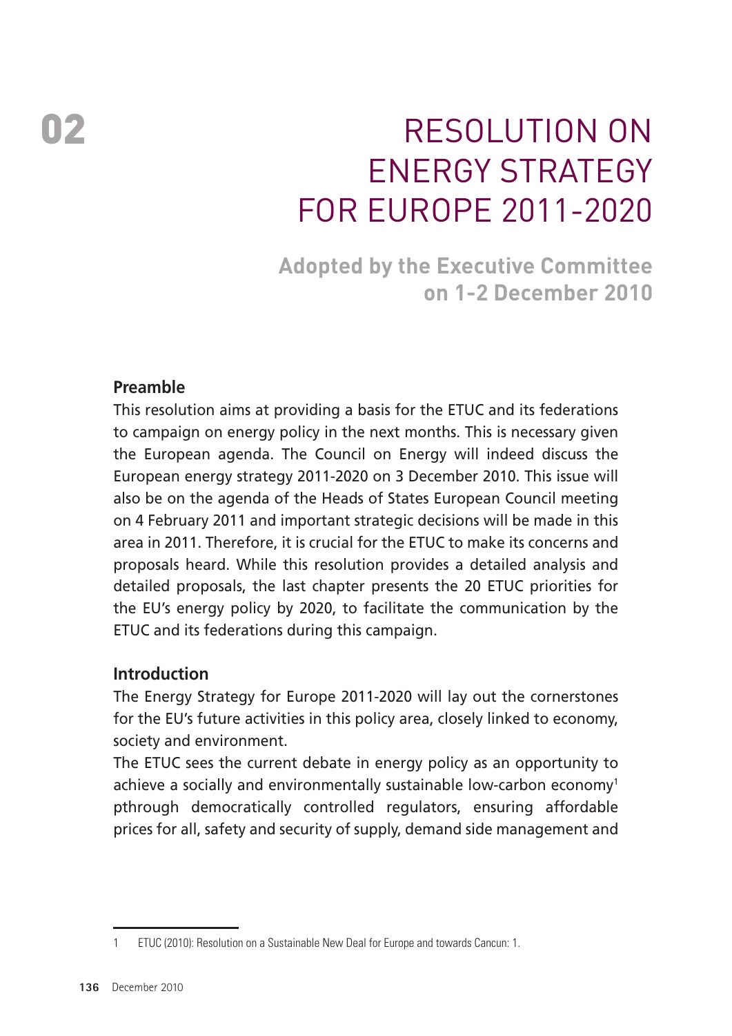02

# RESOLUTION ON ENERGY STRATEGY FOR EUROPE 2011-2020

**Adopted by the Executive Committee on 1-2 December 2010**

### Preamble

This resolution aims at providing a basis for the ETUC and its federations to campaign on energy policy in the next months. This is necessary given the European agenda. The Council on Energy will indeed discuss the European energy strategy 2011-2020 on 3 December 2010. This issue will also be on the agenda of the Heads of States European Council meeting on 4 February 2011 and important strategic decisions will be made in this area in 2011. Therefore, it is crucial for the ETUC to make its concerns and proposals heard. While this resolution provides a detailed analysis and detailed proposals, the last chapter presents the 20 ETUC priorities for the EU's energy policy by 2020, to facilitate the communication by the ETUC and its federations during this campaign.

### Introduction

The Energy Strategy for Europe 2011-2020 will lay out the cornerstones for the EU's future activities in this policy area, closely linked to economy, society and environment.

The ETUC sees the current debate in energy policy as an opportunity to achieve a socially and environmentally sustainable low-carbon economy[1] pthrough democratically controlled regulators, ensuring affordable prices for all, safety and security of supply, demand side management and

1 ETUC (2010): Resolution on a Sustainable New Deal for Europe and towards Cancun: 1.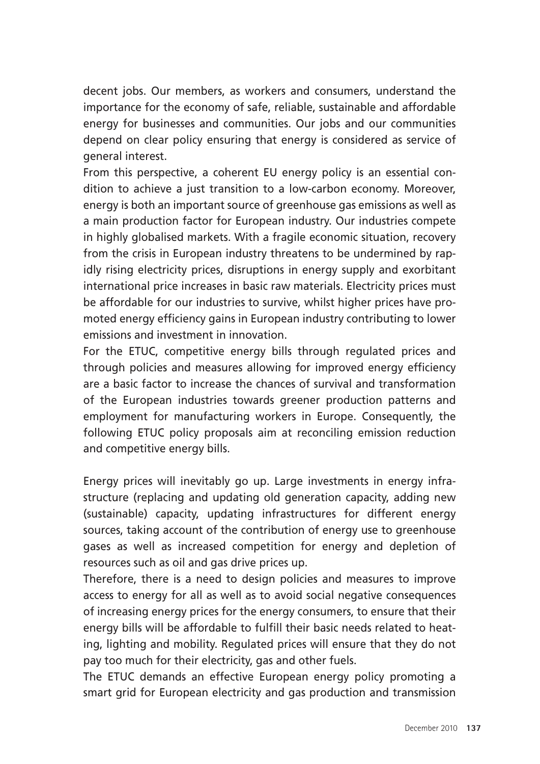decent jobs. Our members, as workers and consumers, understand the importance for the economy of safe, reliable, sustainable and affordable energy for businesses and communities. Our jobs and our communities depend on clear policy ensuring that energy is considered as service of general interest.

From this perspective, a coherent EU energy policy is an essential condition to achieve a just transition to a low-carbon economy. Moreover, energy is both an important source of greenhouse gas emissions as well as a main production factor for European industry. Our industries compete in highly globalised markets. With a fragile economic situation, recovery from the crisis in European industry threatens to be undermined by rapidly rising electricity prices, disruptions in energy supply and exorbitant international price increases in basic raw materials. Electricity prices must be affordable for our industries to survive, whilst higher prices have promoted energy efficiency gains in European industry contributing to lower emissions and investment in innovation.

For the ETUC, competitive energy bills through regulated prices and through policies and measures allowing for improved energy efficiency are a basic factor to increase the chances of survival and transformation of the European industries towards greener production patterns and employment for manufacturing workers in Europe. Consequently, the following ETUC policy proposals aim at reconciling emission reduction and competitive energy bills.

Energy prices will inevitably go up. Large investments in energy infrastructure (replacing and updating old generation capacity, adding new (sustainable) capacity, updating infrastructures for different energy sources, taking account of the contribution of energy use to greenhouse gases as well as increased competition for energy and depletion of resources such as oil and gas drive prices up.

Therefore, there is a need to design policies and measures to improve access to energy for all as well as to avoid social negative consequences of increasing energy prices for the energy consumers, to ensure that their energy bills will be affordable to fulfill their basic needs related to heating, lighting and mobility. Regulated prices will ensure that they do not pay too much for their electricity, gas and other fuels.

The ETUC demands an effective European energy policy promoting a smart grid for European electricity and gas production and transmission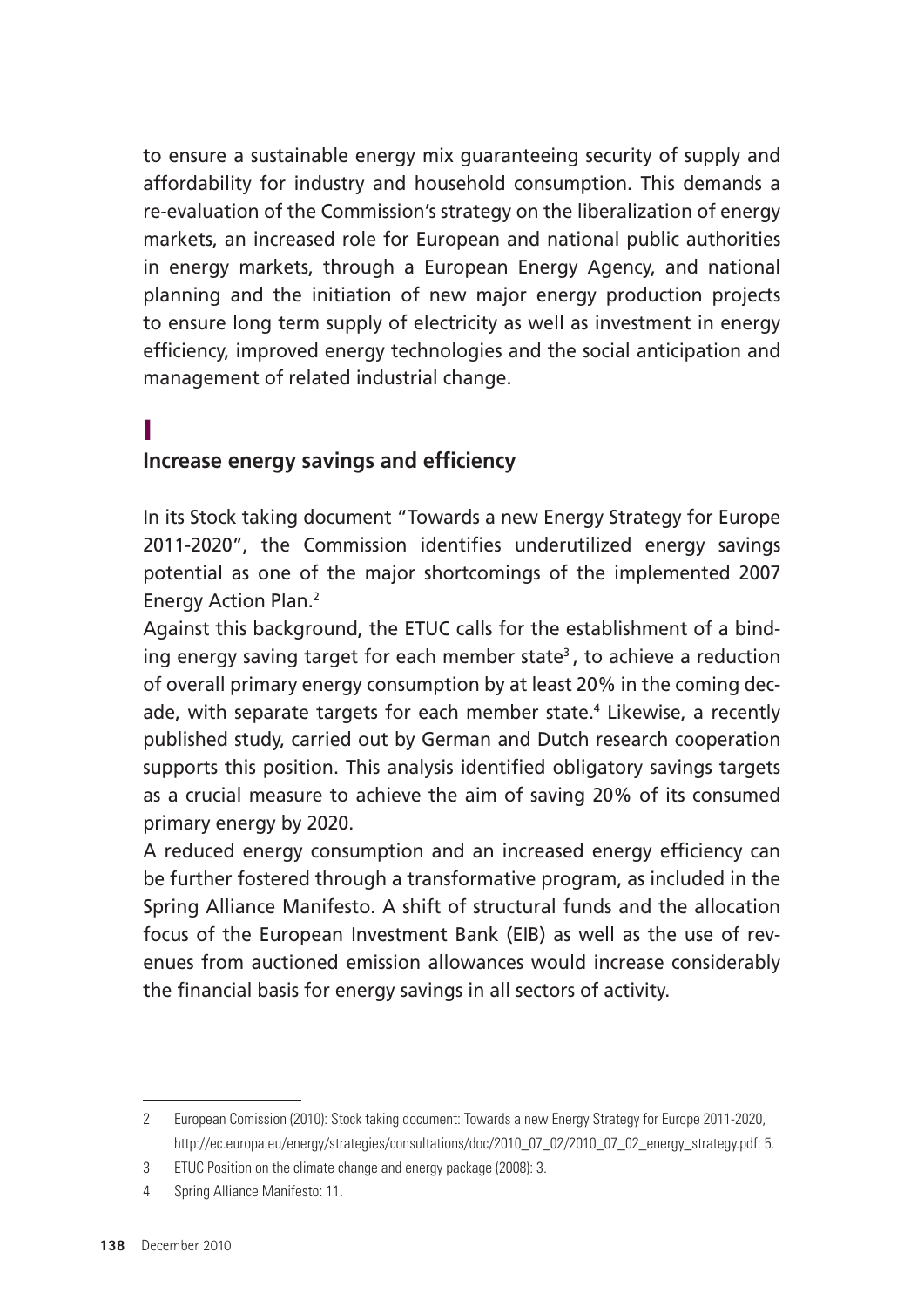to ensure a sustainable energy mix guaranteeing security of supply and affordability for industry and household consumption. This demands a re-evaluation of the Commission's strategy on the liberalization of energy markets, an increased role for European and national public authorities in energy markets, through a European Energy Agency, and national planning and the initiation of new major energy production projects to ensure long term supply of electricity as well as investment in energy efficiency, improved energy technologies and the social anticipation and management of related industrial change.

## Increase energy savings and efficiency

In its Stock taking document "Towards a new Energy Strategy for Europe 2011-2020", the Commission identifies underutilized energy savings potential as one of the major shortcomings of the implemented 2007 Energy Action Plan.[2]

Against this background, the ETUC calls for the establishment of a binding energy saving target for each member state[3], to achieve a reduction of overall primary energy consumption by at least 20% in the coming decade, with separate targets for each member state.[4] Likewise, a recently published study, carried out by German and Dutch research cooperation supports this position. This analysis identified obligatory savings targets as a crucial measure to achieve the aim of saving 20% of its consumed primary energy by 2020.

A reduced energy consumption and an increased energy efficiency can be further fostered through a transformative program, as included in the Spring Alliance Manifesto. A shift of structural funds and the allocation focus of the European Investment Bank (EIB) as well as the use of revenues from auctioned emission allowances would increase considerably the financial basis for energy savings in all sectors of activity.

---

2 European Comission (2010): Stock taking document: Towards a new Energy Strategy for Europe 2011-2020, http://ec.europa.eu/energy/strategies/consultations/doc/2010_07_02/2010_07_02_energy_strategy.pdf: 5.

3 ETUC Position on the climate change and energy package (2008): 3.

4 Spring Alliance Manifesto: 11.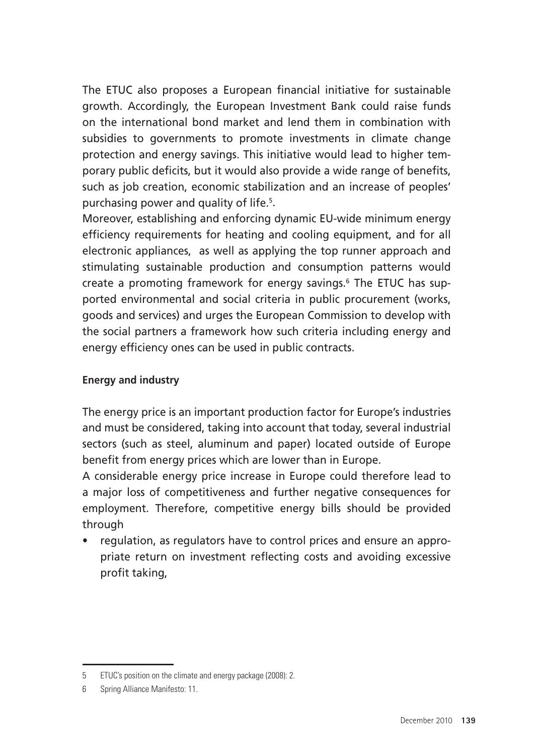The ETUC also proposes a European financial initiative for sustainable growth. Accordingly, the European Investment Bank could raise funds on the international bond market and lend them in combination with subsidies to governments to promote investments in climate change protection and energy savings. This initiative would lead to higher temporary public deficits, but it would also provide a wide range of benefits, such as job creation, economic stabilization and an increase of peoples' purchasing power and quality of life.[5].

Moreover, establishing and enforcing dynamic EU-wide minimum energy efficiency requirements for heating and cooling equipment, and for all electronic appliances, as well as applying the top runner approach and stimulating sustainable production and consumption patterns would create a promoting framework for energy savings.[6] The ETUC has supported environmental and social criteria in public procurement (works, goods and services) and urges the European Commission to develop with the social partners a framework how such criteria including energy and energy efficiency ones can be used in public contracts.

**Energy and industry**

The energy price is an important production factor for Europe's industries and must be considered, taking into account that today, several industrial sectors (such as steel, aluminum and paper) located outside of Europe benefit from energy prices which are lower than in Europe.

A considerable energy price increase in Europe could therefore lead to a major loss of competitiveness and further negative consequences for employment. Therefore, competitive energy bills should be provided through

- regulation, as regulators have to control prices and ensure an appropriate return on investment reflecting costs and avoiding excessive profit taking,

5 ETUC's position on the climate and energy package (2008): 2.

6 Spring Alliance Manifesto: 11.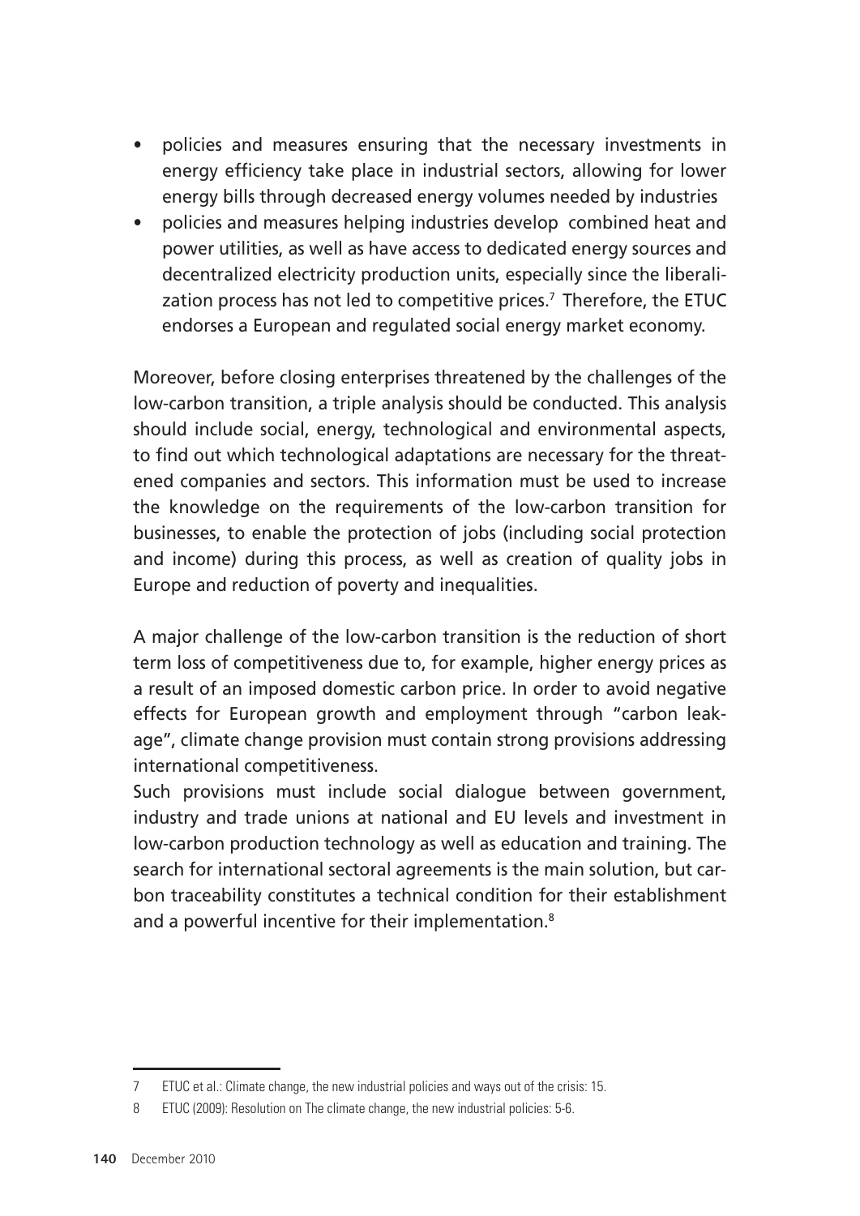- policies and measures ensuring that the necessary investments in energy efficiency take place in industrial sectors, allowing for lower energy bills through decreased energy volumes needed by industries
- policies and measures helping industries develop combined heat and power utilities, as well as have access to dedicated energy sources and decentralized electricity production units, especially since the liberalization process has not led to competitive prices.[7] Therefore, the ETUC endorses a European and regulated social energy market economy.

Moreover, before closing enterprises threatened by the challenges of the low-carbon transition, a triple analysis should be conducted. This analysis should include social, energy, technological and environmental aspects, to find out which technological adaptations are necessary for the threatened companies and sectors. This information must be used to increase the knowledge on the requirements of the low-carbon transition for businesses, to enable the protection of jobs (including social protection and income) during this process, as well as creation of quality jobs in Europe and reduction of poverty and inequalities.

A major challenge of the low-carbon transition is the reduction of short term loss of competitiveness due to, for example, higher energy prices as a result of an imposed domestic carbon price. In order to avoid negative effects for European growth and employment through "carbon leakage", climate change provision must contain strong provisions addressing international competitiveness.

Such provisions must include social dialogue between government, industry and trade unions at national and EU levels and investment in low-carbon production technology as well as education and training. The search for international sectoral agreements is the main solution, but carbon traceability constitutes a technical condition for their establishment and a powerful incentive for their implementation.[8]

---

7 ETUC et al.: Climate change, the new industrial policies and ways out of the crisis: 15.

8 ETUC (2009): Resolution on The climate change, the new industrial policies: 5-6.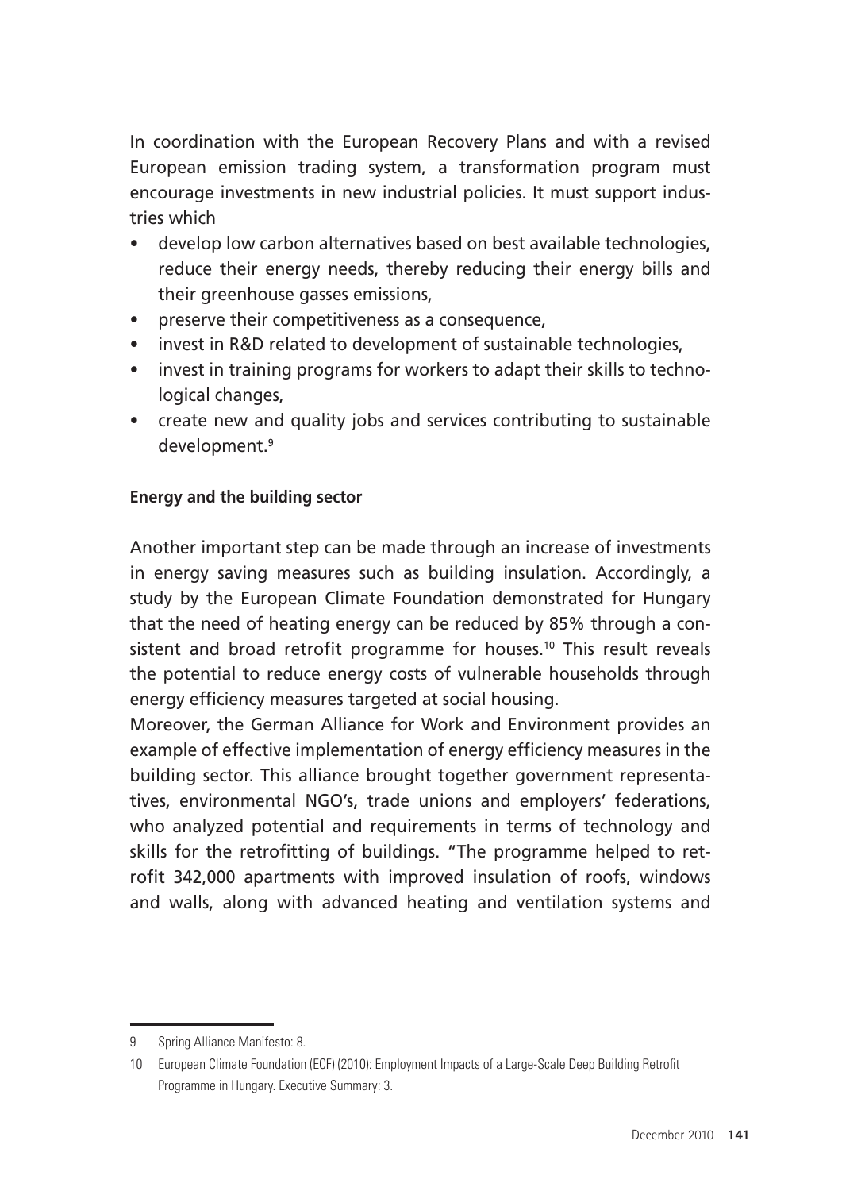In coordination with the European Recovery Plans and with a revised European emission trading system, a transformation program must encourage investments in new industrial policies. It must support industries which

- develop low carbon alternatives based on best available technologies, reduce their energy needs, thereby reducing their energy bills and their greenhouse gasses emissions,
- preserve their competitiveness as a consequence,
- invest in R&D related to development of sustainable technologies,
- invest in training programs for workers to adapt their skills to technological changes,
- create new and quality jobs and services contributing to sustainable development.[9]

**Energy and the building sector**

Another important step can be made through an increase of investments in energy saving measures such as building insulation. Accordingly, a study by the European Climate Foundation demonstrated for Hungary that the need of heating energy can be reduced by 85% through a consistent and broad retrofit programme for houses.[10] This result reveals the potential to reduce energy costs of vulnerable households through energy efficiency measures targeted at social housing.

Moreover, the German Alliance for Work and Environment provides an example of effective implementation of energy efficiency measures in the building sector. This alliance brought together government representatives, environmental NGO's, trade unions and employers' federations, who analyzed potential and requirements in terms of technology and skills for the retrofitting of buildings. "The programme helped to retrofit 342,000 apartments with improved insulation of roofs, windows and walls, along with advanced heating and ventilation systems and

---

9 Spring Alliance Manifesto: 8.

10 European Climate Foundation (ECF) (2010): Employment Impacts of a Large-Scale Deep Building Retrofit Programme in Hungary. Executive Summary: 3.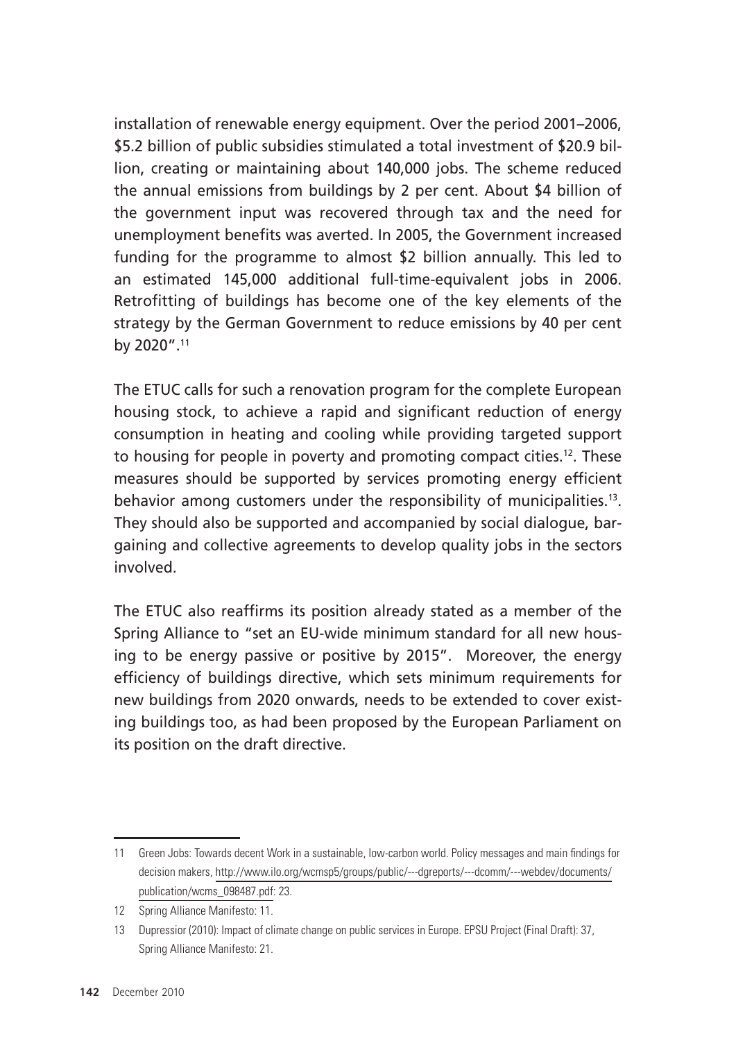installation of renewable energy equipment. Over the period 2001–2006, \$5.2 billion of public subsidies stimulated a total investment of \$20.9 billion, creating or maintaining about 140,000 jobs. The scheme reduced the annual emissions from buildings by 2 per cent. About \$4 billion of the government input was recovered through tax and the need for unemployment benefits was averted. In 2005, the Government increased funding for the programme to almost \$2 billion annually. This led to an estimated 145,000 additional full-time-equivalent jobs in 2006. Retrofitting of buildings has become one of the key elements of the strategy by the German Government to reduce emissions by 40 per cent by 2020".[11]

The ETUC calls for such a renovation program for the complete European housing stock, to achieve a rapid and significant reduction of energy consumption in heating and cooling while providing targeted support to housing for people in poverty and promoting compact cities.[12]. These measures should be supported by services promoting energy efficient behavior among customers under the responsibility of municipalities.[13]. They should also be supported and accompanied by social dialogue, bargaining and collective agreements to develop quality jobs in the sectors involved.

The ETUC also reaffirms its position already stated as a member of the Spring Alliance to "set an EU-wide minimum standard for all new housing to be energy passive or positive by 2015". Moreover, the energy efficiency of buildings directive, which sets minimum requirements for new buildings from 2020 onwards, needs to be extended to cover existing buildings too, as had been proposed by the European Parliament on its position on the draft directive.

---

11 Green Jobs: Towards decent Work in a sustainable, low-carbon world. Policy messages and main findings for decision makers, http://www.ilo.org/wcmsp5/groups/public/---dgreports/---dcomm/---webdev/documents/publication/wcms_098487.pdf: 23.

12 Spring Alliance Manifesto: 11.

13 Dupressior (2010): Impact of climate change on public services in Europe. EPSU Project (Final Draft): 37, Spring Alliance Manifesto: 21.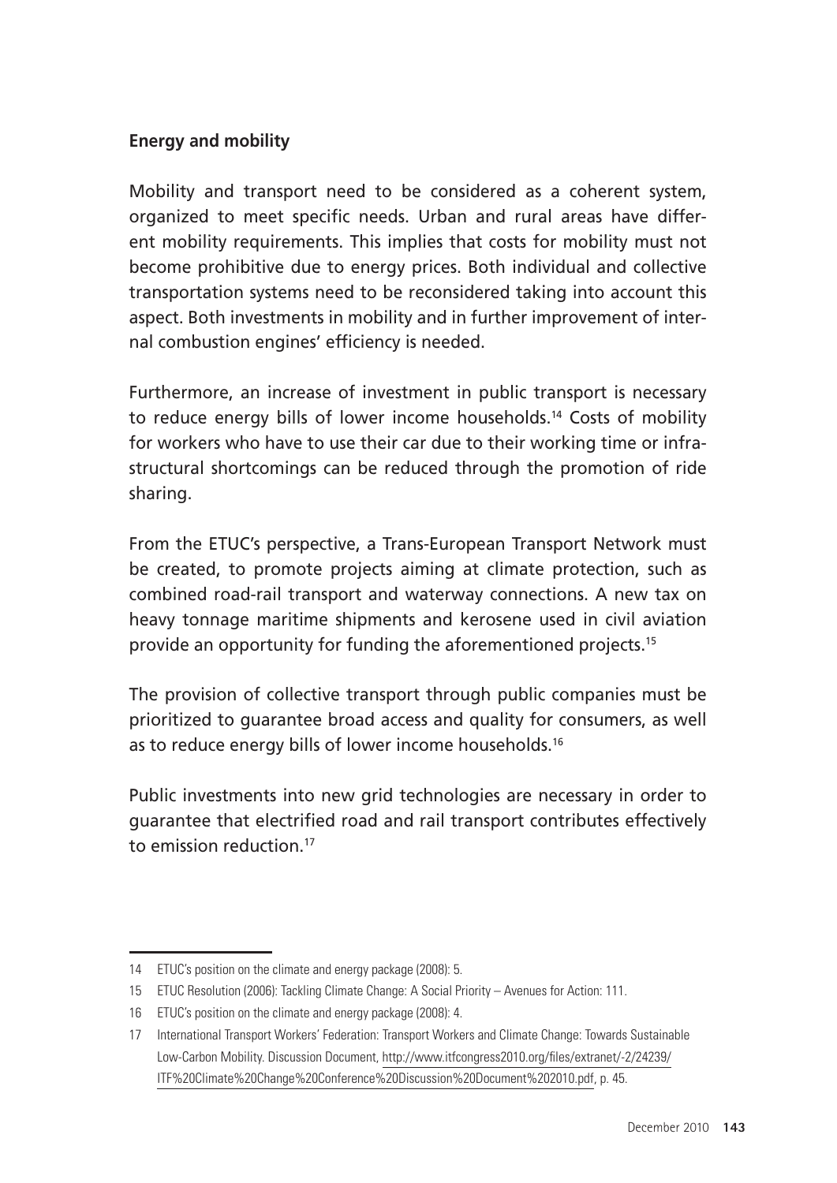**Energy and mobility**

Mobility and transport need to be considered as a coherent system, organized to meet specific needs. Urban and rural areas have different mobility requirements. This implies that costs for mobility must not become prohibitive due to energy prices. Both individual and collective transportation systems need to be reconsidered taking into account this aspect. Both investments in mobility and in further improvement of internal combustion engines' efficiency is needed.

Furthermore, an increase of investment in public transport is necessary to reduce energy bills of lower income households.[14] Costs of mobility for workers who have to use their car due to their working time or infrastructural shortcomings can be reduced through the promotion of ride sharing.

From the ETUC's perspective, a Trans-European Transport Network must be created, to promote projects aiming at climate protection, such as combined road-rail transport and waterway connections. A new tax on heavy tonnage maritime shipments and kerosene used in civil aviation provide an opportunity for funding the aforementioned projects.[15]

The provision of collective transport through public companies must be prioritized to guarantee broad access and quality for consumers, as well as to reduce energy bills of lower income households.[16]

Public investments into new grid technologies are necessary in order to guarantee that electrified road and rail transport contributes effectively to emission reduction.[17]

---

14 ETUC's position on the climate and energy package (2008): 5.

15 ETUC Resolution (2006): Tackling Climate Change: A Social Priority – Avenues for Action: 111.

16 ETUC's position on the climate and energy package (2008): 4.

17 International Transport Workers' Federation: Transport Workers and Climate Change: Towards Sustainable Low-Carbon Mobility. Discussion Document, http://www.itfcongress2010.org/files/extranet/-2/24239/ITF%20Climate%20Change%20Conference%20Discussion%20Document%202010.pdf, p. 45.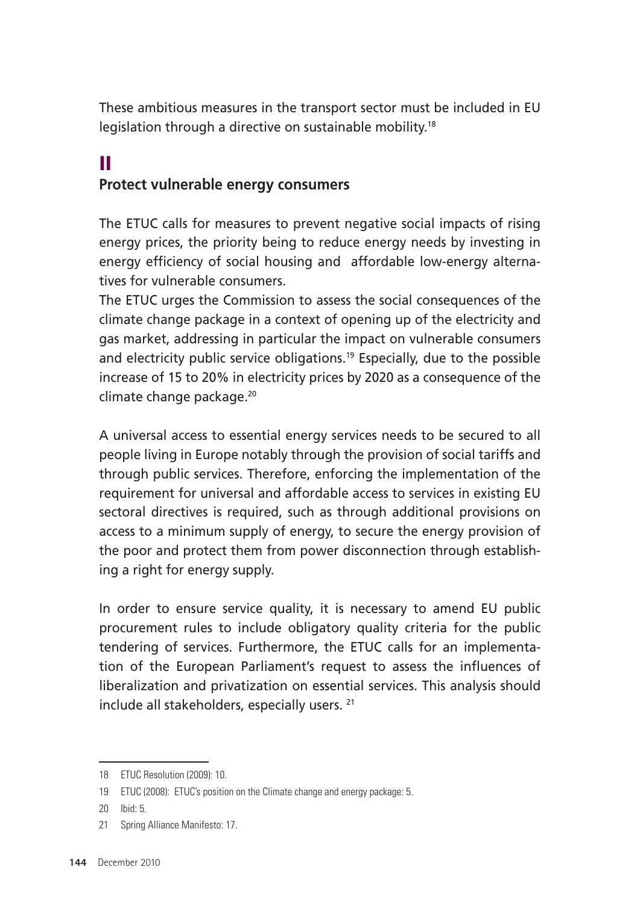These ambitious measures in the transport sector must be included in EU legislation through a directive on sustainable mobility.[18]

## II
## Protect vulnerable energy consumers

The ETUC calls for measures to prevent negative social impacts of rising energy prices, the priority being to reduce energy needs by investing in energy efficiency of social housing and affordable low-energy alternatives for vulnerable consumers.

The ETUC urges the Commission to assess the social consequences of the climate change package in a context of opening up of the electricity and gas market, addressing in particular the impact on vulnerable consumers and electricity public service obligations.[19] Especially, due to the possible increase of 15 to 20% in electricity prices by 2020 as a consequence of the climate change package.[20]

A universal access to essential energy services needs to be secured to all people living in Europe notably through the provision of social tariffs and through public services. Therefore, enforcing the implementation of the requirement for universal and affordable access to services in existing EU sectoral directives is required, such as through additional provisions on access to a minimum supply of energy, to secure the energy provision of the poor and protect them from power disconnection through establishing a right for energy supply.

In order to ensure service quality, it is necessary to amend EU public procurement rules to include obligatory quality criteria for the public tendering of services. Furthermore, the ETUC calls for an implementation of the European Parliament's request to assess the influences of liberalization and privatization on essential services. This analysis should include all stakeholders, especially users.[21]

---

18 ETUC Resolution (2009): 10.

19 ETUC (2008): ETUC's position on the Climate change and energy package: 5.

20 Ibid: 5.

21 Spring Alliance Manifesto: 17.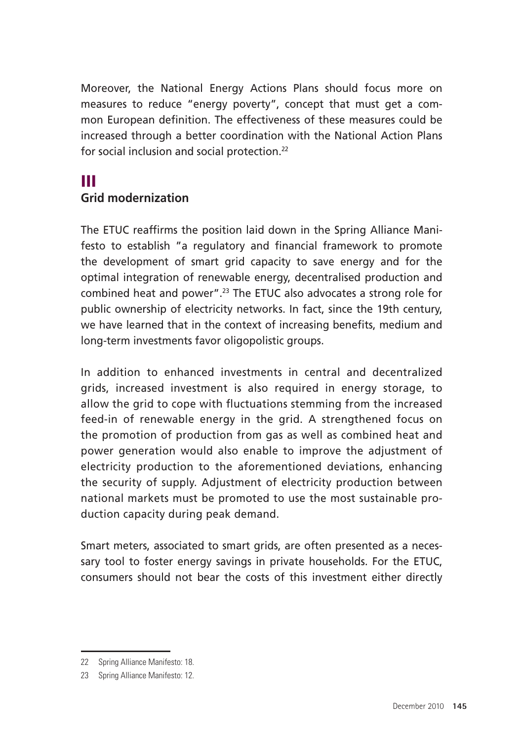Moreover, the National Energy Actions Plans should focus more on measures to reduce "energy poverty", concept that must get a common European definition. The effectiveness of these measures could be increased through a better coordination with the National Action Plans for social inclusion and social protection.[22]

## III
## Grid modernization

The ETUC reaffirms the position laid down in the Spring Alliance Manifesto to establish "a regulatory and financial framework to promote the development of smart grid capacity to save energy and for the optimal integration of renewable energy, decentralised production and combined heat and power".[23] The ETUC also advocates a strong role for public ownership of electricity networks. In fact, since the 19th century, we have learned that in the context of increasing benefits, medium and long-term investments favor oligopolistic groups.

In addition to enhanced investments in central and decentralized grids, increased investment is also required in energy storage, to allow the grid to cope with fluctuations stemming from the increased feed-in of renewable energy in the grid. A strengthened focus on the promotion of production from gas as well as combined heat and power generation would also enable to improve the adjustment of electricity production to the aforementioned deviations, enhancing the security of supply. Adjustment of electricity production between national markets must be promoted to use the most sustainable production capacity during peak demand.

Smart meters, associated to smart grids, are often presented as a necessary tool to foster energy savings in private households. For the ETUC, consumers should not bear the costs of this investment either directly

22 Spring Alliance Manifesto: 18.

23 Spring Alliance Manifesto: 12.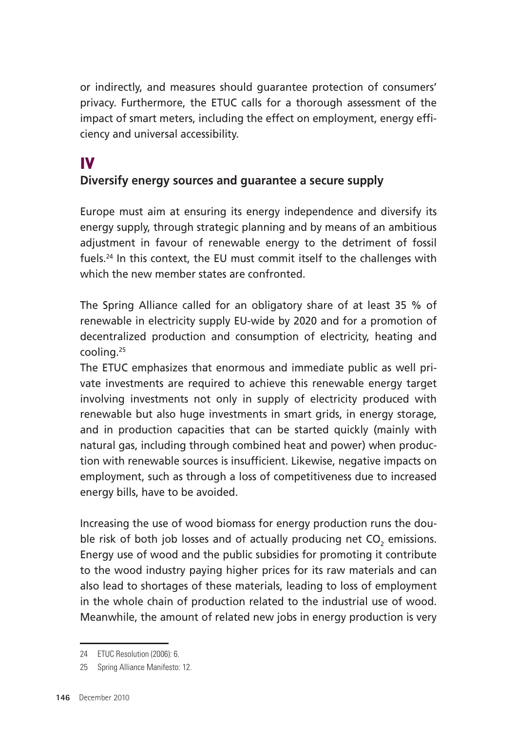or indirectly, and measures should guarantee protection of consumers' privacy. Furthermore, the ETUC calls for a thorough assessment of the impact of smart meters, including the effect on employment, energy efficiency and universal accessibility.

## IV

### Diversify energy sources and guarantee a secure supply

Europe must aim at ensuring its energy independence and diversify its energy supply, through strategic planning and by means of an ambitious adjustment in favour of renewable energy to the detriment of fossil fuels.[24] In this context, the EU must commit itself to the challenges with which the new member states are confronted.

The Spring Alliance called for an obligatory share of at least 35 % of renewable in electricity supply EU-wide by 2020 and for a promotion of decentralized production and consumption of electricity, heating and cooling.[25]

The ETUC emphasizes that enormous and immediate public as well private investments are required to achieve this renewable energy target involving investments not only in supply of electricity produced with renewable but also huge investments in smart grids, in energy storage, and in production capacities that can be started quickly (mainly with natural gas, including through combined heat and power) when production with renewable sources is insufficient. Likewise, negative impacts on employment, such as through a loss of competitiveness due to increased energy bills, have to be avoided.

Increasing the use of wood biomass for energy production runs the double risk of both job losses and of actually producing net $CO_2$ emissions. Energy use of wood and the public subsidies for promoting it contribute to the wood industry paying higher prices for its raw materials and can also lead to shortages of these materials, leading to loss of employment in the whole chain of production related to the industrial use of wood. Meanwhile, the amount of related new jobs in energy production is very

24 ETUC Resolution (2006): 6.

25 Spring Alliance Manifesto: 12.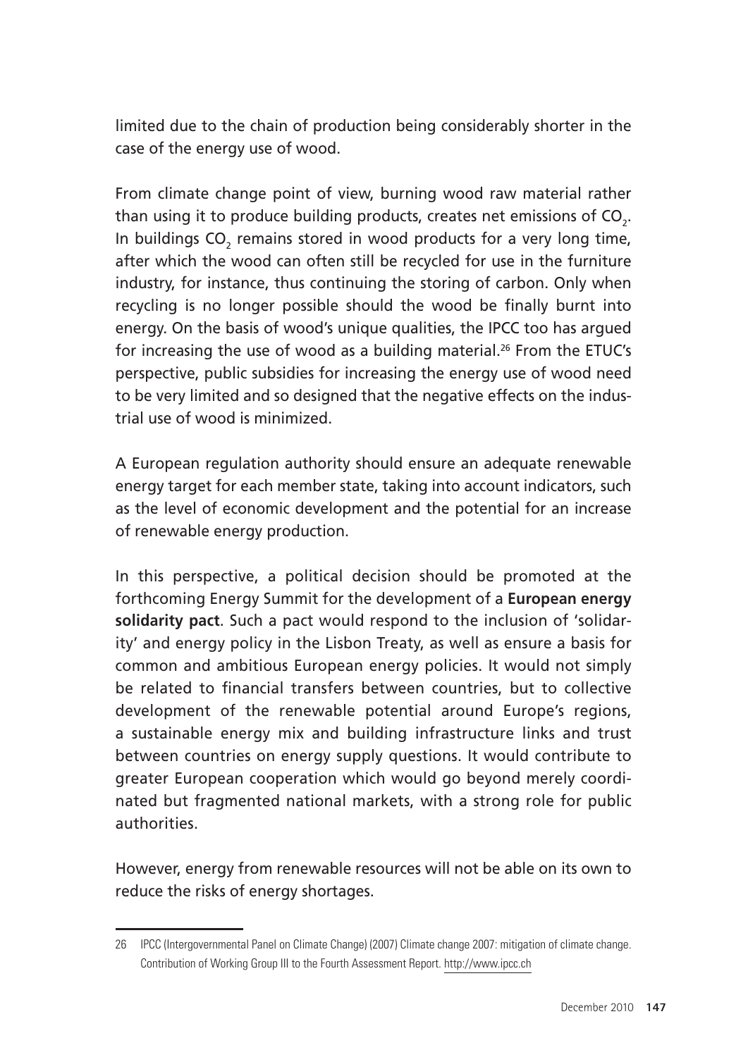limited due to the chain of production being considerably shorter in the case of the energy use of wood.

From climate change point of view, burning wood raw material rather than using it to produce building products, creates net emissions of $CO_2$. In buildings $CO_2$ remains stored in wood products for a very long time, after which the wood can often still be recycled for use in the furniture industry, for instance, thus continuing the storing of carbon. Only when recycling is no longer possible should the wood be finally burnt into energy. On the basis of wood's unique qualities, the IPCC too has argued for increasing the use of wood as a building material.[26] From the ETUC's perspective, public subsidies for increasing the energy use of wood need to be very limited and so designed that the negative effects on the industrial use of wood is minimized.

A European regulation authority should ensure an adequate renewable energy target for each member state, taking into account indicators, such as the level of economic development and the potential for an increase of renewable energy production.

In this perspective, a political decision should be promoted at the forthcoming Energy Summit for the development of a **European energy solidarity pact**. Such a pact would respond to the inclusion of 'solidarity' and energy policy in the Lisbon Treaty, as well as ensure a basis for common and ambitious European energy policies. It would not simply be related to financial transfers between countries, but to collective development of the renewable potential around Europe's regions, a sustainable energy mix and building infrastructure links and trust between countries on energy supply questions. It would contribute to greater European cooperation which would go beyond merely coordinated but fragmented national markets, with a strong role for public authorities.

However, energy from renewable resources will not be able on its own to reduce the risks of energy shortages.

---

26 IPCC (Intergovernmental Panel on Climate Change) (2007) Climate change 2007: mitigation of climate change. Contribution of Working Group III to the Fourth Assessment Report. http://www.ipcc.ch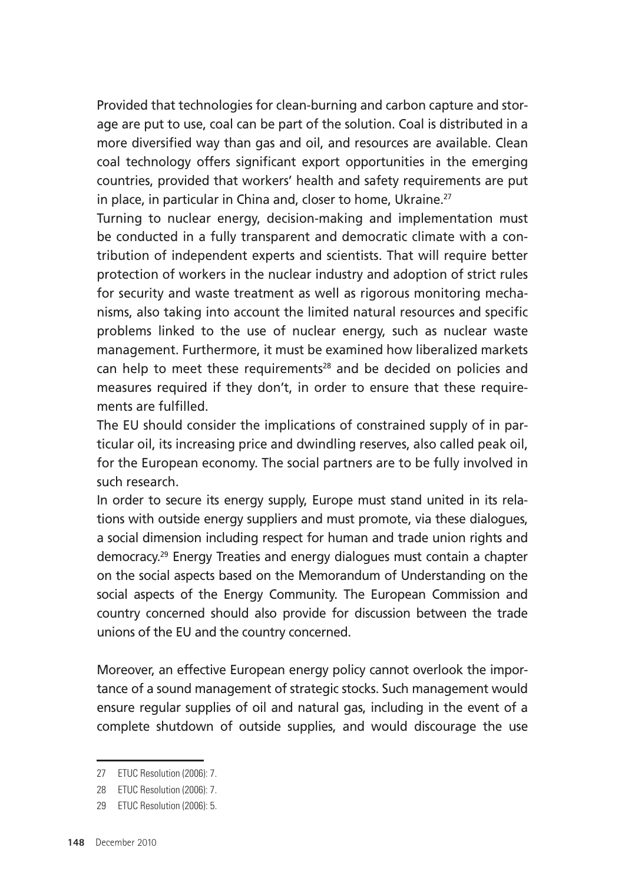Provided that technologies for clean-burning and carbon capture and storage are put to use, coal can be part of the solution. Coal is distributed in a more diversified way than gas and oil, and resources are available. Clean coal technology offers significant export opportunities in the emerging countries, provided that workers' health and safety requirements are put in place, in particular in China and, closer to home, Ukraine.[27]

Turning to nuclear energy, decision-making and implementation must be conducted in a fully transparent and democratic climate with a contribution of independent experts and scientists. That will require better protection of workers in the nuclear industry and adoption of strict rules for security and waste treatment as well as rigorous monitoring mechanisms, also taking into account the limited natural resources and specific problems linked to the use of nuclear energy, such as nuclear waste management. Furthermore, it must be examined how liberalized markets can help to meet these requirements[28] and be decided on policies and measures required if they don't, in order to ensure that these requirements are fulfilled.

The EU should consider the implications of constrained supply of in particular oil, its increasing price and dwindling reserves, also called peak oil, for the European economy. The social partners are to be fully involved in such research.

In order to secure its energy supply, Europe must stand united in its relations with outside energy suppliers and must promote, via these dialogues, a social dimension including respect for human and trade union rights and democracy.[29] Energy Treaties and energy dialogues must contain a chapter on the social aspects based on the Memorandum of Understanding on the social aspects of the Energy Community. The European Commission and country concerned should also provide for discussion between the trade unions of the EU and the country concerned.

Moreover, an effective European energy policy cannot overlook the importance of a sound management of strategic stocks. Such management would ensure regular supplies of oil and natural gas, including in the event of a complete shutdown of outside supplies, and would discourage the use

---

27 ETUC Resolution (2006): 7.

28 ETUC Resolution (2006): 7.

29 ETUC Resolution (2006): 5.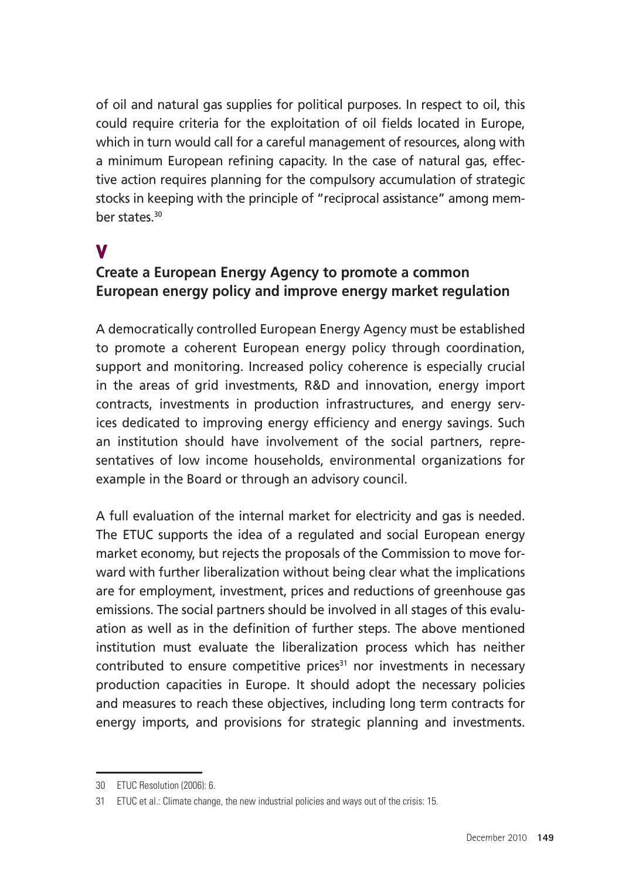of oil and natural gas supplies for political purposes. In respect to oil, this could require criteria for the exploitation of oil fields located in Europe, which in turn would call for a careful management of resources, along with a minimum European refining capacity. In the case of natural gas, effective action requires planning for the compulsory accumulation of strategic stocks in keeping with the principle of "reciprocal assistance" among member states.[30]

## V

### Create a European Energy Agency to promote a common European energy policy and improve energy market regulation

A democratically controlled European Energy Agency must be established to promote a coherent European energy policy through coordination, support and monitoring. Increased policy coherence is especially crucial in the areas of grid investments, R&D and innovation, energy import contracts, investments in production infrastructures, and energy services dedicated to improving energy efficiency and energy savings. Such an institution should have involvement of the social partners, representatives of low income households, environmental organizations for example in the Board or through an advisory council.

A full evaluation of the internal market for electricity and gas is needed. The ETUC supports the idea of a regulated and social European energy market economy, but rejects the proposals of the Commission to move forward with further liberalization without being clear what the implications are for employment, investment, prices and reductions of greenhouse gas emissions. The social partners should be involved in all stages of this evaluation as well as in the definition of further steps. The above mentioned institution must evaluate the liberalization process which has neither contributed to ensure competitive prices[31] nor investments in necessary production capacities in Europe. It should adopt the necessary policies and measures to reach these objectives, including long term contracts for energy imports, and provisions for strategic planning and investments.

---

30 ETUC Resolution (2006): 6.

31 ETUC et al.: Climate change, the new industrial policies and ways out of the crisis: 15.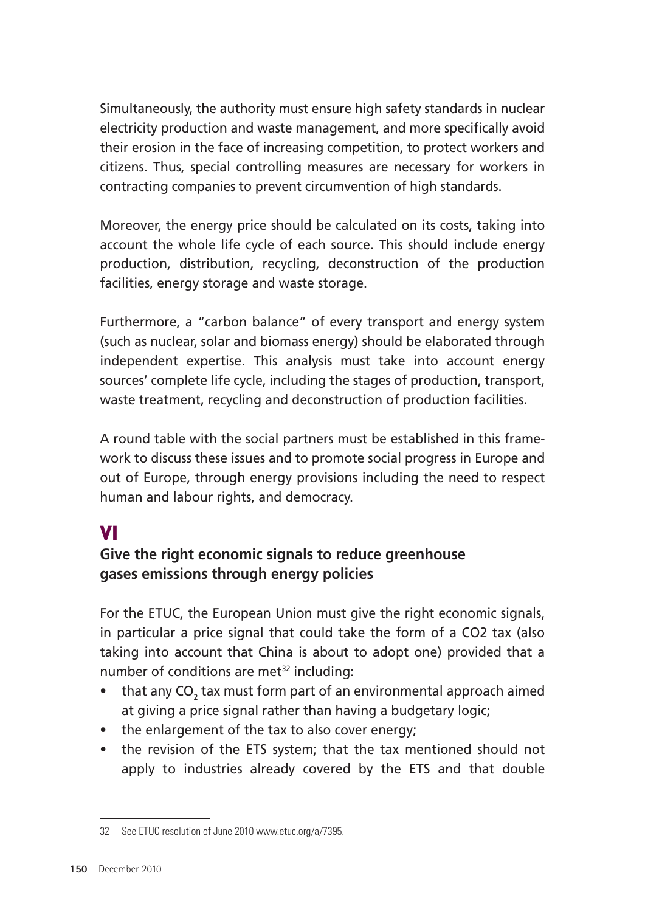Simultaneously, the authority must ensure high safety standards in nuclear electricity production and waste management, and more specifically avoid their erosion in the face of increasing competition, to protect workers and citizens. Thus, special controlling measures are necessary for workers in contracting companies to prevent circumvention of high standards.

Moreover, the energy price should be calculated on its costs, taking into account the whole life cycle of each source. This should include energy production, distribution, recycling, deconstruction of the production facilities, energy storage and waste storage.

Furthermore, a "carbon balance" of every transport and energy system (such as nuclear, solar and biomass energy) should be elaborated through independent expertise. This analysis must take into account energy sources' complete life cycle, including the stages of production, transport, waste treatment, recycling and deconstruction of production facilities.

A round table with the social partners must be established in this framework to discuss these issues and to promote social progress in Europe and out of Europe, through energy provisions including the need to respect human and labour rights, and democracy.

## VI

### Give the right economic signals to reduce greenhouse gases emissions through energy policies

For the ETUC, the European Union must give the right economic signals, in particular a price signal that could take the form of a CO2 tax (also taking into account that China is about to adopt one) provided that a number of conditions are met[32] including:

- that any $CO_2$ tax must form part of an environmental approach aimed at giving a price signal rather than having a budgetary logic;
- the enlargement of the tax to also cover energy;
- the revision of the ETS system; that the tax mentioned should not apply to industries already covered by the ETS and that double

---

32 See ETUC resolution of June 2010 www.etuc.org/a/7395.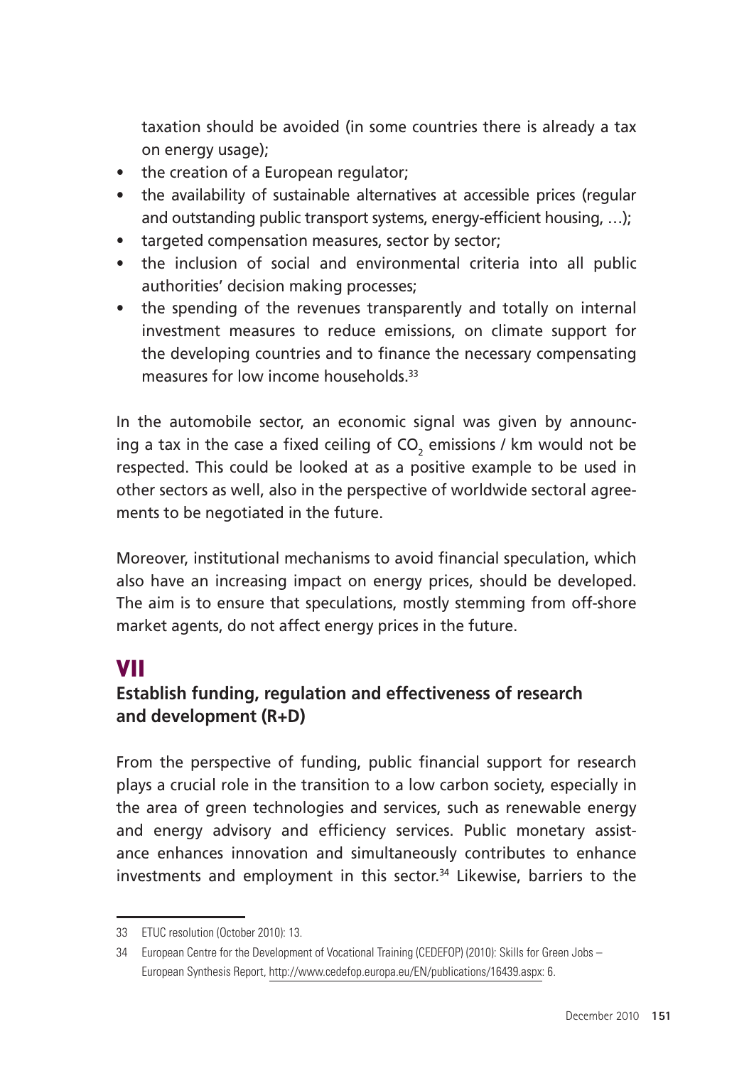taxation should be avoided (in some countries there is already a tax on energy usage);

- the creation of a European regulator;
- the availability of sustainable alternatives at accessible prices (regular and outstanding public transport systems, energy-efficient housing, …);
- targeted compensation measures, sector by sector;
- the inclusion of social and environmental criteria into all public authorities' decision making processes;
- the spending of the revenues transparently and totally on internal investment measures to reduce emissions, on climate support for the developing countries and to finance the necessary compensating measures for low income households.[33]

In the automobile sector, an economic signal was given by announcing a tax in the case a fixed ceiling of $CO_2$ emissions / km would not be respected. This could be looked at as a positive example to be used in other sectors as well, also in the perspective of worldwide sectoral agreements to be negotiated in the future.

Moreover, institutional mechanisms to avoid financial speculation, which also have an increasing impact on energy prices, should be developed. The aim is to ensure that speculations, mostly stemming from off-shore market agents, do not affect energy prices in the future.

# VII

## Establish funding, regulation and effectiveness of research and development (R+D)

From the perspective of funding, public financial support for research plays a crucial role in the transition to a low carbon society, especially in the area of green technologies and services, such as renewable energy and energy advisory and efficiency services. Public monetary assistance enhances innovation and simultaneously contributes to enhance investments and employment in this sector.[34] Likewise, barriers to the

---

33 ETUC resolution (October 2010): 13.

34 European Centre for the Development of Vocational Training (CEDEFOP) (2010): Skills for Green Jobs – European Synthesis Report, http://www.cedefop.europa.eu/EN/publications/16439.aspx: 6.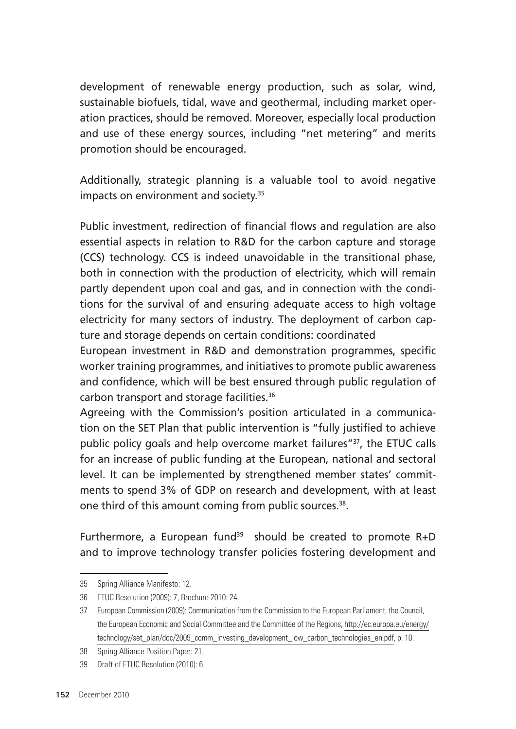development of renewable energy production, such as solar, wind, sustainable biofuels, tidal, wave and geothermal, including market operation practices, should be removed. Moreover, especially local production and use of these energy sources, including "net metering" and merits promotion should be encouraged.

Additionally, strategic planning is a valuable tool to avoid negative impacts on environment and society.[35]

Public investment, redirection of financial flows and regulation are also essential aspects in relation to R&D for the carbon capture and storage (CCS) technology. CCS is indeed unavoidable in the transitional phase, both in connection with the production of electricity, which will remain partly dependent upon coal and gas, and in connection with the conditions for the survival of and ensuring adequate access to high voltage electricity for many sectors of industry. The deployment of carbon capture and storage depends on certain conditions: coordinated European investment in R&D and demonstration programmes, specific worker training programmes, and initiatives to promote public awareness and confidence, which will be best ensured through public regulation of carbon transport and storage facilities.[36]

Agreeing with the Commission's position articulated in a communication on the SET Plan that public intervention is "fully justified to achieve public policy goals and help overcome market failures"[37], the ETUC calls for an increase of public funding at the European, national and sectoral level. It can be implemented by strengthened member states' commitments to spend 3% of GDP on research and development, with at least one third of this amount coming from public sources.[38].

Furthermore, a European fund[39] should be created to promote R+D and to improve technology transfer policies fostering development and

---

35 Spring Alliance Manifesto: 12.

36 ETUC Resolution (2009): 7, Brochure 2010: 24.

37 European Commission (2009): Communication from the Commission to the European Parliament, the Council, the European Economic and Social Committee and the Committee of the Regions, http://ec.europa.eu/energy/technology/set_plan/doc/2009_comm_investing_development_low_carbon_technologies_en.pdf, p. 10.

38 Spring Alliance Position Paper: 21.

39 Draft of ETUC Resolution (2010): 6.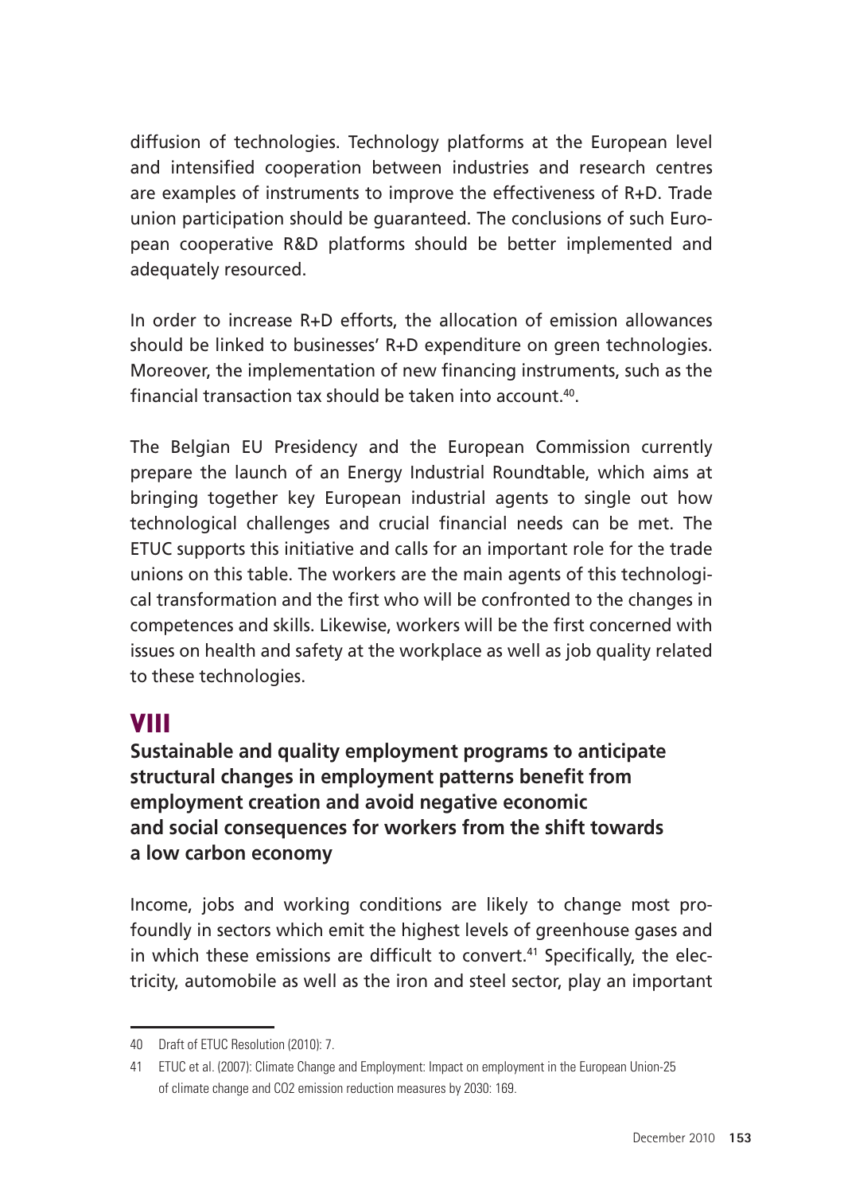diffusion of technologies. Technology platforms at the European level and intensified cooperation between industries and research centres are examples of instruments to improve the effectiveness of R+D. Trade union participation should be guaranteed. The conclusions of such European cooperative R&D platforms should be better implemented and adequately resourced.

In order to increase R+D efforts, the allocation of emission allowances should be linked to businesses' R+D expenditure on green technologies. Moreover, the implementation of new financing instruments, such as the financial transaction tax should be taken into account.[40].

The Belgian EU Presidency and the European Commission currently prepare the launch of an Energy Industrial Roundtable, which aims at bringing together key European industrial agents to single out how technological challenges and crucial financial needs can be met. The ETUC supports this initiative and calls for an important role for the trade unions on this table. The workers are the main agents of this technological transformation and the first who will be confronted to the changes in competences and skills. Likewise, workers will be the first concerned with issues on health and safety at the workplace as well as job quality related to these technologies.

## VIII

**Sustainable and quality employment programs to anticipate structural changes in employment patterns benefit from employment creation and avoid negative economic and social consequences for workers from the shift towards a low carbon economy**

Income, jobs and working conditions are likely to change most profoundly in sectors which emit the highest levels of greenhouse gases and in which these emissions are difficult to convert.[41] Specifically, the electricity, automobile as well as the iron and steel sector, play an important

---

40 Draft of ETUC Resolution (2010): 7.

41 ETUC et al. (2007): Climate Change and Employment: Impact on employment in the European Union-25 of climate change and CO2 emission reduction measures by 2030: 169.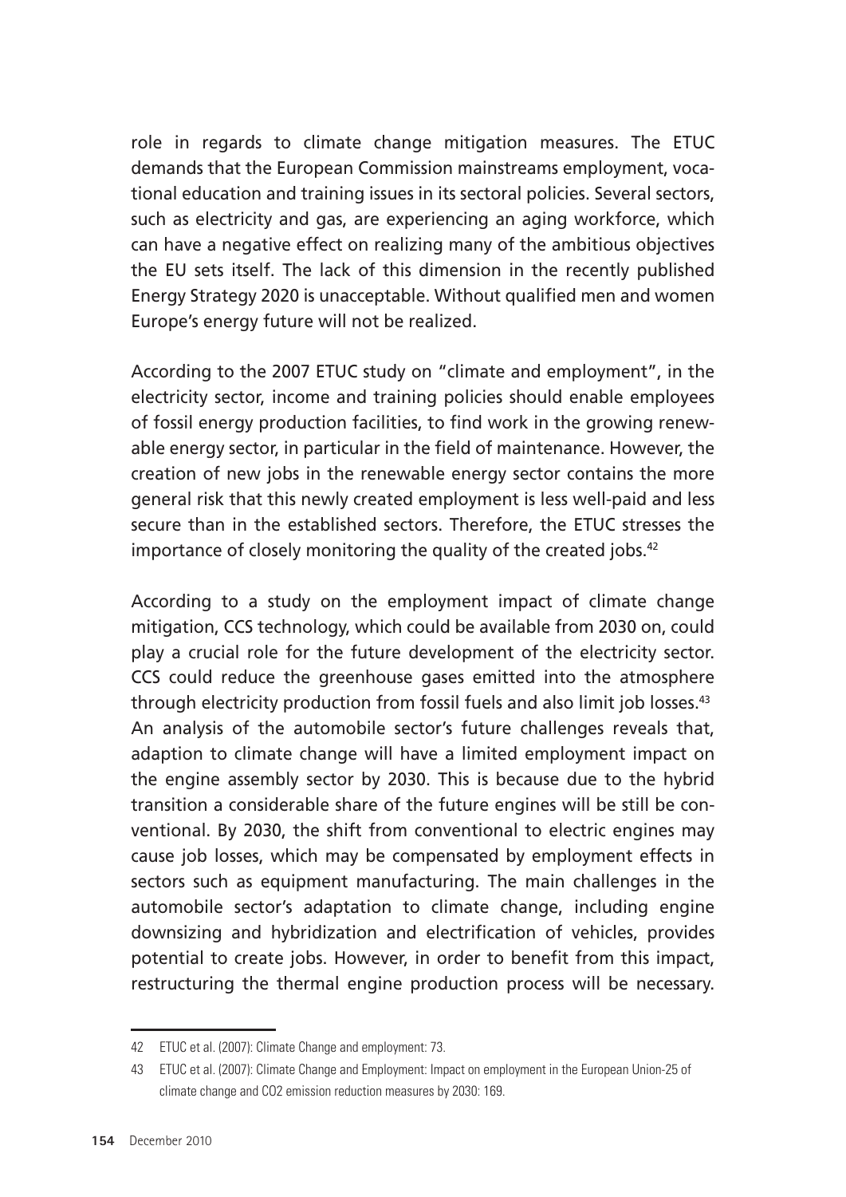role in regards to climate change mitigation measures. The ETUC demands that the European Commission mainstreams employment, vocational education and training issues in its sectoral policies. Several sectors, such as electricity and gas, are experiencing an aging workforce, which can have a negative effect on realizing many of the ambitious objectives the EU sets itself. The lack of this dimension in the recently published Energy Strategy 2020 is unacceptable. Without qualified men and women Europe's energy future will not be realized.

According to the 2007 ETUC study on "climate and employment", in the electricity sector, income and training policies should enable employees of fossil energy production facilities, to find work in the growing renewable energy sector, in particular in the field of maintenance. However, the creation of new jobs in the renewable energy sector contains the more general risk that this newly created employment is less well-paid and less secure than in the established sectors. Therefore, the ETUC stresses the importance of closely monitoring the quality of the created jobs.[42]

According to a study on the employment impact of climate change mitigation, CCS technology, which could be available from 2030 on, could play a crucial role for the future development of the electricity sector. CCS could reduce the greenhouse gases emitted into the atmosphere through electricity production from fossil fuels and also limit job losses.[43] An analysis of the automobile sector's future challenges reveals that, adaption to climate change will have a limited employment impact on the engine assembly sector by 2030. This is because due to the hybrid transition a considerable share of the future engines will be still be conventional. By 2030, the shift from conventional to electric engines may cause job losses, which may be compensated by employment effects in sectors such as equipment manufacturing. The main challenges in the automobile sector's adaptation to climate change, including engine downsizing and hybridization and electrification of vehicles, provides potential to create jobs. However, in order to benefit from this impact, restructuring the thermal engine production process will be necessary.

---

42 ETUC et al. (2007): Climate Change and employment: 73.

43 ETUC et al. (2007): Climate Change and Employment: Impact on employment in the European Union-25 of climate change and CO2 emission reduction measures by 2030: 169.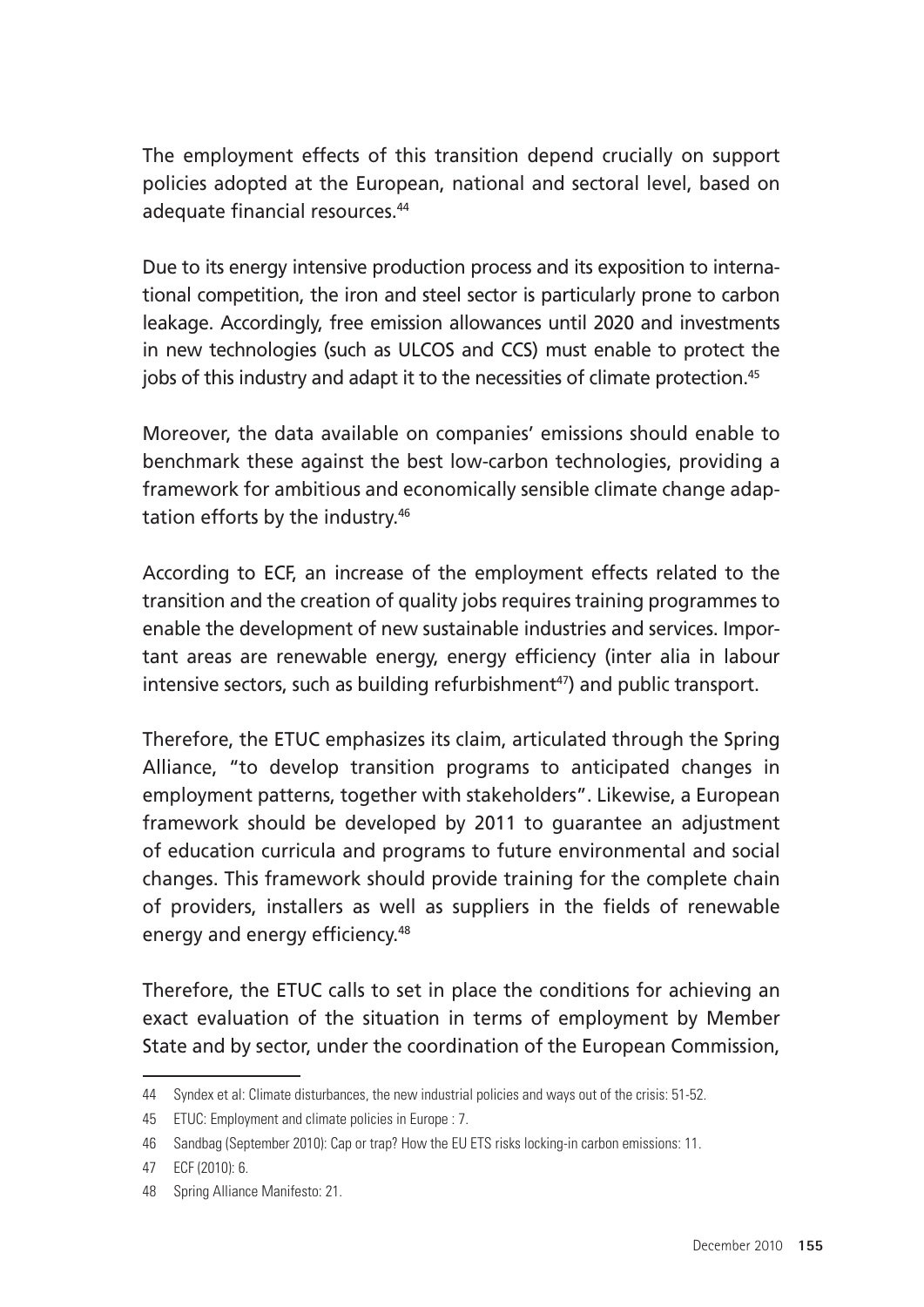The employment effects of this transition depend crucially on support policies adopted at the European, national and sectoral level, based on adequate financial resources.[44]

Due to its energy intensive production process and its exposition to international competition, the iron and steel sector is particularly prone to carbon leakage. Accordingly, free emission allowances until 2020 and investments in new technologies (such as ULCOS and CCS) must enable to protect the jobs of this industry and adapt it to the necessities of climate protection.[45]

Moreover, the data available on companies' emissions should enable to benchmark these against the best low-carbon technologies, providing a framework for ambitious and economically sensible climate change adaptation efforts by the industry.[46]

According to ECF, an increase of the employment effects related to the transition and the creation of quality jobs requires training programmes to enable the development of new sustainable industries and services. Important areas are renewable energy, energy efficiency (inter alia in labour intensive sectors, such as building refurbishment[47]) and public transport.

Therefore, the ETUC emphasizes its claim, articulated through the Spring Alliance, "to develop transition programs to anticipated changes in employment patterns, together with stakeholders". Likewise, a European framework should be developed by 2011 to guarantee an adjustment of education curricula and programs to future environmental and social changes. This framework should provide training for the complete chain of providers, installers as well as suppliers in the fields of renewable energy and energy efficiency.[48]

Therefore, the ETUC calls to set in place the conditions for achieving an exact evaluation of the situation in terms of employment by Member State and by sector, under the coordination of the European Commission,

---

44 Syndex et al: Climate disturbances, the new industrial policies and ways out of the crisis: 51-52.

45 ETUC: Employment and climate policies in Europe : 7.

46 Sandbag (September 2010): Cap or trap? How the EU ETS risks locking-in carbon emissions: 11.

47 ECF (2010): 6.

48 Spring Alliance Manifesto: 21.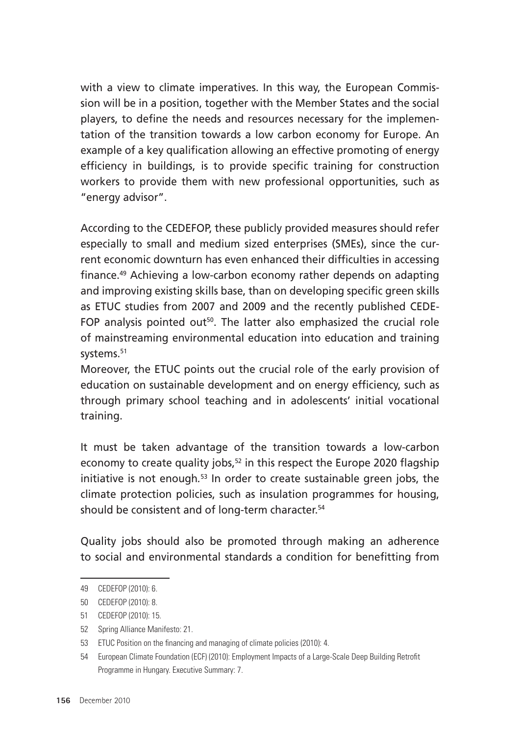with a view to climate imperatives. In this way, the European Commission will be in a position, together with the Member States and the social players, to define the needs and resources necessary for the implementation of the transition towards a low carbon economy for Europe. An example of a key qualification allowing an effective promoting of energy efficiency in buildings, is to provide specific training for construction workers to provide them with new professional opportunities, such as "energy advisor".

According to the CEDEFOP, these publicly provided measures should refer especially to small and medium sized enterprises (SMEs), since the current economic downturn has even enhanced their difficulties in accessing finance.[49] Achieving a low-carbon economy rather depends on adapting and improving existing skills base, than on developing specific green skills as ETUC studies from 2007 and 2009 and the recently published CEDEFOP analysis pointed out[50]. The latter also emphasized the crucial role of mainstreaming environmental education into education and training systems.[51]

Moreover, the ETUC points out the crucial role of the early provision of education on sustainable development and on energy efficiency, such as through primary school teaching and in adolescents' initial vocational training.

It must be taken advantage of the transition towards a low-carbon economy to create quality jobs,[52] in this respect the Europe 2020 flagship initiative is not enough.[53] In order to create sustainable green jobs, the climate protection policies, such as insulation programmes for housing, should be consistent and of long-term character.[54]

Quality jobs should also be promoted through making an adherence to social and environmental standards a condition for benefitting from

---

49 CEDEFOP (2010): 6.

50 CEDEFOP (2010): 8.

51 CEDEFOP (2010): 15.

52 Spring Alliance Manifesto: 21.

53 ETUC Position on the financing and managing of climate policies (2010): 4.

54 European Climate Foundation (ECF) (2010): Employment Impacts of a Large-Scale Deep Building Retrofit Programme in Hungary. Executive Summary: 7.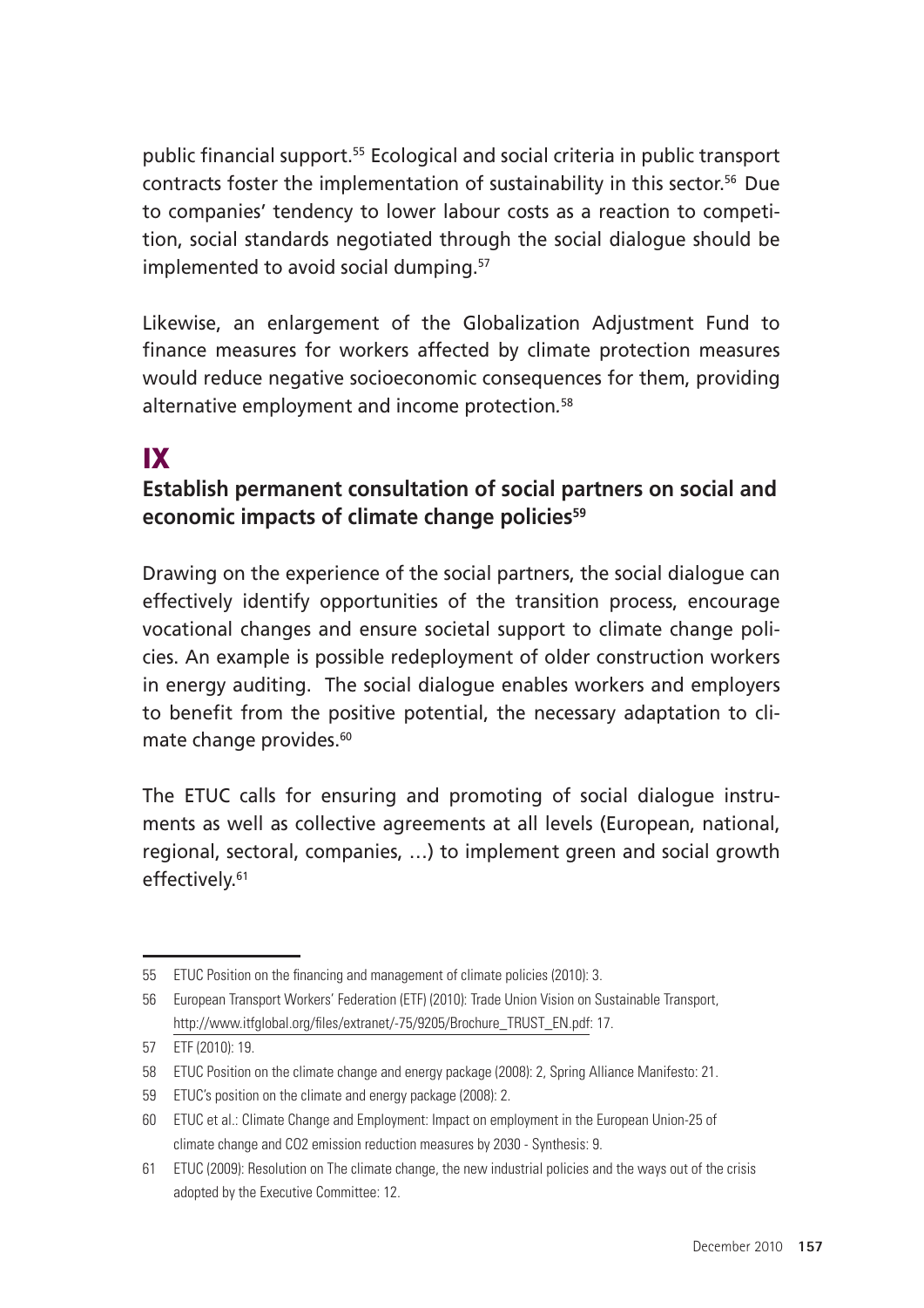public financial support.[55] Ecological and social criteria in public transport contracts foster the implementation of sustainability in this sector.[56] Due to companies' tendency to lower labour costs as a reaction to competition, social standards negotiated through the social dialogue should be implemented to avoid social dumping.[57]

Likewise, an enlargement of the Globalization Adjustment Fund to finance measures for workers affected by climate protection measures would reduce negative socioeconomic consequences for them, providing alternative employment and income protection.[58]

# IX

## Establish permanent consultation of social partners on social and economic impacts of climate change policies[59]

Drawing on the experience of the social partners, the social dialogue can effectively identify opportunities of the transition process, encourage vocational changes and ensure societal support to climate change policies. An example is possible redeployment of older construction workers in energy auditing. The social dialogue enables workers and employers to benefit from the positive potential, the necessary adaptation to climate change provides.[60]

The ETUC calls for ensuring and promoting of social dialogue instruments as well as collective agreements at all levels (European, national, regional, sectoral, companies, …) to implement green and social growth effectively.[61]

---

55 ETUC Position on the financing and management of climate policies (2010): 3.

56 European Transport Workers' Federation (ETF) (2010): Trade Union Vision on Sustainable Transport, http://www.itfglobal.org/files/extranet/-75/9205/Brochure_TRUST_EN.pdf: 17.

57 ETF (2010): 19.

58 ETUC Position on the climate change and energy package (2008): 2, Spring Alliance Manifesto: 21.

59 ETUC's position on the climate and energy package (2008): 2.

60 ETUC et al.: Climate Change and Employment: Impact on employment in the European Union-25 of climate change and CO2 emission reduction measures by 2030 - Synthesis: 9.

61 ETUC (2009): Resolution on The climate change, the new industrial policies and the ways out of the crisis adopted by the Executive Committee: 12.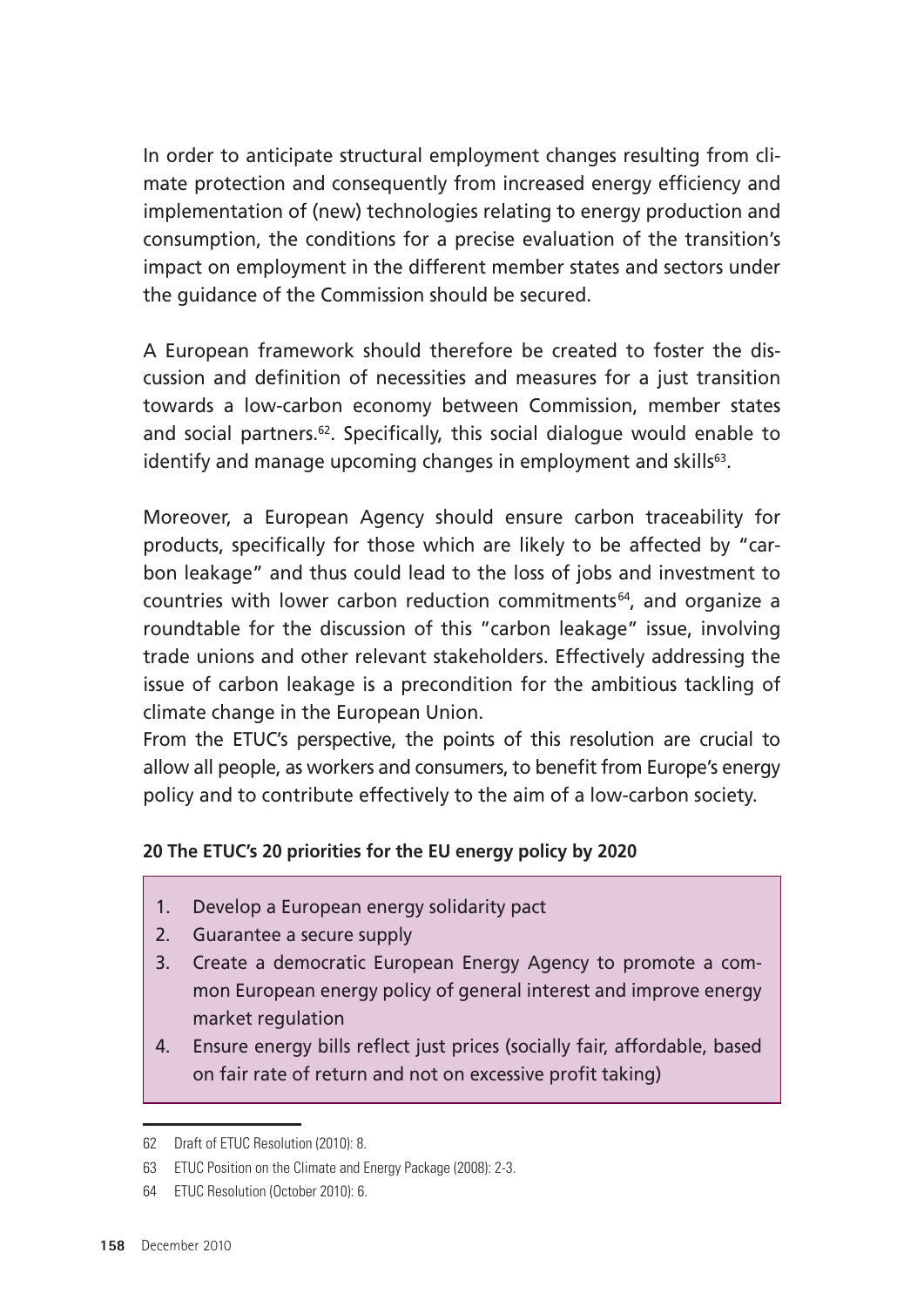In order to anticipate structural employment changes resulting from climate protection and consequently from increased energy efficiency and implementation of (new) technologies relating to energy production and consumption, the conditions for a precise evaluation of the transition's impact on employment in the different member states and sectors under the guidance of the Commission should be secured.

A European framework should therefore be created to foster the discussion and definition of necessities and measures for a just transition towards a low-carbon economy between Commission, member states and social partners.[62]. Specifically, this social dialogue would enable to identify and manage upcoming changes in employment and skills[63].

Moreover, a European Agency should ensure carbon traceability for products, specifically for those which are likely to be affected by "carbon leakage" and thus could lead to the loss of jobs and investment to countries with lower carbon reduction commitments[64], and organize a roundtable for the discussion of this "carbon leakage" issue, involving trade unions and other relevant stakeholders. Effectively addressing the issue of carbon leakage is a precondition for the ambitious tackling of climate change in the European Union.

From the ETUC's perspective, the points of this resolution are crucial to allow all people, as workers and consumers, to benefit from Europe's energy policy and to contribute effectively to the aim of a low-carbon society.

**20 The ETUC's 20 priorities for the EU energy policy by 2020**

1. Develop a European energy solidarity pact
2. Guarantee a secure supply
3. Create a democratic European Energy Agency to promote a common European energy policy of general interest and improve energy market regulation
4. Ensure energy bills reflect just prices (socially fair, affordable, based on fair rate of return and not on excessive profit taking)

---

62 Draft of ETUC Resolution (2010): 8.

63 ETUC Position on the Climate and Energy Package (2008): 2-3.

64 ETUC Resolution (October 2010): 6.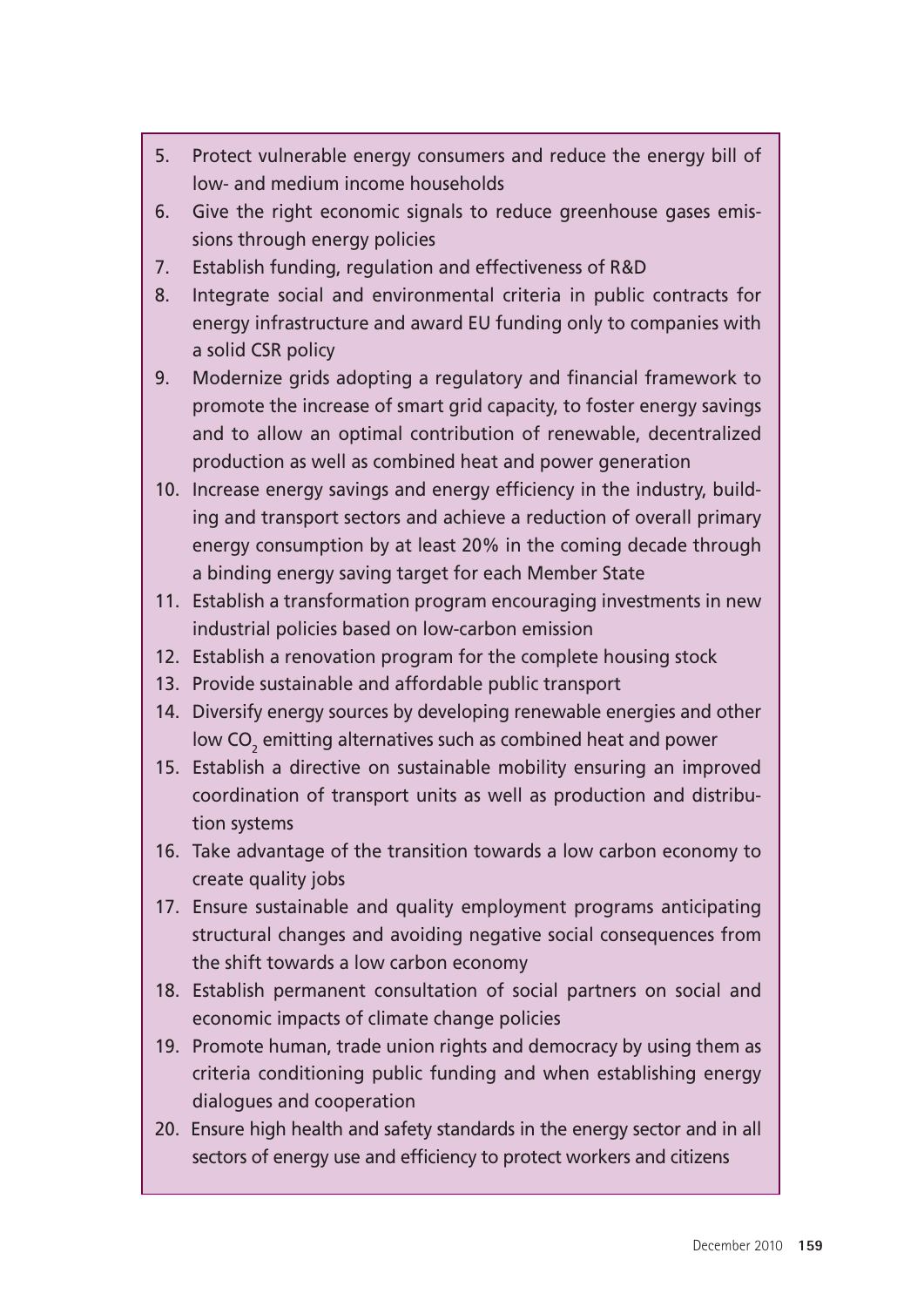5. Protect vulnerable energy consumers and reduce the energy bill of low- and medium income households
6. Give the right economic signals to reduce greenhouse gases emissions through energy policies
7. Establish funding, regulation and effectiveness of R&D
8. Integrate social and environmental criteria in public contracts for energy infrastructure and award EU funding only to companies with a solid CSR policy
9. Modernize grids adopting a regulatory and financial framework to promote the increase of smart grid capacity, to foster energy savings and to allow an optimal contribution of renewable, decentralized production as well as combined heat and power generation
10. Increase energy savings and energy efficiency in the industry, building and transport sectors and achieve a reduction of overall primary energy consumption by at least 20% in the coming decade through a binding energy saving target for each Member State
11. Establish a transformation program encouraging investments in new industrial policies based on low-carbon emission
12. Establish a renovation program for the complete housing stock
13. Provide sustainable and affordable public transport
14. Diversify energy sources by developing renewable energies and other low $CO_2$ emitting alternatives such as combined heat and power
15. Establish a directive on sustainable mobility ensuring an improved coordination of transport units as well as production and distribution systems
16. Take advantage of the transition towards a low carbon economy to create quality jobs
17. Ensure sustainable and quality employment programs anticipating structural changes and avoiding negative social consequences from the shift towards a low carbon economy
18. Establish permanent consultation of social partners on social and economic impacts of climate change policies
19. Promote human, trade union rights and democracy by using them as criteria conditioning public funding and when establishing energy dialogues and cooperation
20. Ensure high health and safety standards in the energy sector and in all sectors of energy use and efficiency to protect workers and citizens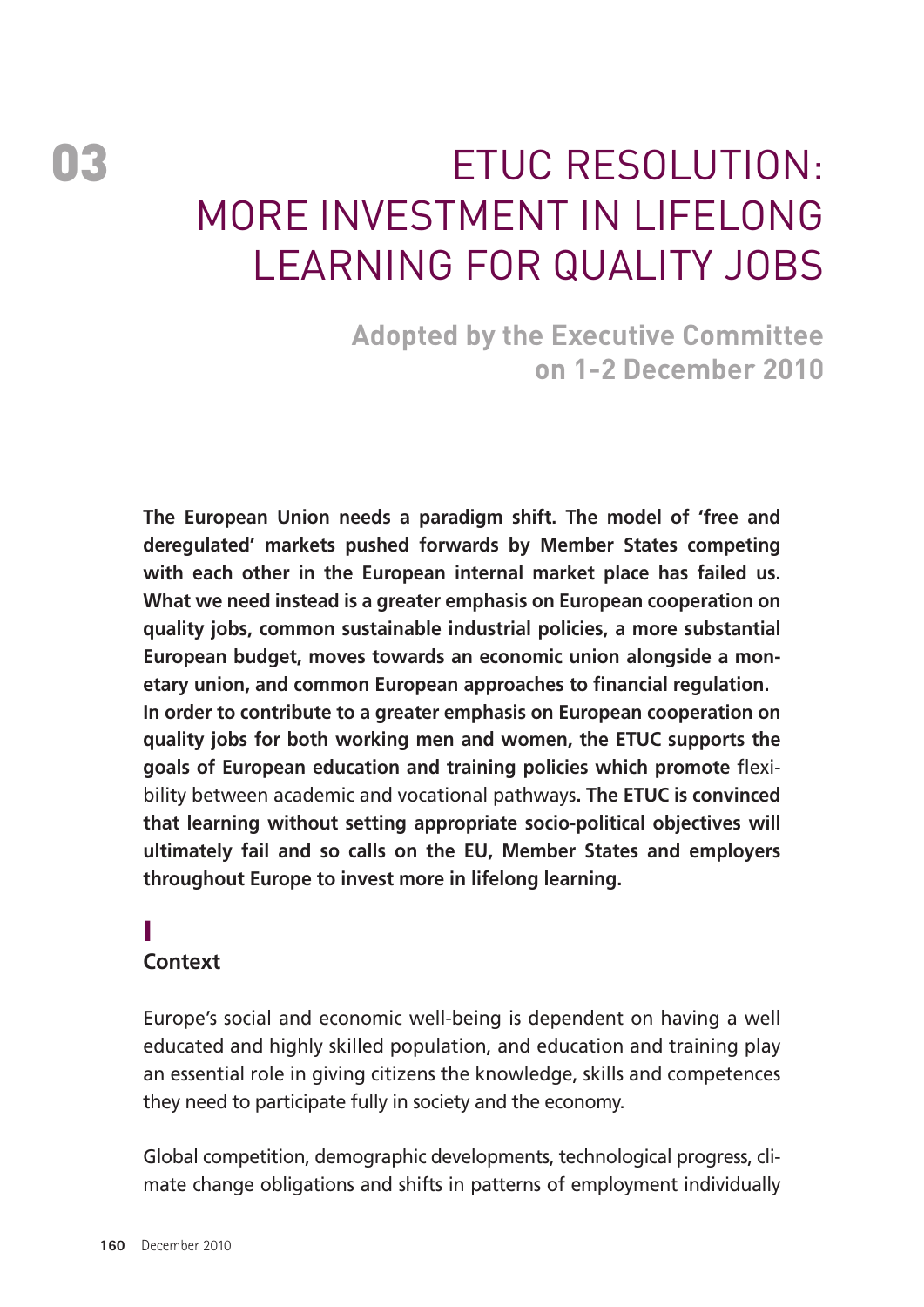# 03 ETUC RESOLUTION: MORE INVESTMENT IN LIFELONG LEARNING FOR QUALITY JOBS

**Adopted by the Executive Committee on 1-2 December 2010**

**The European Union needs a paradigm shift. The model of 'free and deregulated' markets pushed forwards by Member States competing with each other in the European internal market place has failed us. What we need instead is a greater emphasis on European cooperation on quality jobs, common sustainable industrial policies, a more substantial European budget, moves towards an economic union alongside a monetary union, and common European approaches to financial regulation.**
**In order to contribute to a greater emphasis on European cooperation on quality jobs for both working men and women, the ETUC supports the goals of European education and training policies which promote** flexibility between academic and vocational pathways**. The ETUC is convinced that learning without setting appropriate socio-political objectives will ultimately fail and so calls on the EU, Member States and employers throughout Europe to invest more in lifelong learning.**

## I
## Context

Europe's social and economic well-being is dependent on having a well educated and highly skilled population, and education and training play an essential role in giving citizens the knowledge, skills and competences they need to participate fully in society and the economy.

Global competition, demographic developments, technological progress, climate change obligations and shifts in patterns of employment individually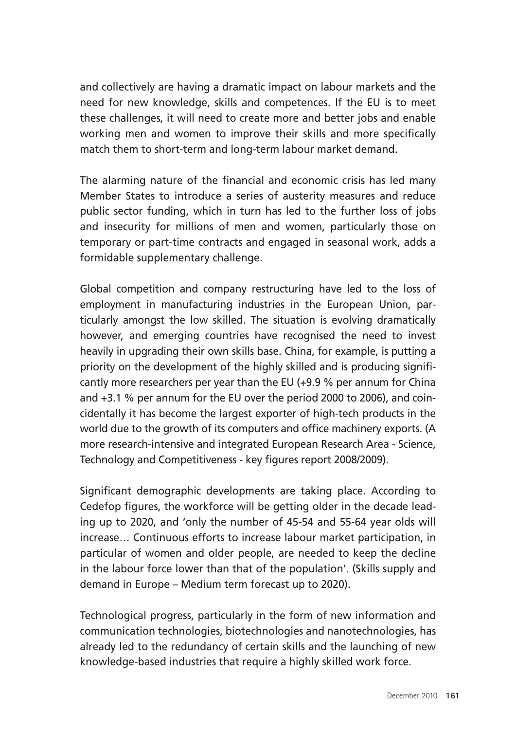and collectively are having a dramatic impact on labour markets and the need for new knowledge, skills and competences. If the EU is to meet these challenges, it will need to create more and better jobs and enable working men and women to improve their skills and more specifically match them to short-term and long-term labour market demand.

The alarming nature of the financial and economic crisis has led many Member States to introduce a series of austerity measures and reduce public sector funding, which in turn has led to the further loss of jobs and insecurity for millions of men and women, particularly those on temporary or part-time contracts and engaged in seasonal work, adds a formidable supplementary challenge.

Global competition and company restructuring have led to the loss of employment in manufacturing industries in the European Union, particularly amongst the low skilled. The situation is evolving dramatically however, and emerging countries have recognised the need to invest heavily in upgrading their own skills base. China, for example, is putting a priority on the development of the highly skilled and is producing significantly more researchers per year than the EU (+9.9 % per annum for China and +3.1 % per annum for the EU over the period 2000 to 2006), and coincidentally it has become the largest exporter of high-tech products in the world due to the growth of its computers and office machinery exports. (A more research-intensive and integrated European Research Area - Science, Technology and Competitiveness - key figures report 2008/2009).

Significant demographic developments are taking place. According to Cedefop figures, the workforce will be getting older in the decade leading up to 2020, and 'only the number of 45-54 and 55-64 year olds will increase… Continuous efforts to increase labour market participation, in particular of women and older people, are needed to keep the decline in the labour force lower than that of the population'. (Skills supply and demand in Europe – Medium term forecast up to 2020).

Technological progress, particularly in the form of new information and communication technologies, biotechnologies and nanotechnologies, has already led to the redundancy of certain skills and the launching of new knowledge-based industries that require a highly skilled work force.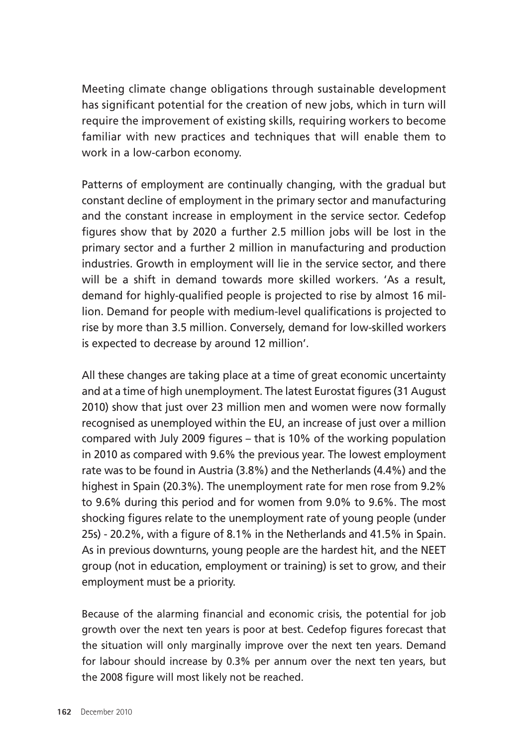Meeting climate change obligations through sustainable development has significant potential for the creation of new jobs, which in turn will require the improvement of existing skills, requiring workers to become familiar with new practices and techniques that will enable them to work in a low-carbon economy.

Patterns of employment are continually changing, with the gradual but constant decline of employment in the primary sector and manufacturing and the constant increase in employment in the service sector. Cedefop figures show that by 2020 a further 2.5 million jobs will be lost in the primary sector and a further 2 million in manufacturing and production industries. Growth in employment will lie in the service sector, and there will be a shift in demand towards more skilled workers. 'As a result, demand for highly-qualified people is projected to rise by almost 16 million. Demand for people with medium-level qualifications is projected to rise by more than 3.5 million. Conversely, demand for low-skilled workers is expected to decrease by around 12 million'.

All these changes are taking place at a time of great economic uncertainty and at a time of high unemployment. The latest Eurostat figures (31 August 2010) show that just over 23 million men and women were now formally recognised as unemployed within the EU, an increase of just over a million compared with July 2009 figures – that is 10% of the working population in 2010 as compared with 9.6% the previous year. The lowest employment rate was to be found in Austria (3.8%) and the Netherlands (4.4%) and the highest in Spain (20.3%). The unemployment rate for men rose from 9.2% to 9.6% during this period and for women from 9.0% to 9.6%. The most shocking figures relate to the unemployment rate of young people (under 25s) - 20.2%, with a figure of 8.1% in the Netherlands and 41.5% in Spain. As in previous downturns, young people are the hardest hit, and the NEET group (not in education, employment or training) is set to grow, and their employment must be a priority.

Because of the alarming financial and economic crisis, the potential for job growth over the next ten years is poor at best. Cedefop figures forecast that the situation will only marginally improve over the next ten years. Demand for labour should increase by 0.3% per annum over the next ten years, but the 2008 figure will most likely not be reached.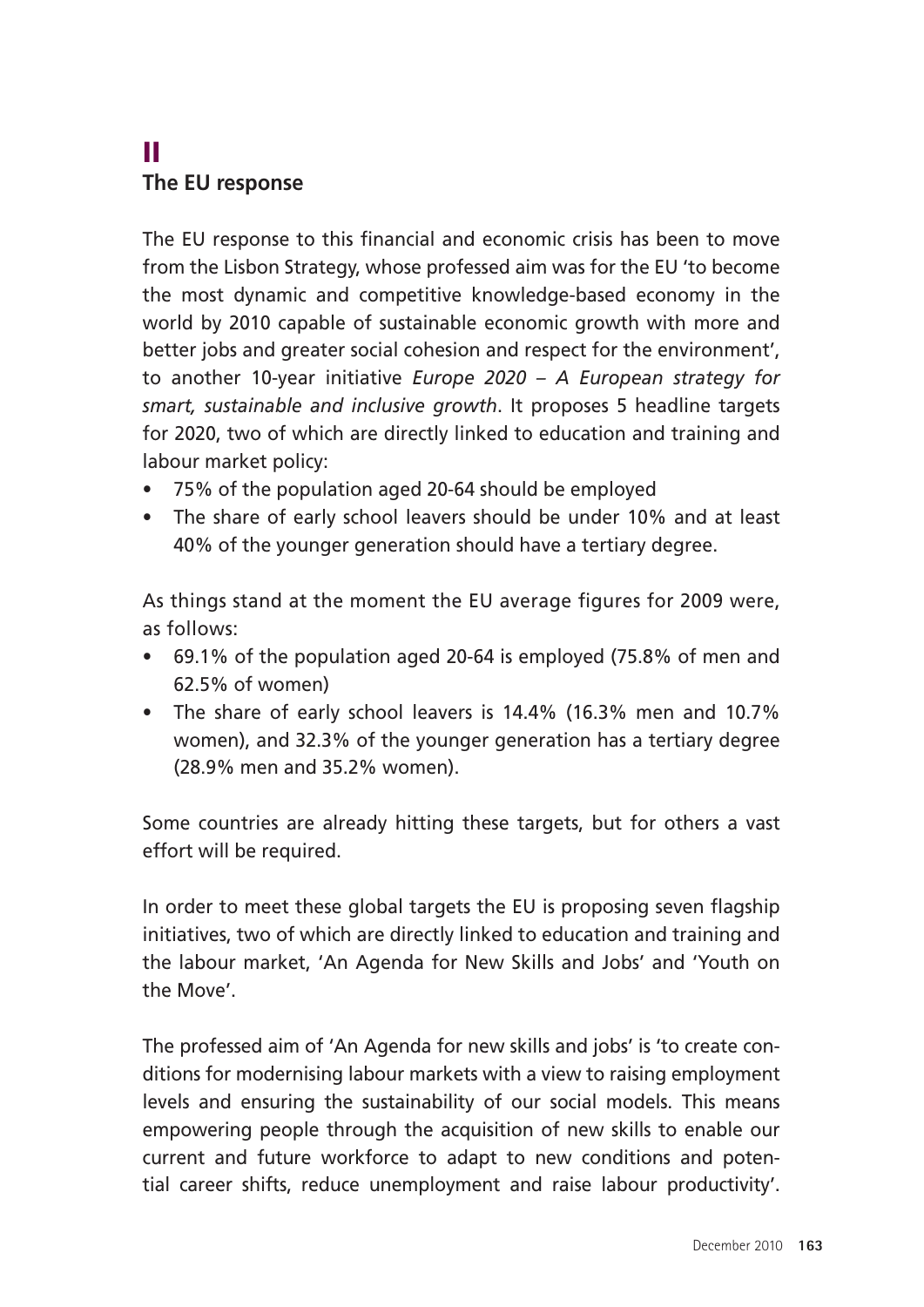# II
## The EU response

The EU response to this financial and economic crisis has been to move from the Lisbon Strategy, whose professed aim was for the EU 'to become the most dynamic and competitive knowledge-based economy in the world by 2010 capable of sustainable economic growth with more and better jobs and greater social cohesion and respect for the environment', to another 10-year initiative *Europe 2020 – A European strategy for smart, sustainable and inclusive growth*. It proposes 5 headline targets for 2020, two of which are directly linked to education and training and labour market policy:

- 75% of the population aged 20-64 should be employed
- The share of early school leavers should be under 10% and at least 40% of the younger generation should have a tertiary degree.

As things stand at the moment the EU average figures for 2009 were, as follows:

- 69.1% of the population aged 20-64 is employed (75.8% of men and 62.5% of women)
- The share of early school leavers is 14.4% (16.3% men and 10.7% women), and 32.3% of the younger generation has a tertiary degree (28.9% men and 35.2% women).

Some countries are already hitting these targets, but for others a vast effort will be required.

In order to meet these global targets the EU is proposing seven flagship initiatives, two of which are directly linked to education and training and the labour market, 'An Agenda for New Skills and Jobs' and 'Youth on the Move'.

The professed aim of 'An Agenda for new skills and jobs' is 'to create conditions for modernising labour markets with a view to raising employment levels and ensuring the sustainability of our social models. This means empowering people through the acquisition of new skills to enable our current and future workforce to adapt to new conditions and potential career shifts, reduce unemployment and raise labour productivity'.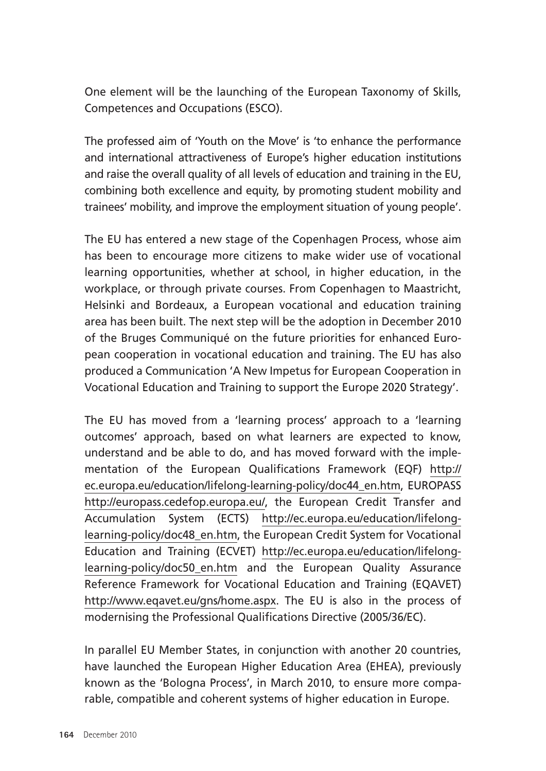One element will be the launching of the European Taxonomy of Skills, Competences and Occupations (ESCO).

The professed aim of 'Youth on the Move' is 'to enhance the performance and international attractiveness of Europe's higher education institutions and raise the overall quality of all levels of education and training in the EU, combining both excellence and equity, by promoting student mobility and trainees' mobility, and improve the employment situation of young people'.

The EU has entered a new stage of the Copenhagen Process, whose aim has been to encourage more citizens to make wider use of vocational learning opportunities, whether at school, in higher education, in the workplace, or through private courses. From Copenhagen to Maastricht, Helsinki and Bordeaux, a European vocational and education training area has been built. The next step will be the adoption in December 2010 of the Bruges Communiqué on the future priorities for enhanced European cooperation in vocational education and training. The EU has also produced a Communication 'A New Impetus for European Cooperation in Vocational Education and Training to support the Europe 2020 Strategy'.

The EU has moved from a 'learning process' approach to a 'learning outcomes' approach, based on what learners are expected to know, understand and be able to do, and has moved forward with the implementation of the European Qualifications Framework (EQF) http://ec.europa.eu/education/lifelong-learning-policy/doc44_en.htm, EUROPASS http://europass.cedefop.europa.eu/, the European Credit Transfer and Accumulation System (ECTS) http://ec.europa.eu/education/lifelong-learning-policy/doc48_en.htm, the European Credit System for Vocational Education and Training (ECVET) http://ec.europa.eu/education/lifelong-learning-policy/doc50_en.htm and the European Quality Assurance Reference Framework for Vocational Education and Training (EQAVET) http://www.eqavet.eu/gns/home.aspx. The EU is also in the process of modernising the Professional Qualifications Directive (2005/36/EC).

In parallel EU Member States, in conjunction with another 20 countries, have launched the European Higher Education Area (EHEA), previously known as the 'Bologna Process', in March 2010, to ensure more comparable, compatible and coherent systems of higher education in Europe.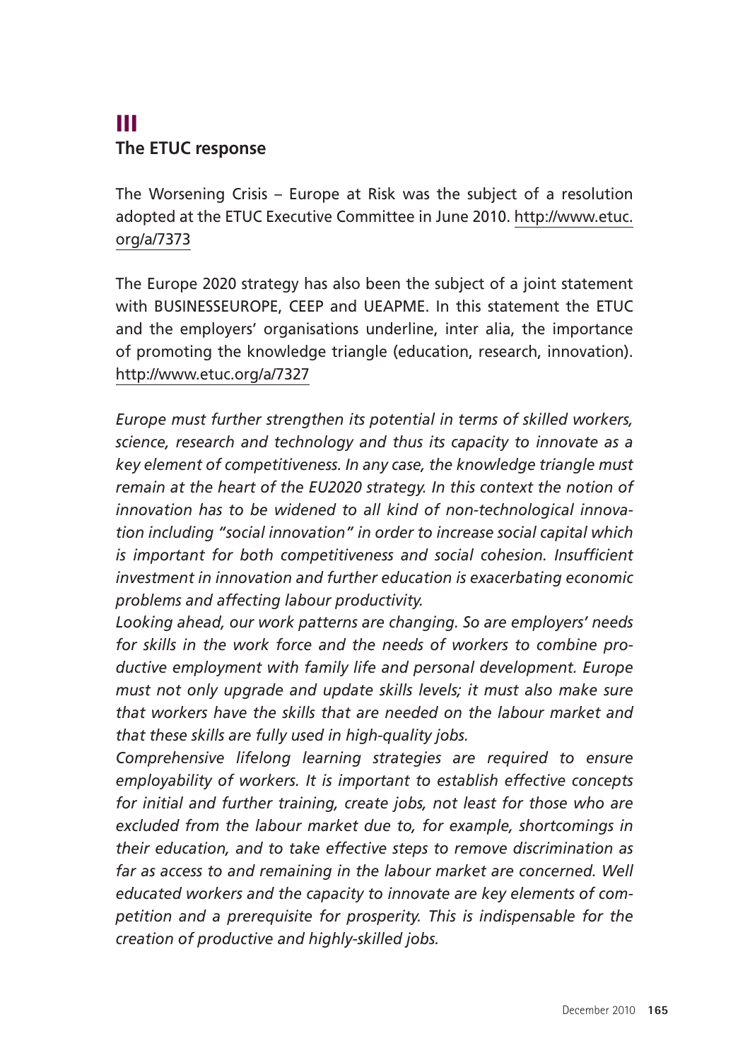# III
## The ETUC response

The Worsening Crisis – Europe at Risk was the subject of a resolution adopted at the ETUC Executive Committee in June 2010. http://www.etuc.org/a/7373

The Europe 2020 strategy has also been the subject of a joint statement with BUSINESSEUROPE, CEEP and UEAPME. In this statement the ETUC and the employers' organisations underline, inter alia, the importance of promoting the knowledge triangle (education, research, innovation). http://www.etuc.org/a/7327

*Europe must further strengthen its potential in terms of skilled workers, science, research and technology and thus its capacity to innovate as a key element of competitiveness. In any case, the knowledge triangle must remain at the heart of the EU2020 strategy. In this context the notion of innovation has to be widened to all kind of non-technological innovation including "social innovation" in order to increase social capital which is important for both competitiveness and social cohesion. Insufficient investment in innovation and further education is exacerbating economic problems and affecting labour productivity.*

*Looking ahead, our work patterns are changing. So are employers' needs for skills in the work force and the needs of workers to combine productive employment with family life and personal development. Europe must not only upgrade and update skills levels; it must also make sure that workers have the skills that are needed on the labour market and that these skills are fully used in high-quality jobs.*

*Comprehensive lifelong learning strategies are required to ensure employability of workers. It is important to establish effective concepts for initial and further training, create jobs, not least for those who are excluded from the labour market due to, for example, shortcomings in their education, and to take effective steps to remove discrimination as far as access to and remaining in the labour market are concerned. Well educated workers and the capacity to innovate are key elements of competition and a prerequisite for prosperity. This is indispensable for the creation of productive and highly-skilled jobs.*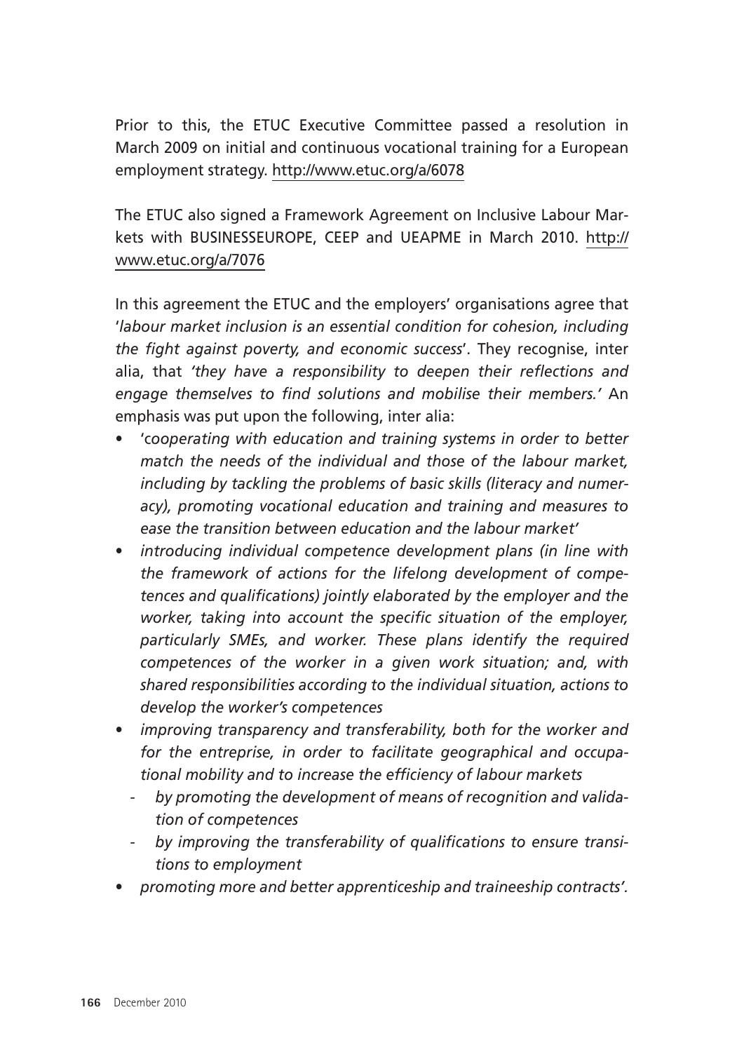Prior to this, the ETUC Executive Committee passed a resolution in March 2009 on initial and continuous vocational training for a European employment strategy. http://www.etuc.org/a/6078

The ETUC also signed a Framework Agreement on Inclusive Labour Markets with BUSINESSEUROPE, CEEP and UEAPME in March 2010. http://www.etuc.org/a/7076

In this agreement the ETUC and the employers' organisations agree that '*labour market inclusion is an essential condition for cohesion, including the fight against poverty, and economic success*'. They recognise, inter alia, that *'they have a responsibility to deepen their reflections and engage themselves to find solutions and mobilise their members.'* An emphasis was put upon the following, inter alia:

- '*cooperating with education and training systems in order to better match the needs of the individual and those of the labour market, including by tackling the problems of basic skills (literacy and numeracy), promoting vocational education and training and measures to ease the transition between education and the labour market'*
- *introducing individual competence development plans (in line with the framework of actions for the lifelong development of competences and qualifications) jointly elaborated by the employer and the worker, taking into account the specific situation of the employer, particularly SMEs, and worker. These plans identify the required competences of the worker in a given work situation; and, with shared responsibilities according to the individual situation, actions to develop the worker's competences*
- *improving transparency and transferability, both for the worker and for the entreprise, in order to facilitate geographical and occupational mobility and to increase the efficiency of labour markets*
  - *by promoting the development of means of recognition and validation of competences*
  - *by improving the transferability of qualifications to ensure transitions to employment*
- *promoting more and better apprenticeship and traineeship contracts'.*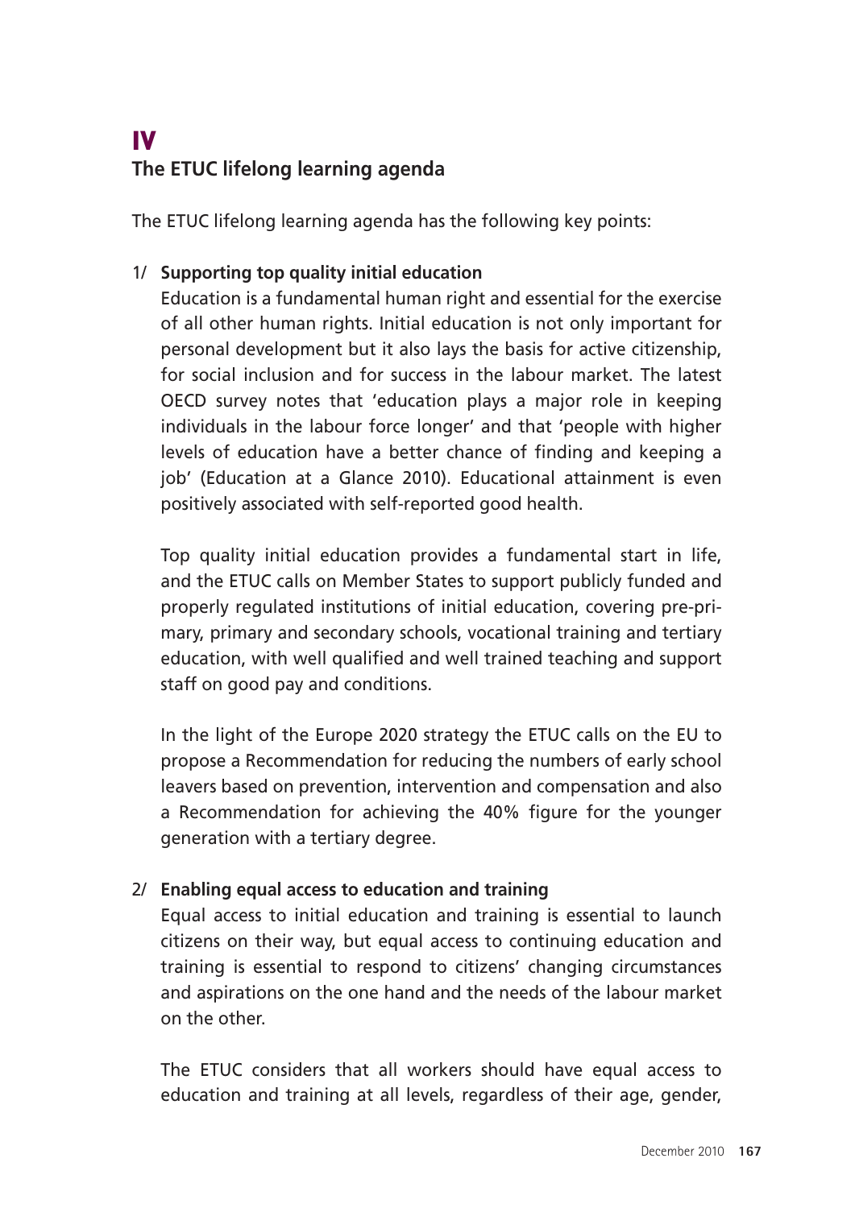# IV

## The ETUC lifelong learning agenda

The ETUC lifelong learning agenda has the following key points:

1/ **Supporting top quality initial education**

Education is a fundamental human right and essential for the exercise of all other human rights. Initial education is not only important for personal development but it also lays the basis for active citizenship, for social inclusion and for success in the labour market. The latest OECD survey notes that 'education plays a major role in keeping individuals in the labour force longer' and that 'people with higher levels of education have a better chance of finding and keeping a job' (Education at a Glance 2010). Educational attainment is even positively associated with self-reported good health.

Top quality initial education provides a fundamental start in life, and the ETUC calls on Member States to support publicly funded and properly regulated institutions of initial education, covering pre-primary, primary and secondary schools, vocational training and tertiary education, with well qualified and well trained teaching and support staff on good pay and conditions.

In the light of the Europe 2020 strategy the ETUC calls on the EU to propose a Recommendation for reducing the numbers of early school leavers based on prevention, intervention and compensation and also a Recommendation for achieving the 40% figure for the younger generation with a tertiary degree.

2/ **Enabling equal access to education and training**

Equal access to initial education and training is essential to launch citizens on their way, but equal access to continuing education and training is essential to respond to citizens' changing circumstances and aspirations on the one hand and the needs of the labour market on the other.

The ETUC considers that all workers should have equal access to education and training at all levels, regardless of their age, gender,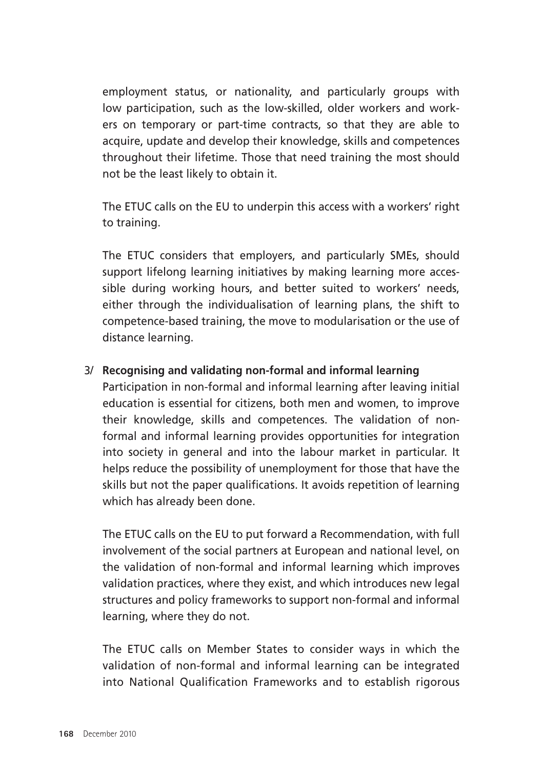employment status, or nationality, and particularly groups with low participation, such as the low-skilled, older workers and workers on temporary or part-time contracts, so that they are able to acquire, update and develop their knowledge, skills and competences throughout their lifetime. Those that need training the most should not be the least likely to obtain it.

The ETUC calls on the EU to underpin this access with a workers' right to training.

The ETUC considers that employers, and particularly SMEs, should support lifelong learning initiatives by making learning more accessible during working hours, and better suited to workers' needs, either through the individualisation of learning plans, the shift to competence-based training, the move to modularisation or the use of distance learning.

3/ **Recognising and validating non-formal and informal learning**

Participation in non-formal and informal learning after leaving initial education is essential for citizens, both men and women, to improve their knowledge, skills and competences. The validation of non-formal and informal learning provides opportunities for integration into society in general and into the labour market in particular. It helps reduce the possibility of unemployment for those that have the skills but not the paper qualifications. It avoids repetition of learning which has already been done.

The ETUC calls on the EU to put forward a Recommendation, with full involvement of the social partners at European and national level, on the validation of non-formal and informal learning which improves validation practices, where they exist, and which introduces new legal structures and policy frameworks to support non-formal and informal learning, where they do not.

The ETUC calls on Member States to consider ways in which the validation of non-formal and informal learning can be integrated into National Qualification Frameworks and to establish rigorous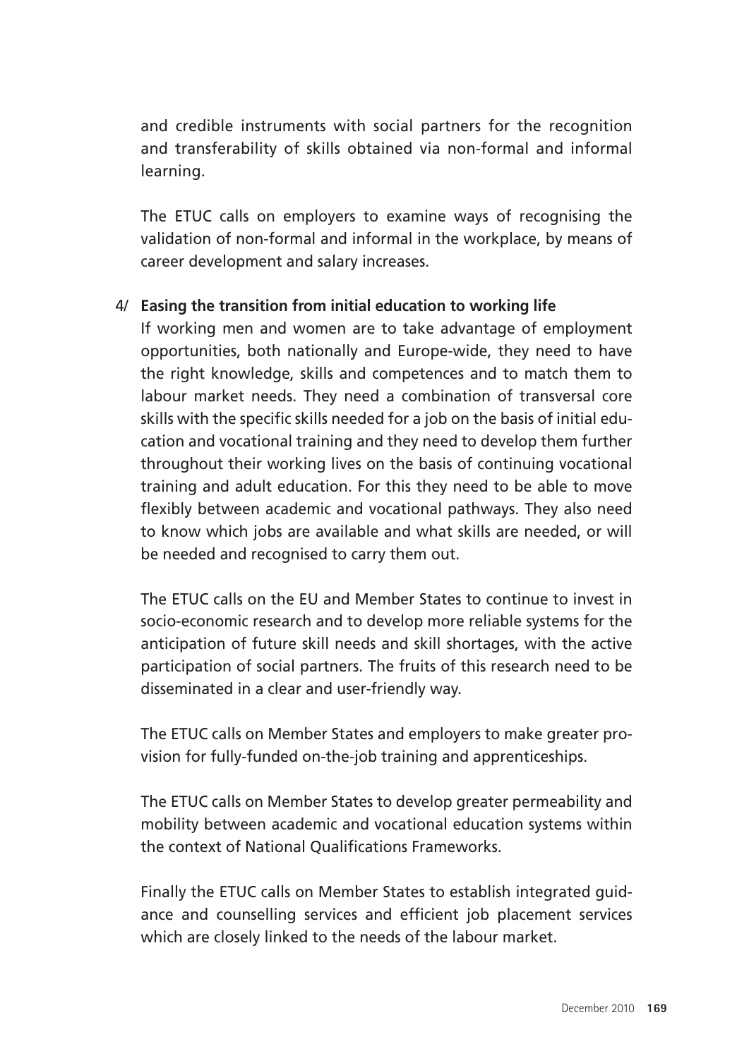and credible instruments with social partners for the recognition and transferability of skills obtained via non-formal and informal learning.

The ETUC calls on employers to examine ways of recognising the validation of non-formal and informal in the workplace, by means of career development and salary increases.

4/ **Easing the transition from initial education to working life**

If working men and women are to take advantage of employment opportunities, both nationally and Europe-wide, they need to have the right knowledge, skills and competences and to match them to labour market needs. They need a combination of transversal core skills with the specific skills needed for a job on the basis of initial education and vocational training and they need to develop them further throughout their working lives on the basis of continuing vocational training and adult education. For this they need to be able to move flexibly between academic and vocational pathways. They also need to know which jobs are available and what skills are needed, or will be needed and recognised to carry them out.

The ETUC calls on the EU and Member States to continue to invest in socio-economic research and to develop more reliable systems for the anticipation of future skill needs and skill shortages, with the active participation of social partners. The fruits of this research need to be disseminated in a clear and user-friendly way.

The ETUC calls on Member States and employers to make greater provision for fully-funded on-the-job training and apprenticeships.

The ETUC calls on Member States to develop greater permeability and mobility between academic and vocational education systems within the context of National Qualifications Frameworks.

Finally the ETUC calls on Member States to establish integrated guidance and counselling services and efficient job placement services which are closely linked to the needs of the labour market.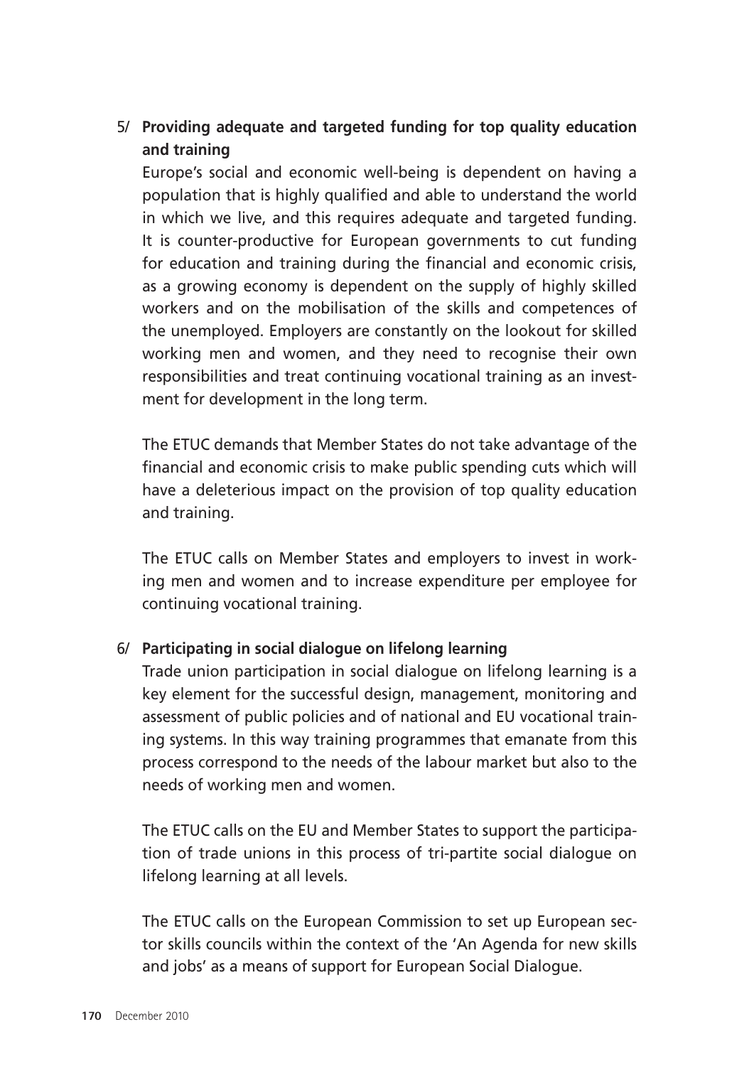5/ **Providing adequate and targeted funding for top quality education and training**

Europe's social and economic well-being is dependent on having a population that is highly qualified and able to understand the world in which we live, and this requires adequate and targeted funding. It is counter-productive for European governments to cut funding for education and training during the financial and economic crisis, as a growing economy is dependent on the supply of highly skilled workers and on the mobilisation of the skills and competences of the unemployed. Employers are constantly on the lookout for skilled working men and women, and they need to recognise their own responsibilities and treat continuing vocational training as an investment for development in the long term.

The ETUC demands that Member States do not take advantage of the financial and economic crisis to make public spending cuts which will have a deleterious impact on the provision of top quality education and training.

The ETUC calls on Member States and employers to invest in working men and women and to increase expenditure per employee for continuing vocational training.

6/ **Participating in social dialogue on lifelong learning**

Trade union participation in social dialogue on lifelong learning is a key element for the successful design, management, monitoring and assessment of public policies and of national and EU vocational training systems. In this way training programmes that emanate from this process correspond to the needs of the labour market but also to the needs of working men and women.

The ETUC calls on the EU and Member States to support the participation of trade unions in this process of tri-partite social dialogue on lifelong learning at all levels.

The ETUC calls on the European Commission to set up European sector skills councils within the context of the 'An Agenda for new skills and jobs' as a means of support for European Social Dialogue.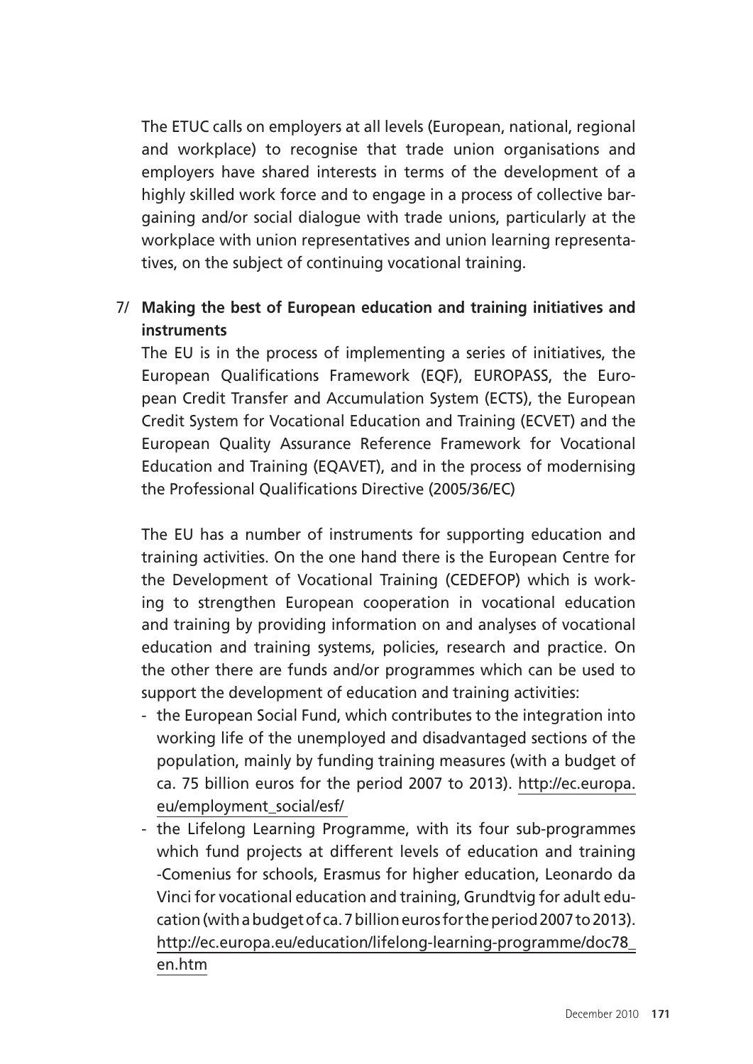The ETUC calls on employers at all levels (European, national, regional and workplace) to recognise that trade union organisations and employers have shared interests in terms of the development of a highly skilled work force and to engage in a process of collective bargaining and/or social dialogue with trade unions, particularly at the workplace with union representatives and union learning representatives, on the subject of continuing vocational training.

7/ **Making the best of European education and training initiatives and instruments**

The EU is in the process of implementing a series of initiatives, the European Qualifications Framework (EQF), EUROPASS, the European Credit Transfer and Accumulation System (ECTS), the European Credit System for Vocational Education and Training (ECVET) and the European Quality Assurance Reference Framework for Vocational Education and Training (EQAVET), and in the process of modernising the Professional Qualifications Directive (2005/36/EC)

The EU has a number of instruments for supporting education and training activities. On the one hand there is the European Centre for the Development of Vocational Training (CEDEFOP) which is working to strengthen European cooperation in vocational education and training by providing information on and analyses of vocational education and training systems, policies, research and practice. On the other there are funds and/or programmes which can be used to support the development of education and training activities:

- the European Social Fund, which contributes to the integration into working life of the unemployed and disadvantaged sections of the population, mainly by funding training measures (with a budget of ca. 75 billion euros for the period 2007 to 2013). http://ec.europa.eu/employment_social/esf/
- the Lifelong Learning Programme, with its four sub-programmes which fund projects at different levels of education and training -Comenius for schools, Erasmus for higher education, Leonardo da Vinci for vocational education and training, Grundtvig for adult education (with a budget of ca. 7 billion euros for the period 2007 to 2013). http://ec.europa.eu/education/lifelong-learning-programme/doc78_en.htm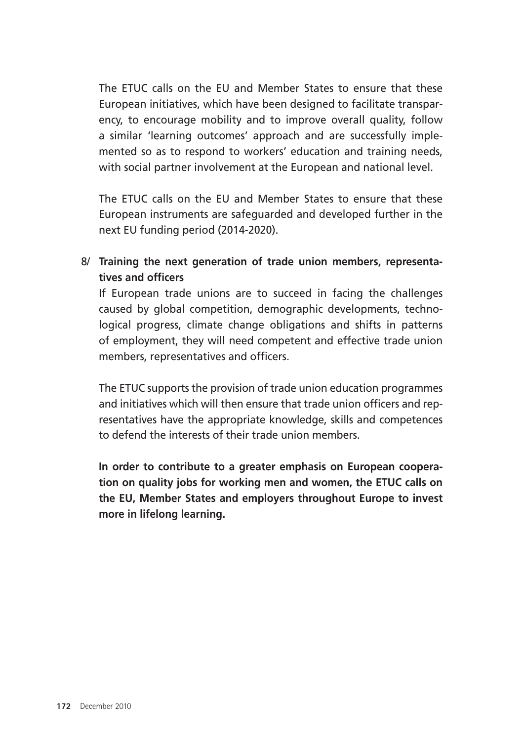The ETUC calls on the EU and Member States to ensure that these European initiatives, which have been designed to facilitate transparency, to encourage mobility and to improve overall quality, follow a similar 'learning outcomes' approach and are successfully implemented so as to respond to workers' education and training needs, with social partner involvement at the European and national level.

The ETUC calls on the EU and Member States to ensure that these European instruments are safeguarded and developed further in the next EU funding period (2014-2020).

8/ **Training the next generation of trade union members, representatives and officers**

If European trade unions are to succeed in facing the challenges caused by global competition, demographic developments, technological progress, climate change obligations and shifts in patterns of employment, they will need competent and effective trade union members, representatives and officers.

The ETUC supports the provision of trade union education programmes and initiatives which will then ensure that trade union officers and representatives have the appropriate knowledge, skills and competences to defend the interests of their trade union members.

**In order to contribute to a greater emphasis on European cooperation on quality jobs for working men and women, the ETUC calls on the EU, Member States and employers throughout Europe to invest more in lifelong learning.**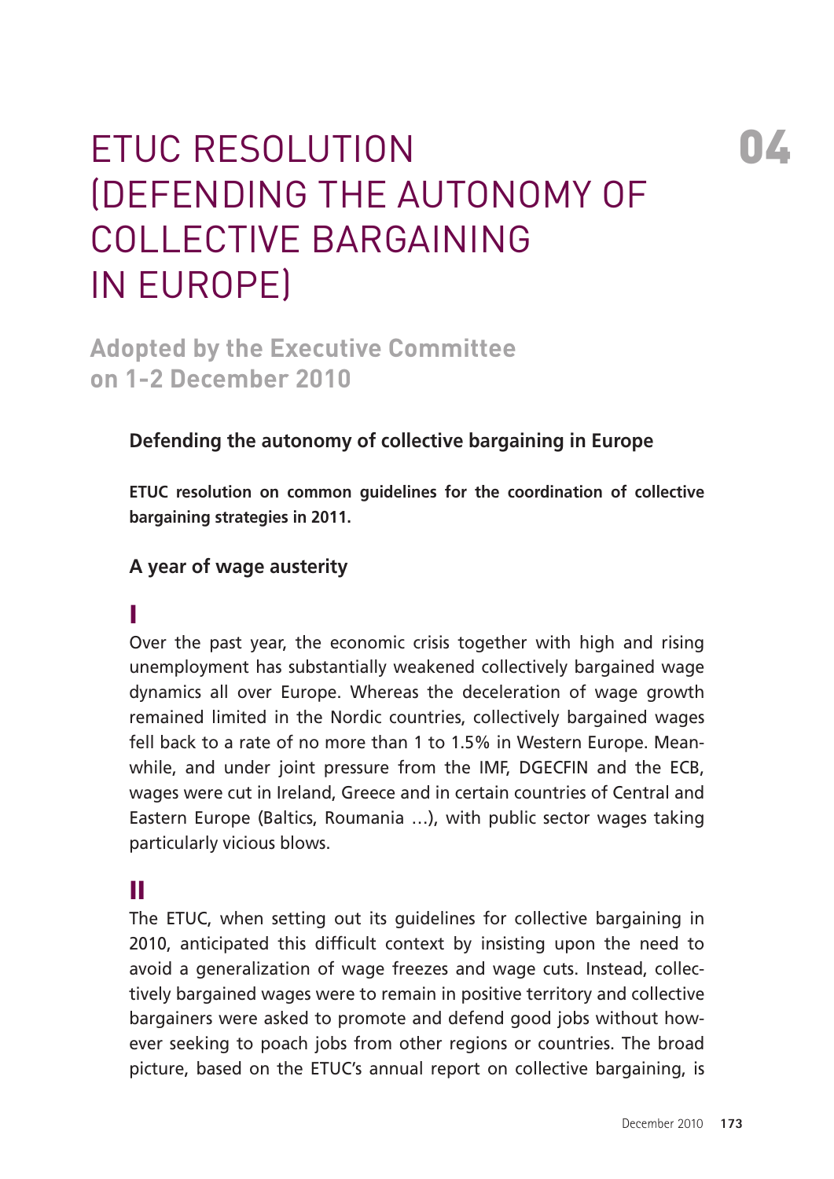# ETUC RESOLUTION (DEFENDING THE AUTONOMY OF COLLECTIVE BARGAINING IN EUROPE)

04

## Adopted by the Executive Committee on 1-2 December 2010

### Defending the autonomy of collective bargaining in Europe

**ETUC resolution on common guidelines for the coordination of collective bargaining strategies in 2011.**

### A year of wage austerity

**I**

Over the past year, the economic crisis together with high and rising unemployment has substantially weakened collectively bargained wage dynamics all over Europe. Whereas the deceleration of wage growth remained limited in the Nordic countries, collectively bargained wages fell back to a rate of no more than 1 to 1.5% in Western Europe. Meanwhile, and under joint pressure from the IMF, DGECFIN and the ECB, wages were cut in Ireland, Greece and in certain countries of Central and Eastern Europe (Baltics, Roumania …), with public sector wages taking particularly vicious blows.

**II**

The ETUC, when setting out its guidelines for collective bargaining in 2010, anticipated this difficult context by insisting upon the need to avoid a generalization of wage freezes and wage cuts. Instead, collectively bargained wages were to remain in positive territory and collective bargainers were asked to promote and defend good jobs without however seeking to poach jobs from other regions or countries. The broad picture, based on the ETUC's annual report on collective bargaining, is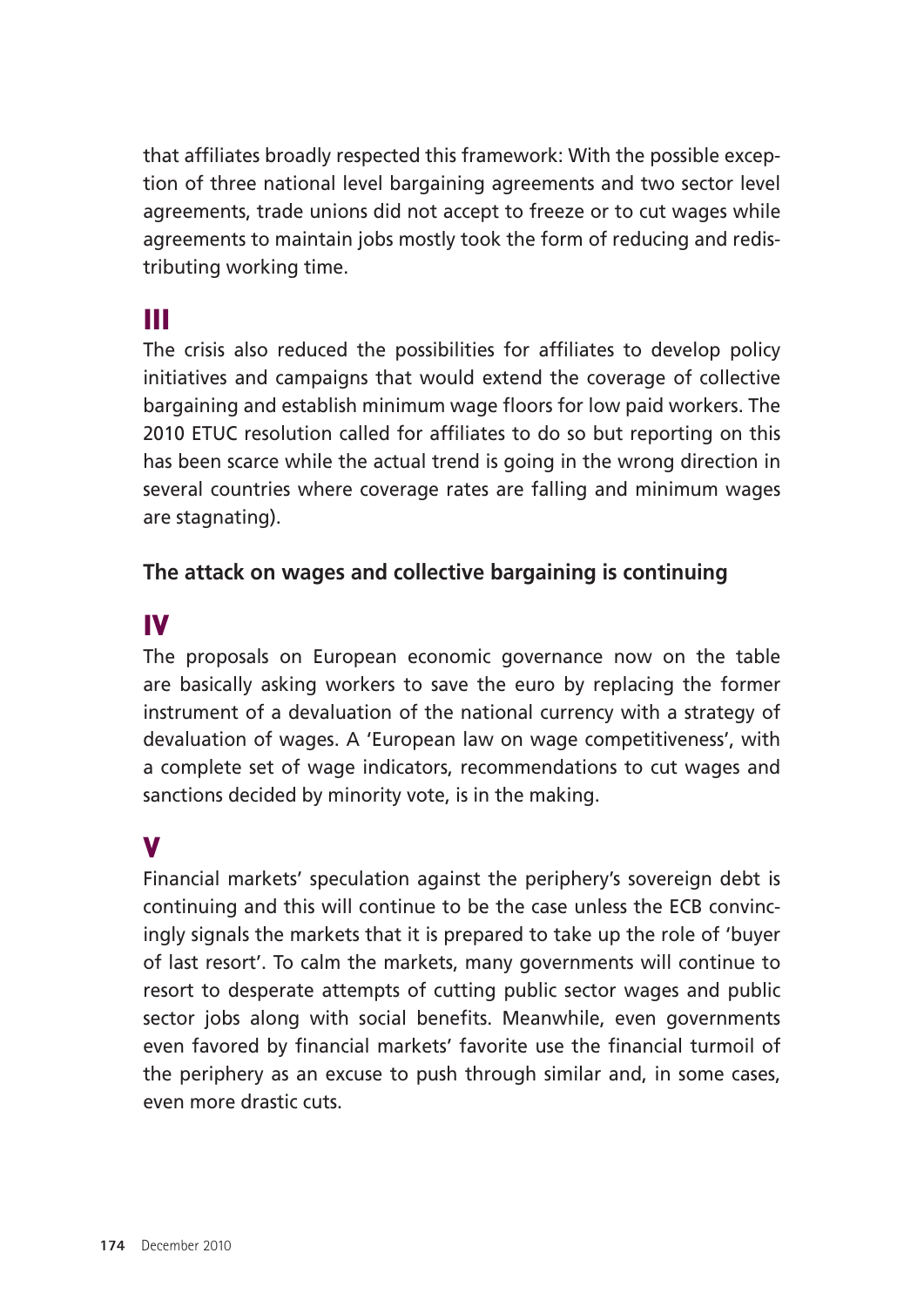that affiliates broadly respected this framework: With the possible exception of three national level bargaining agreements and two sector level agreements, trade unions did not accept to freeze or to cut wages while agreements to maintain jobs mostly took the form of reducing and redistributing working time.

## III

The crisis also reduced the possibilities for affiliates to develop policy initiatives and campaigns that would extend the coverage of collective bargaining and establish minimum wage floors for low paid workers. The 2010 ETUC resolution called for affiliates to do so but reporting on this has been scarce while the actual trend is going in the wrong direction in several countries where coverage rates are falling and minimum wages are stagnating).

### The attack on wages and collective bargaining is continuing

## IV

The proposals on European economic governance now on the table are basically asking workers to save the euro by replacing the former instrument of a devaluation of the national currency with a strategy of devaluation of wages. A 'European law on wage competitiveness', with a complete set of wage indicators, recommendations to cut wages and sanctions decided by minority vote, is in the making.

## V

Financial markets' speculation against the periphery's sovereign debt is continuing and this will continue to be the case unless the ECB convincingly signals the markets that it is prepared to take up the role of 'buyer of last resort'. To calm the markets, many governments will continue to resort to desperate attempts of cutting public sector wages and public sector jobs along with social benefits. Meanwhile, even governments even favored by financial markets' favorite use the financial turmoil of the periphery as an excuse to push through similar and, in some cases, even more drastic cuts.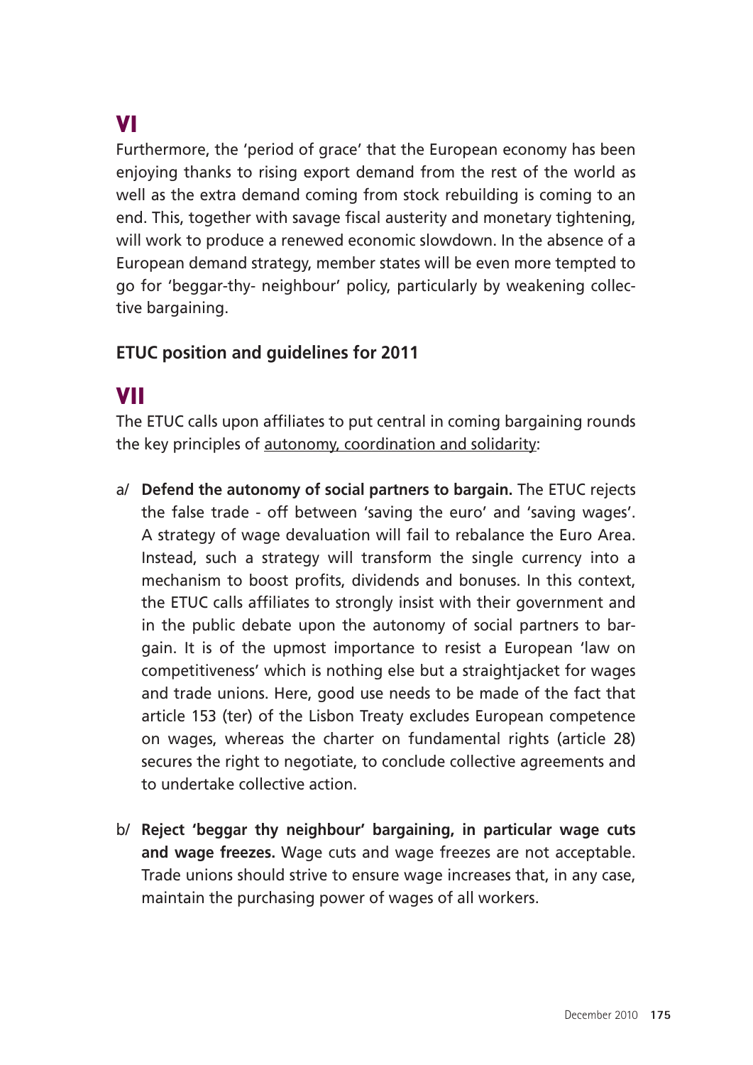## VI

Furthermore, the 'period of grace' that the European economy has been enjoying thanks to rising export demand from the rest of the world as well as the extra demand coming from stock rebuilding is coming to an end. This, together with savage fiscal austerity and monetary tightening, will work to produce a renewed economic slowdown. In the absence of a European demand strategy, member states will be even more tempted to go for 'beggar-thy- neighbour' policy, particularly by weakening collective bargaining.

### ETUC position and guidelines for 2011

## VII

The ETUC calls upon affiliates to put central in coming bargaining rounds the key principles of autonomy, coordination and solidarity:

a/ **Defend the autonomy of social partners to bargain.** The ETUC rejects the false trade - off between 'saving the euro' and 'saving wages'. A strategy of wage devaluation will fail to rebalance the Euro Area. Instead, such a strategy will transform the single currency into a mechanism to boost profits, dividends and bonuses. In this context, the ETUC calls affiliates to strongly insist with their government and in the public debate upon the autonomy of social partners to bargain. It is of the upmost importance to resist a European 'law on competitiveness' which is nothing else but a straightjacket for wages and trade unions. Here, good use needs to be made of the fact that article 153 (ter) of the Lisbon Treaty excludes European competence on wages, whereas the charter on fundamental rights (article 28) secures the right to negotiate, to conclude collective agreements and to undertake collective action.

b/ **Reject 'beggar thy neighbour' bargaining, in particular wage cuts and wage freezes.** Wage cuts and wage freezes are not acceptable. Trade unions should strive to ensure wage increases that, in any case, maintain the purchasing power of wages of all workers.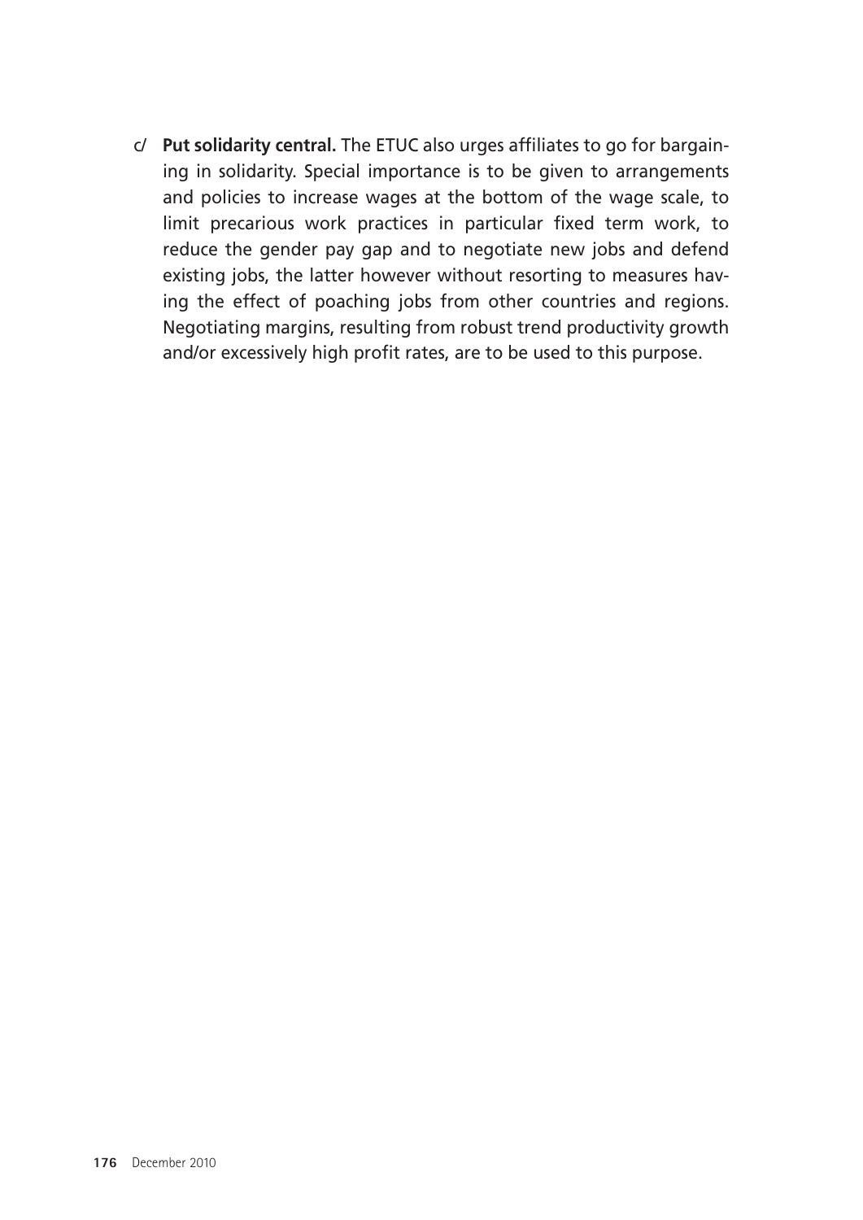c/ **Put solidarity central.** The ETUC also urges affiliates to go for bargaining in solidarity. Special importance is to be given to arrangements and policies to increase wages at the bottom of the wage scale, to limit precarious work practices in particular fixed term work, to reduce the gender pay gap and to negotiate new jobs and defend existing jobs, the latter however without resorting to measures having the effect of poaching jobs from other countries and regions. Negotiating margins, resulting from robust trend productivity growth and/or excessively high profit rates, are to be used to this purpose.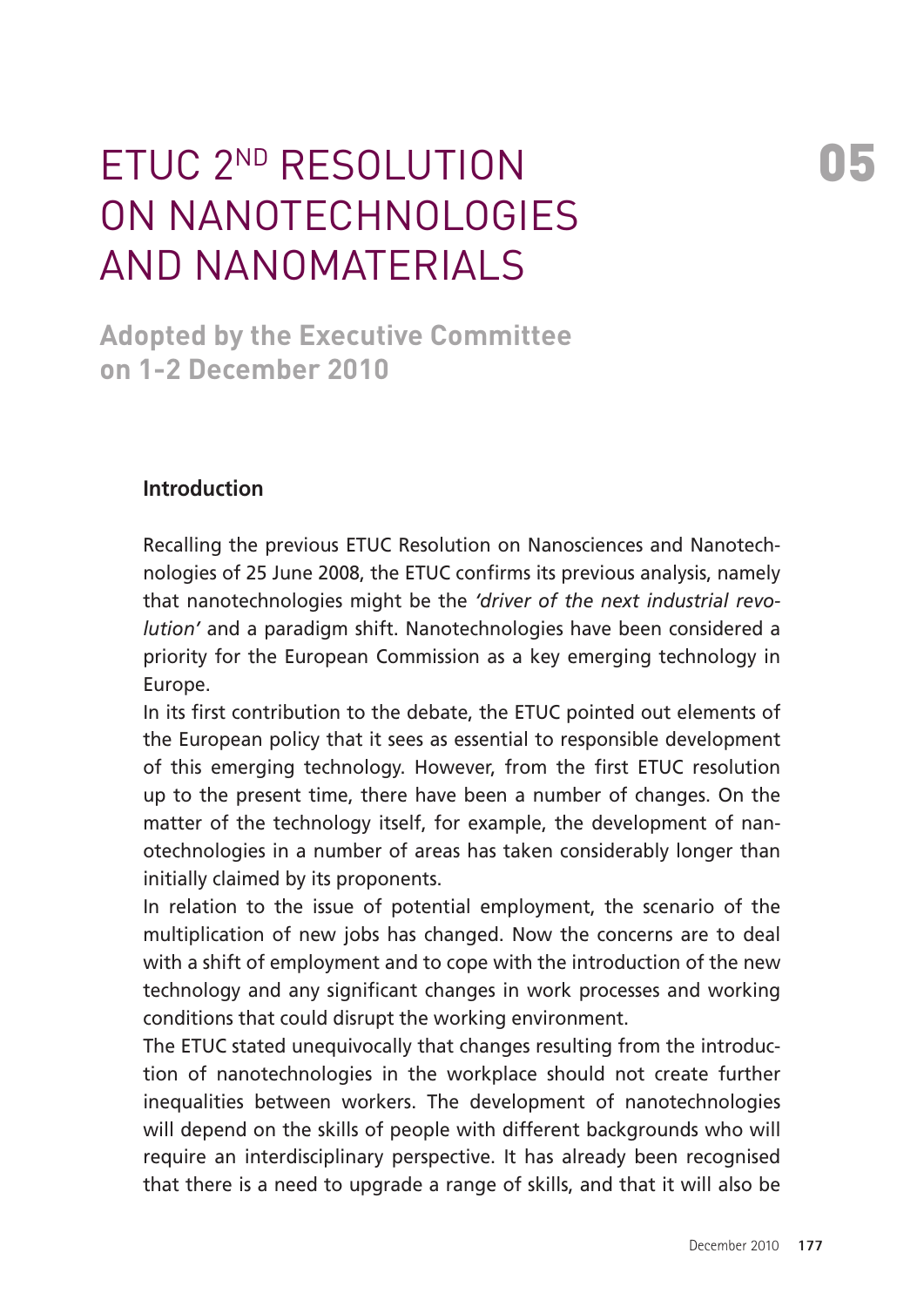# ETUC 2ND RESOLUTION ON NANOTECHNOLOGIES AND NANOMATERIALS

05

## Adopted by the Executive Committee on 1-2 December 2010

### Introduction

Recalling the previous ETUC Resolution on Nanosciences and Nanotechnologies of 25 June 2008, the ETUC confirms its previous analysis, namely that nanotechnologies might be the *'driver of the next industrial revolution'* and a paradigm shift. Nanotechnologies have been considered a priority for the European Commission as a key emerging technology in Europe.

In its first contribution to the debate, the ETUC pointed out elements of the European policy that it sees as essential to responsible development of this emerging technology. However, from the first ETUC resolution up to the present time, there have been a number of changes. On the matter of the technology itself, for example, the development of nanotechnologies in a number of areas has taken considerably longer than initially claimed by its proponents.

In relation to the issue of potential employment, the scenario of the multiplication of new jobs has changed. Now the concerns are to deal with a shift of employment and to cope with the introduction of the new technology and any significant changes in work processes and working conditions that could disrupt the working environment.

The ETUC stated unequivocally that changes resulting from the introduction of nanotechnologies in the workplace should not create further inequalities between workers. The development of nanotechnologies will depend on the skills of people with different backgrounds who will require an interdisciplinary perspective. It has already been recognised that there is a need to upgrade a range of skills, and that it will also be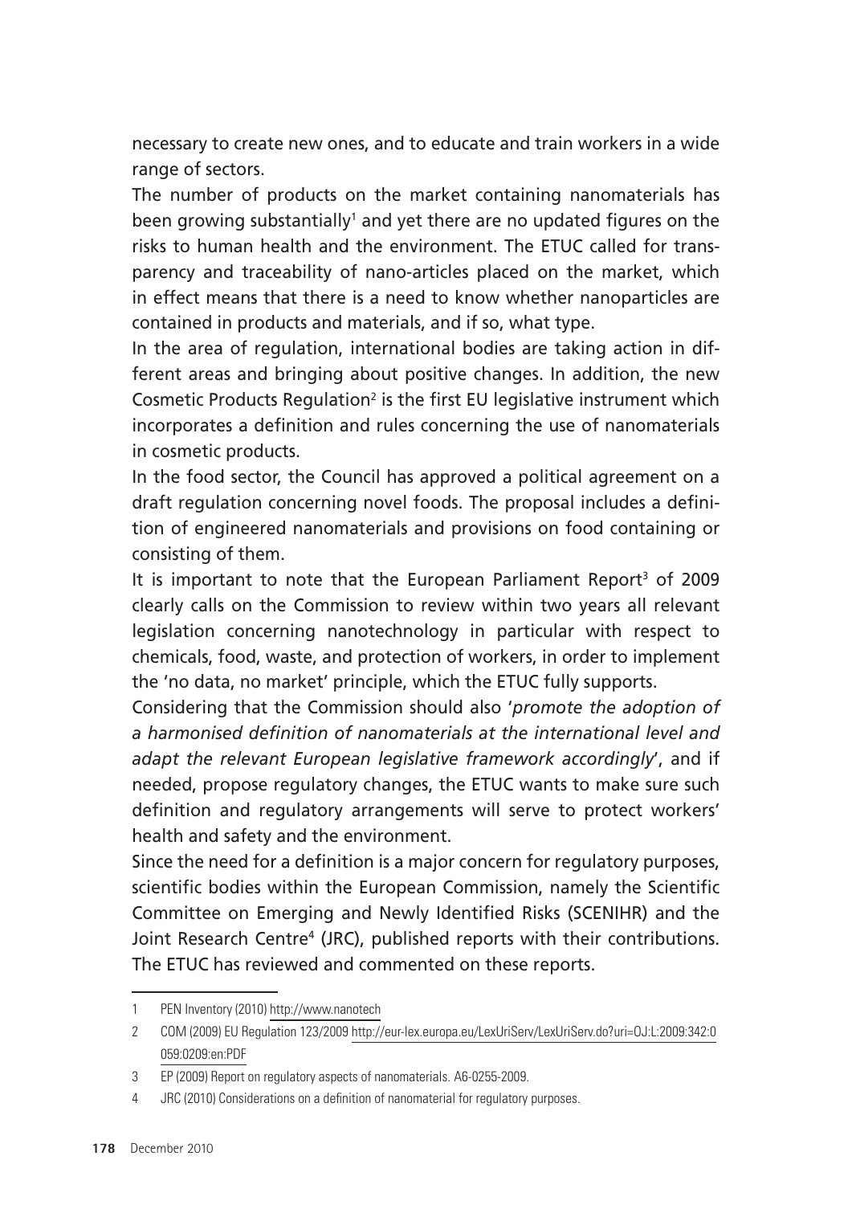necessary to create new ones, and to educate and train workers in a wide range of sectors.

The number of products on the market containing nanomaterials has been growing substantially[1] and yet there are no updated figures on the risks to human health and the environment. The ETUC called for transparency and traceability of nano-articles placed on the market, which in effect means that there is a need to know whether nanoparticles are contained in products and materials, and if so, what type.

In the area of regulation, international bodies are taking action in different areas and bringing about positive changes. In addition, the new Cosmetic Products Regulation[2] is the first EU legislative instrument which incorporates a definition and rules concerning the use of nanomaterials in cosmetic products.

In the food sector, the Council has approved a political agreement on a draft regulation concerning novel foods. The proposal includes a definition of engineered nanomaterials and provisions on food containing or consisting of them.

It is important to note that the European Parliament Report[3] of 2009 clearly calls on the Commission to review within two years all relevant legislation concerning nanotechnology in particular with respect to chemicals, food, waste, and protection of workers, in order to implement the 'no data, no market' principle, which the ETUC fully supports.

Considering that the Commission should also '*promote the adoption of a harmonised definition of nanomaterials at the international level and adapt the relevant European legislative framework accordingly*', and if needed, propose regulatory changes, the ETUC wants to make sure such definition and regulatory arrangements will serve to protect workers' health and safety and the environment.

Since the need for a definition is a major concern for regulatory purposes, scientific bodies within the European Commission, namely the Scientific Committee on Emerging and Newly Identified Risks (SCENIHR) and the Joint Research Centre[4] (JRC), published reports with their contributions. The ETUC has reviewed and commented on these reports.

---

1 PEN Inventory (2010) http://www.nanotech

2 COM (2009) EU Regulation 123/2009 http://eur-lex.europa.eu/LexUriServ/LexUriServ.do?uri=OJ:L:2009:342:0059:0209:en:PDF

3 EP (2009) Report on regulatory aspects of nanomaterials. A6-0255-2009.

4 JRC (2010) Considerations on a definition of nanomaterial for regulatory purposes.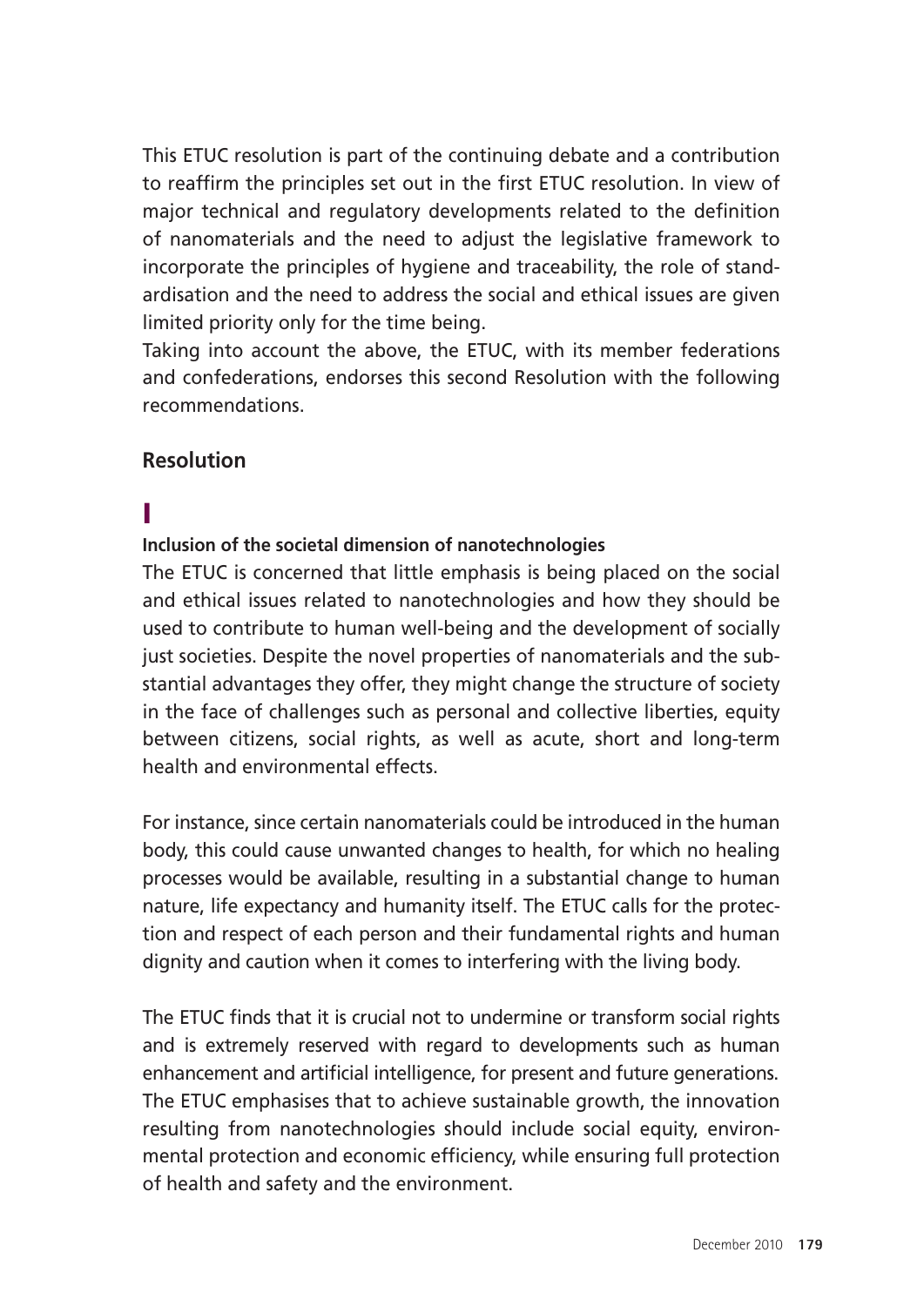This ETUC resolution is part of the continuing debate and a contribution to reaffirm the principles set out in the first ETUC resolution. In view of major technical and regulatory developments related to the definition of nanomaterials and the need to adjust the legislative framework to incorporate the principles of hygiene and traceability, the role of standardisation and the need to address the social and ethical issues are given limited priority only for the time being.

Taking into account the above, the ETUC, with its member federations and confederations, endorses this second Resolution with the following recommendations.

## Resolution

### I

#### Inclusion of the societal dimension of nanotechnologies

The ETUC is concerned that little emphasis is being placed on the social and ethical issues related to nanotechnologies and how they should be used to contribute to human well-being and the development of socially just societies. Despite the novel properties of nanomaterials and the substantial advantages they offer, they might change the structure of society in the face of challenges such as personal and collective liberties, equity between citizens, social rights, as well as acute, short and long-term health and environmental effects.

For instance, since certain nanomaterials could be introduced in the human body, this could cause unwanted changes to health, for which no healing processes would be available, resulting in a substantial change to human nature, life expectancy and humanity itself. The ETUC calls for the protection and respect of each person and their fundamental rights and human dignity and caution when it comes to interfering with the living body.

The ETUC finds that it is crucial not to undermine or transform social rights and is extremely reserved with regard to developments such as human enhancement and artificial intelligence, for present and future generations. The ETUC emphasises that to achieve sustainable growth, the innovation resulting from nanotechnologies should include social equity, environmental protection and economic efficiency, while ensuring full protection of health and safety and the environment.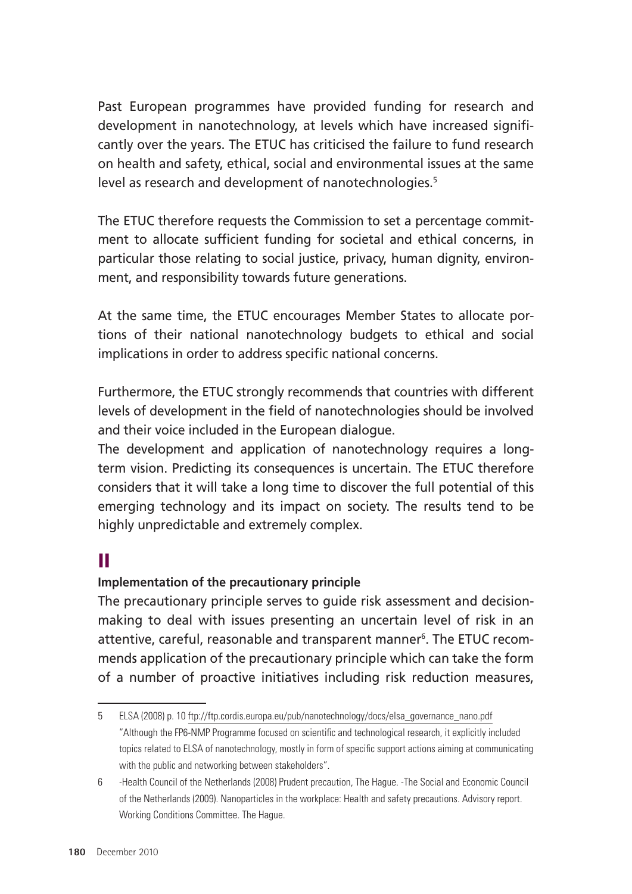Past European programmes have provided funding for research and development in nanotechnology, at levels which have increased significantly over the years. The ETUC has criticised the failure to fund research on health and safety, ethical, social and environmental issues at the same level as research and development of nanotechnologies.[5]

The ETUC therefore requests the Commission to set a percentage commitment to allocate sufficient funding for societal and ethical concerns, in particular those relating to social justice, privacy, human dignity, environment, and responsibility towards future generations.

At the same time, the ETUC encourages Member States to allocate portions of their national nanotechnology budgets to ethical and social implications in order to address specific national concerns.

Furthermore, the ETUC strongly recommends that countries with different levels of development in the field of nanotechnologies should be involved and their voice included in the European dialogue.

The development and application of nanotechnology requires a long-term vision. Predicting its consequences is uncertain. The ETUC therefore considers that it will take a long time to discover the full potential of this emerging technology and its impact on society. The results tend to be highly unpredictable and extremely complex.

# II

**Implementation of the precautionary principle**

The precautionary principle serves to guide risk assessment and decision-making to deal with issues presenting an uncertain level of risk in an attentive, careful, reasonable and transparent manner[6]. The ETUC recommends application of the precautionary principle which can take the form of a number of proactive initiatives including risk reduction measures,

---

5 ELSA (2008) p. 10 ftp://ftp.cordis.europa.eu/pub/nanotechnology/docs/elsa_governance_nano.pdf "Although the FP6-NMP Programme focused on scientific and technological research, it explicitly included topics related to ELSA of nanotechnology, mostly in form of specific support actions aiming at communicating with the public and networking between stakeholders".

6 -Health Council of the Netherlands (2008) Prudent precaution, The Hague. -The Social and Economic Council of the Netherlands (2009). Nanoparticles in the workplace: Health and safety precautions. Advisory report. Working Conditions Committee. The Hague.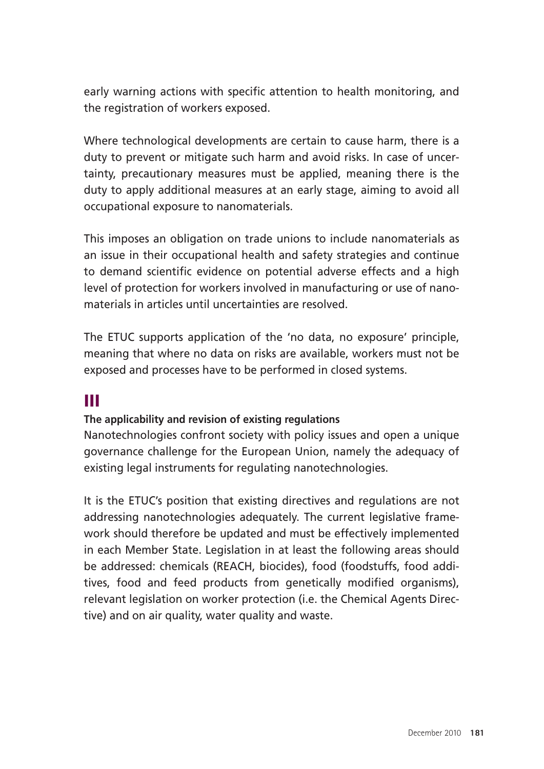early warning actions with specific attention to health monitoring, and the registration of workers exposed.

Where technological developments are certain to cause harm, there is a duty to prevent or mitigate such harm and avoid risks. In case of uncertainty, precautionary measures must be applied, meaning there is the duty to apply additional measures at an early stage, aiming to avoid all occupational exposure to nanomaterials.

This imposes an obligation on trade unions to include nanomaterials as an issue in their occupational health and safety strategies and continue to demand scientific evidence on potential adverse effects and a high level of protection for workers involved in manufacturing or use of nanomaterials in articles until uncertainties are resolved.

The ETUC supports application of the 'no data, no exposure' principle, meaning that where no data on risks are available, workers must not be exposed and processes have to be performed in closed systems.

## III

### The applicability and revision of existing regulations

Nanotechnologies confront society with policy issues and open a unique governance challenge for the European Union, namely the adequacy of existing legal instruments for regulating nanotechnologies.

It is the ETUC's position that existing directives and regulations are not addressing nanotechnologies adequately. The current legislative framework should therefore be updated and must be effectively implemented in each Member State. Legislation in at least the following areas should be addressed: chemicals (REACH, biocides), food (foodstuffs, food additives, food and feed products from genetically modified organisms), relevant legislation on worker protection (i.e. the Chemical Agents Directive) and on air quality, water quality and waste.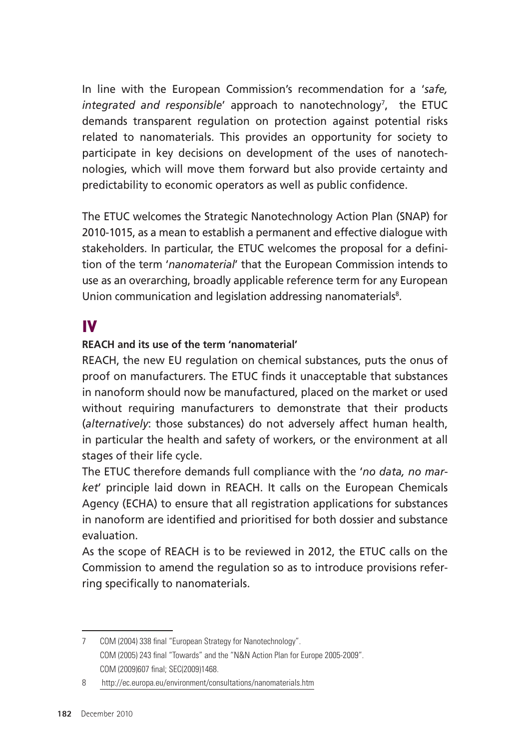In line with the European Commission's recommendation for a '*safe, integrated and responsible*' approach to nanotechnology[7], the ETUC demands transparent regulation on protection against potential risks related to nanomaterials. This provides an opportunity for society to participate in key decisions on development of the uses of nanotechnologies, which will move them forward but also provide certainty and predictability to economic operators as well as public confidence.

The ETUC welcomes the Strategic Nanotechnology Action Plan (SNAP) for 2010-1015, as a mean to establish a permanent and effective dialogue with stakeholders. In particular, the ETUC welcomes the proposal for a definition of the term '*nanomaterial*' that the European Commission intends to use as an overarching, broadly applicable reference term for any European Union communication and legislation addressing nanomaterials[8].

# IV

**REACH and its use of the term 'nanomaterial'**

REACH, the new EU regulation on chemical substances, puts the onus of proof on manufacturers. The ETUC finds it unacceptable that substances in nanoform should now be manufactured, placed on the market or used without requiring manufacturers to demonstrate that their products (*alternatively*: those substances) do not adversely affect human health, in particular the health and safety of workers, or the environment at all stages of their life cycle.

The ETUC therefore demands full compliance with the '*no data, no market*' principle laid down in REACH. It calls on the European Chemicals Agency (ECHA) to ensure that all registration applications for substances in nanoform are identified and prioritised for both dossier and substance evaluation.

As the scope of REACH is to be reviewed in 2012, the ETUC calls on the Commission to amend the regulation so as to introduce provisions referring specifically to nanomaterials.

---

7 COM (2004) 338 final "European Strategy for Nanotechnology".
COM (2005) 243 final "Towards" and the "N&N Action Plan for Europe 2005-2009".
COM (2009)607 final; SEC(2009)1468.

8 http://ec.europa.eu/environment/consultations/nanomaterials.htm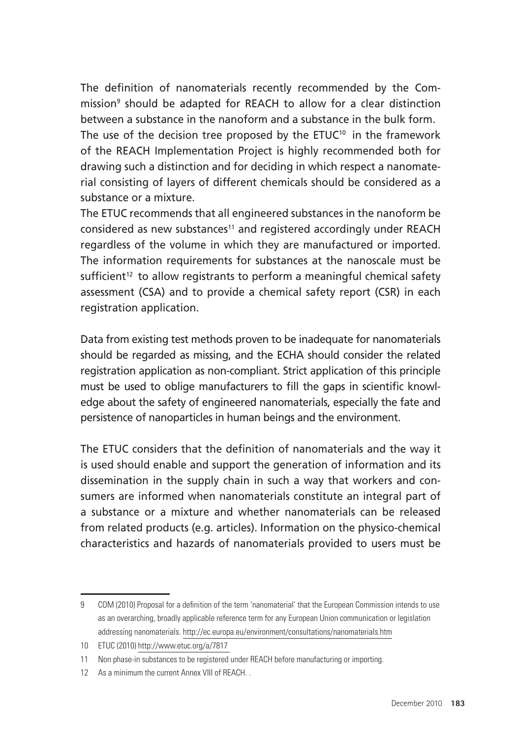The definition of nanomaterials recently recommended by the Commission[9] should be adapted for REACH to allow for a clear distinction between a substance in the nanoform and a substance in the bulk form. The use of the decision tree proposed by the ETUC[10] in the framework of the REACH Implementation Project is highly recommended both for drawing such a distinction and for deciding in which respect a nanomaterial consisting of layers of different chemicals should be considered as a substance or a mixture.

The ETUC recommends that all engineered substances in the nanoform be considered as new substances[11] and registered accordingly under REACH regardless of the volume in which they are manufactured or imported. The information requirements for substances at the nanoscale must be sufficient[12] to allow registrants to perform a meaningful chemical safety assessment (CSA) and to provide a chemical safety report (CSR) in each registration application.

Data from existing test methods proven to be inadequate for nanomaterials should be regarded as missing, and the ECHA should consider the related registration application as non-compliant. Strict application of this principle must be used to oblige manufacturers to fill the gaps in scientific knowledge about the safety of engineered nanomaterials, especially the fate and persistence of nanoparticles in human beings and the environment.

The ETUC considers that the definition of nanomaterials and the way it is used should enable and support the generation of information and its dissemination in the supply chain in such a way that workers and consumers are informed when nanomaterials constitute an integral part of a substance or a mixture and whether nanomaterials can be released from related products (e.g. articles). Information on the physico-chemical characteristics and hazards of nanomaterials provided to users must be

---

9 COM (2010) Proposal for a definition of the term 'nanomaterial' that the European Commission intends to use as an overarching, broadly applicable reference term for any European Union communication or legislation addressing nanomaterials. http://ec.europa.eu/environment/consultations/nanomaterials.htm

10 ETUC (2010) http://www.etuc.org/a/7817

11 Non phase-in substances to be registered under REACH before manufacturing or importing.

12 As a minimum the current Annex VIII of REACH. .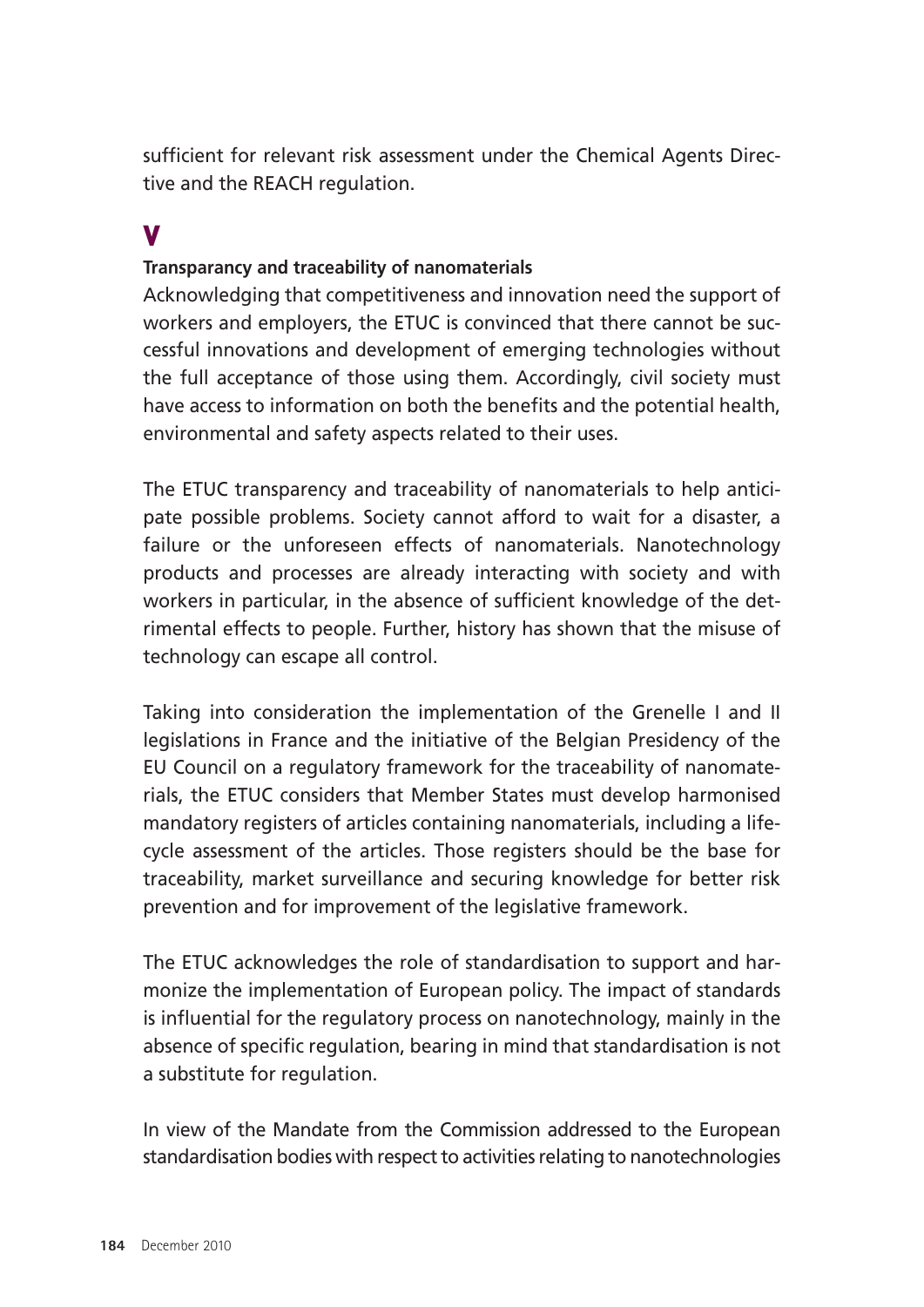sufficient for relevant risk assessment under the Chemical Agents Directive and the REACH regulation.

## V

**Transparancy and traceability of nanomaterials**

Acknowledging that competitiveness and innovation need the support of workers and employers, the ETUC is convinced that there cannot be successful innovations and development of emerging technologies without the full acceptance of those using them. Accordingly, civil society must have access to information on both the benefits and the potential health, environmental and safety aspects related to their uses.

The ETUC transparency and traceability of nanomaterials to help anticipate possible problems. Society cannot afford to wait for a disaster, a failure or the unforeseen effects of nanomaterials. Nanotechnology products and processes are already interacting with society and with workers in particular, in the absence of sufficient knowledge of the detrimental effects to people. Further, history has shown that the misuse of technology can escape all control.

Taking into consideration the implementation of the Grenelle I and II legislations in France and the initiative of the Belgian Presidency of the EU Council on a regulatory framework for the traceability of nanomaterials, the ETUC considers that Member States must develop harmonised mandatory registers of articles containing nanomaterials, including a lifecycle assessment of the articles. Those registers should be the base for traceability, market surveillance and securing knowledge for better risk prevention and for improvement of the legislative framework.

The ETUC acknowledges the role of standardisation to support and harmonize the implementation of European policy. The impact of standards is influential for the regulatory process on nanotechnology, mainly in the absence of specific regulation, bearing in mind that standardisation is not a substitute for regulation.

In view of the Mandate from the Commission addressed to the European standardisation bodies with respect to activities relating to nanotechnologies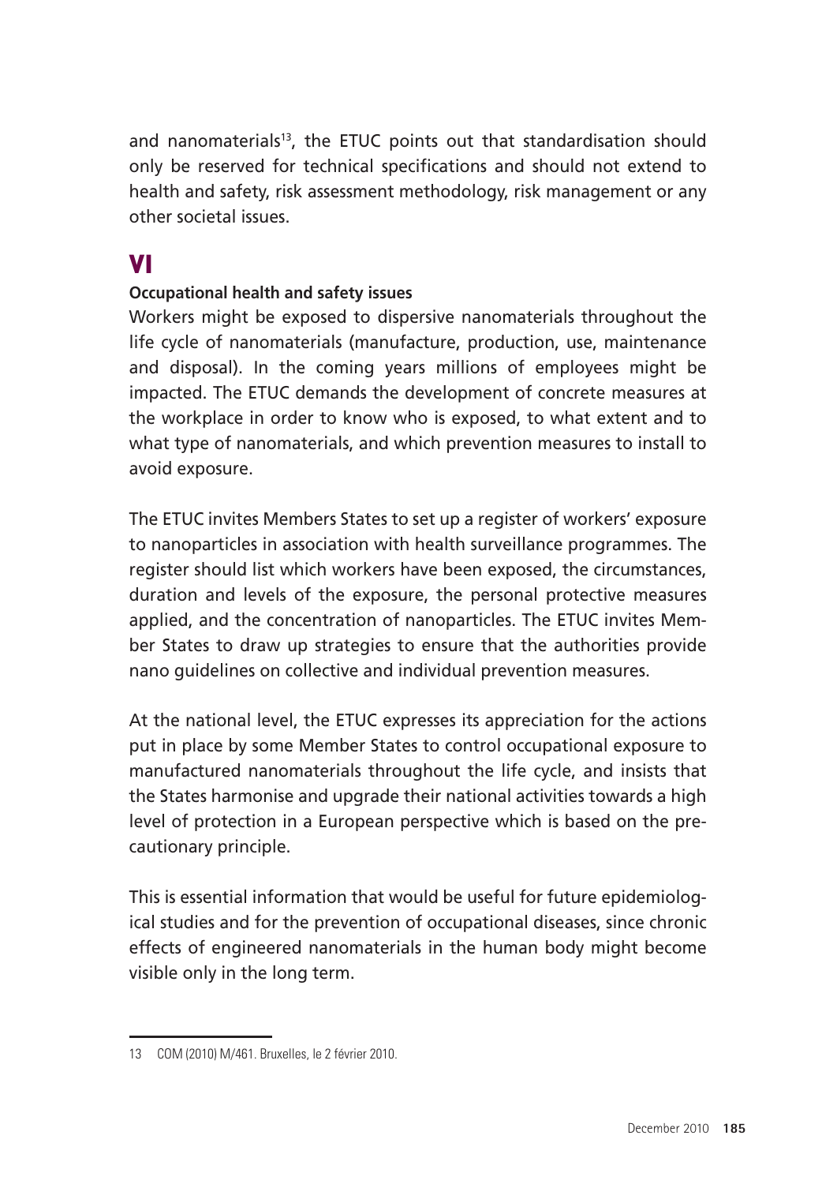and nanomaterials[13], the ETUC points out that standardisation should only be reserved for technical specifications and should not extend to health and safety, risk assessment methodology, risk management or any other societal issues.

## VI

**Occupational health and safety issues**

Workers might be exposed to dispersive nanomaterials throughout the life cycle of nanomaterials (manufacture, production, use, maintenance and disposal). In the coming years millions of employees might be impacted. The ETUC demands the development of concrete measures at the workplace in order to know who is exposed, to what extent and to what type of nanomaterials, and which prevention measures to install to avoid exposure.

The ETUC invites Members States to set up a register of workers' exposure to nanoparticles in association with health surveillance programmes. The register should list which workers have been exposed, the circumstances, duration and levels of the exposure, the personal protective measures applied, and the concentration of nanoparticles. The ETUC invites Member States to draw up strategies to ensure that the authorities provide nano guidelines on collective and individual prevention measures.

At the national level, the ETUC expresses its appreciation for the actions put in place by some Member States to control occupational exposure to manufactured nanomaterials throughout the life cycle, and insists that the States harmonise and upgrade their national activities towards a high level of protection in a European perspective which is based on the precautionary principle.

This is essential information that would be useful for future epidemiological studies and for the prevention of occupational diseases, since chronic effects of engineered nanomaterials in the human body might become visible only in the long term.

---

13 COM (2010) M/461. Bruxelles, le 2 février 2010.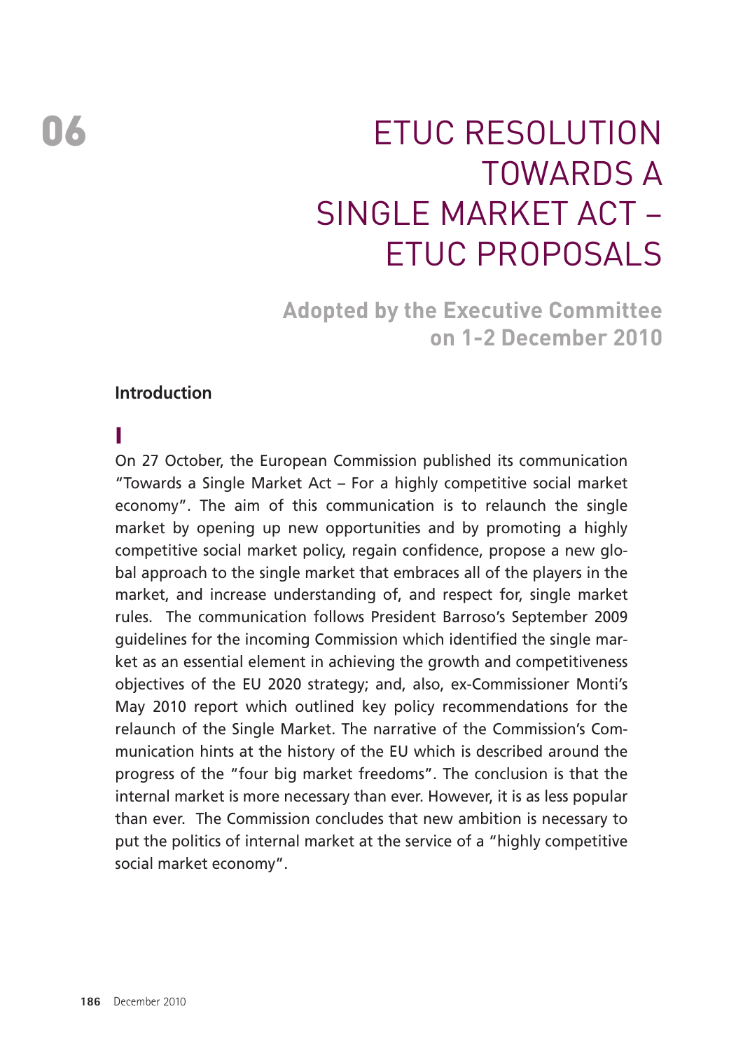06

# ETUC RESOLUTION TOWARDS A SINGLE MARKET ACT – ETUC PROPOSALS

**Adopted by the Executive Committee on 1-2 December 2010**

## Introduction

### I

On 27 October, the European Commission published its communication "Towards a Single Market Act – For a highly competitive social market economy". The aim of this communication is to relaunch the single market by opening up new opportunities and by promoting a highly competitive social market policy, regain confidence, propose a new global approach to the single market that embraces all of the players in the market, and increase understanding of, and respect for, single market rules. The communication follows President Barroso's September 2009 guidelines for the incoming Commission which identified the single market as an essential element in achieving the growth and competitiveness objectives of the EU 2020 strategy; and, also, ex-Commissioner Monti's May 2010 report which outlined key policy recommendations for the relaunch of the Single Market. The narrative of the Commission's Communication hints at the history of the EU which is described around the progress of the "four big market freedoms". The conclusion is that the internal market is more necessary than ever. However, it is as less popular than ever. The Commission concludes that new ambition is necessary to put the politics of internal market at the service of a "highly competitive social market economy".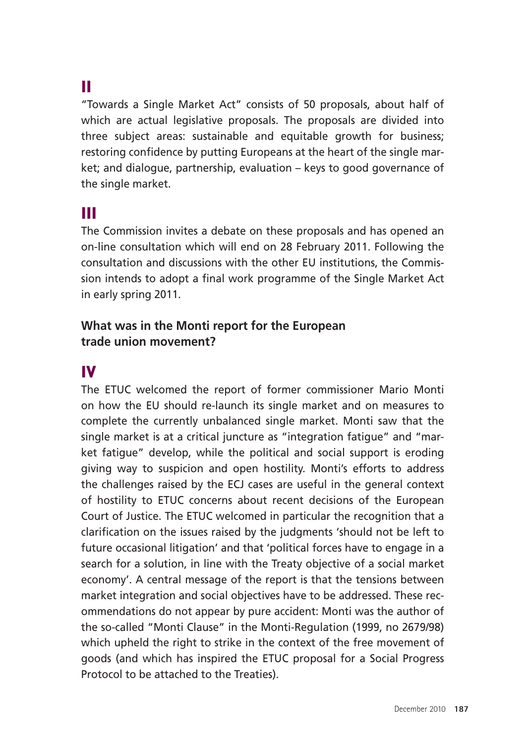## II

"Towards a Single Market Act" consists of 50 proposals, about half of which are actual legislative proposals. The proposals are divided into three subject areas: sustainable and equitable growth for business; restoring confidence by putting Europeans at the heart of the single market; and dialogue, partnership, evaluation – keys to good governance of the single market.

## III

The Commission invites a debate on these proposals and has opened an on-line consultation which will end on 28 February 2011. Following the consultation and discussions with the other EU institutions, the Commission intends to adopt a final work programme of the Single Market Act in early spring 2011.

### What was in the Monti report for the European trade union movement?

## IV

The ETUC welcomed the report of former commissioner Mario Monti on how the EU should re-launch its single market and on measures to complete the currently unbalanced single market. Monti saw that the single market is at a critical juncture as "integration fatigue" and "market fatigue" develop, while the political and social support is eroding giving way to suspicion and open hostility. Monti's efforts to address the challenges raised by the ECJ cases are useful in the general context of hostility to ETUC concerns about recent decisions of the European Court of Justice. The ETUC welcomed in particular the recognition that a clarification on the issues raised by the judgments 'should not be left to future occasional litigation' and that 'political forces have to engage in a search for a solution, in line with the Treaty objective of a social market economy'. A central message of the report is that the tensions between market integration and social objectives have to be addressed. These recommendations do not appear by pure accident: Monti was the author of the so-called "Monti Clause" in the Monti-Regulation (1999, no 2679/98) which upheld the right to strike in the context of the free movement of goods (and which has inspired the ETUC proposal for a Social Progress Protocol to be attached to the Treaties).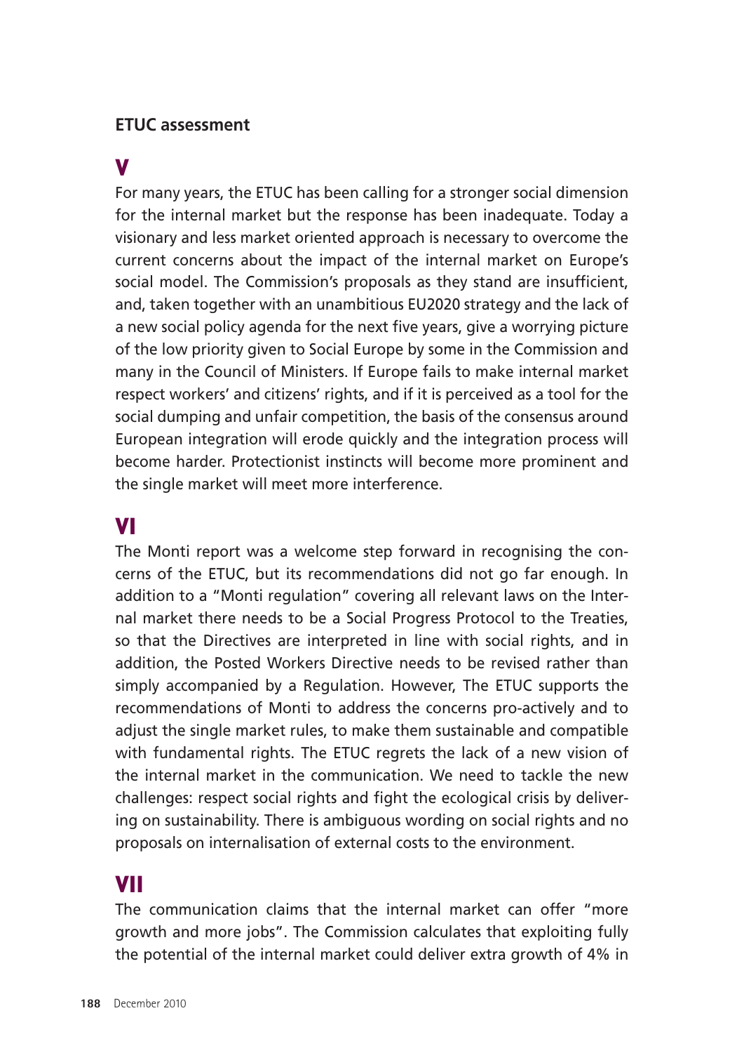## ETUC assessment

### V

For many years, the ETUC has been calling for a stronger social dimension for the internal market but the response has been inadequate. Today a visionary and less market oriented approach is necessary to overcome the current concerns about the impact of the internal market on Europe's social model. The Commission's proposals as they stand are insufficient, and, taken together with an unambitious EU2020 strategy and the lack of a new social policy agenda for the next five years, give a worrying picture of the low priority given to Social Europe by some in the Commission and many in the Council of Ministers. If Europe fails to make internal market respect workers' and citizens' rights, and if it is perceived as a tool for the social dumping and unfair competition, the basis of the consensus around European integration will erode quickly and the integration process will become harder. Protectionist instincts will become more prominent and the single market will meet more interference.

### VI

The Monti report was a welcome step forward in recognising the concerns of the ETUC, but its recommendations did not go far enough. In addition to a "Monti regulation" covering all relevant laws on the Internal market there needs to be a Social Progress Protocol to the Treaties, so that the Directives are interpreted in line with social rights, and in addition, the Posted Workers Directive needs to be revised rather than simply accompanied by a Regulation. However, The ETUC supports the recommendations of Monti to address the concerns pro-actively and to adjust the single market rules, to make them sustainable and compatible with fundamental rights. The ETUC regrets the lack of a new vision of the internal market in the communication. We need to tackle the new challenges: respect social rights and fight the ecological crisis by delivering on sustainability. There is ambiguous wording on social rights and no proposals on internalisation of external costs to the environment.

### VII

The communication claims that the internal market can offer "more growth and more jobs". The Commission calculates that exploiting fully the potential of the internal market could deliver extra growth of 4% in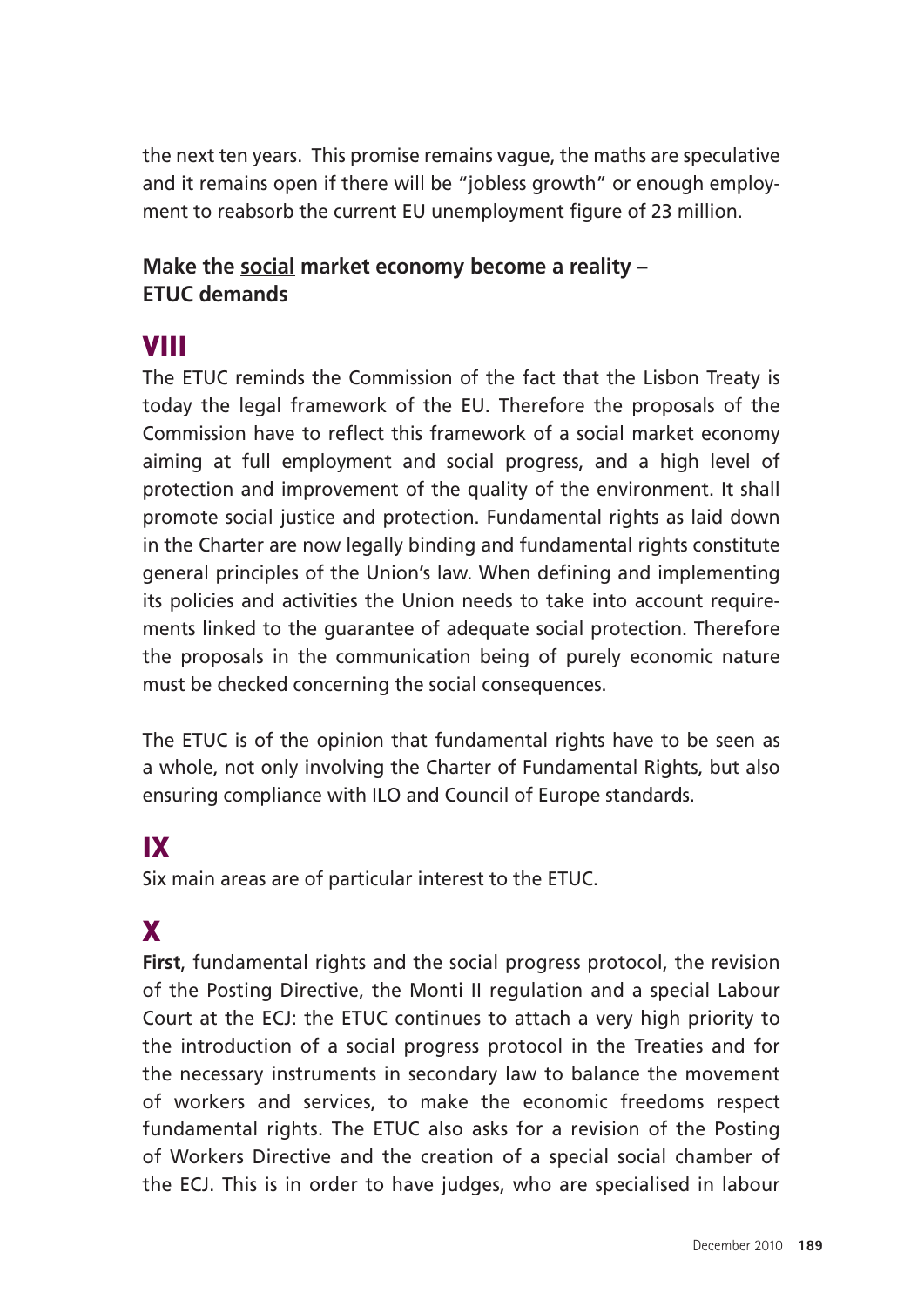the next ten years. This promise remains vague, the maths are speculative and it remains open if there will be "jobless growth" or enough employment to reabsorb the current EU unemployment figure of 23 million.

**Make the <u>social</u> market economy become a reality – ETUC demands**

## VIII

The ETUC reminds the Commission of the fact that the Lisbon Treaty is today the legal framework of the EU. Therefore the proposals of the Commission have to reflect this framework of a social market economy aiming at full employment and social progress, and a high level of protection and improvement of the quality of the environment. It shall promote social justice and protection. Fundamental rights as laid down in the Charter are now legally binding and fundamental rights constitute general principles of the Union's law. When defining and implementing its policies and activities the Union needs to take into account requirements linked to the guarantee of adequate social protection. Therefore the proposals in the communication being of purely economic nature must be checked concerning the social consequences.

The ETUC is of the opinion that fundamental rights have to be seen as a whole, not only involving the Charter of Fundamental Rights, but also ensuring compliance with ILO and Council of Europe standards.

## IX

Six main areas are of particular interest to the ETUC.

## X

**First**, fundamental rights and the social progress protocol, the revision of the Posting Directive, the Monti II regulation and a special Labour Court at the ECJ: the ETUC continues to attach a very high priority to the introduction of a social progress protocol in the Treaties and for the necessary instruments in secondary law to balance the movement of workers and services, to make the economic freedoms respect fundamental rights. The ETUC also asks for a revision of the Posting of Workers Directive and the creation of a special social chamber of the ECJ. This is in order to have judges, who are specialised in labour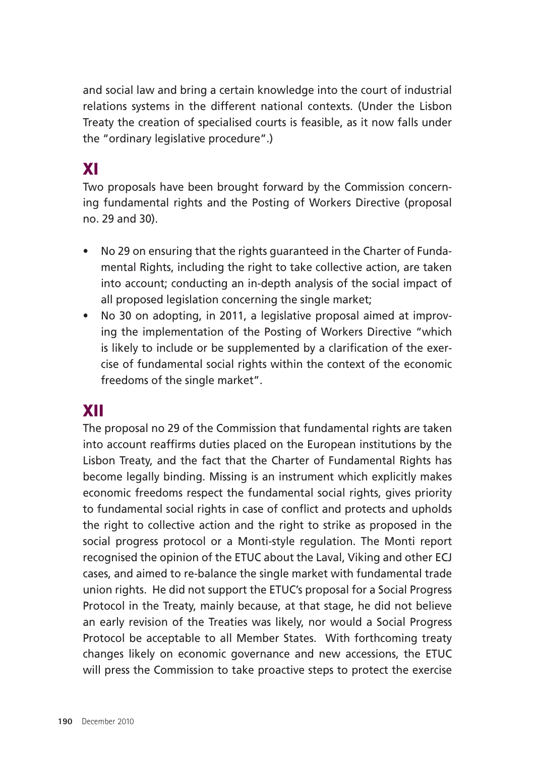and social law and bring a certain knowledge into the court of industrial relations systems in the different national contexts. (Under the Lisbon Treaty the creation of specialised courts is feasible, as it now falls under the "ordinary legislative procedure".)

## XI

Two proposals have been brought forward by the Commission concerning fundamental rights and the Posting of Workers Directive (proposal no. 29 and 30).

- No 29 on ensuring that the rights guaranteed in the Charter of Fundamental Rights, including the right to take collective action, are taken into account; conducting an in-depth analysis of the social impact of all proposed legislation concerning the single market;
- No 30 on adopting, in 2011, a legislative proposal aimed at improving the implementation of the Posting of Workers Directive "which is likely to include or be supplemented by a clarification of the exercise of fundamental social rights within the context of the economic freedoms of the single market".

## XII

The proposal no 29 of the Commission that fundamental rights are taken into account reaffirms duties placed on the European institutions by the Lisbon Treaty, and the fact that the Charter of Fundamental Rights has become legally binding. Missing is an instrument which explicitly makes economic freedoms respect the fundamental social rights, gives priority to fundamental social rights in case of conflict and protects and upholds the right to collective action and the right to strike as proposed in the social progress protocol or a Monti-style regulation. The Monti report recognised the opinion of the ETUC about the Laval, Viking and other ECJ cases, and aimed to re-balance the single market with fundamental trade union rights. He did not support the ETUC's proposal for a Social Progress Protocol in the Treaty, mainly because, at that stage, he did not believe an early revision of the Treaties was likely, nor would a Social Progress Protocol be acceptable to all Member States. With forthcoming treaty changes likely on economic governance and new accessions, the ETUC will press the Commission to take proactive steps to protect the exercise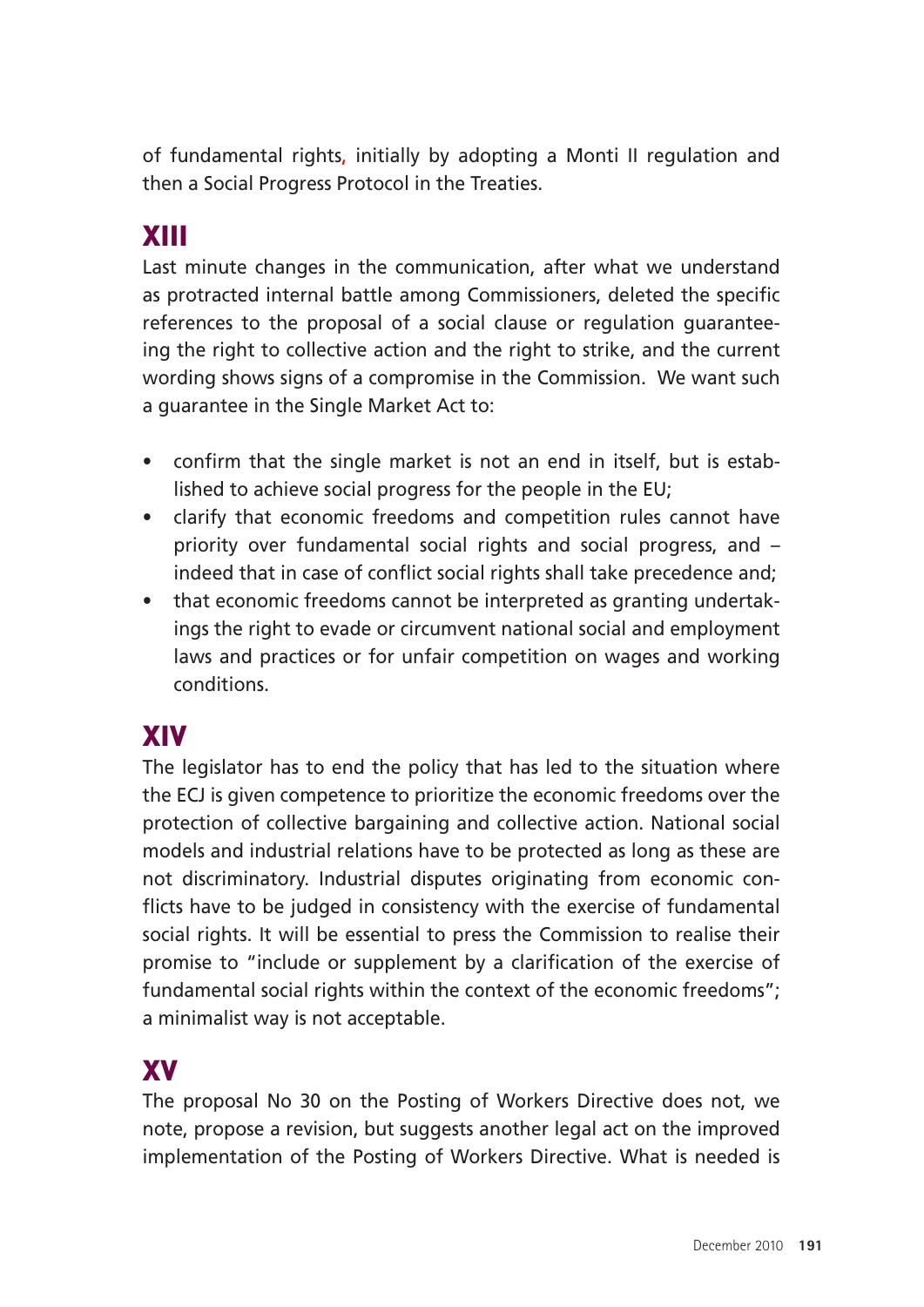of fundamental rights, initially by adopting a Monti II regulation and then a Social Progress Protocol in the Treaties.

## XIII

Last minute changes in the communication, after what we understand as protracted internal battle among Commissioners, deleted the specific references to the proposal of a social clause or regulation guaranteeing the right to collective action and the right to strike, and the current wording shows signs of a compromise in the Commission. We want such a guarantee in the Single Market Act to:

- confirm that the single market is not an end in itself, but is established to achieve social progress for the people in the EU;
- clarify that economic freedoms and competition rules cannot have priority over fundamental social rights and social progress, and – indeed that in case of conflict social rights shall take precedence and;
- that economic freedoms cannot be interpreted as granting undertakings the right to evade or circumvent national social and employment laws and practices or for unfair competition on wages and working conditions.

## XIV

The legislator has to end the policy that has led to the situation where the ECJ is given competence to prioritize the economic freedoms over the protection of collective bargaining and collective action. National social models and industrial relations have to be protected as long as these are not discriminatory. Industrial disputes originating from economic conflicts have to be judged in consistency with the exercise of fundamental social rights. It will be essential to press the Commission to realise their promise to "include or supplement by a clarification of the exercise of fundamental social rights within the context of the economic freedoms"; a minimalist way is not acceptable.

## XV

The proposal No 30 on the Posting of Workers Directive does not, we note, propose a revision, but suggests another legal act on the improved implementation of the Posting of Workers Directive. What is needed is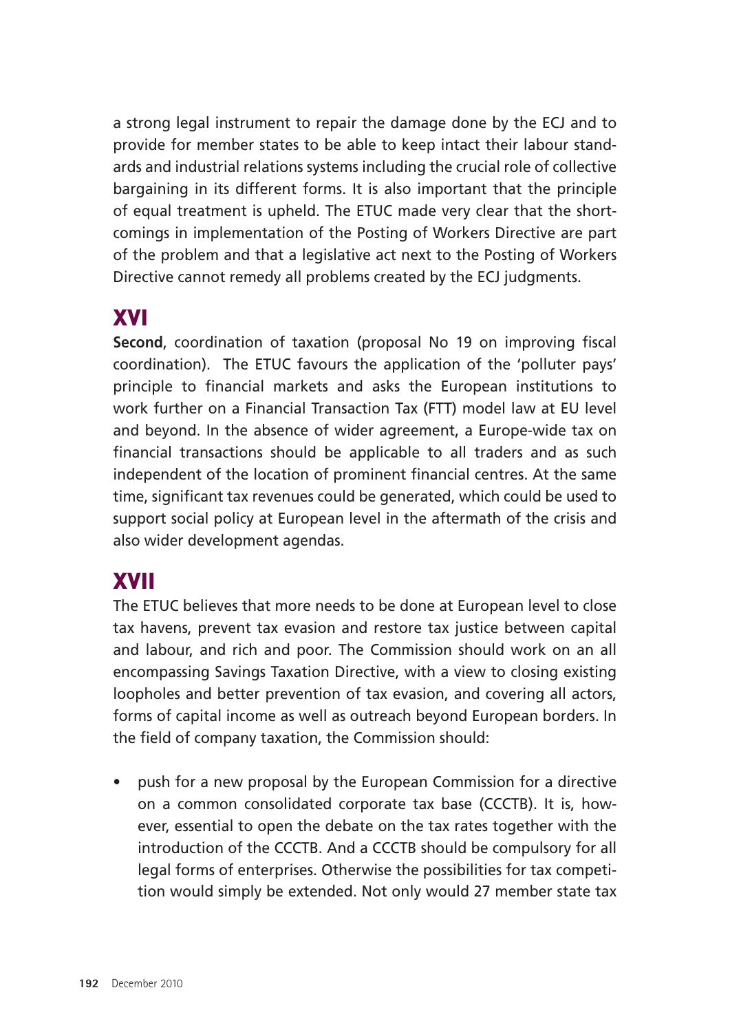a strong legal instrument to repair the damage done by the ECJ and to provide for member states to be able to keep intact their labour standards and industrial relations systems including the crucial role of collective bargaining in its different forms. It is also important that the principle of equal treatment is upheld. The ETUC made very clear that the shortcomings in implementation of the Posting of Workers Directive are part of the problem and that a legislative act next to the Posting of Workers Directive cannot remedy all problems created by the ECJ judgments.

## XVI

**Second**, coordination of taxation (proposal No 19 on improving fiscal coordination). The ETUC favours the application of the 'polluter pays' principle to financial markets and asks the European institutions to work further on a Financial Transaction Tax (FTT) model law at EU level and beyond. In the absence of wider agreement, a Europe-wide tax on financial transactions should be applicable to all traders and as such independent of the location of prominent financial centres. At the same time, significant tax revenues could be generated, which could be used to support social policy at European level in the aftermath of the crisis and also wider development agendas.

## XVII

The ETUC believes that more needs to be done at European level to close tax havens, prevent tax evasion and restore tax justice between capital and labour, and rich and poor. The Commission should work on an all encompassing Savings Taxation Directive, with a view to closing existing loopholes and better prevention of tax evasion, and covering all actors, forms of capital income as well as outreach beyond European borders. In the field of company taxation, the Commission should:

- push for a new proposal by the European Commission for a directive on a common consolidated corporate tax base (CCCTB). It is, however, essential to open the debate on the tax rates together with the introduction of the CCCTB. And a CCCTB should be compulsory for all legal forms of enterprises. Otherwise the possibilities for tax competition would simply be extended. Not only would 27 member state tax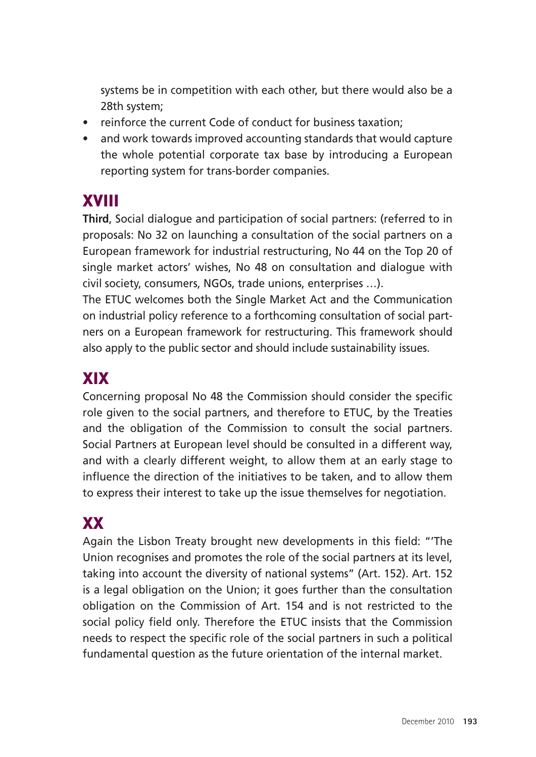systems be in competition with each other, but there would also be a 28th system;

- reinforce the current Code of conduct for business taxation;
- and work towards improved accounting standards that would capture the whole potential corporate tax base by introducing a European reporting system for trans-border companies.

## XVIII

**Third**, Social dialogue and participation of social partners: (referred to in proposals: No 32 on launching a consultation of the social partners on a European framework for industrial restructuring, No 44 on the Top 20 of single market actors' wishes, No 48 on consultation and dialogue with civil society, consumers, NGOs, trade unions, enterprises …).

The ETUC welcomes both the Single Market Act and the Communication on industrial policy reference to a forthcoming consultation of social partners on a European framework for restructuring. This framework should also apply to the public sector and should include sustainability issues.

## XIX

Concerning proposal No 48 the Commission should consider the specific role given to the social partners, and therefore to ETUC, by the Treaties and the obligation of the Commission to consult the social partners. Social Partners at European level should be consulted in a different way, and with a clearly different weight, to allow them at an early stage to influence the direction of the initiatives to be taken, and to allow them to express their interest to take up the issue themselves for negotiation.

## XX

Again the Lisbon Treaty brought new developments in this field: "'The Union recognises and promotes the role of the social partners at its level, taking into account the diversity of national systems" (Art. 152). Art. 152 is a legal obligation on the Union; it goes further than the consultation obligation on the Commission of Art. 154 and is not restricted to the social policy field only. Therefore the ETUC insists that the Commission needs to respect the specific role of the social partners in such a political fundamental question as the future orientation of the internal market.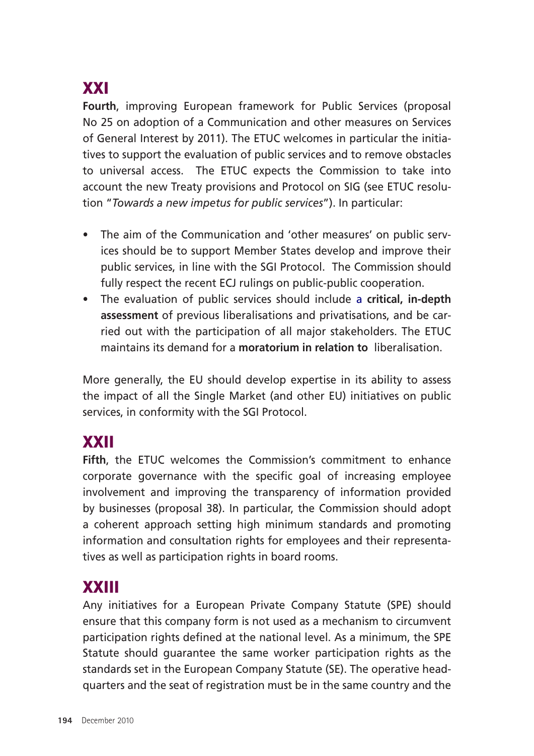## XXI

**Fourth**, improving European framework for Public Services (proposal No 25 on adoption of a Communication and other measures on Services of General Interest by 2011). The ETUC welcomes in particular the initiatives to support the evaluation of public services and to remove obstacles to universal access. The ETUC expects the Commission to take into account the new Treaty provisions and Protocol on SIG (see ETUC resolution "*Towards a new impetus for public services*"). In particular:

- The aim of the Communication and 'other measures' on public services should be to support Member States develop and improve their public services, in line with the SGI Protocol. The Commission should fully respect the recent ECJ rulings on public-public cooperation.
- The evaluation of public services should include a **critical, in-depth assessment** of previous liberalisations and privatisations, and be carried out with the participation of all major stakeholders. The ETUC maintains its demand for a **moratorium in relation to** liberalisation.

More generally, the EU should develop expertise in its ability to assess the impact of all the Single Market (and other EU) initiatives on public services, in conformity with the SGI Protocol.

## XXII

**Fifth**, the ETUC welcomes the Commission's commitment to enhance corporate governance with the specific goal of increasing employee involvement and improving the transparency of information provided by businesses (proposal 38). In particular, the Commission should adopt a coherent approach setting high minimum standards and promoting information and consultation rights for employees and their representatives as well as participation rights in board rooms.

## XXIII

Any initiatives for a European Private Company Statute (SPE) should ensure that this company form is not used as a mechanism to circumvent participation rights defined at the national level. As a minimum, the SPE Statute should guarantee the same worker participation rights as the standards set in the European Company Statute (SE). The operative headquarters and the seat of registration must be in the same country and the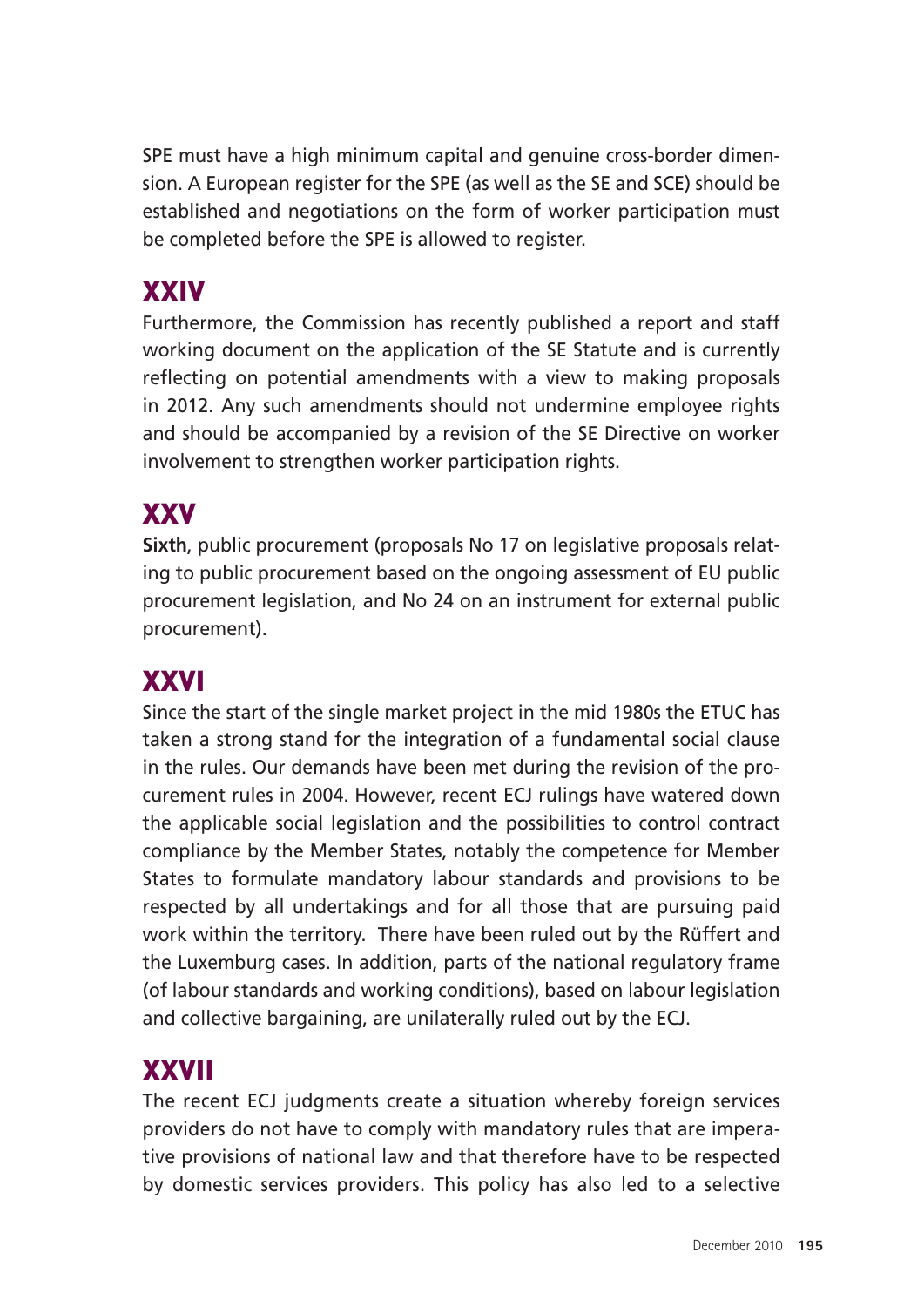SPE must have a high minimum capital and genuine cross-border dimension. A European register for the SPE (as well as the SE and SCE) should be established and negotiations on the form of worker participation must be completed before the SPE is allowed to register.

## XXIV

Furthermore, the Commission has recently published a report and staff working document on the application of the SE Statute and is currently reflecting on potential amendments with a view to making proposals in 2012. Any such amendments should not undermine employee rights and should be accompanied by a revision of the SE Directive on worker involvement to strengthen worker participation rights.

## XXV

**Sixth**, public procurement (proposals No 17 on legislative proposals relating to public procurement based on the ongoing assessment of EU public procurement legislation, and No 24 on an instrument for external public procurement).

## XXVI

Since the start of the single market project in the mid 1980s the ETUC has taken a strong stand for the integration of a fundamental social clause in the rules. Our demands have been met during the revision of the procurement rules in 2004. However, recent ECJ rulings have watered down the applicable social legislation and the possibilities to control contract compliance by the Member States, notably the competence for Member States to formulate mandatory labour standards and provisions to be respected by all undertakings and for all those that are pursuing paid work within the territory. There have been ruled out by the Rüffert and the Luxemburg cases. In addition, parts of the national regulatory frame (of labour standards and working conditions), based on labour legislation and collective bargaining, are unilaterally ruled out by the ECJ.

## XXVII

The recent ECJ judgments create a situation whereby foreign services providers do not have to comply with mandatory rules that are imperative provisions of national law and that therefore have to be respected by domestic services providers. This policy has also led to a selective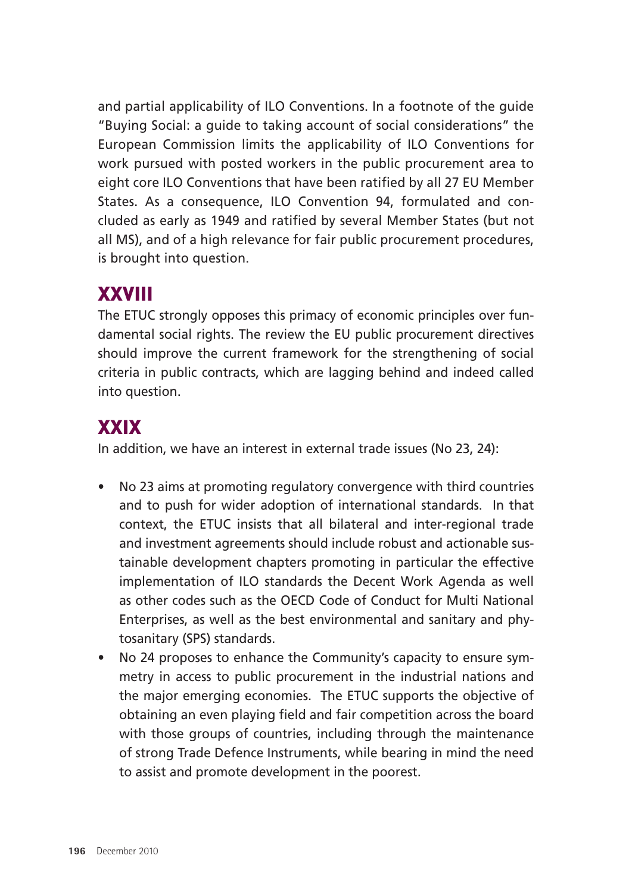and partial applicability of ILO Conventions. In a footnote of the guide "Buying Social: a guide to taking account of social considerations" the European Commission limits the applicability of ILO Conventions for work pursued with posted workers in the public procurement area to eight core ILO Conventions that have been ratified by all 27 EU Member States. As a consequence, ILO Convention 94, formulated and concluded as early as 1949 and ratified by several Member States (but not all MS), and of a high relevance for fair public procurement procedures, is brought into question.

## XXVIII

The ETUC strongly opposes this primacy of economic principles over fundamental social rights. The review the EU public procurement directives should improve the current framework for the strengthening of social criteria in public contracts, which are lagging behind and indeed called into question.

## XXIX

In addition, we have an interest in external trade issues (No 23, 24):

- No 23 aims at promoting regulatory convergence with third countries and to push for wider adoption of international standards. In that context, the ETUC insists that all bilateral and inter-regional trade and investment agreements should include robust and actionable sustainable development chapters promoting in particular the effective implementation of ILO standards the Decent Work Agenda as well as other codes such as the OECD Code of Conduct for Multi National Enterprises, as well as the best environmental and sanitary and phytosanitary (SPS) standards.
- No 24 proposes to enhance the Community's capacity to ensure symmetry in access to public procurement in the industrial nations and the major emerging economies. The ETUC supports the objective of obtaining an even playing field and fair competition across the board with those groups of countries, including through the maintenance of strong Trade Defence Instruments, while bearing in mind the need to assist and promote development in the poorest.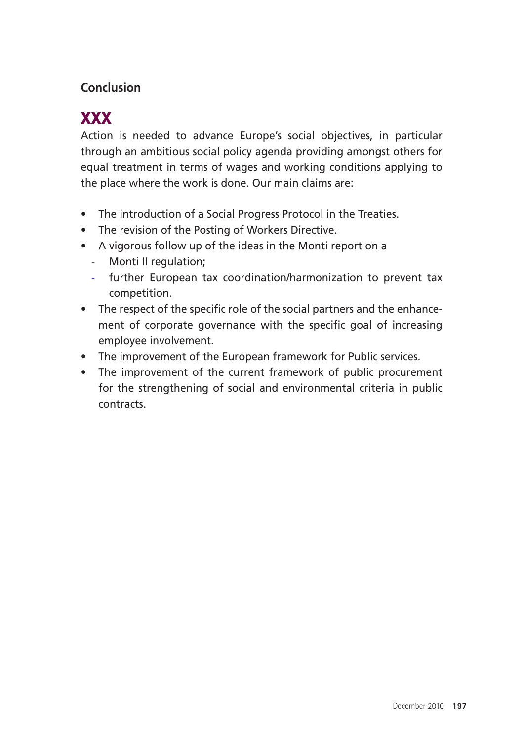**Conclusion**

## XXX

Action is needed to advance Europe's social objectives, in particular through an ambitious social policy agenda providing amongst others for equal treatment in terms of wages and working conditions applying to the place where the work is done. Our main claims are:

- The introduction of a Social Progress Protocol in the Treaties.
- The revision of the Posting of Workers Directive.
- A vigorous follow up of the ideas in the Monti report on a
  - Monti II regulation;
  - further European tax coordination/harmonization to prevent tax competition.
- The respect of the specific role of the social partners and the enhancement of corporate governance with the specific goal of increasing employee involvement.
- The improvement of the European framework for Public services.
- The improvement of the current framework of public procurement for the strengthening of social and environmental criteria in public contracts.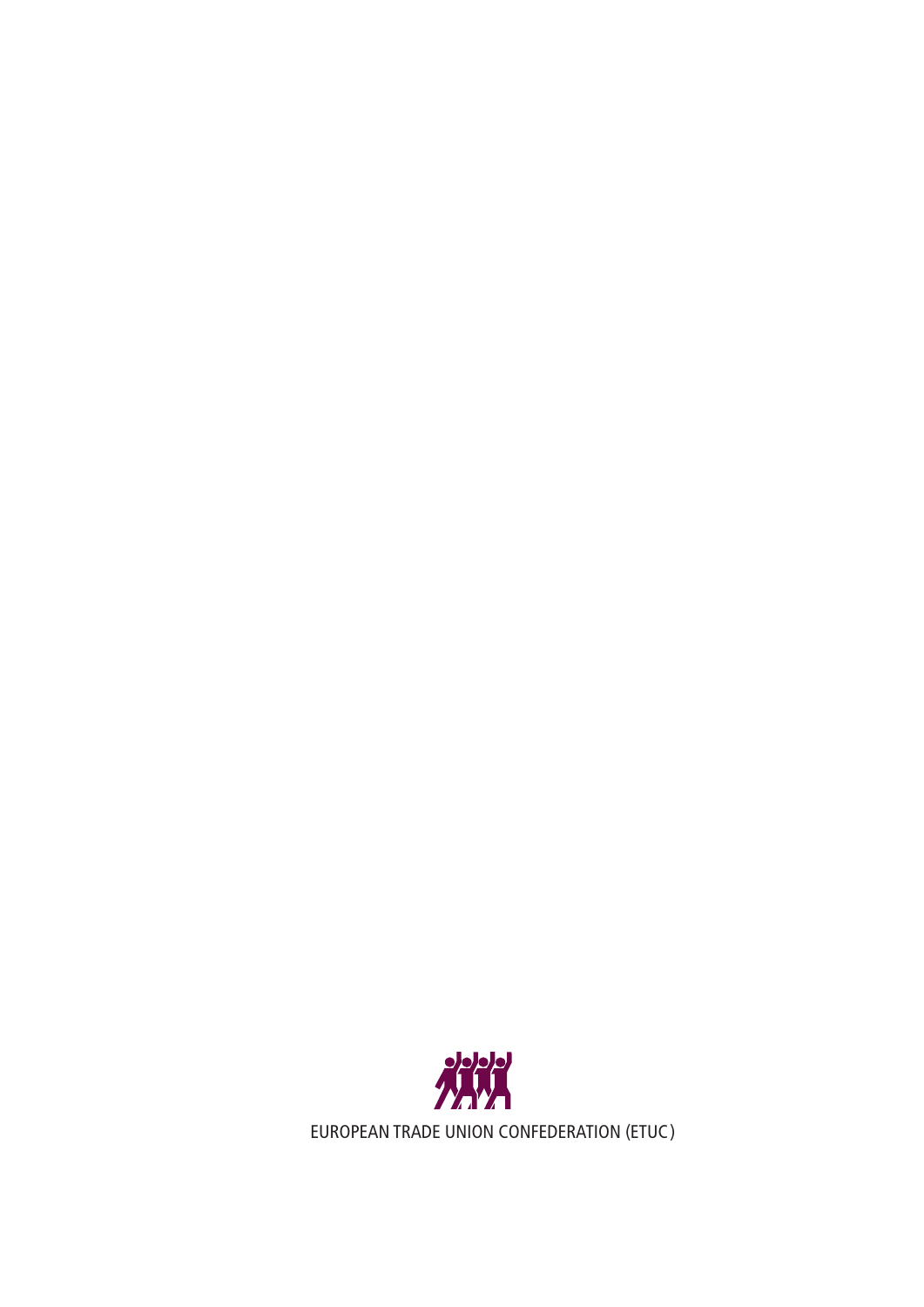EUROPEAN TRADE UNION CONFEDERATION (ETUC)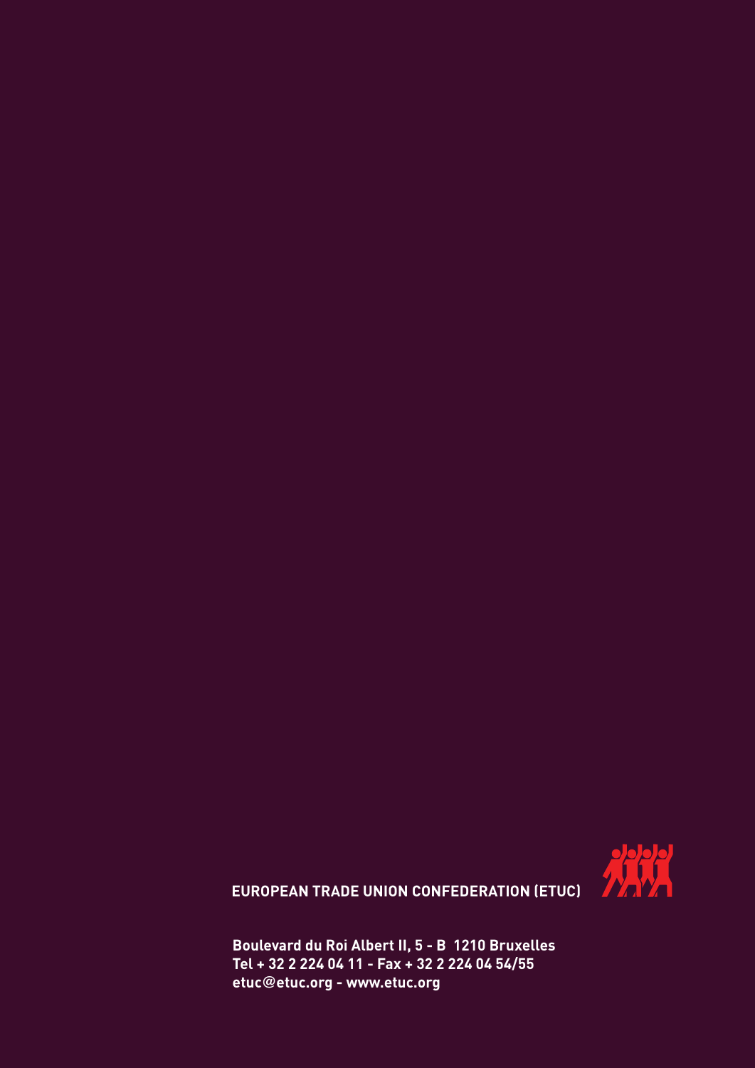**EUROPEAN TRADE UNION CONFEDERATION (ETUC)**

**Boulevard du Roi Albert II, 5 - B 1210 Bruxelles**
**Tel + 32 2 224 04 11 - Fax + 32 2 224 04 54/55**
**etuc@etuc.org - www.etuc.org**